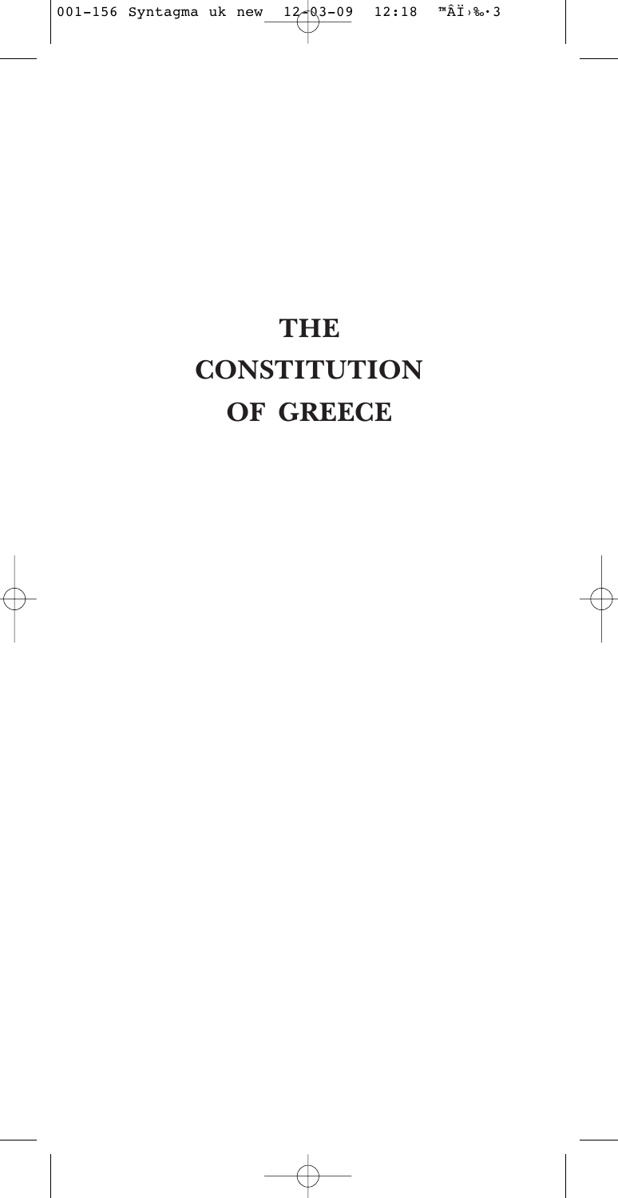# THE CONSTITUTION OF GREECE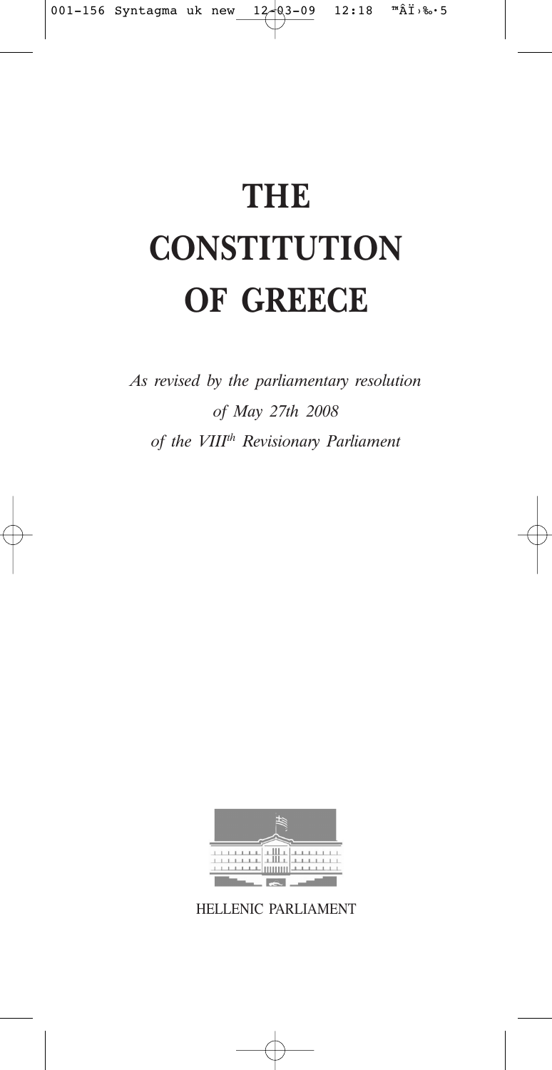# THE CONSTITUTION OF GREECE

*As revised by the parliamentary resolution*

*of May 27th 2008*

*of the VIII<sup>th</sup> Revisionary Parliament*

HELLENIC PARLIAMENT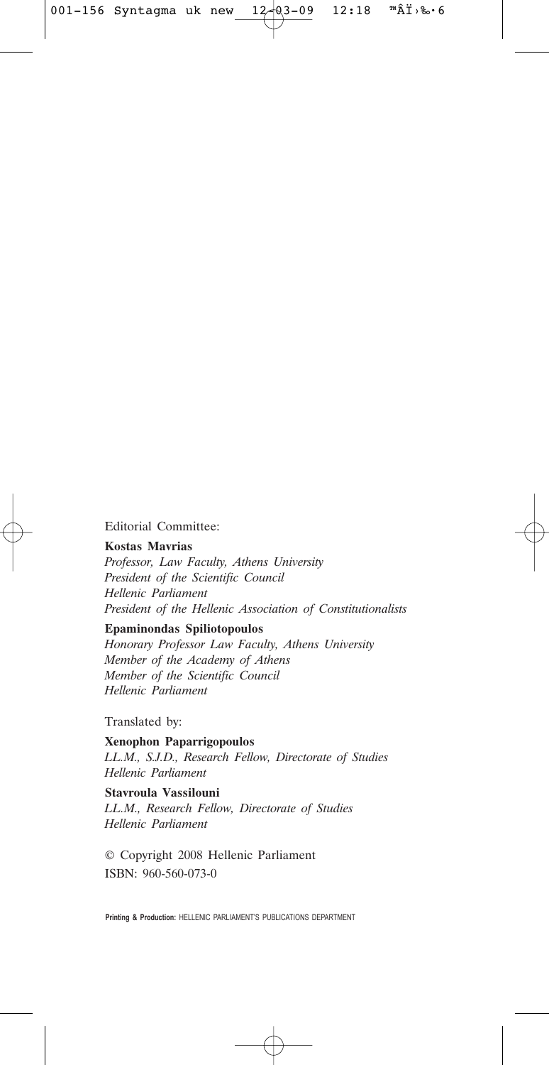Editorial Committee:

**Kostas Mavrias**
*Professor, Law Faculty, Athens University*
*President of the Scientific Council*
*Hellenic Parliament*
*President of the Hellenic Association of Constitutionalists*

**Epaminondas Spiliotopoulos**
*Honorary Professor Law Faculty, Athens University*
*Member of the Academy of Athens*
*Member of the Scientific Council*
*Hellenic Parliament*

Translated by:

**Xenophon Paparrigopoulos**
*LL.M., S.J.D., Research Fellow, Directorate of Studies*
*Hellenic Parliament*

**Stavroula Vassilouni**
*LL.M., Research Fellow, Directorate of Studies*
*Hellenic Parliament*

© Copyright 2008 Hellenic Parliament
ISBN: 960-560-073-0

**Printing & Production:** HELLENIC PARLIAMENT'S PUBLICATIONS DEPARTMENT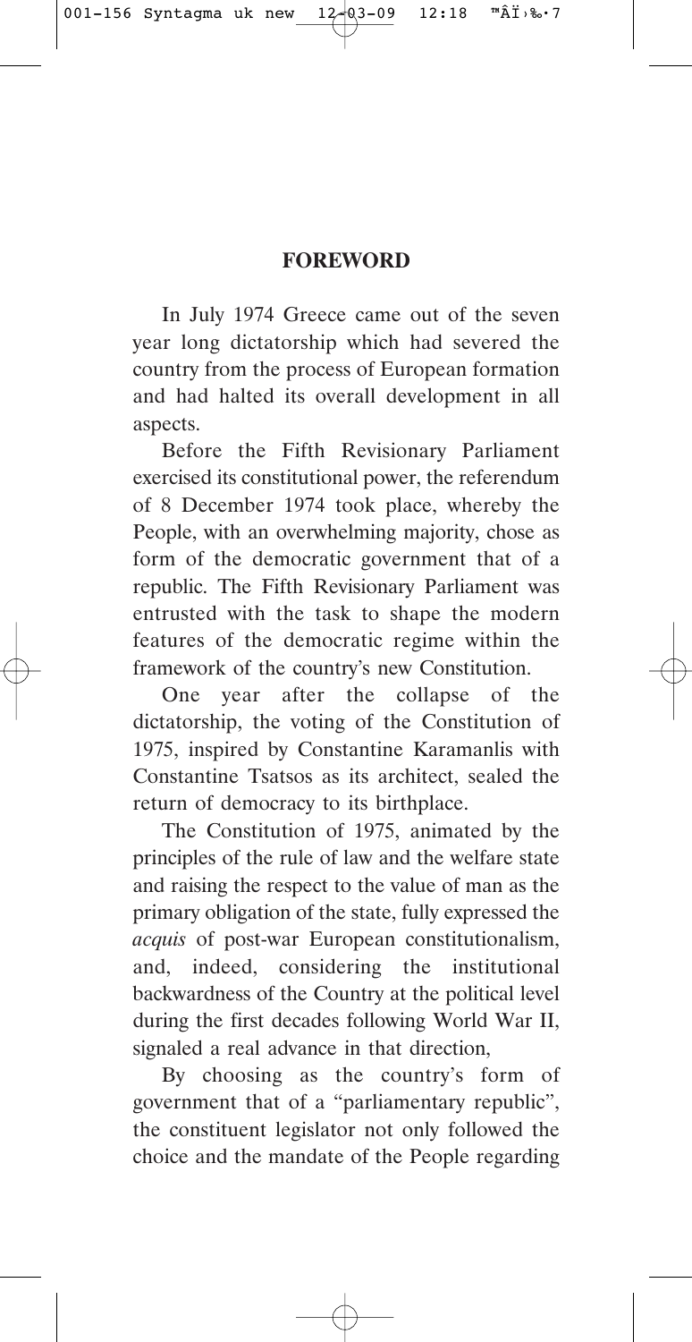# FOREWORD

In July 1974 Greece came out of the seven year long dictatorship which had severed the country from the process of European formation and had halted its overall development in all aspects.

Before the Fifth Revisionary Parliament exercised its constitutional power, the referendum of 8 December 1974 took place, whereby the People, with an overwhelming majority, chose as form of the democratic government that of a republic. The Fifth Revisionary Parliament was entrusted with the task to shape the modern features of the democratic regime within the framework of the country's new Constitution.

One year after the collapse of the dictatorship, the voting of the Constitution of 1975, inspired by Constantine Karamanlis with Constantine Tsatsos as its architect, sealed the return of democracy to its birthplace.

The Constitution of 1975, animated by the principles of the rule of law and the welfare state and raising the respect to the value of man as the primary obligation of the state, fully expressed the *acquis* of post-war European constitutionalism, and, indeed, considering the institutional backwardness of the Country at the political level during the first decades following World War II, signaled a real advance in that direction,

By choosing as the country's form of government that of a "parliamentary republic", the constituent legislator not only followed the choice and the mandate of the People regarding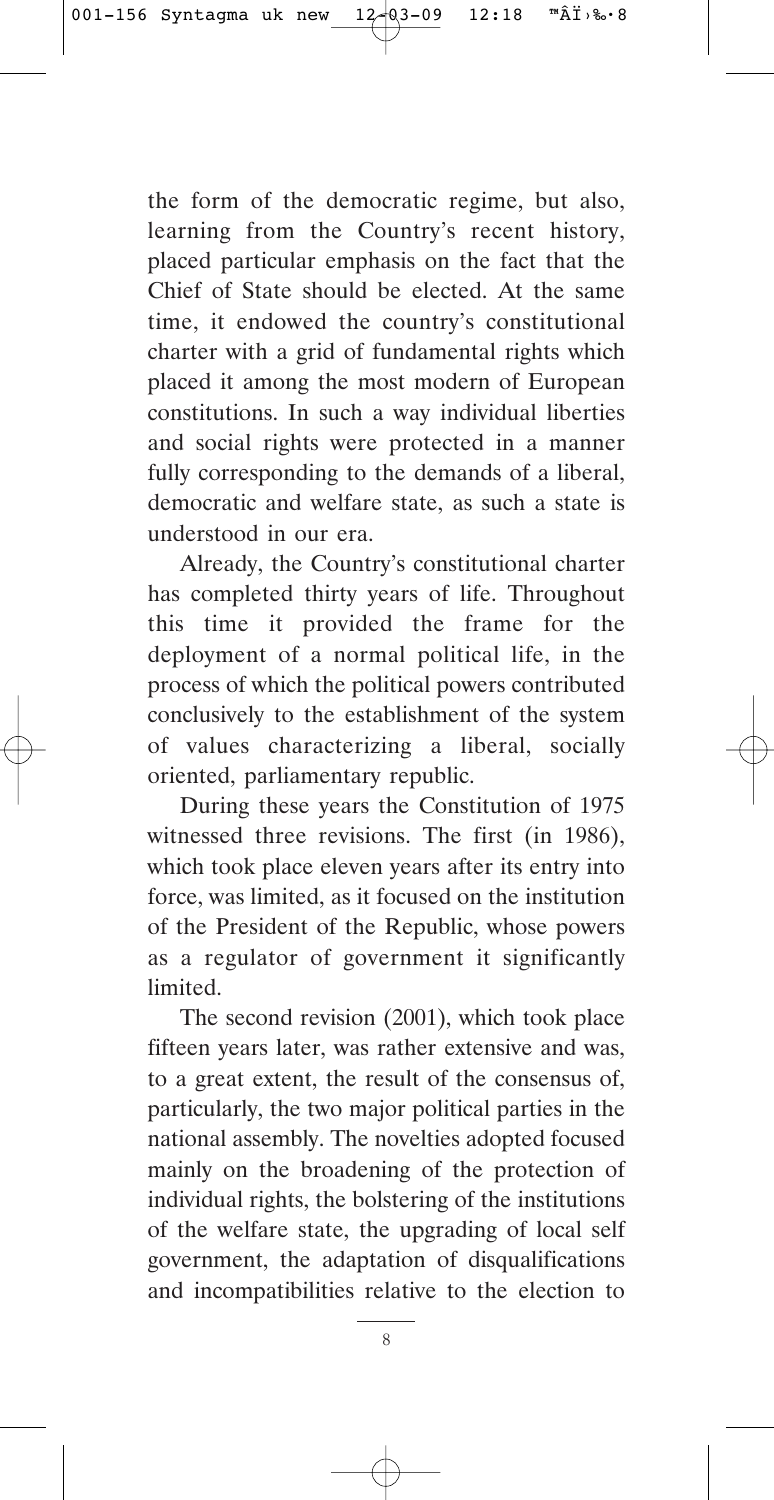the form of the democratic regime, but also, learning from the Country's recent history, placed particular emphasis on the fact that the Chief of State should be elected. At the same time, it endowed the country's constitutional charter with a grid of fundamental rights which placed it among the most modern of European constitutions. In such a way individual liberties and social rights were protected in a manner fully corresponding to the demands of a liberal, democratic and welfare state, as such a state is understood in our era.

Already, the Country's constitutional charter has completed thirty years of life. Throughout this time it provided the frame for the deployment of a normal political life, in the process of which the political powers contributed conclusively to the establishment of the system of values characterizing a liberal, socially oriented, parliamentary republic.

During these years the Constitution of 1975 witnessed three revisions. The first (in 1986), which took place eleven years after its entry into force, was limited, as it focused on the institution of the President of the Republic, whose powers as a regulator of government it significantly limited.

The second revision (2001), which took place fifteen years later, was rather extensive and was, to a great extent, the result of the consensus of, particularly, the two major political parties in the national assembly. The novelties adopted focused mainly on the broadening of the protection of individual rights, the bolstering of the institutions of the welfare state, the upgrading of local self government, the adaptation of disqualifications and incompatibilities relative to the election to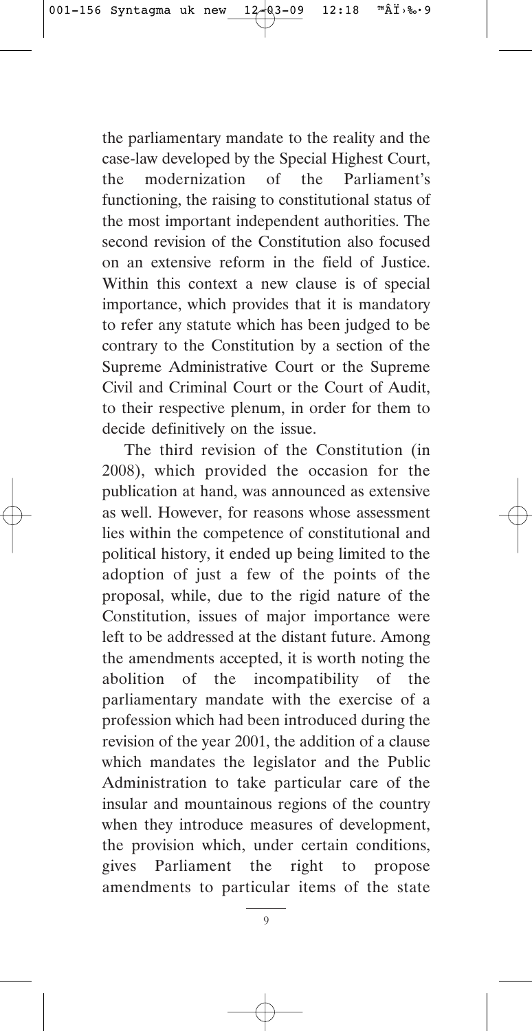the parliamentary mandate to the reality and the case-law developed by the Special Highest Court, the modernization of the Parliament's functioning, the raising to constitutional status of the most important independent authorities. The second revision of the Constitution also focused on an extensive reform in the field of Justice. Within this context a new clause is of special importance, which provides that it is mandatory to refer any statute which has been judged to be contrary to the Constitution by a section of the Supreme Administrative Court or the Supreme Civil and Criminal Court or the Court of Audit, to their respective plenum, in order for them to decide definitively on the issue.

The third revision of the Constitution (in 2008), which provided the occasion for the publication at hand, was announced as extensive as well. However, for reasons whose assessment lies within the competence of constitutional and political history, it ended up being limited to the adoption of just a few of the points of the proposal, while, due to the rigid nature of the Constitution, issues of major importance were left to be addressed at the distant future. Among the amendments accepted, it is worth noting the abolition of the incompatibility of the parliamentary mandate with the exercise of a profession which had been introduced during the revision of the year 2001, the addition of a clause which mandates the legislator and the Public Administration to take particular care of the insular and mountainous regions of the country when they introduce measures of development, the provision which, under certain conditions, gives Parliament the right to propose amendments to particular items of the state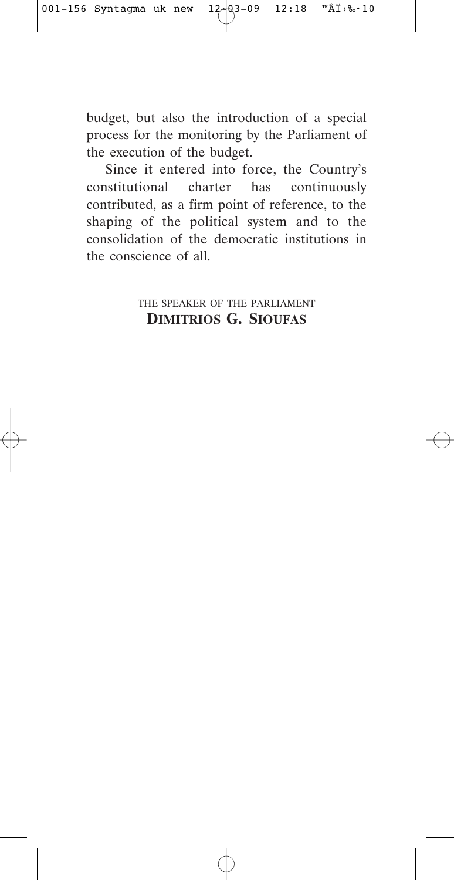budget, but also the introduction of a special process for the monitoring by the Parliament of the execution of the budget.

Since it entered into force, the Country's constitutional charter has continuously contributed, as a firm point of reference, to the shaping of the political system and to the consolidation of the democratic institutions in the conscience of all.

THE SPEAKER OF THE PARLIAMENT
**DIMITRIOS G. SIOUFAS**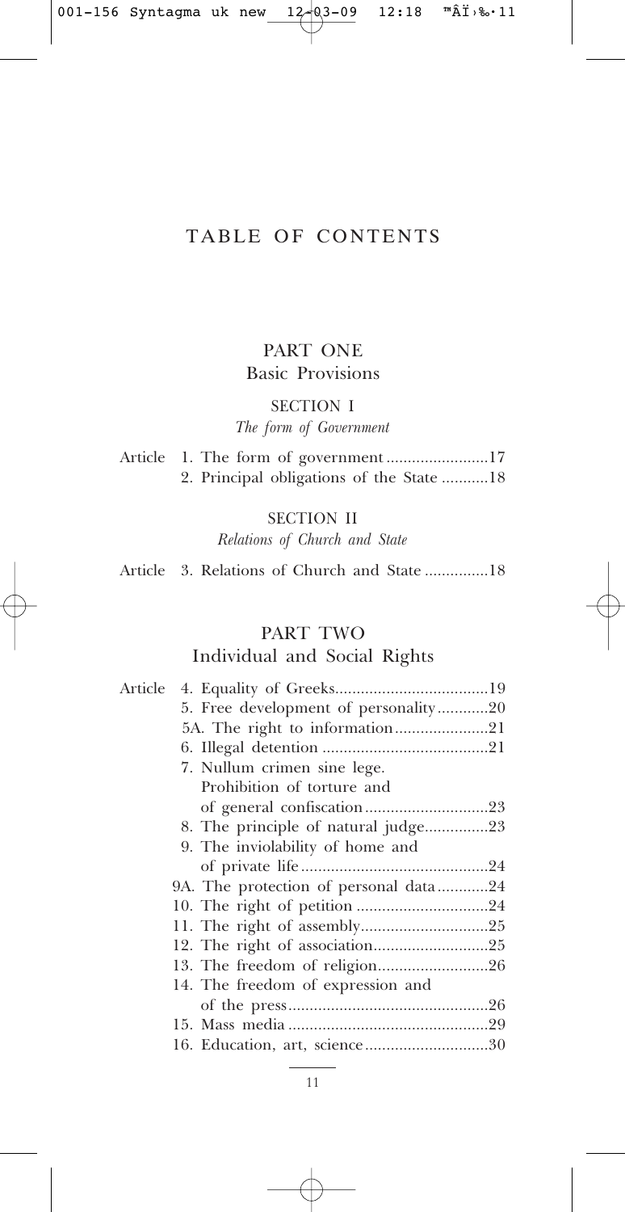# TABLE OF CONTENTS

## PART ONE
## Basic Provisions

### SECTION I
*The form of Government*

Article 1. The form of government ........................17
2. Principal obligations of the State ...........18

### SECTION II
*Relations of Church and State*

Article 3. Relations of Church and State ...............18

## PART TWO
## Individual and Social Rights

Article 4. Equality of Greeks....................................19
5. Free development of personality............20
5A. The right to information......................21
6. Illegal detention .......................................21
7. Nullum crimen sine lege. Prohibition of torture and of general confiscation.............................23
8. The principle of natural judge...............23
9. The inviolability of home and of private life............................................24
9A. The protection of personal data............24
10. The right of petition ...............................24
11. The right of assembly..............................25
12. The right of association...........................25
13. The freedom of religion..........................26
14. The freedom of expression and of the press...............................................26
15. Mass media ...............................................29
16. Education, art, science.............................30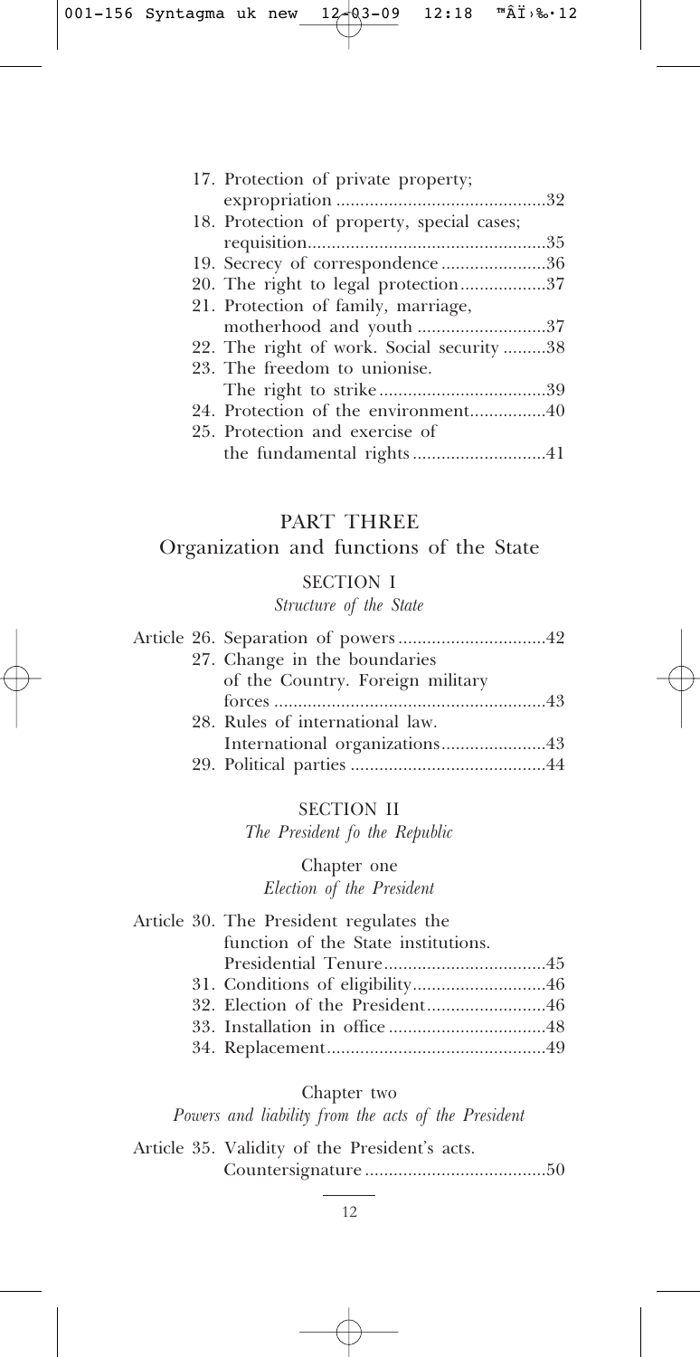17. Protection of private property; expropriation ............................................32
18. Protection of property, special cases; requisition..................................................35
19. Secrecy of correspondence ......................36
20. The right to legal protection..................37
21. Protection of family, marriage, motherhood and youth ...........................37
22. The right of work. Social security .........38
23. The freedom to unionise. The right to strike ...................................39
24. Protection of the environment................40
25. Protection and exercise of the fundamental rights ............................41

## PART THREE
## Organization and functions of the State

### SECTION I
*Structure of the State*

Article 26. Separation of powers ...............................42
27. Change in the boundaries of the Country. Foreign military forces .........................................................43
28. Rules of international law. International organizations......................43
29. Political parties .........................................44

### SECTION II
*The President fo the Republic*

#### Chapter one
*Election of the President*

Article 30. The President regulates the function of the State institutions. Presidential Tenure..................................45
31. Conditions of eligibility............................46
32. Election of the President.........................46
33. Installation in office .................................48
34. Replacement..............................................49

#### Chapter two
*Powers and liability from the acts of the President*

Article 35. Validity of the President's acts. Countersignature ......................................50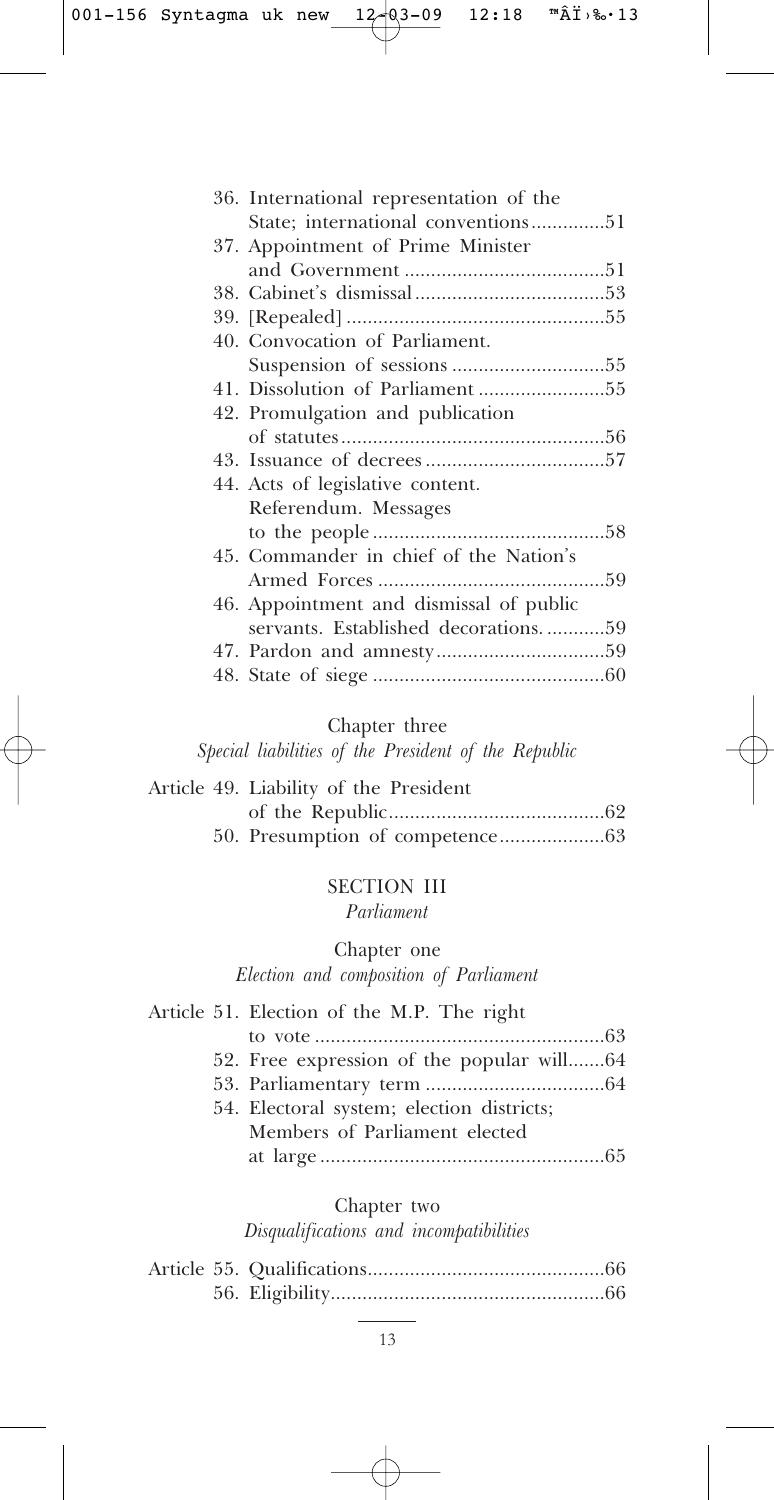36. International representation of the State; international conventions..............51
37. Appointment of Prime Minister and Government ......................................51
38. Cabinet's dismissal....................................53
39. [Repealed] .................................................55
40. Convocation of Parliament. Suspension of sessions .............................55
41. Dissolution of Parliament ........................55
42. Promulgation and publication of statutes..................................................56
43. Issuance of decrees ..................................57
44. Acts of legislative content. Referendum. Messages to the people ............................................58
45. Commander in chief of the Nation's Armed Forces ...........................................59
46. Appointment and dismissal of public servants. Established decorations. ...........59
47. Pardon and amnesty................................59
48. State of siege ............................................60

Chapter three

*Special liabilities of the President of the Republic*

Article 49. Liability of the President of the Republic.........................................62
50. Presumption of competence....................63

SECTION III

*Parliament*

Chapter one

*Election and composition of Parliament*

Article 51. Election of the M.P. The right to vote .......................................................63
52. Free expression of the popular will.......64
53. Parliamentary term ..................................64
54. Electoral system; election districts; Members of Parliament elected at large ......................................................65

Chapter two

*Disqualifications and incompatibilities*

Article 55. Qualifications.............................................66
56. Eligibility....................................................66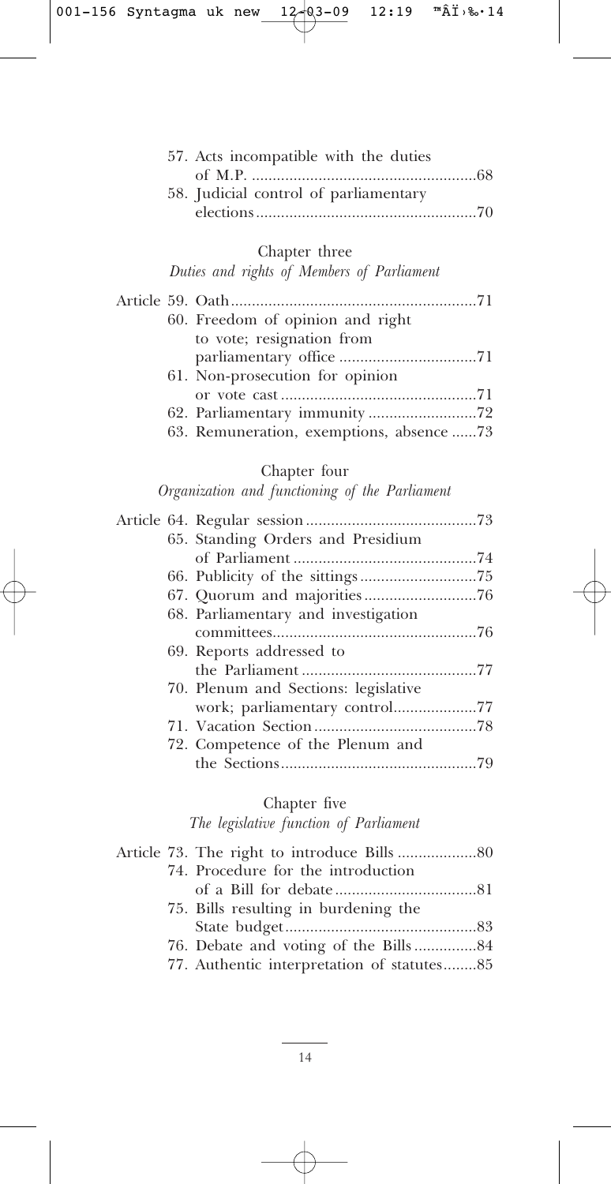57. Acts incompatible with the duties of M.P. ......................................................68
58. Judicial control of parliamentary elections.....................................................70

### Chapter three
*Duties and rights of Members of Parliament*

Article 59. Oath..........................................................71
60. Freedom of opinion and right to vote; resignation from parliamentary office ................................71
61. Non-prosecution for opinion or vote cast ..............................................71
62. Parliamentary immunity ..........................72
63. Remuneration, exemptions, absence ......73

### Chapter four
*Organization and functioning of the Parliament*

Article 64. Regular session .........................................73
65. Standing Orders and Presidium of Parliament ............................................74
66. Publicity of the sittings............................75
67. Quorum and majorities...........................76
68. Parliamentary and investigation committees................................................76
69. Reports addressed to the Parliament ..........................................77
70. Plenum and Sections: legislative work; parliamentary control....................77
71. Vacation Section.......................................78
72. Competence of the Plenum and the Sections..............................................79

### Chapter five
*The legislative function of Parliament*

Article 73. The right to introduce Bills ...................80
74. Procedure for the introduction of a Bill for debate..................................81
75. Bills resulting in burdening the State budget..............................................83
76. Debate and voting of the Bills...............84
77. Authentic interpretation of statutes........85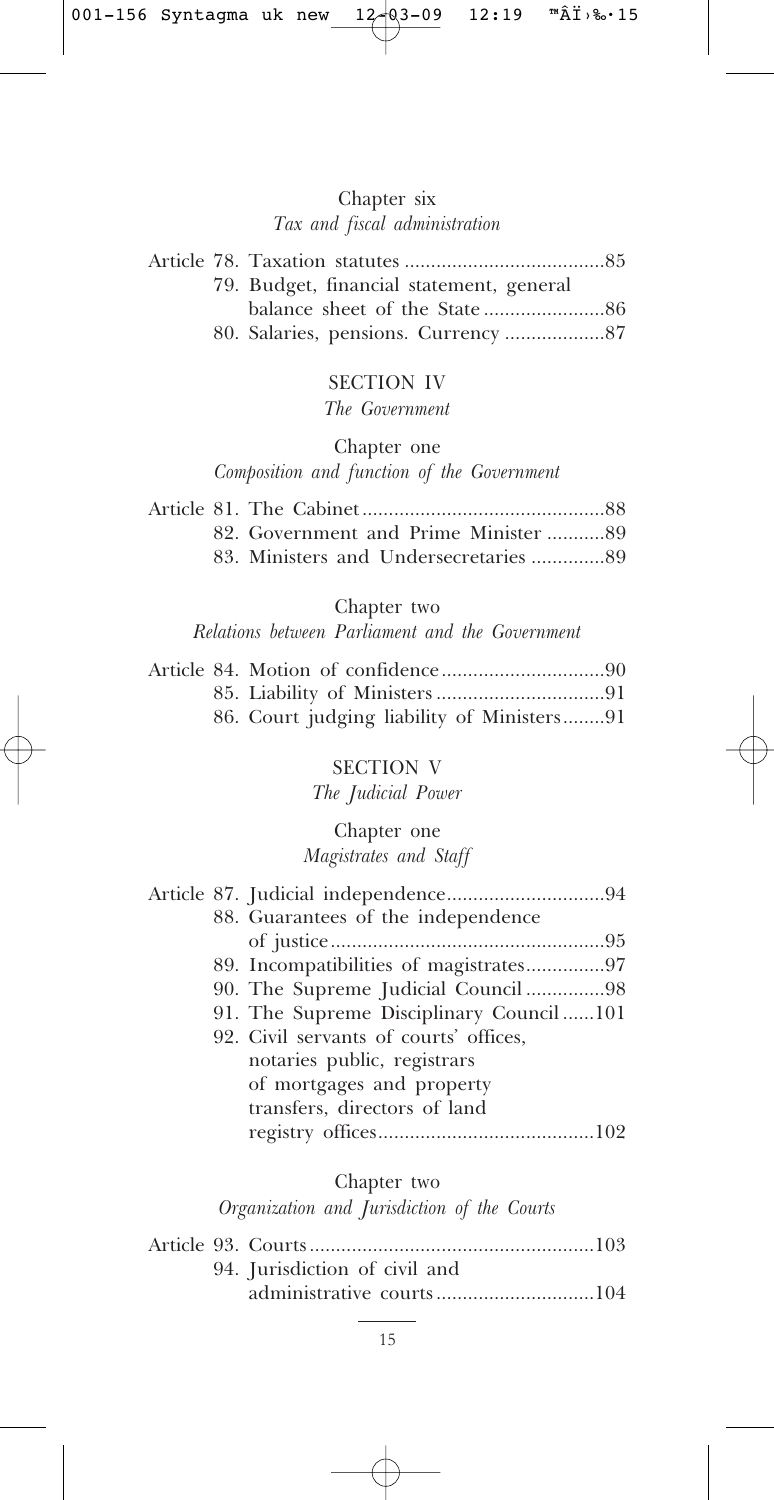Chapter six
*Tax and fiscal administration*

Article 78. Taxation statutes ......................................85
79. Budget, financial statement, general balance sheet of the State .......................86
80. Salaries, pensions. Currency ...................87

SECTION IV
*The Government*

Chapter one
*Composition and function of the Government*

Article 81. The Cabinet..............................................88
82. Government and Prime Minister ...........89
83. Ministers and Undersecretaries ..............89

Chapter two
*Relations between Parliament and the Government*

Article 84. Motion of confidence...............................90
85. Liability of Ministers ................................91
86. Court judging liability of Ministers........91

SECTION V
*The Judicial Power*

Chapter one
*Magistrates and Staff*

Article 87. Judicial independence..............................94
88. Guarantees of the independence of justice....................................................95
89. Incompatibilities of magistrates...............97
90. The Supreme Judicial Council ...............98
91. The Supreme Disciplinary Council ......101
92. Civil servants of courts' offices, notaries public, registrars of mortgages and property transfers, directors of land registry offices.........................................102

Chapter two
*Organization and Jurisdiction of the Courts*

Article 93. Courts......................................................103
94. Jurisdiction of civil and administrative courts..............................104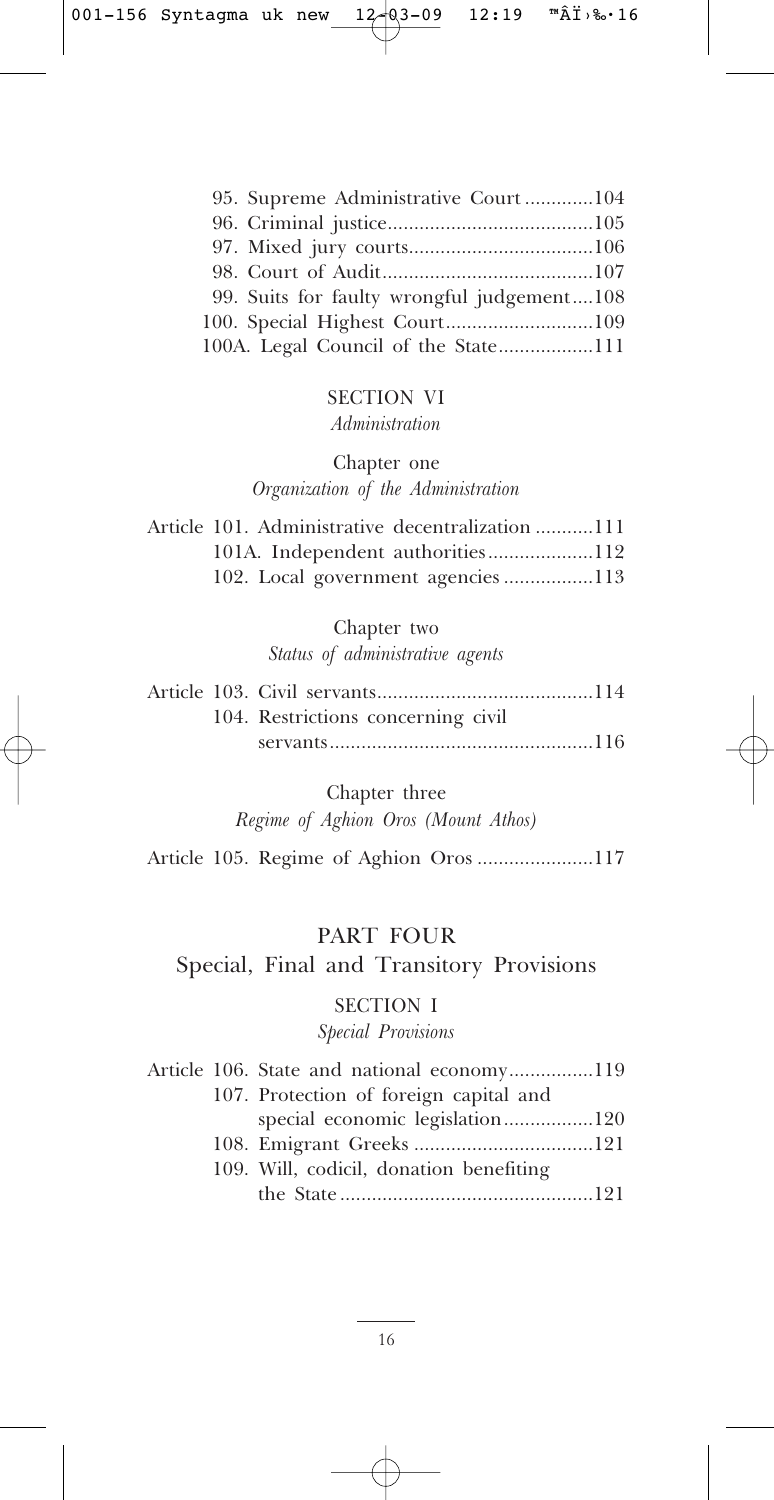95. Supreme Administrative Court .............104
96. Criminal justice.......................................105
97. Mixed jury courts...................................106
98. Court of Audit........................................107
99. Suits for faulty wrongful judgement....108
100. Special Highest Court............................109
100A. Legal Council of the State..................111

## SECTION VI

*Administration*

### Chapter one

*Organization of the Administration*

Article 101. Administrative decentralization ...........111
101A. Independent authorities....................112
102. Local government agencies .................113

### Chapter two

*Status of administrative agents*

Article 103. Civil servants.........................................114
104. Restrictions concerning civil servants.................................................116

### Chapter three

*Regime of Aghion Oros (Mount Athos)*

Article 105. Regime of Aghion Oros ......................117

# PART FOUR

# Special, Final and Transitory Provisions

## SECTION I

*Special Provisions*

Article 106. State and national economy................119
107. Protection of foreign capital and special economic legislation.................120
108. Emigrant Greeks ..................................121
109. Will, codicil, donation benefiting the State ................................................121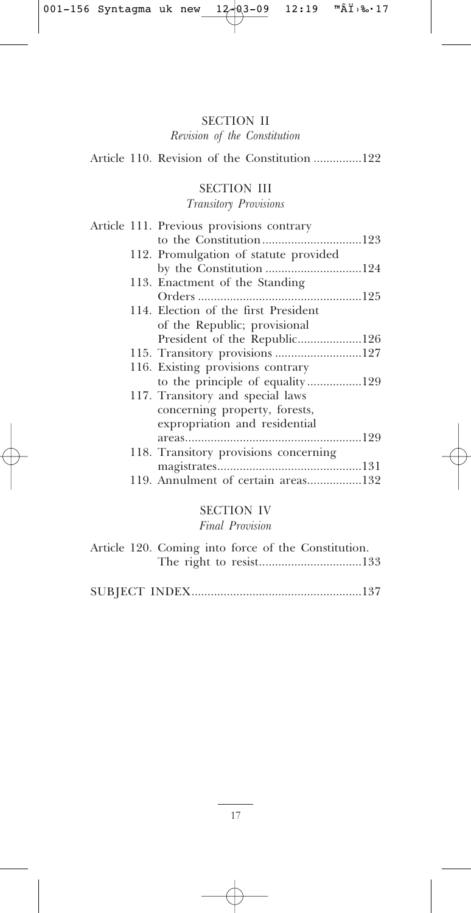## SECTION II

*Revision of the Constitution*

Article 110. Revision of the Constitution ...............122

## SECTION III

*Transitory Provisions*

Article 111. Previous provisions contrary to the Constitution...............................123

112. Promulgation of statute provided by the Constitution ..............................124

113. Enactment of the Standing Orders ..................................................125

114. Election of the first President of the Republic; provisional President of the Republic....................126

115. Transitory provisions ...........................127

116. Existing provisions contrary to the principle of equality.................129

117. Transitory and special laws concerning property, forests, expropriation and residential areas.......................................................129

118. Transitory provisions concerning magistrates............................................131

119. Annulment of certain areas.................132

## SECTION IV

*Final Provision*

Article 120. Coming into force of the Constitution. The right to resist................................133

SUBJECT INDEX.....................................................137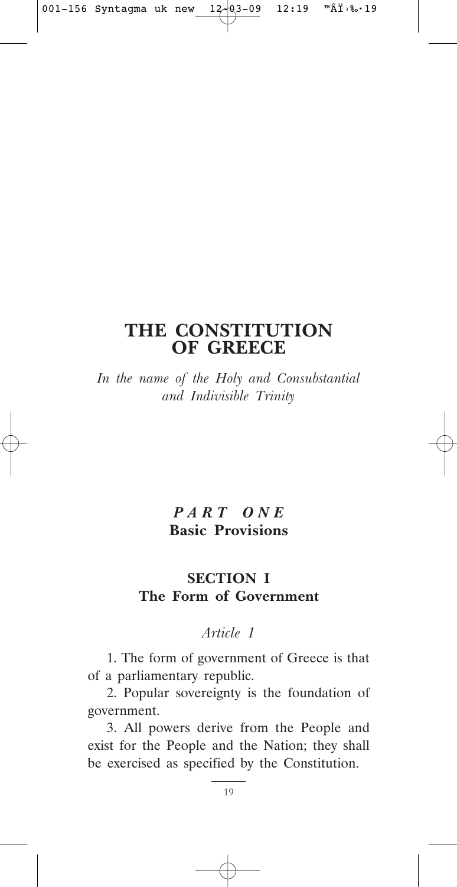# THE CONSTITUTION OF GREECE

*In the name of the Holy and Consubstantial and Indivisible Trinity*

## *PART ONE*
## Basic Provisions

### SECTION I
### The Form of Government

*Article 1*

1. The form of government of Greece is that of a parliamentary republic.

2. Popular sovereignty is the foundation of government.

3. All powers derive from the People and exist for the People and the Nation; they shall be exercised as specified by the Constitution.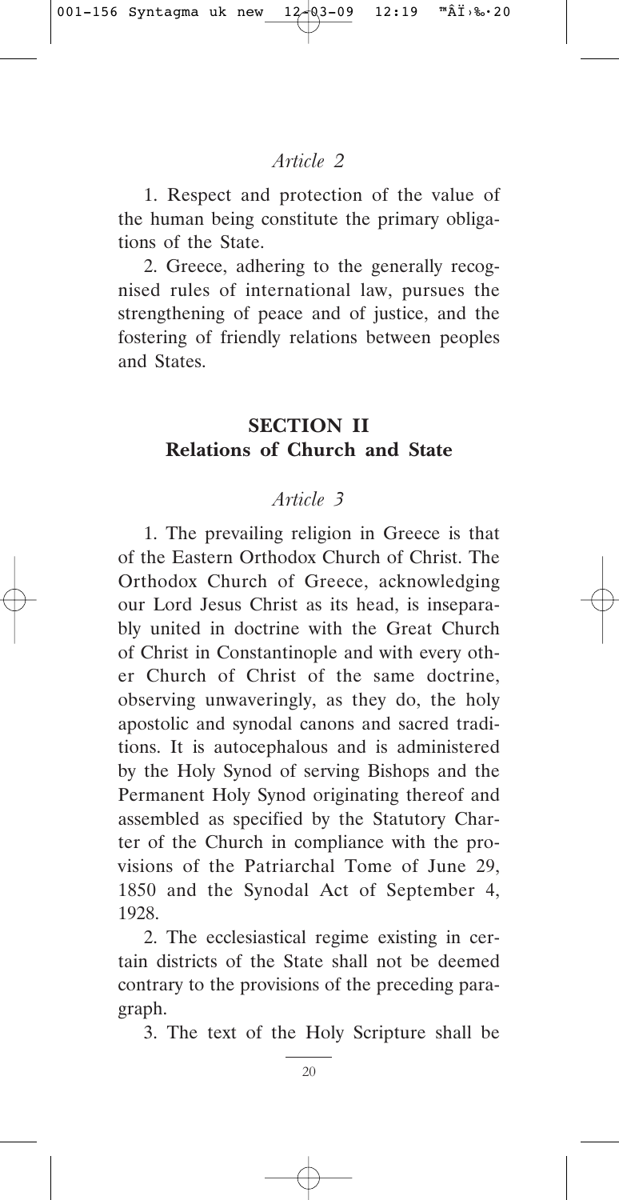*Article 2*

1. Respect and protection of the value of the human being constitute the primary obligations of the State.

2. Greece, adhering to the generally recognised rules of international law, pursues the strengthening of peace and of justice, and the fostering of friendly relations between peoples and States.

## SECTION II
## Relations of Church and State

*Article 3*

1. The prevailing religion in Greece is that of the Eastern Orthodox Church of Christ. The Orthodox Church of Greece, acknowledging our Lord Jesus Christ as its head, is inseparably united in doctrine with the Great Church of Christ in Constantinople and with every other Church of Christ of the same doctrine, observing unwaveringly, as they do, the holy apostolic and synodal canons and sacred traditions. It is autocephalous and is administered by the Holy Synod of serving Bishops and the Permanent Holy Synod originating thereof and assembled as specified by the Statutory Charter of the Church in compliance with the provisions of the Patriarchal Tome of June 29, 1850 and the Synodal Act of September 4, 1928.

2. The ecclesiastical regime existing in certain districts of the State shall not be deemed contrary to the provisions of the preceding paragraph.

3. The text of the Holy Scripture shall be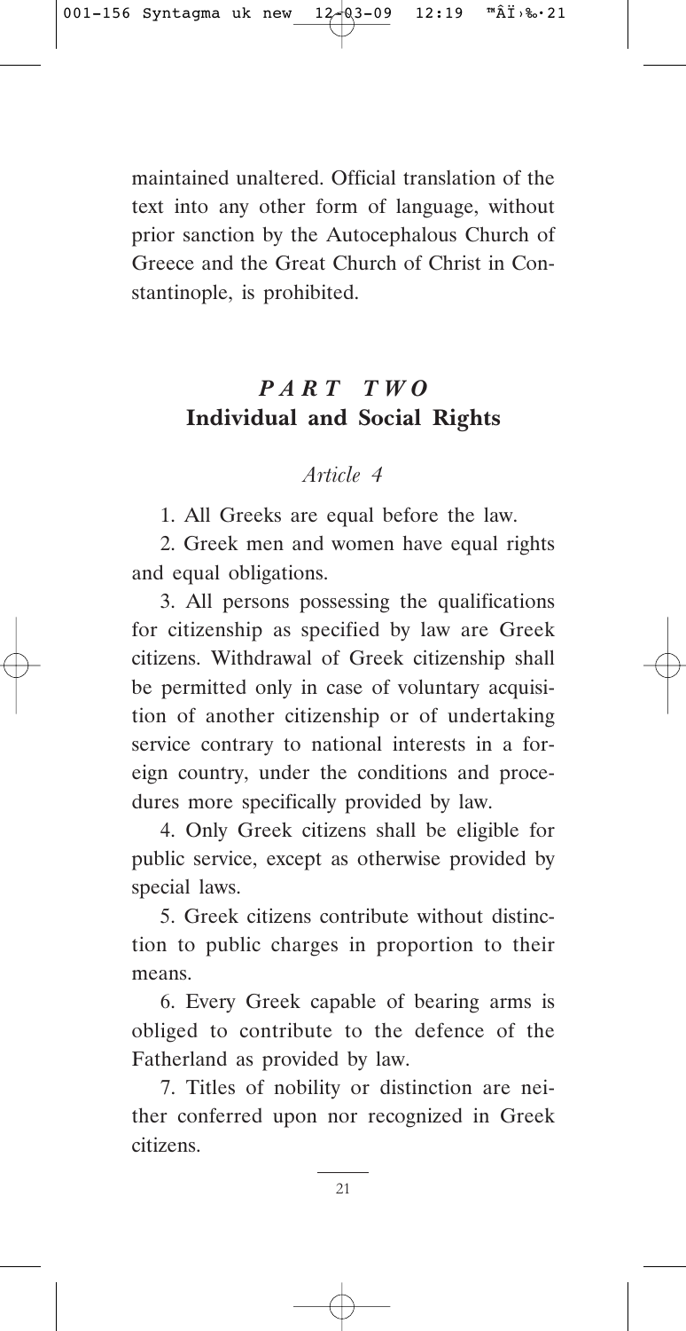maintained unaltered. Official translation of the text into any other form of language, without prior sanction by the Autocephalous Church of Greece and the Great Church of Christ in Constantinople, is prohibited.

## *PART TWO*
## Individual and Social Rights

### *Article 4*

1. All Greeks are equal before the law.

2. Greek men and women have equal rights and equal obligations.

3. All persons possessing the qualifications for citizenship as specified by law are Greek citizens. Withdrawal of Greek citizenship shall be permitted only in case of voluntary acquisition of another citizenship or of undertaking service contrary to national interests in a foreign country, under the conditions and procedures more specifically provided by law.

4. Only Greek citizens shall be eligible for public service, except as otherwise provided by special laws.

5. Greek citizens contribute without distinction to public charges in proportion to their means.

6. Every Greek capable of bearing arms is obliged to contribute to the defence of the Fatherland as provided by law.

7. Titles of nobility or distinction are neither conferred upon nor recognized in Greek citizens.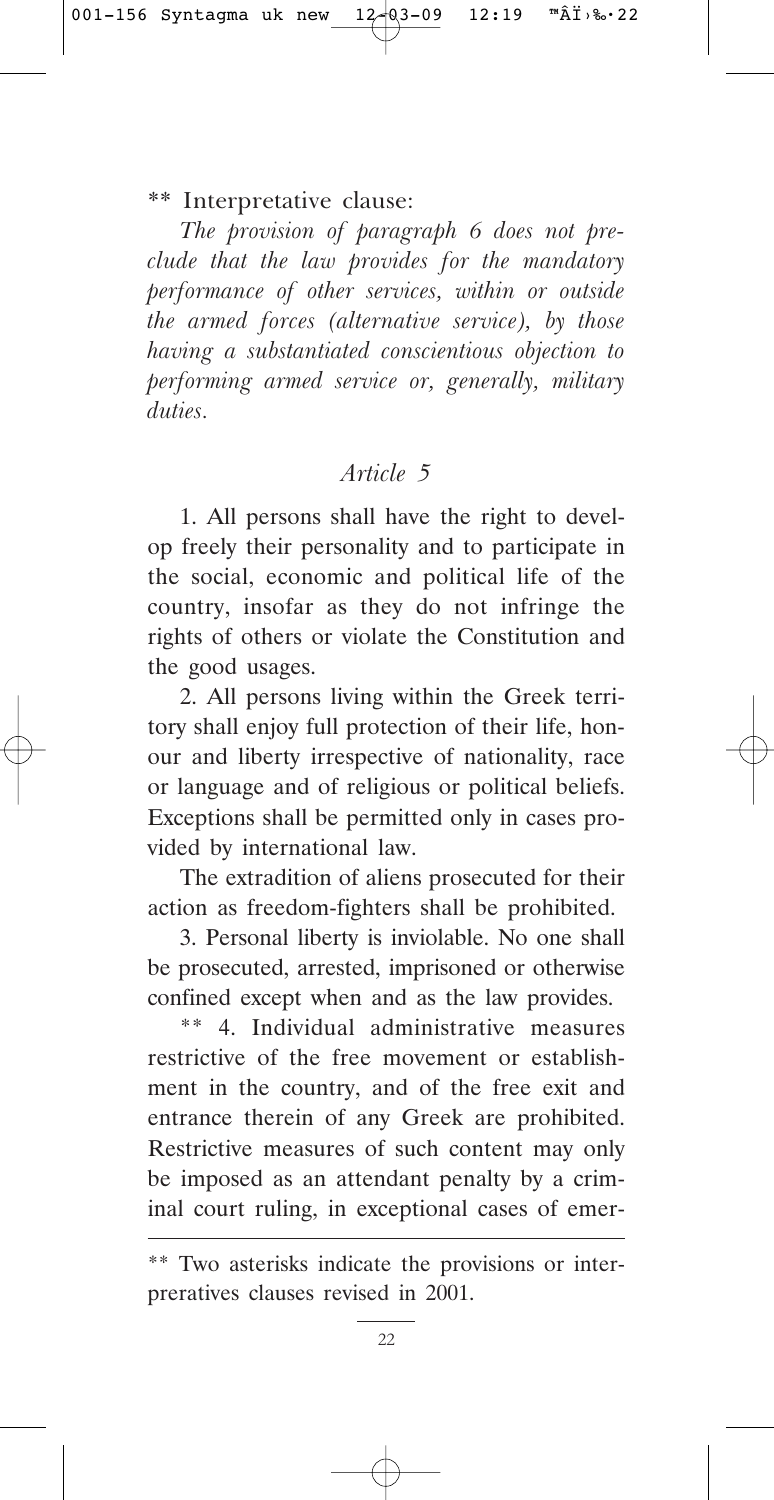** Interpretative clause:

*The provision of paragraph 6 does not preclude that the law provides for the mandatory performance of other services, within or outside the armed forces (alternative service), by those having a substantiated conscientious objection to performing armed service or, generally, military duties.*

## *Article 5*

1. All persons shall have the right to develop freely their personality and to participate in the social, economic and political life of the country, insofar as they do not infringe the rights of others or violate the Constitution and the good usages.

2. All persons living within the Greek territory shall enjoy full protection of their life, honour and liberty irrespective of nationality, race or language and of religious or political beliefs. Exceptions shall be permitted only in cases provided by international law.

The extradition of aliens prosecuted for their action as freedom-fighters shall be prohibited.

3. Personal liberty is inviolable. No one shall be prosecuted, arrested, imprisoned or otherwise confined except when and as the law provides.

** 4. Individual administrative measures restrictive of the free movement or establishment in the country, and of the free exit and entrance therein of any Greek are prohibited. Restrictive measures of such content may only be imposed as an attendant penalty by a criminal court ruling, in exceptional cases of emer-

---

** Two asterisks indicate the provisions or interpreratives clauses revised in 2001.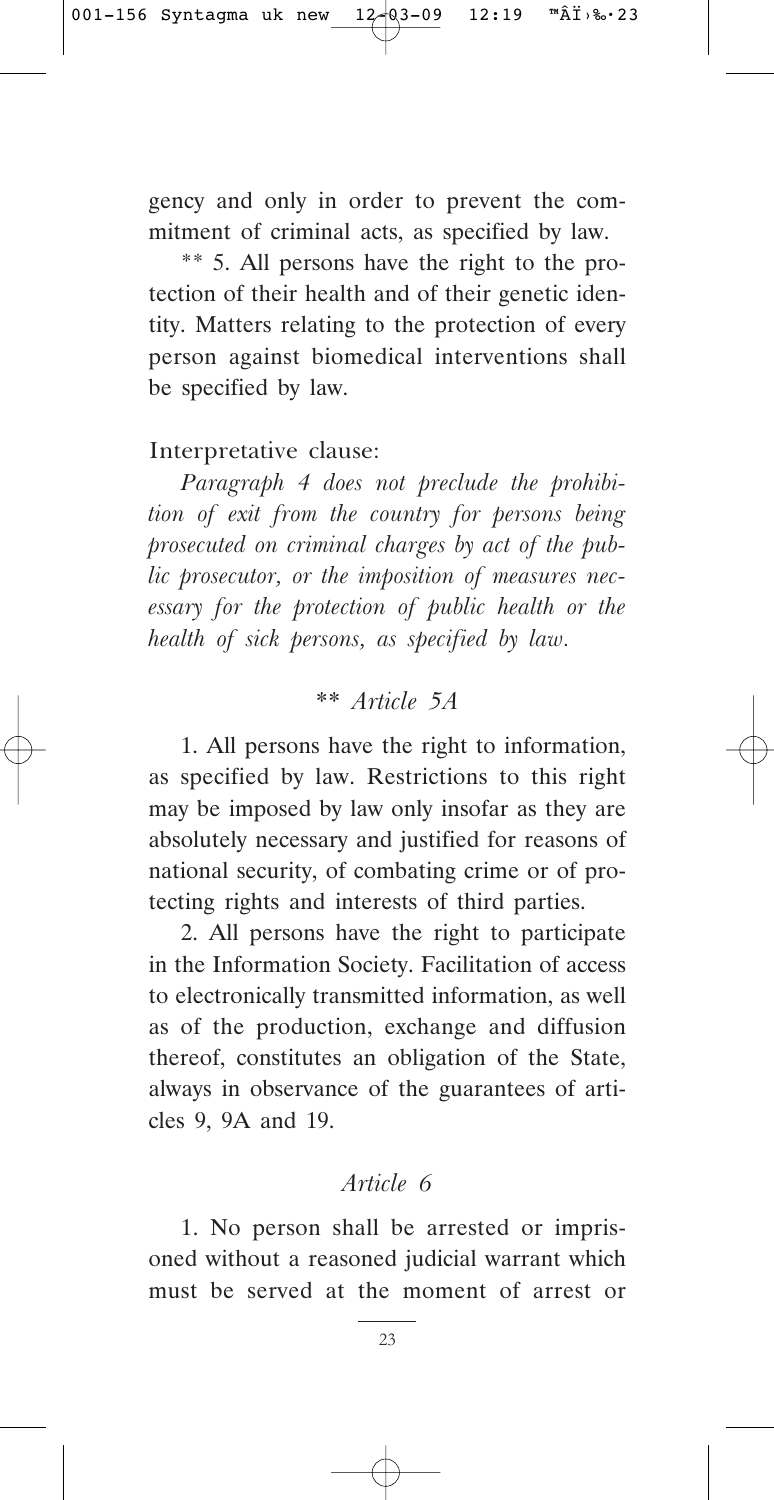gency and only in order to prevent the commitment of criminal acts, as specified by law.

** 5. All persons have the right to the protection of their health and of their genetic identity. Matters relating to the protection of every person against biomedical interventions shall be specified by law.

Interpretative clause:

*Paragraph 4 does not preclude the prohibition of exit from the country for persons being prosecuted on criminal charges by act of the public prosecutor, or the imposition of measures necessary for the protection of public health or the health of sick persons, as specified by law.*

### ** *Article 5A*

1. All persons have the right to information, as specified by law. Restrictions to this right may be imposed by law only insofar as they are absolutely necessary and justified for reasons of national security, of combating crime or of protecting rights and interests of third parties.

2. All persons have the right to participate in the Information Society. Facilitation of access to electronically transmitted information, as well as of the production, exchange and diffusion thereof, constitutes an obligation of the State, always in observance of the guarantees of articles 9, 9A and 19.

### *Article 6*

1. No person shall be arrested or imprisoned without a reasoned judicial warrant which must be served at the moment of arrest or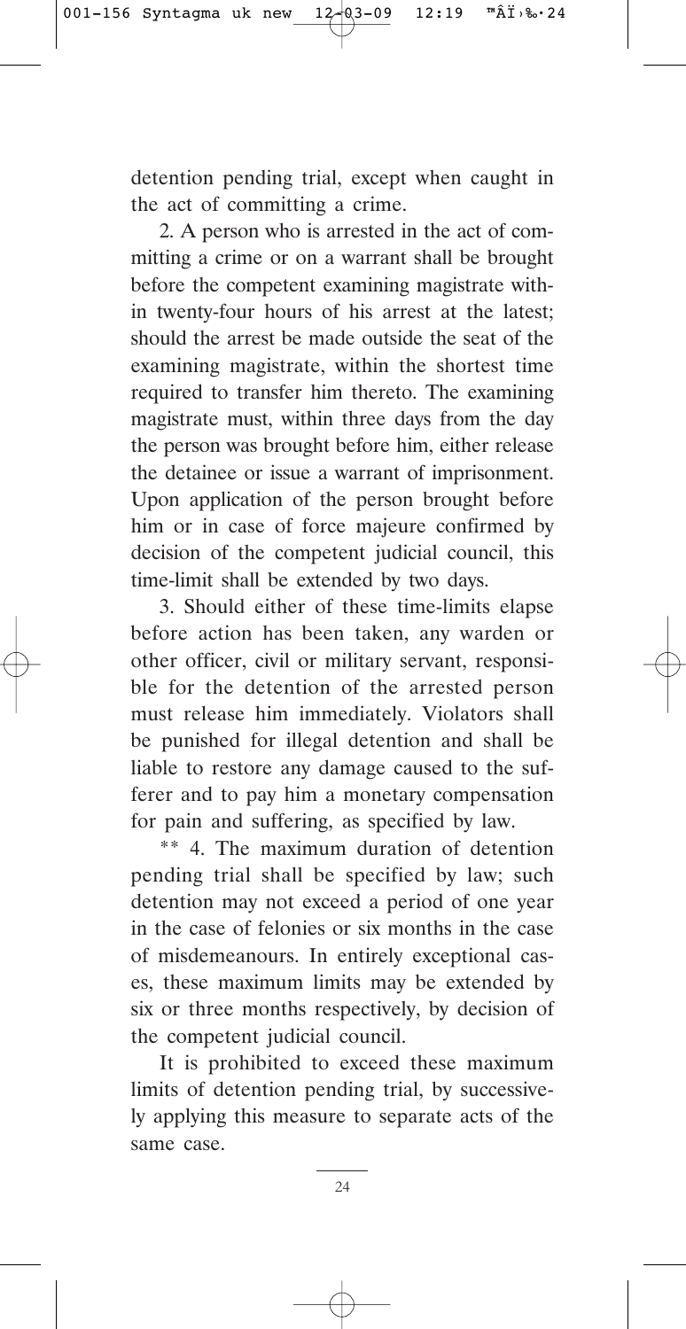detention pending trial, except when caught in the act of committing a crime.

2. A person who is arrested in the act of committing a crime or on a warrant shall be brought before the competent examining magistrate within twenty-four hours of his arrest at the latest; should the arrest be made outside the seat of the examining magistrate, within the shortest time required to transfer him thereto. The examining magistrate must, within three days from the day the person was brought before him, either release the detainee or issue a warrant of imprisonment. Upon application of the person brought before him or in case of force majeure confirmed by decision of the competent judicial council, this time-limit shall be extended by two days.

3. Should either of these time-limits elapse before action has been taken, any warden or other officer, civil or military servant, responsible for the detention of the arrested person must release him immediately. Violators shall be punished for illegal detention and shall be liable to restore any damage caused to the sufferer and to pay him a monetary compensation for pain and suffering, as specified by law.

** 4. The maximum duration of detention pending trial shall be specified by law; such detention may not exceed a period of one year in the case of felonies or six months in the case of misdemeanours. In entirely exceptional cases, these maximum limits may be extended by six or three months respectively, by decision of the competent judicial council.

It is prohibited to exceed these maximum limits of detention pending trial, by successively applying this measure to separate acts of the same case.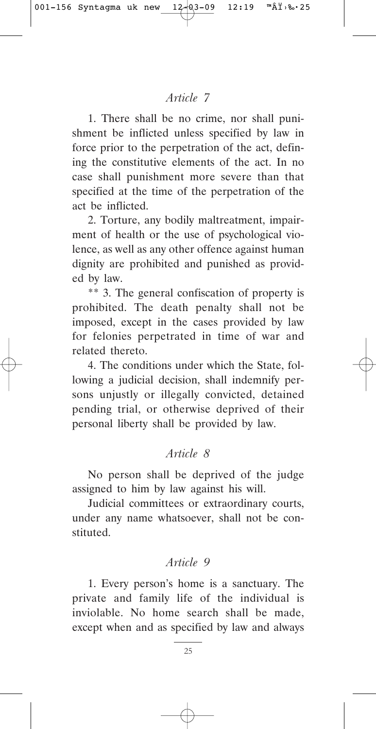### *Article 7*

1. There shall be no crime, nor shall punishment be inflicted unless specified by law in force prior to the perpetration of the act, defining the constitutive elements of the act. In no case shall punishment more severe than that specified at the time of the perpetration of the act be inflicted.

2. Torture, any bodily maltreatment, impairment of health or the use of psychological violence, as well as any other offence against human dignity are prohibited and punished as provided by law.

** 3. The general confiscation of property is prohibited. The death penalty shall not be imposed, except in the cases provided by law for felonies perpetrated in time of war and related thereto.

4. The conditions under which the State, following a judicial decision, shall indemnify persons unjustly or illegally convicted, detained pending trial, or otherwise deprived of their personal liberty shall be provided by law.

### *Article 8*

No person shall be deprived of the judge assigned to him by law against his will.

Judicial committees or extraordinary courts, under any name whatsoever, shall not be constituted.

### *Article 9*

1. Every person's home is a sanctuary. The private and family life of the individual is inviolable. No home search shall be made, except when and as specified by law and always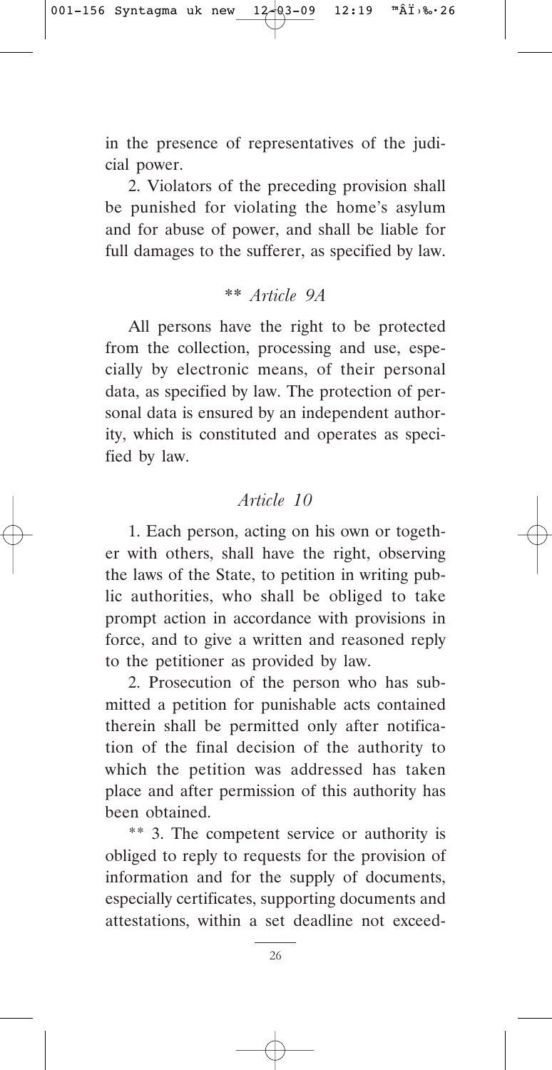in the presence of representatives of the judicial power.

2. Violators of the preceding provision shall be punished for violating the home's asylum and for abuse of power, and shall be liable for full damages to the sufferer, as specified by law.

### ** *Article 9A*

All persons have the right to be protected from the collection, processing and use, especially by electronic means, of their personal data, as specified by law. The protection of personal data is ensured by an independent authority, which is constituted and operates as specified by law.

### *Article 10*

1. Each person, acting on his own or together with others, shall have the right, observing the laws of the State, to petition in writing public authorities, who shall be obliged to take prompt action in accordance with provisions in force, and to give a written and reasoned reply to the petitioner as provided by law.

2. Prosecution of the person who has submitted a petition for punishable acts contained therein shall be permitted only after notification of the final decision of the authority to which the petition was addressed has taken place and after permission of this authority has been obtained.

** 3. The competent service or authority is obliged to reply to requests for the provision of information and for the supply of documents, especially certificates, supporting documents and attestations, within a set deadline not exceed-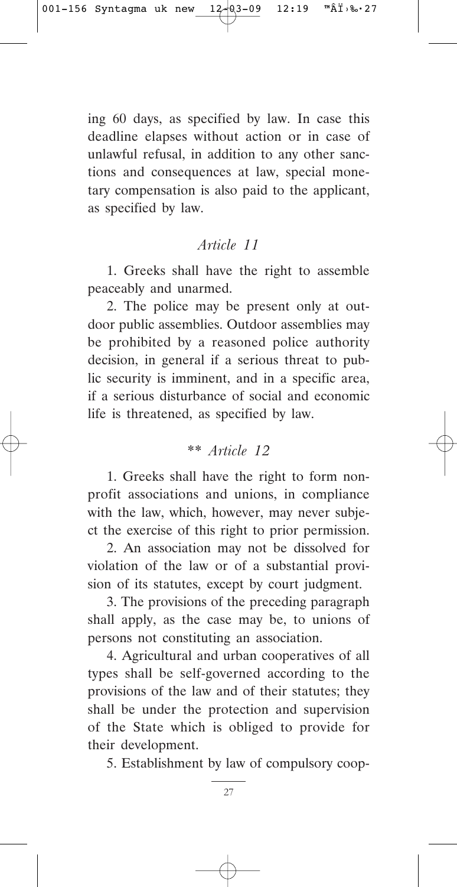ing 60 days, as specified by law. In case this deadline elapses without action or in case of unlawful refusal, in addition to any other sanctions and consequences at law, special monetary compensation is also paid to the applicant, as specified by law.

### *Article 11*

1. Greeks shall have the right to assemble peaceably and unarmed.

2. The police may be present only at outdoor public assemblies. Outdoor assemblies may be prohibited by a reasoned police authority decision, in general if a serious threat to public security is imminent, and in a specific area, if a serious disturbance of social and economic life is threatened, as specified by law.

### ** *Article 12*

1. Greeks shall have the right to form non-profit associations and unions, in compliance with the law, which, however, may never subject the exercise of this right to prior permission.

2. An association may not be dissolved for violation of the law or of a substantial provision of its statutes, except by court judgment.

3. The provisions of the preceding paragraph shall apply, as the case may be, to unions of persons not constituting an association.

4. Agricultural and urban cooperatives of all types shall be self-governed according to the provisions of the law and of their statutes; they shall be under the protection and supervision of the State which is obliged to provide for their development.

5. Establishment by law of compulsory coop-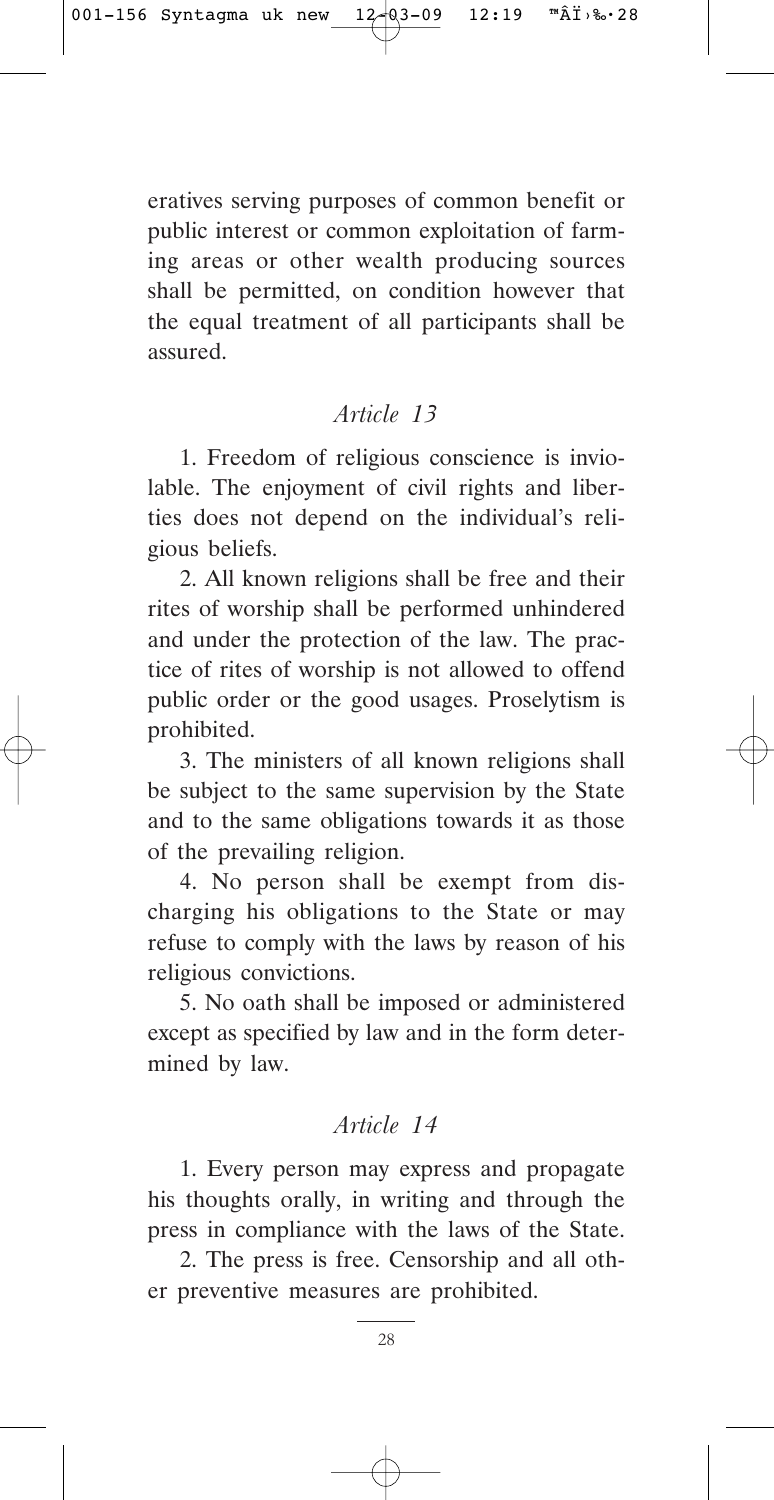eratives serving purposes of common benefit or public interest or common exploitation of farming areas or other wealth producing sources shall be permitted, on condition however that the equal treatment of all participants shall be assured.

### *Article 13*

1. Freedom of religious conscience is inviolable. The enjoyment of civil rights and liberties does not depend on the individual's religious beliefs.

2. All known religions shall be free and their rites of worship shall be performed unhindered and under the protection of the law. The practice of rites of worship is not allowed to offend public order or the good usages. Proselytism is prohibited.

3. The ministers of all known religions shall be subject to the same supervision by the State and to the same obligations towards it as those of the prevailing religion.

4. No person shall be exempt from discharging his obligations to the State or may refuse to comply with the laws by reason of his religious convictions.

5. No oath shall be imposed or administered except as specified by law and in the form determined by law.

### *Article 14*

1. Every person may express and propagate his thoughts orally, in writing and through the press in compliance with the laws of the State.

2. The press is free. Censorship and all other preventive measures are prohibited.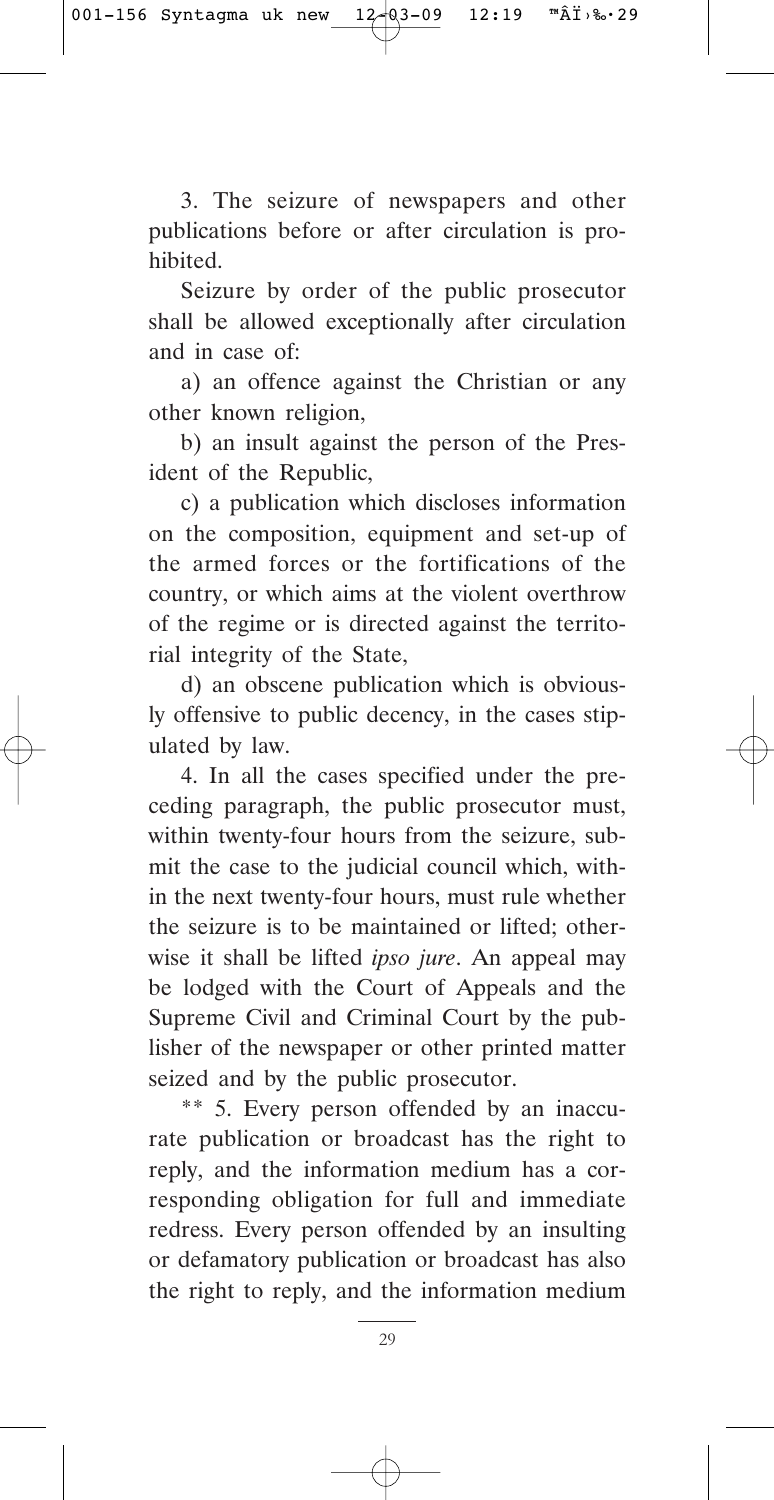3. The seizure of newspapers and other publications before or after circulation is prohibited.

Seizure by order of the public prosecutor shall be allowed exceptionally after circulation and in case of:

a) an offence against the Christian or any other known religion,

b) an insult against the person of the President of the Republic,

c) a publication which discloses information on the composition, equipment and set-up of the armed forces or the fortifications of the country, or which aims at the violent overthrow of the regime or is directed against the territorial integrity of the State,

d) an obscene publication which is obviously offensive to public decency, in the cases stipulated by law.

4. In all the cases specified under the preceding paragraph, the public prosecutor must, within twenty-four hours from the seizure, submit the case to the judicial council which, within the next twenty-four hours, must rule whether the seizure is to be maintained or lifted; otherwise it shall be lifted *ipso jure*. An appeal may be lodged with the Court of Appeals and the Supreme Civil and Criminal Court by the publisher of the newspaper or other printed matter seized and by the public prosecutor.

** 5. Every person offended by an inaccurate publication or broadcast has the right to reply, and the information medium has a corresponding obligation for full and immediate redress. Every person offended by an insulting or defamatory publication or broadcast has also the right to reply, and the information medium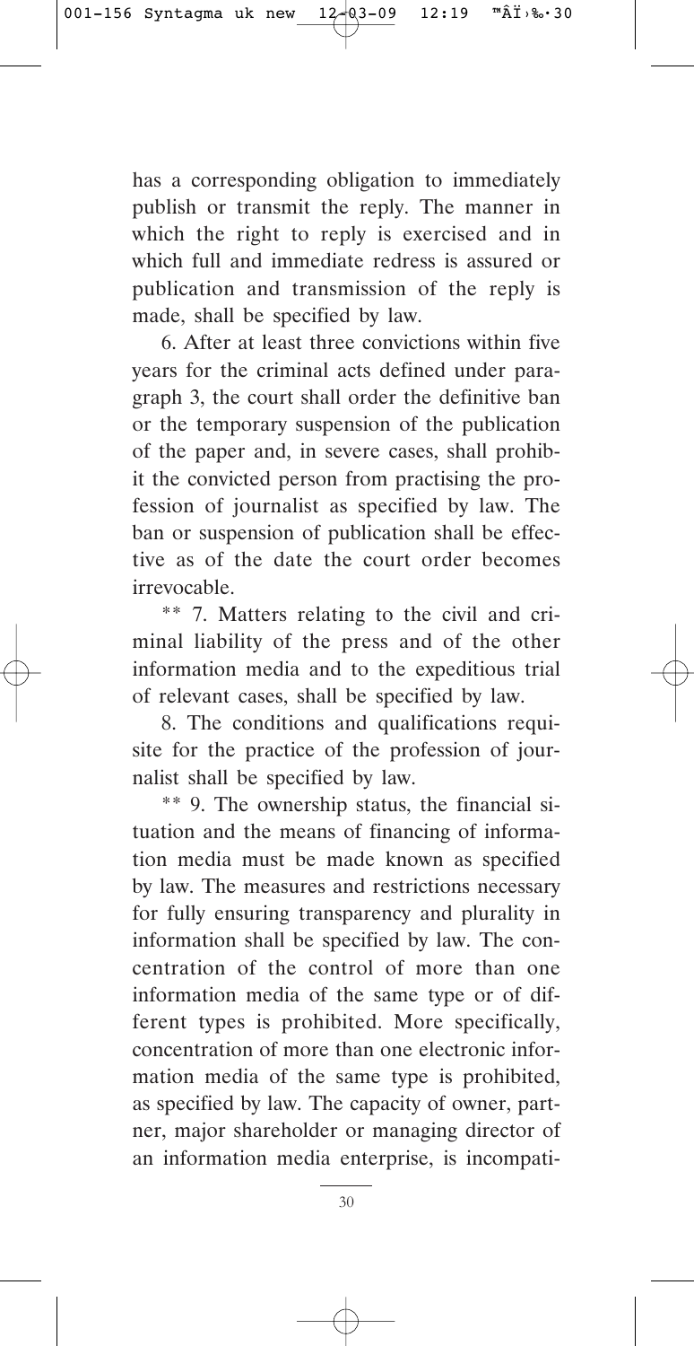has a corresponding obligation to immediately publish or transmit the reply. The manner in which the right to reply is exercised and in which full and immediate redress is assured or publication and transmission of the reply is made, shall be specified by law.

6. After at least three convictions within five years for the criminal acts defined under paragraph 3, the court shall order the definitive ban or the temporary suspension of the publication of the paper and, in severe cases, shall prohibit the convicted person from practising the profession of journalist as specified by law. The ban or suspension of publication shall be effective as of the date the court order becomes irrevocable.

** 7. Matters relating to the civil and criminal liability of the press and of the other information media and to the expeditious trial of relevant cases, shall be specified by law.

8. The conditions and qualifications requisite for the practice of the profession of journalist shall be specified by law.

** 9. The ownership status, the financial situation and the means of financing of information media must be made known as specified by law. The measures and restrictions necessary for fully ensuring transparency and plurality in information shall be specified by law. The concentration of the control of more than one information media of the same type or of different types is prohibited. More specifically, concentration of more than one electronic information media of the same type is prohibited, as specified by law. The capacity of owner, partner, major shareholder or managing director of an information media enterprise, is incompati-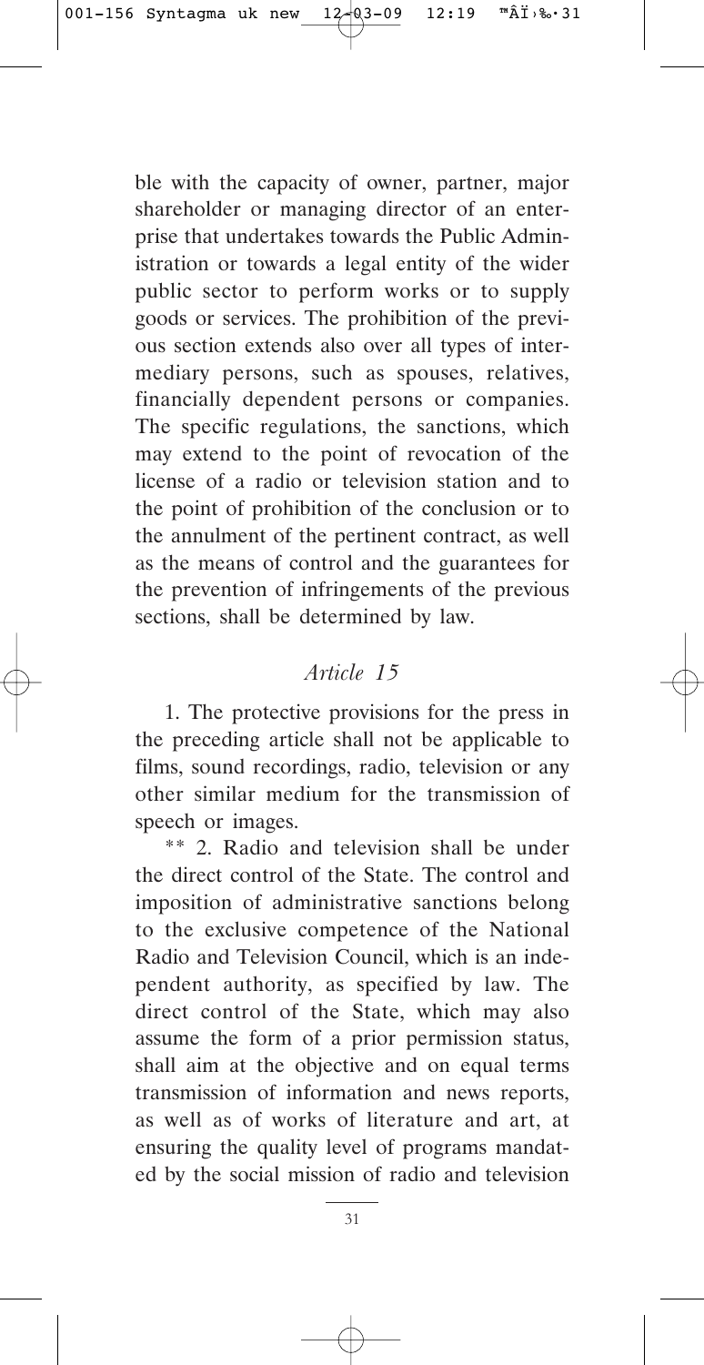ble with the capacity of owner, partner, major shareholder or managing director of an enterprise that undertakes towards the Public Administration or towards a legal entity of the wider public sector to perform works or to supply goods or services. The prohibition of the previous section extends also over all types of intermediary persons, such as spouses, relatives, financially dependent persons or companies. The specific regulations, the sanctions, which may extend to the point of revocation of the license of a radio or television station and to the point of prohibition of the conclusion or to the annulment of the pertinent contract, as well as the means of control and the guarantees for the prevention of infringements of the previous sections, shall be determined by law.

## *Article 15*

1. The protective provisions for the press in the preceding article shall not be applicable to films, sound recordings, radio, television or any other similar medium for the transmission of speech or images.

** 2. Radio and television shall be under the direct control of the State. The control and imposition of administrative sanctions belong to the exclusive competence of the National Radio and Television Council, which is an independent authority, as specified by law. The direct control of the State, which may also assume the form of a prior permission status, shall aim at the objective and on equal terms transmission of information and news reports, as well as of works of literature and art, at ensuring the quality level of programs mandated by the social mission of radio and television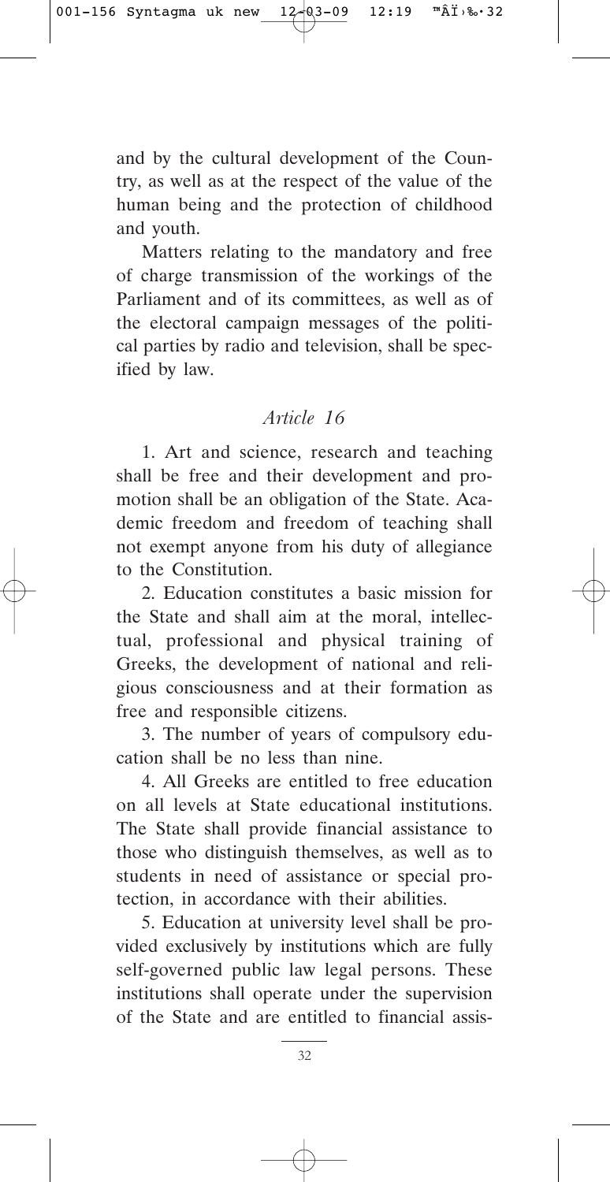and by the cultural development of the Country, as well as at the respect of the value of the human being and the protection of childhood and youth.

Matters relating to the mandatory and free of charge transmission of the workings of the Parliament and of its committees, as well as of the electoral campaign messages of the political parties by radio and television, shall be specified by law.

### *Article 16*

1. Art and science, research and teaching shall be free and their development and promotion shall be an obligation of the State. Academic freedom and freedom of teaching shall not exempt anyone from his duty of allegiance to the Constitution.

2. Education constitutes a basic mission for the State and shall aim at the moral, intellectual, professional and physical training of Greeks, the development of national and religious consciousness and at their formation as free and responsible citizens.

3. The number of years of compulsory education shall be no less than nine.

4. All Greeks are entitled to free education on all levels at State educational institutions. The State shall provide financial assistance to those who distinguish themselves, as well as to students in need of assistance or special protection, in accordance with their abilities.

5. Education at university level shall be provided exclusively by institutions which are fully self-governed public law legal persons. These institutions shall operate under the supervision of the State and are entitled to financial assis-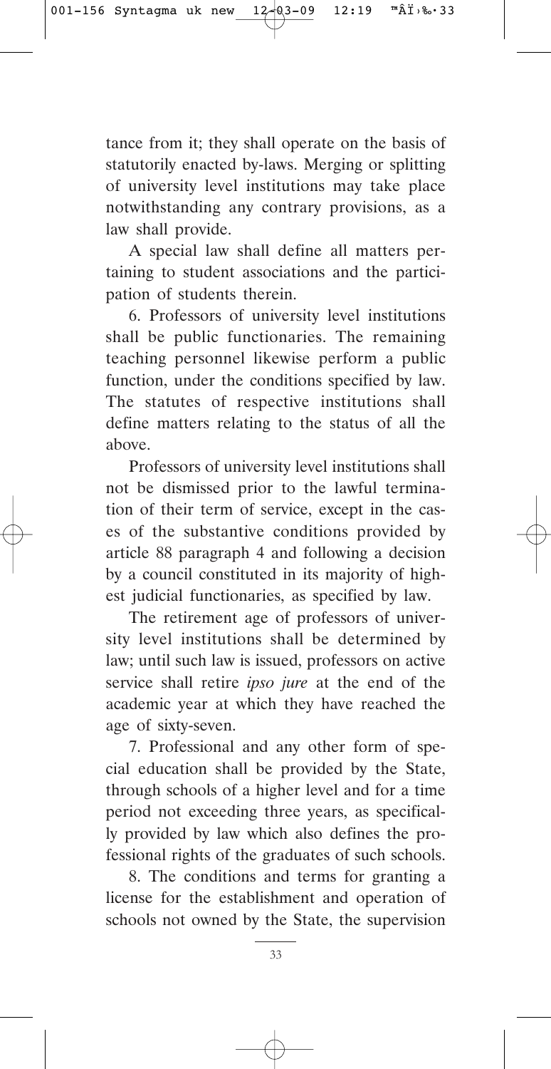tance from it; they shall operate on the basis of statutorily enacted by-laws. Merging or splitting of university level institutions may take place notwithstanding any contrary provisions, as a law shall provide.

A special law shall define all matters pertaining to student associations and the participation of students therein.

6. Professors of university level institutions shall be public functionaries. The remaining teaching personnel likewise perform a public function, under the conditions specified by law. The statutes of respective institutions shall define matters relating to the status of all the above.

Professors of university level institutions shall not be dismissed prior to the lawful termination of their term of service, except in the cases of the substantive conditions provided by article 88 paragraph 4 and following a decision by a council constituted in its majority of highest judicial functionaries, as specified by law.

The retirement age of professors of university level institutions shall be determined by law; until such law is issued, professors on active service shall retire *ipso jure* at the end of the academic year at which they have reached the age of sixty-seven.

7. Professional and any other form of special education shall be provided by the State, through schools of a higher level and for a time period not exceeding three years, as specifically provided by law which also defines the professional rights of the graduates of such schools.

8. The conditions and terms for granting a license for the establishment and operation of schools not owned by the State, the supervision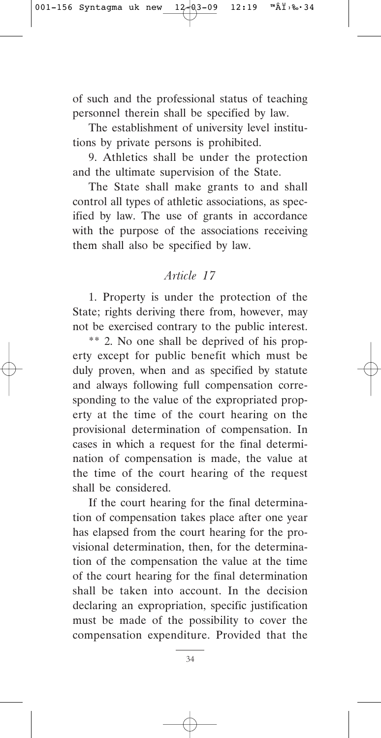of such and the professional status of teaching personnel therein shall be specified by law.

The establishment of university level institutions by private persons is prohibited.

9. Athletics shall be under the protection and the ultimate supervision of the State.

The State shall make grants to and shall control all types of athletic associations, as specified by law. The use of grants in accordance with the purpose of the associations receiving them shall also be specified by law.

### *Article 17*

1. Property is under the protection of the State; rights deriving there from, however, may not be exercised contrary to the public interest.

** 2. No one shall be deprived of his property except for public benefit which must be duly proven, when and as specified by statute and always following full compensation corresponding to the value of the expropriated property at the time of the court hearing on the provisional determination of compensation. In cases in which a request for the final determination of compensation is made, the value at the time of the court hearing of the request shall be considered.

If the court hearing for the final determination of compensation takes place after one year has elapsed from the court hearing for the provisional determination, then, for the determination of the compensation the value at the time of the court hearing for the final determination shall be taken into account. In the decision declaring an expropriation, specific justification must be made of the possibility to cover the compensation expenditure. Provided that the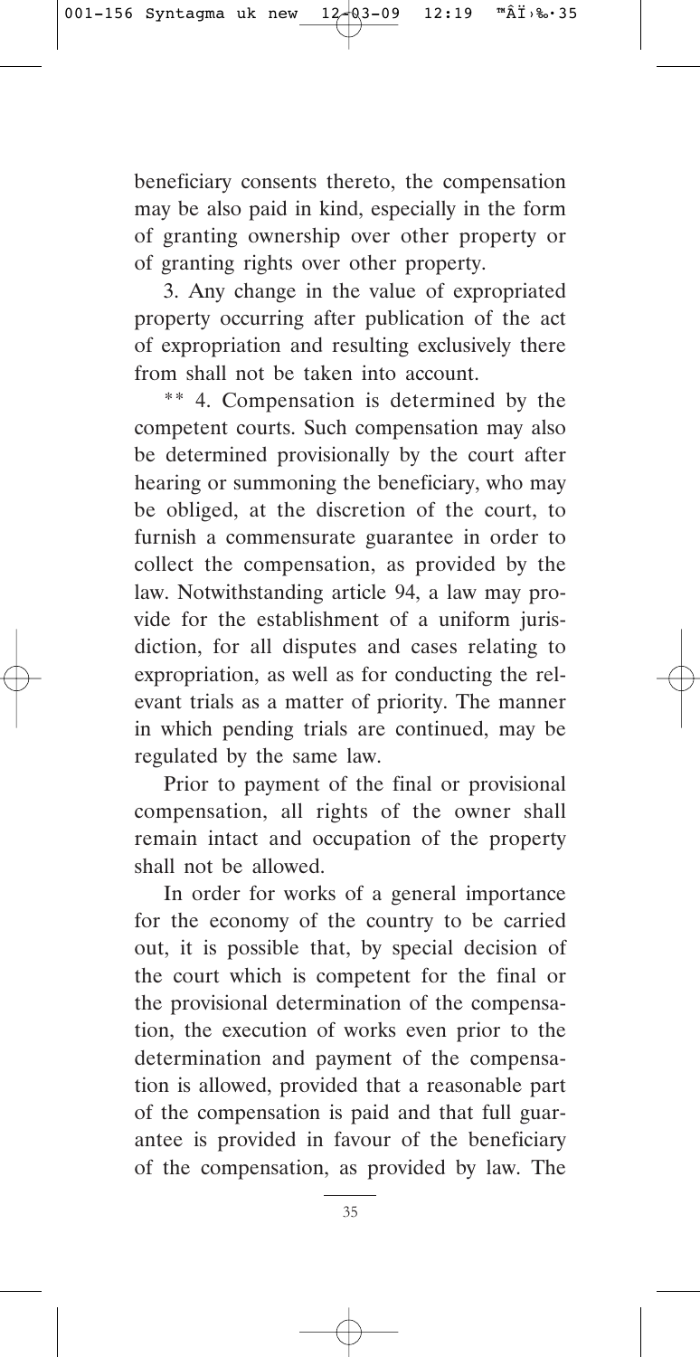beneficiary consents thereto, the compensation may be also paid in kind, especially in the form of granting ownership over other property or of granting rights over other property.

3. Any change in the value of expropriated property occurring after publication of the act of expropriation and resulting exclusively there from shall not be taken into account.

** 4. Compensation is determined by the competent courts. Such compensation may also be determined provisionally by the court after hearing or summoning the beneficiary, who may be obliged, at the discretion of the court, to furnish a commensurate guarantee in order to collect the compensation, as provided by the law. Notwithstanding article 94, a law may provide for the establishment of a uniform jurisdiction, for all disputes and cases relating to expropriation, as well as for conducting the relevant trials as a matter of priority. The manner in which pending trials are continued, may be regulated by the same law.

Prior to payment of the final or provisional compensation, all rights of the owner shall remain intact and occupation of the property shall not be allowed.

In order for works of a general importance for the economy of the country to be carried out, it is possible that, by special decision of the court which is competent for the final or the provisional determination of the compensation, the execution of works even prior to the determination and payment of the compensation is allowed, provided that a reasonable part of the compensation is paid and that full guarantee is provided in favour of the beneficiary of the compensation, as provided by law. The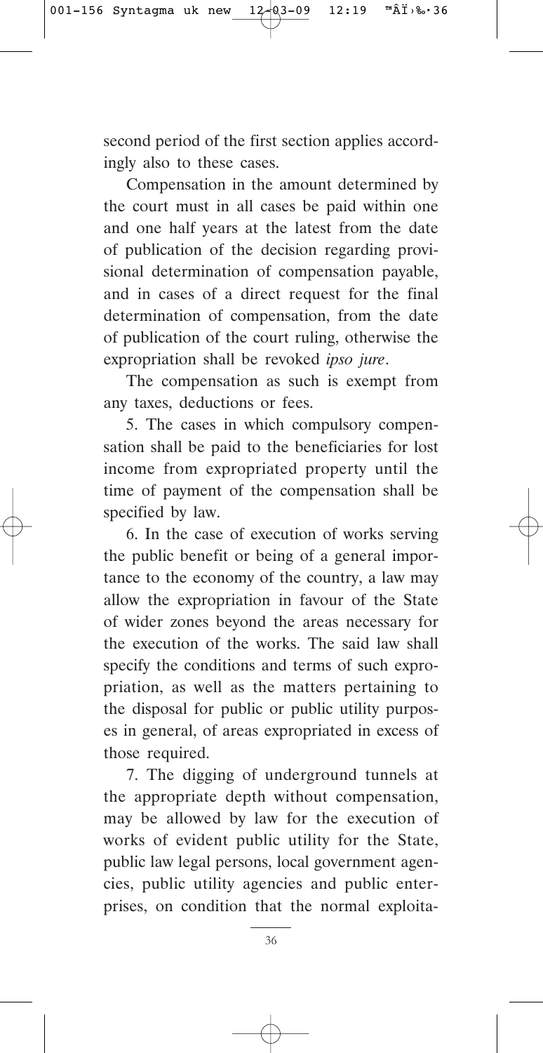second period of the first section applies accordingly also to these cases.

Compensation in the amount determined by the court must in all cases be paid within one and one half years at the latest from the date of publication of the decision regarding provisional determination of compensation payable, and in cases of a direct request for the final determination of compensation, from the date of publication of the court ruling, otherwise the expropriation shall be revoked *ipso jure*.

The compensation as such is exempt from any taxes, deductions or fees.

5. The cases in which compulsory compensation shall be paid to the beneficiaries for lost income from expropriated property until the time of payment of the compensation shall be specified by law.

6. In the case of execution of works serving the public benefit or being of a general importance to the economy of the country, a law may allow the expropriation in favour of the State of wider zones beyond the areas necessary for the execution of the works. The said law shall specify the conditions and terms of such expropriation, as well as the matters pertaining to the disposal for public or public utility purposes in general, of areas expropriated in excess of those required.

7. The digging of underground tunnels at the appropriate depth without compensation, may be allowed by law for the execution of works of evident public utility for the State, public law legal persons, local government agencies, public utility agencies and public enterprises, on condition that the normal exploita-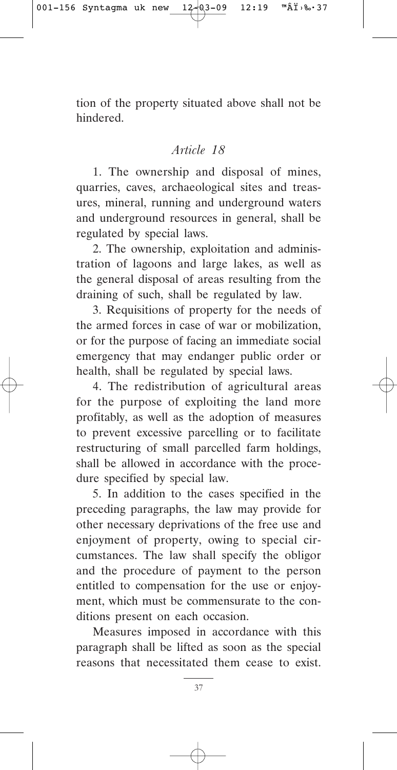tion of the property situated above shall not be hindered.

## *Article 18*

1. The ownership and disposal of mines, quarries, caves, archaeological sites and treasures, mineral, running and underground waters and underground resources in general, shall be regulated by special laws.

2. The ownership, exploitation and administration of lagoons and large lakes, as well as the general disposal of areas resulting from the draining of such, shall be regulated by law.

3. Requisitions of property for the needs of the armed forces in case of war or mobilization, or for the purpose of facing an immediate social emergency that may endanger public order or health, shall be regulated by special laws.

4. The redistribution of agricultural areas for the purpose of exploiting the land more profitably, as well as the adoption of measures to prevent excessive parcelling or to facilitate restructuring of small parcelled farm holdings, shall be allowed in accordance with the procedure specified by special law.

5. In addition to the cases specified in the preceding paragraphs, the law may provide for other necessary deprivations of the free use and enjoyment of property, owing to special circumstances. The law shall specify the obligor and the procedure of payment to the person entitled to compensation for the use or enjoyment, which must be commensurate to the conditions present on each occasion.

Measures imposed in accordance with this paragraph shall be lifted as soon as the special reasons that necessitated them cease to exist.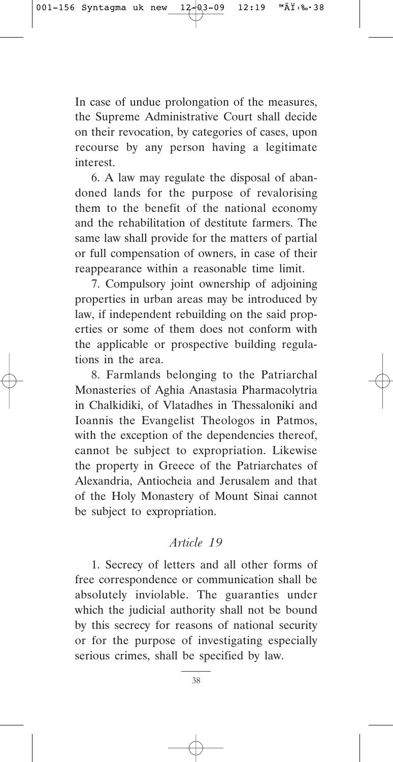In case of undue prolongation of the measures, the Supreme Administrative Court shall decide on their revocation, by categories of cases, upon recourse by any person having a legitimate interest.

6. A law may regulate the disposal of abandoned lands for the purpose of revalorising them to the benefit of the national economy and the rehabilitation of destitute farmers. The same law shall provide for the matters of partial or full compensation of owners, in case of their reappearance within a reasonable time limit.

7. Compulsory joint ownership of adjoining properties in urban areas may be introduced by law, if independent rebuilding on the said properties or some of them does not conform with the applicable or prospective building regulations in the area.

8. Farmlands belonging to the Patriarchal Monasteries of Aghia Anastasia Pharmacolytria in Chalkidiki, of Vlatadhes in Thessaloniki and Ioannis the Evangelist Theologos in Patmos, with the exception of the dependencies thereof, cannot be subject to expropriation. Likewise the property in Greece of the Patriarchates of Alexandria, Antiocheia and Jerusalem and that of the Holy Monastery of Mount Sinai cannot be subject to expropriation.

## *Article 19*

1. Secrecy of letters and all other forms of free correspondence or communication shall be absolutely inviolable. The guaranties under which the judicial authority shall not be bound by this secrecy for reasons of national security or for the purpose of investigating especially serious crimes, shall be specified by law.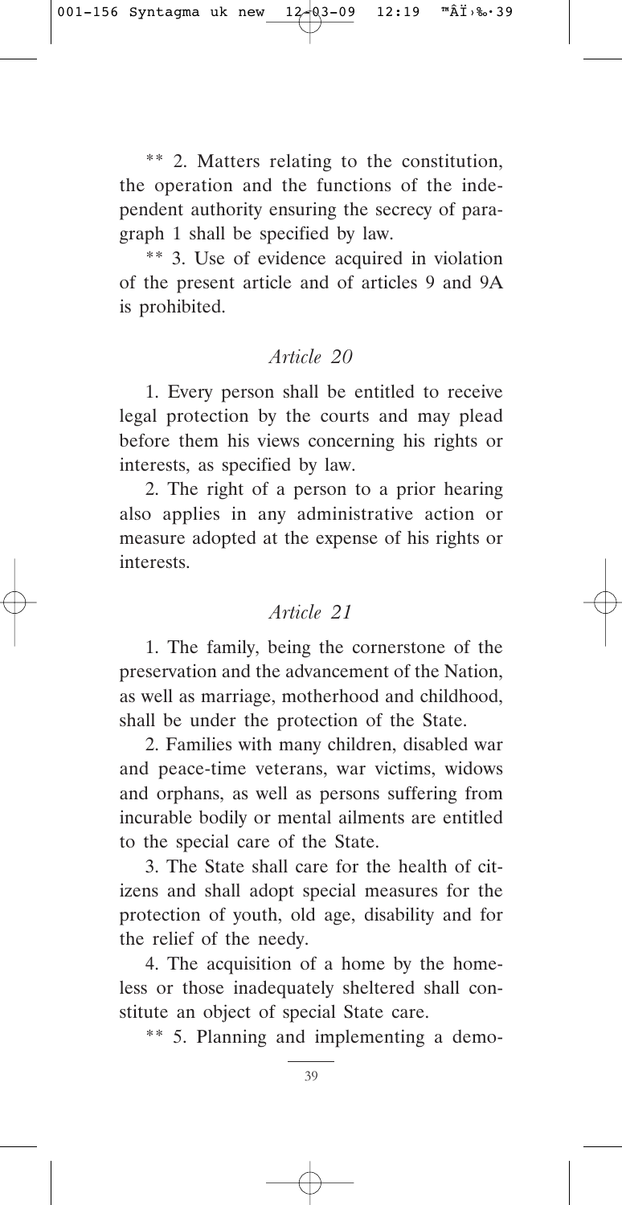** 2. Matters relating to the constitution, the operation and the functions of the independent authority ensuring the secrecy of paragraph 1 shall be specified by law.

** 3. Use of evidence acquired in violation of the present article and of articles 9 and 9A is prohibited.

## *Article 20*

1. Every person shall be entitled to receive legal protection by the courts and may plead before them his views concerning his rights or interests, as specified by law.

2. The right of a person to a prior hearing also applies in any administrative action or measure adopted at the expense of his rights or interests.

## *Article 21*

1. The family, being the cornerstone of the preservation and the advancement of the Nation, as well as marriage, motherhood and childhood, shall be under the protection of the State.

2. Families with many children, disabled war and peace-time veterans, war victims, widows and orphans, as well as persons suffering from incurable bodily or mental ailments are entitled to the special care of the State.

3. The State shall care for the health of citizens and shall adopt special measures for the protection of youth, old age, disability and for the relief of the needy.

4. The acquisition of a home by the homeless or those inadequately sheltered shall constitute an object of special State care.

** 5. Planning and implementing a demo-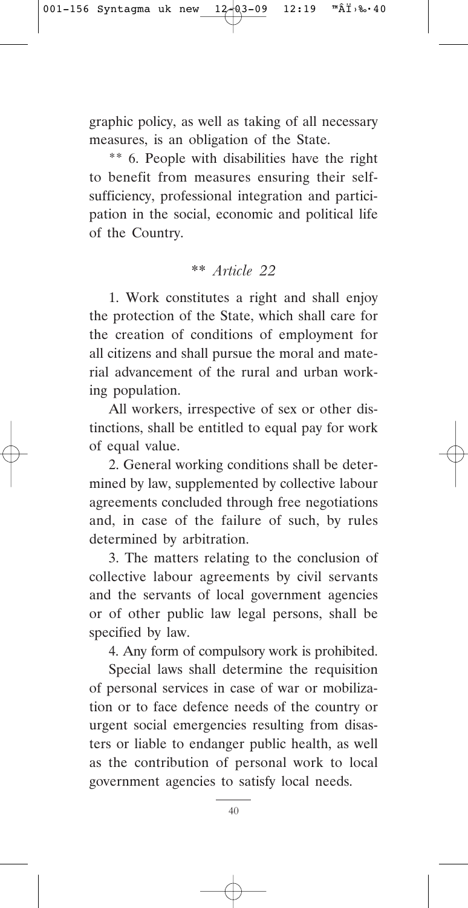graphic policy, as well as taking of all necessary measures, is an obligation of the State.

** 6. People with disabilities have the right to benefit from measures ensuring their self-sufficiency, professional integration and participation in the social, economic and political life of the Country.

## ** *Article 22*

1. Work constitutes a right and shall enjoy the protection of the State, which shall care for the creation of conditions of employment for all citizens and shall pursue the moral and material advancement of the rural and urban working population.

All workers, irrespective of sex or other distinctions, shall be entitled to equal pay for work of equal value.

2. General working conditions shall be determined by law, supplemented by collective labour agreements concluded through free negotiations and, in case of the failure of such, by rules determined by arbitration.

3. The matters relating to the conclusion of collective labour agreements by civil servants and the servants of local government agencies or of other public law legal persons, shall be specified by law.

4. Any form of compulsory work is prohibited.

Special laws shall determine the requisition of personal services in case of war or mobilization or to face defence needs of the country or urgent social emergencies resulting from disasters or liable to endanger public health, as well as the contribution of personal work to local government agencies to satisfy local needs.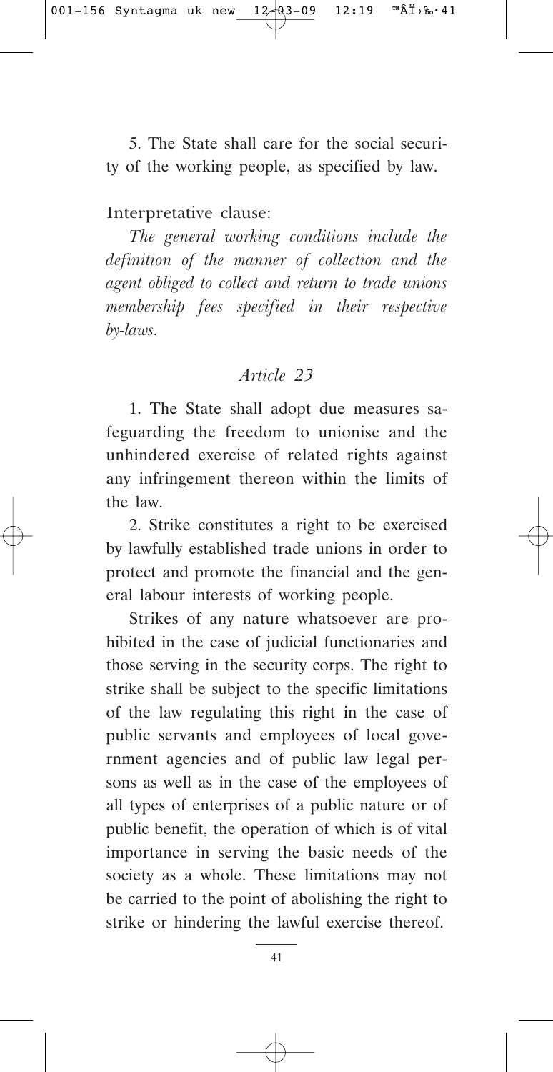5. The State shall care for the social security of the working people, as specified by law.

Interpretative clause:

*The general working conditions include the definition of the manner of collection and the agent obliged to collect and return to trade unions membership fees specified in their respective by-laws.*

## *Article 23*

1. The State shall adopt due measures safeguarding the freedom to unionise and the unhindered exercise of related rights against any infringement thereon within the limits of the law.

2. Strike constitutes a right to be exercised by lawfully established trade unions in order to protect and promote the financial and the general labour interests of working people.

Strikes of any nature whatsoever are prohibited in the case of judicial functionaries and those serving in the security corps. The right to strike shall be subject to the specific limitations of the law regulating this right in the case of public servants and employees of local government agencies and of public law legal persons as well as in the case of the employees of all types of enterprises of a public nature or of public benefit, the operation of which is of vital importance in serving the basic needs of the society as a whole. These limitations may not be carried to the point of abolishing the right to strike or hindering the lawful exercise thereof.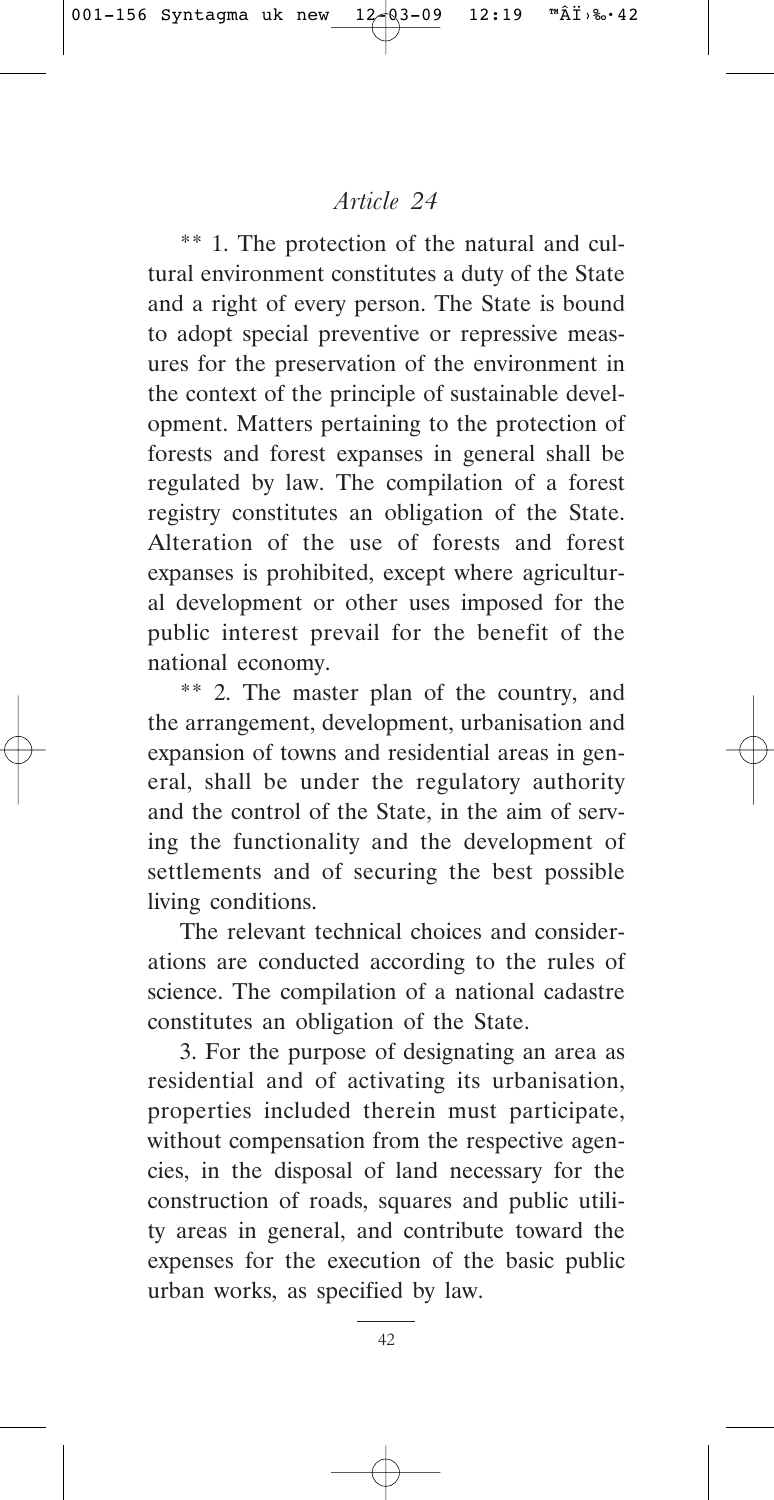*Article 24*

** 1. The protection of the natural and cultural environment constitutes a duty of the State and a right of every person. The State is bound to adopt special preventive or repressive measures for the preservation of the environment in the context of the principle of sustainable development. Matters pertaining to the protection of forests and forest expanses in general shall be regulated by law. The compilation of a forest registry constitutes an obligation of the State. Alteration of the use of forests and forest expanses is prohibited, except where agricultural development or other uses imposed for the public interest prevail for the benefit of the national economy.

** 2. The master plan of the country, and the arrangement, development, urbanisation and expansion of towns and residential areas in general, shall be under the regulatory authority and the control of the State, in the aim of serving the functionality and the development of settlements and of securing the best possible living conditions.

The relevant technical choices and considerations are conducted according to the rules of science. The compilation of a national cadastre constitutes an obligation of the State.

3. For the purpose of designating an area as residential and of activating its urbanisation, properties included therein must participate, without compensation from the respective agencies, in the disposal of land necessary for the construction of roads, squares and public utility areas in general, and contribute toward the expenses for the execution of the basic public urban works, as specified by law.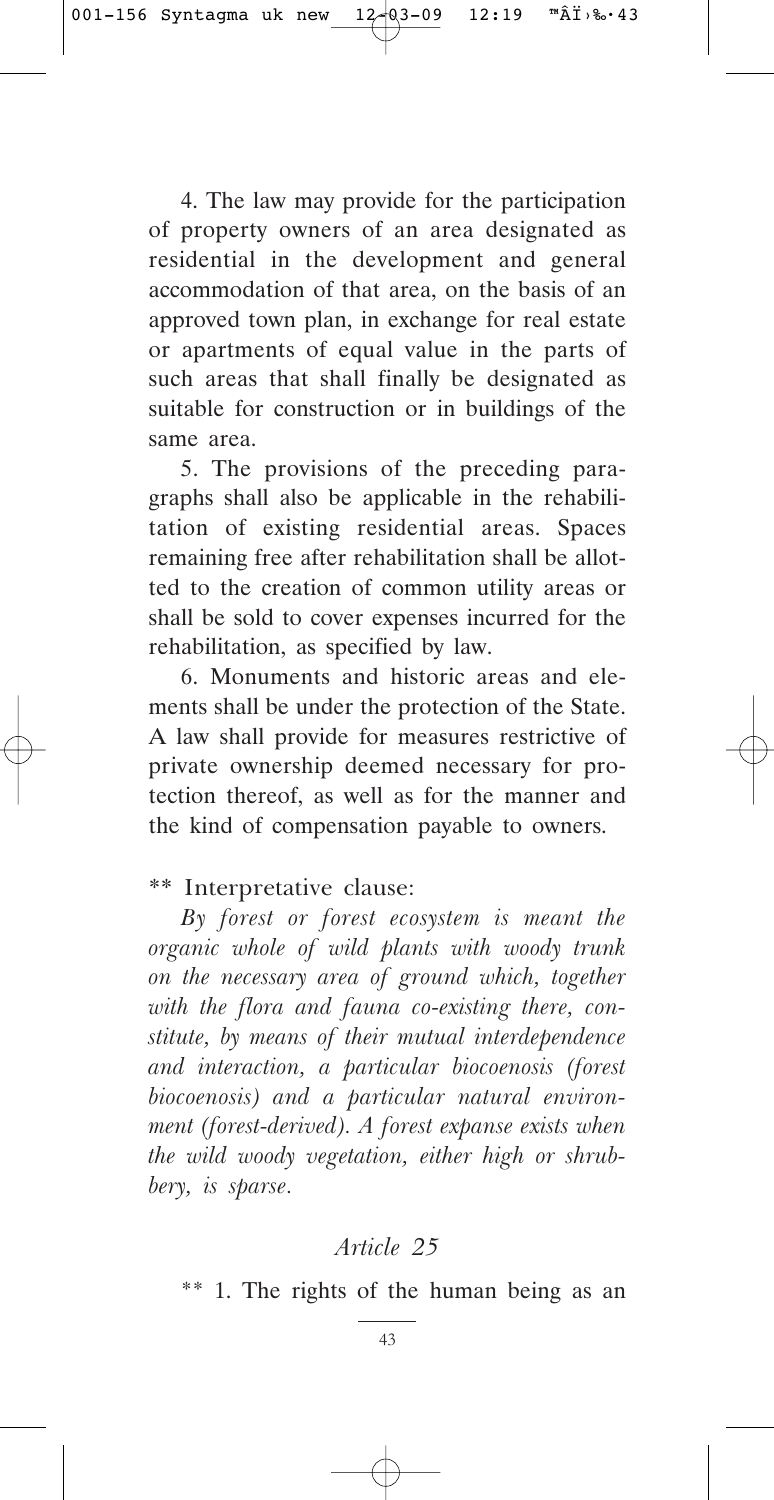4. The law may provide for the participation of property owners of an area designated as residential in the development and general accommodation of that area, on the basis of an approved town plan, in exchange for real estate or apartments of equal value in the parts of such areas that shall finally be designated as suitable for construction or in buildings of the same area.

5. The provisions of the preceding paragraphs shall also be applicable in the rehabilitation of existing residential areas. Spaces remaining free after rehabilitation shall be allotted to the creation of common utility areas or shall be sold to cover expenses incurred for the rehabilitation, as specified by law.

6. Monuments and historic areas and elements shall be under the protection of the State. A law shall provide for measures restrictive of private ownership deemed necessary for protection thereof, as well as for the manner and the kind of compensation payable to owners.

** Interpretative clause:

*By forest or forest ecosystem is meant the organic whole of wild plants with woody trunk on the necessary area of ground which, together with the flora and fauna co-existing there, constitute, by means of their mutual interdependence and interaction, a particular biocoenosis (forest biocoenosis) and a particular natural environment (forest-derived). A forest expanse exists when the wild woody vegetation, either high or shrubbery, is sparse.*

## *Article 25*

** 1. The rights of the human being as an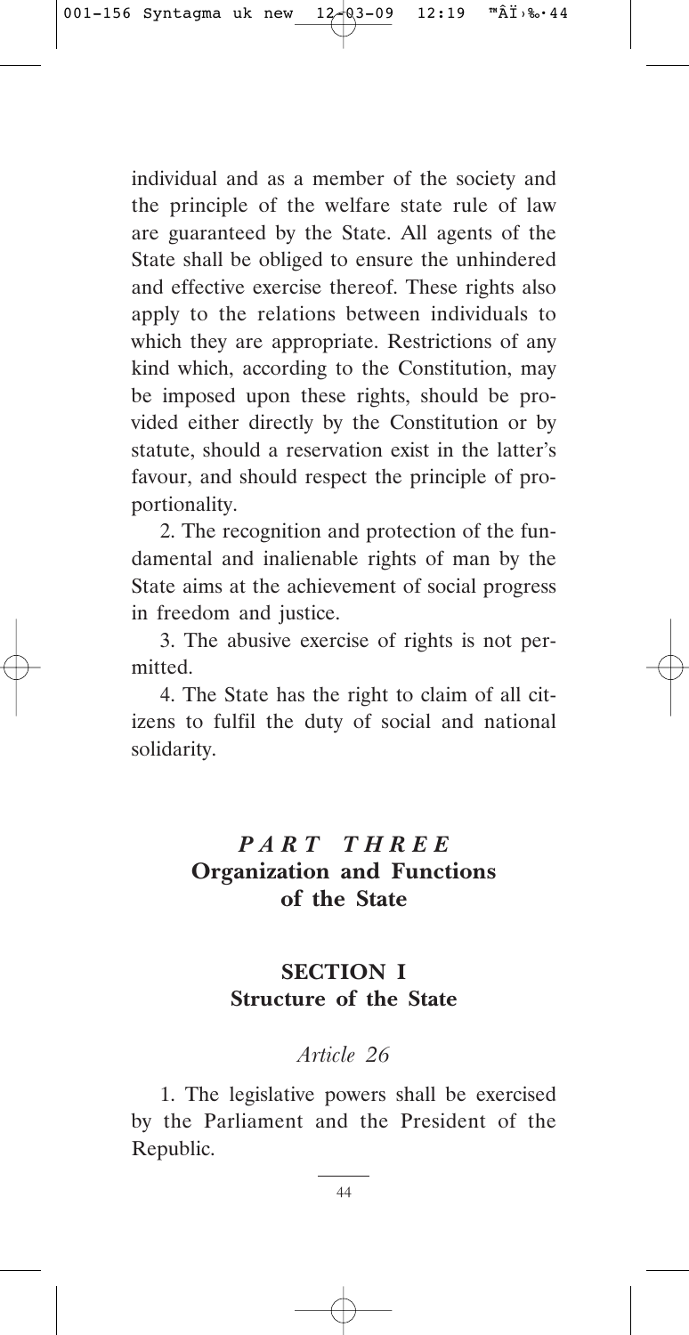individual and as a member of the society and the principle of the welfare state rule of law are guaranteed by the State. All agents of the State shall be obliged to ensure the unhindered and effective exercise thereof. These rights also apply to the relations between individuals to which they are appropriate. Restrictions of any kind which, according to the Constitution, may be imposed upon these rights, should be provided either directly by the Constitution or by statute, should a reservation exist in the latter's favour, and should respect the principle of proportionality.

2. The recognition and protection of the fundamental and inalienable rights of man by the State aims at the achievement of social progress in freedom and justice.

3. The abusive exercise of rights is not permitted.

4. The State has the right to claim of all citizens to fulfil the duty of social and national solidarity.

# *PART THREE*
# Organization and Functions of the State

## SECTION I
## Structure of the State

### *Article 26*

1. The legislative powers shall be exercised by the Parliament and the President of the Republic.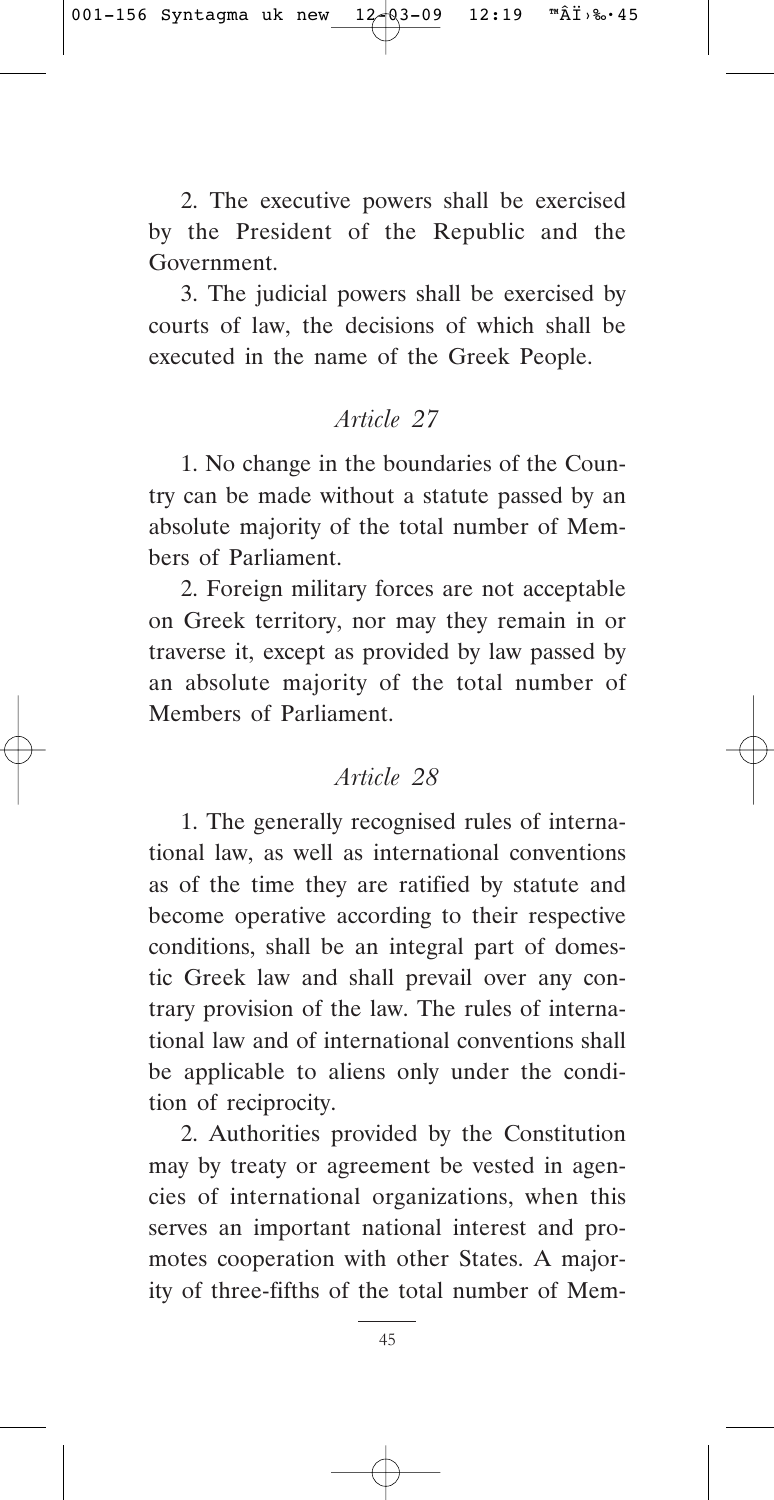2. The executive powers shall be exercised by the President of the Republic and the Government.

3. The judicial powers shall be exercised by courts of law, the decisions of which shall be executed in the name of the Greek People.

### *Article 27*

1. No change in the boundaries of the Country can be made without a statute passed by an absolute majority of the total number of Members of Parliament.

2. Foreign military forces are not acceptable on Greek territory, nor may they remain in or traverse it, except as provided by law passed by an absolute majority of the total number of Members of Parliament.

### *Article 28*

1. The generally recognised rules of international law, as well as international conventions as of the time they are ratified by statute and become operative according to their respective conditions, shall be an integral part of domestic Greek law and shall prevail over any contrary provision of the law. The rules of international law and of international conventions shall be applicable to aliens only under the condition of reciprocity.

2. Authorities provided by the Constitution may by treaty or agreement be vested in agencies of international organizations, when this serves an important national interest and promotes cooperation with other States. A majority of three-fifths of the total number of Mem-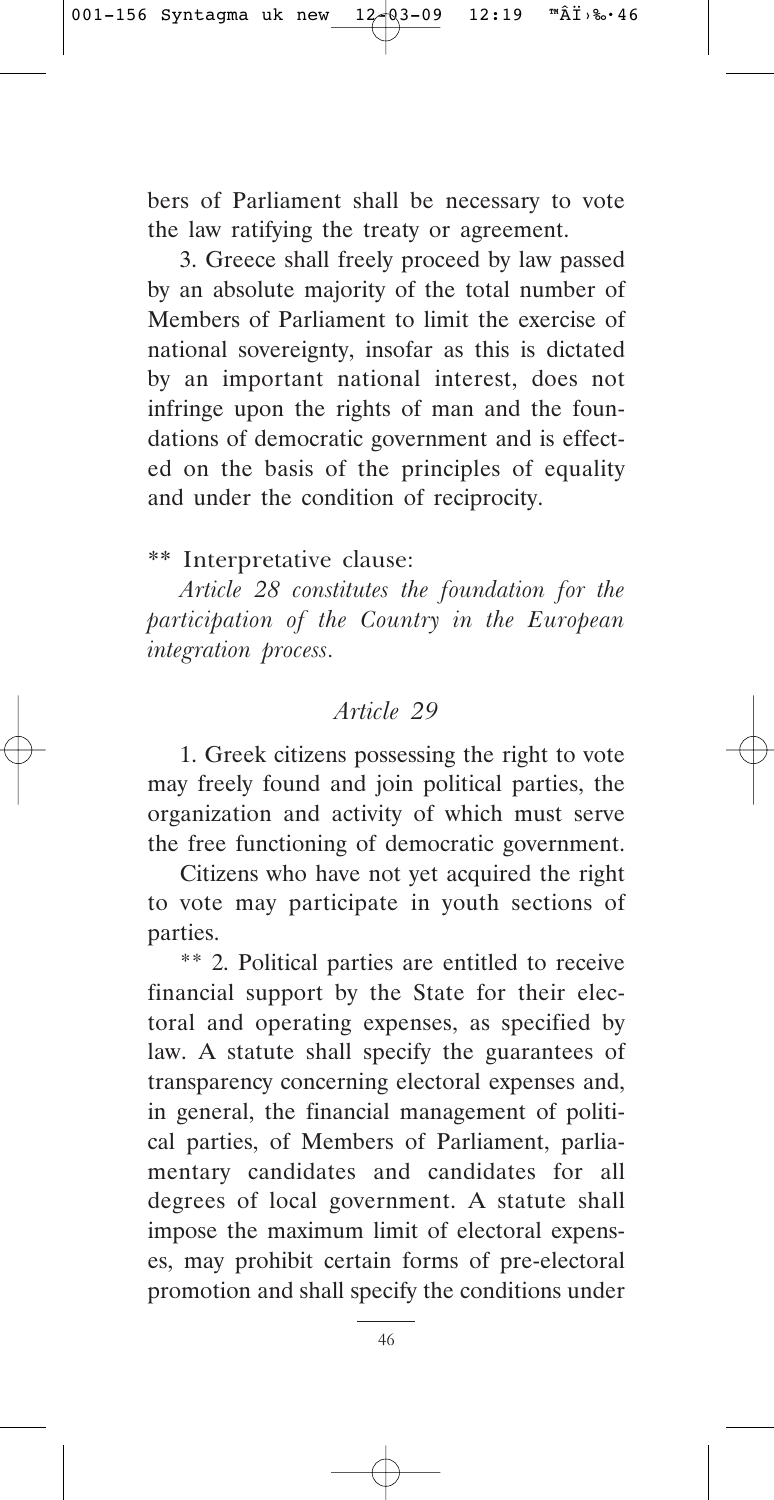bers of Parliament shall be necessary to vote the law ratifying the treaty or agreement.

3. Greece shall freely proceed by law passed by an absolute majority of the total number of Members of Parliament to limit the exercise of national sovereignty, insofar as this is dictated by an important national interest, does not infringe upon the rights of man and the foundations of democratic government and is effected on the basis of the principles of equality and under the condition of reciprocity.

** Interpretative clause:

*Article 28 constitutes the foundation for the participation of the Country in the European integration process.*

## *Article 29*

1. Greek citizens possessing the right to vote may freely found and join political parties, the organization and activity of which must serve the free functioning of democratic government.

Citizens who have not yet acquired the right to vote may participate in youth sections of parties.

** 2. Political parties are entitled to receive financial support by the State for their electoral and operating expenses, as specified by law. A statute shall specify the guarantees of transparency concerning electoral expenses and, in general, the financial management of political parties, of Members of Parliament, parliamentary candidates and candidates for all degrees of local government. A statute shall impose the maximum limit of electoral expenses, may prohibit certain forms of pre-electoral promotion and shall specify the conditions under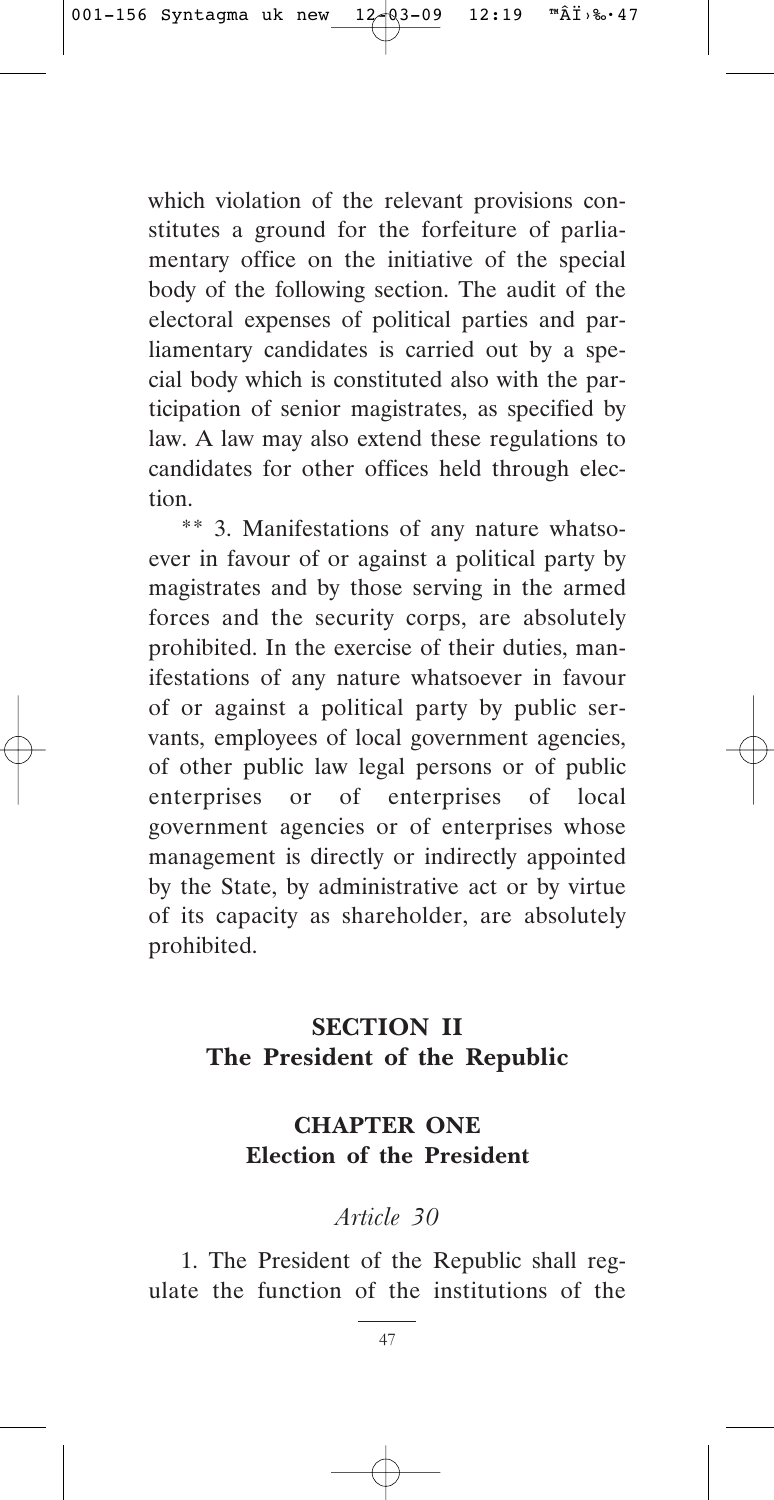which violation of the relevant provisions constitutes a ground for the forfeiture of parliamentary office on the initiative of the special body of the following section. The audit of the electoral expenses of political parties and parliamentary candidates is carried out by a special body which is constituted also with the participation of senior magistrates, as specified by law. A law may also extend these regulations to candidates for other offices held through election.

** 3. Manifestations of any nature whatsoever in favour of or against a political party by magistrates and by those serving in the armed forces and the security corps, are absolutely prohibited. In the exercise of their duties, manifestations of any nature whatsoever in favour of or against a political party by public servants, employees of local government agencies, of other public law legal persons or of public enterprises or of enterprises of local government agencies or of enterprises whose management is directly or indirectly appointed by the State, by administrative act or by virtue of its capacity as shareholder, are absolutely prohibited.

## SECTION II
## The President of the Republic

### CHAPTER ONE
### Election of the President

*Article 30*

1. The President of the Republic shall regulate the function of the institutions of the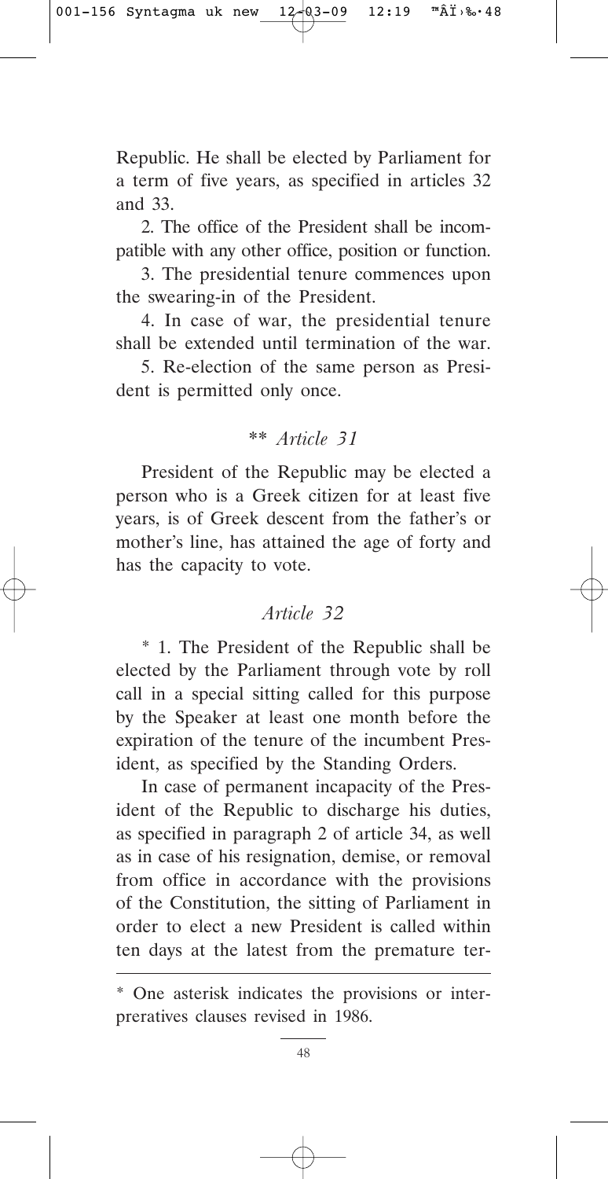Republic. He shall be elected by Parliament for a term of five years, as specified in articles 32 and 33.

2. The office of the President shall be incompatible with any other office, position or function.

3. The presidential tenure commences upon the swearing-in of the President.

4. In case of war, the presidential tenure shall be extended until termination of the war.

5. Re-election of the same person as President is permitted only once.

### ** *Article 31*

President of the Republic may be elected a person who is a Greek citizen for at least five years, is of Greek descent from the father's or mother's line, has attained the age of forty and has the capacity to vote.

### *Article 32*

* 1. The President of the Republic shall be elected by the Parliament through vote by roll call in a special sitting called for this purpose by the Speaker at least one month before the expiration of the tenure of the incumbent President, as specified by the Standing Orders.

In case of permanent incapacity of the President of the Republic to discharge his duties, as specified in paragraph 2 of article 34, as well as in case of his resignation, demise, or removal from office in accordance with the provisions of the Constitution, the sitting of Parliament in order to elect a new President is called within ten days at the latest from the premature ter-

---

* One asterisk indicates the provisions or interpreratives clauses revised in 1986.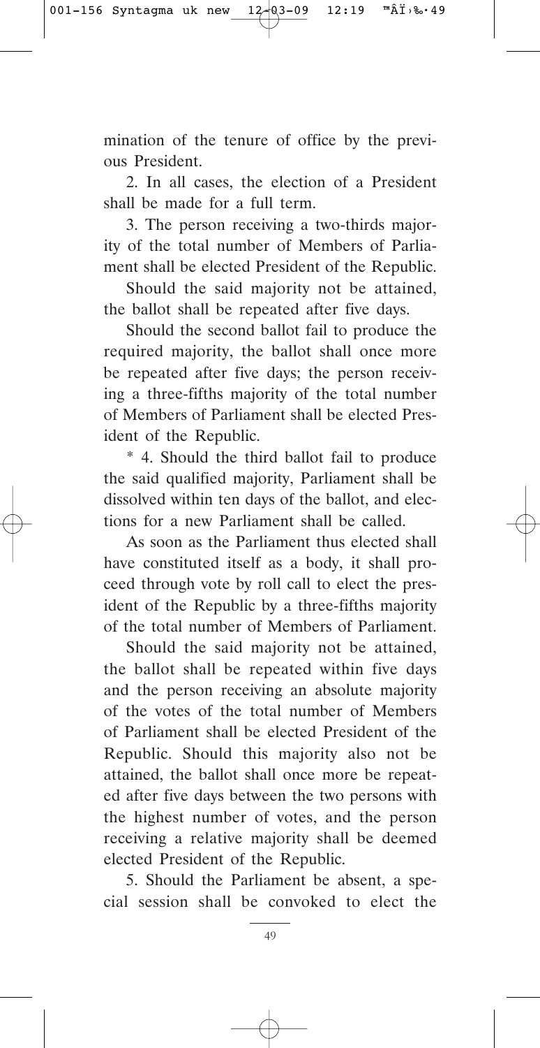mination of the tenure of office by the previous President.

2. In all cases, the election of a President shall be made for a full term.

3. The person receiving a two-thirds majority of the total number of Members of Parliament shall be elected President of the Republic.

Should the said majority not be attained, the ballot shall be repeated after five days.

Should the second ballot fail to produce the required majority, the ballot shall once more be repeated after five days; the person receiving a three-fifths majority of the total number of Members of Parliament shall be elected President of the Republic.

* 4. Should the third ballot fail to produce the said qualified majority, Parliament shall be dissolved within ten days of the ballot, and elections for a new Parliament shall be called.

As soon as the Parliament thus elected shall have constituted itself as a body, it shall proceed through vote by roll call to elect the president of the Republic by a three-fifths majority of the total number of Members of Parliament.

Should the said majority not be attained, the ballot shall be repeated within five days and the person receiving an absolute majority of the votes of the total number of Members of Parliament shall be elected President of the Republic. Should this majority also not be attained, the ballot shall once more be repeated after five days between the two persons with the highest number of votes, and the person receiving a relative majority shall be deemed elected President of the Republic.

5. Should the Parliament be absent, a special session shall be convoked to elect the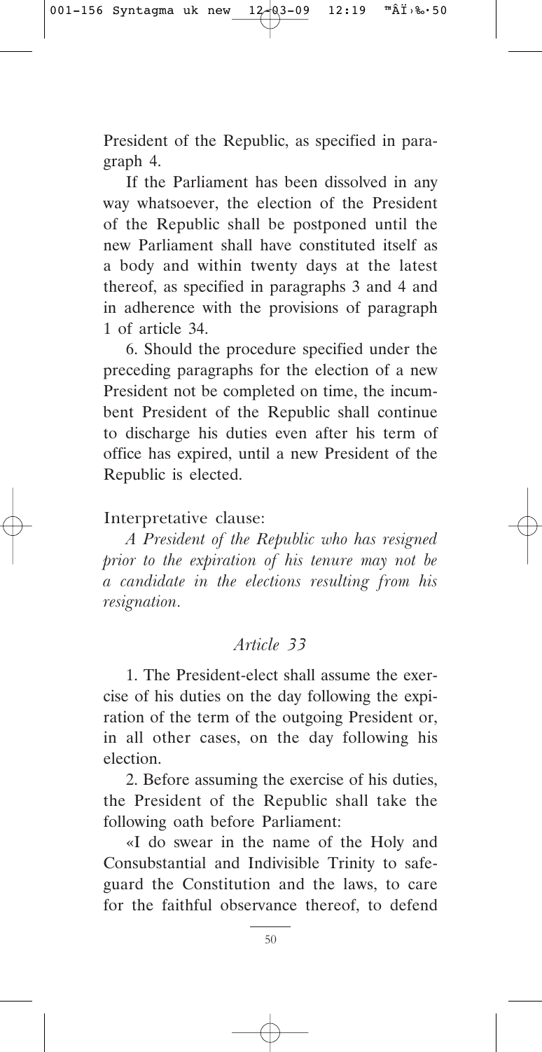President of the Republic, as specified in paragraph 4.

If the Parliament has been dissolved in any way whatsoever, the election of the President of the Republic shall be postponed until the new Parliament shall have constituted itself as a body and within twenty days at the latest thereof, as specified in paragraphs 3 and 4 and in adherence with the provisions of paragraph 1 of article 34.

6. Should the procedure specified under the preceding paragraphs for the election of a new President not be completed on time, the incumbent President of the Republic shall continue to discharge his duties even after his term of office has expired, until a new President of the Republic is elected.

Interpretative clause:

*A President of the Republic who has resigned prior to the expiration of his tenure may not be a candidate in the elections resulting from his resignation.*

### *Article 33*

1. The President-elect shall assume the exercise of his duties on the day following the expiration of the term of the outgoing President or, in all other cases, on the day following his election.

2. Before assuming the exercise of his duties, the President of the Republic shall take the following oath before Parliament:

«I do swear in the name of the Holy and Consubstantial and Indivisible Trinity to safeguard the Constitution and the laws, to care for the faithful observance thereof, to defend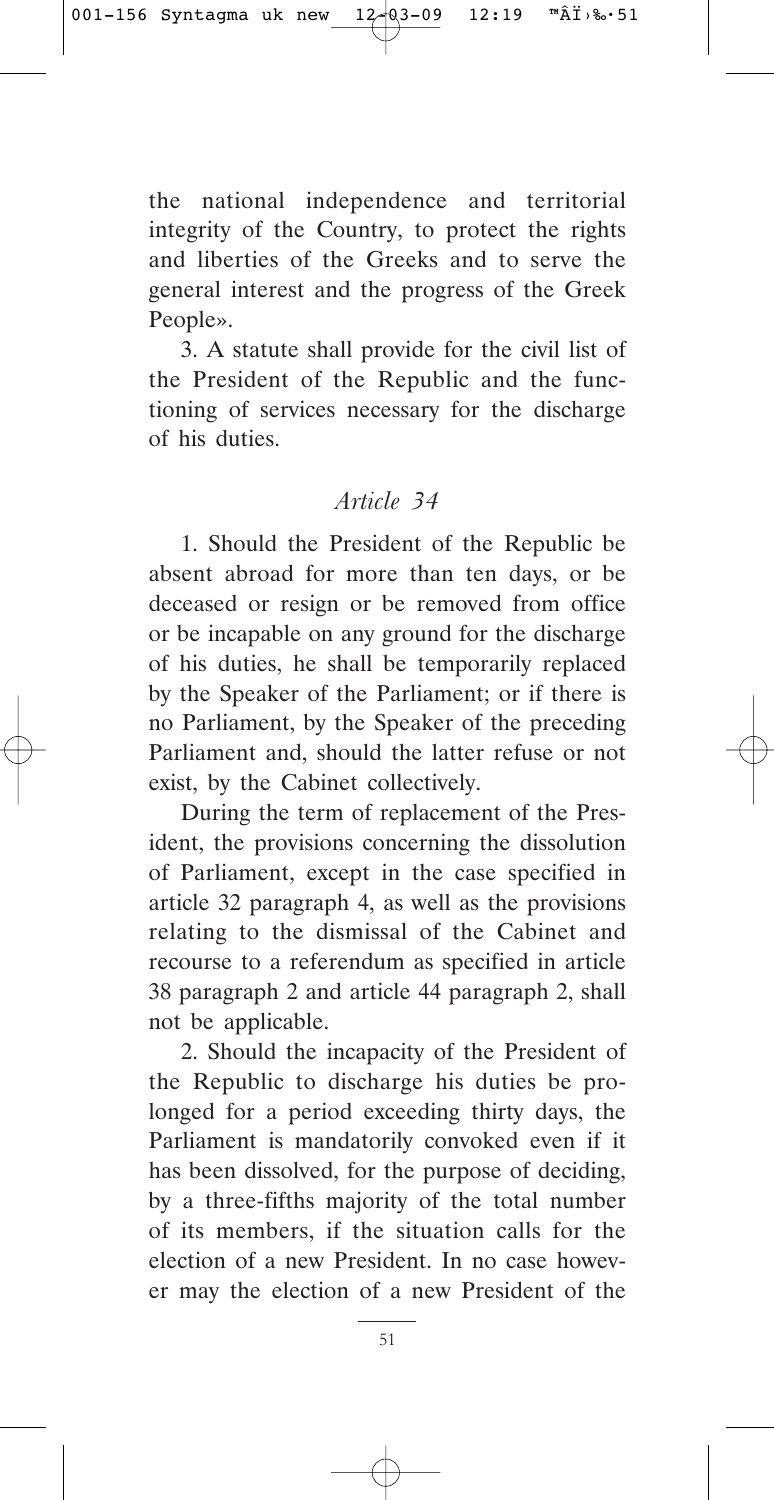the national independence and territorial integrity of the Country, to protect the rights and liberties of the Greeks and to serve the general interest and the progress of the Greek People».

3. A statute shall provide for the civil list of the President of the Republic and the functioning of services necessary for the discharge of his duties.

### *Article 34*

1. Should the President of the Republic be absent abroad for more than ten days, or be deceased or resign or be removed from office or be incapable on any ground for the discharge of his duties, he shall be temporarily replaced by the Speaker of the Parliament; or if there is no Parliament, by the Speaker of the preceding Parliament and, should the latter refuse or not exist, by the Cabinet collectively.

During the term of replacement of the President, the provisions concerning the dissolution of Parliament, except in the case specified in article 32 paragraph 4, as well as the provisions relating to the dismissal of the Cabinet and recourse to a referendum as specified in article 38 paragraph 2 and article 44 paragraph 2, shall not be applicable.

2. Should the incapacity of the President of the Republic to discharge his duties be prolonged for a period exceeding thirty days, the Parliament is mandatorily convoked even if it has been dissolved, for the purpose of deciding, by a three-fifths majority of the total number of its members, if the situation calls for the election of a new President. In no case however may the election of a new President of the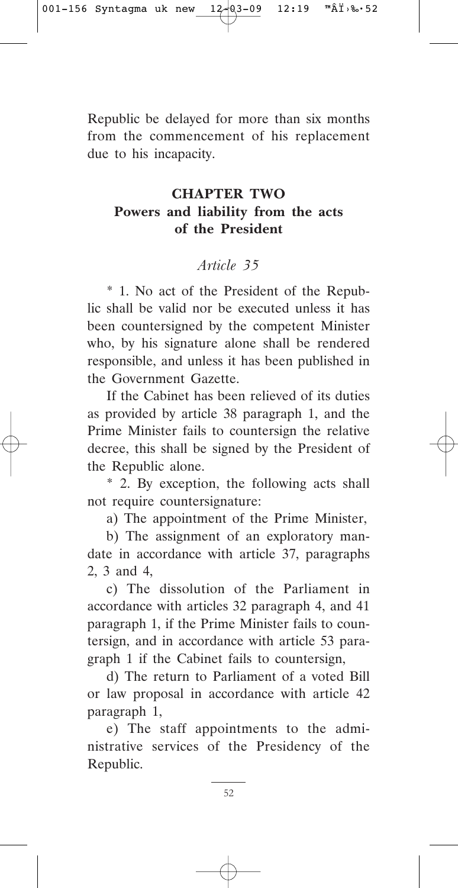Republic be delayed for more than six months from the commencement of his replacement due to his incapacity.

## CHAPTER TWO
## Powers and liability from the acts of the President

### *Article 35*

* 1. No act of the President of the Republic shall be valid nor be executed unless it has been countersigned by the competent Minister who, by his signature alone shall be rendered responsible, and unless it has been published in the Government Gazette.

If the Cabinet has been relieved of its duties as provided by article 38 paragraph 1, and the Prime Minister fails to countersign the relative decree, this shall be signed by the President of the Republic alone.

* 2. By exception, the following acts shall not require countersignature:

a) The appointment of the Prime Minister,

b) The assignment of an exploratory mandate in accordance with article 37, paragraphs 2, 3 and 4,

c) The dissolution of the Parliament in accordance with articles 32 paragraph 4, and 41 paragraph 1, if the Prime Minister fails to countersign, and in accordance with article 53 paragraph 1 if the Cabinet fails to countersign,

d) The return to Parliament of a voted Bill or law proposal in accordance with article 42 paragraph 1,

e) The staff appointments to the administrative services of the Presidency of the Republic.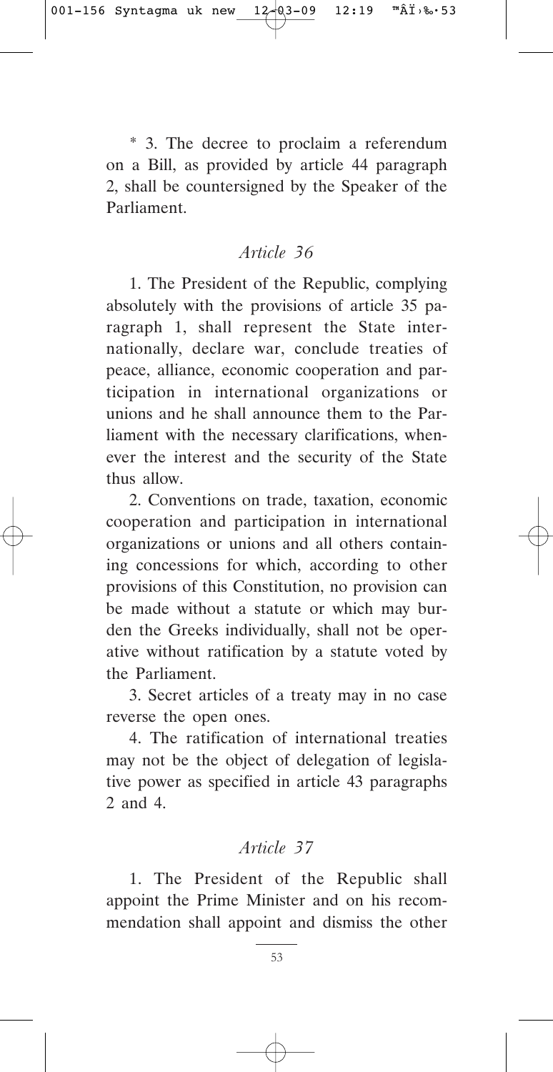\* 3. The decree to proclaim a referendum on a Bill, as provided by article 44 paragraph 2, shall be countersigned by the Speaker of the Parliament.

### *Article 36*

1. The President of the Republic, complying absolutely with the provisions of article 35 paragraph 1, shall represent the State internationally, declare war, conclude treaties of peace, alliance, economic cooperation and participation in international organizations or unions and he shall announce them to the Parliament with the necessary clarifications, whenever the interest and the security of the State thus allow.

2. Conventions on trade, taxation, economic cooperation and participation in international organizations or unions and all others containing concessions for which, according to other provisions of this Constitution, no provision can be made without a statute or which may burden the Greeks individually, shall not be operative without ratification by a statute voted by the Parliament.

3. Secret articles of a treaty may in no case reverse the open ones.

4. The ratification of international treaties may not be the object of delegation of legislative power as specified in article 43 paragraphs 2 and 4.

### *Article 37*

1. The President of the Republic shall appoint the Prime Minister and on his recommendation shall appoint and dismiss the other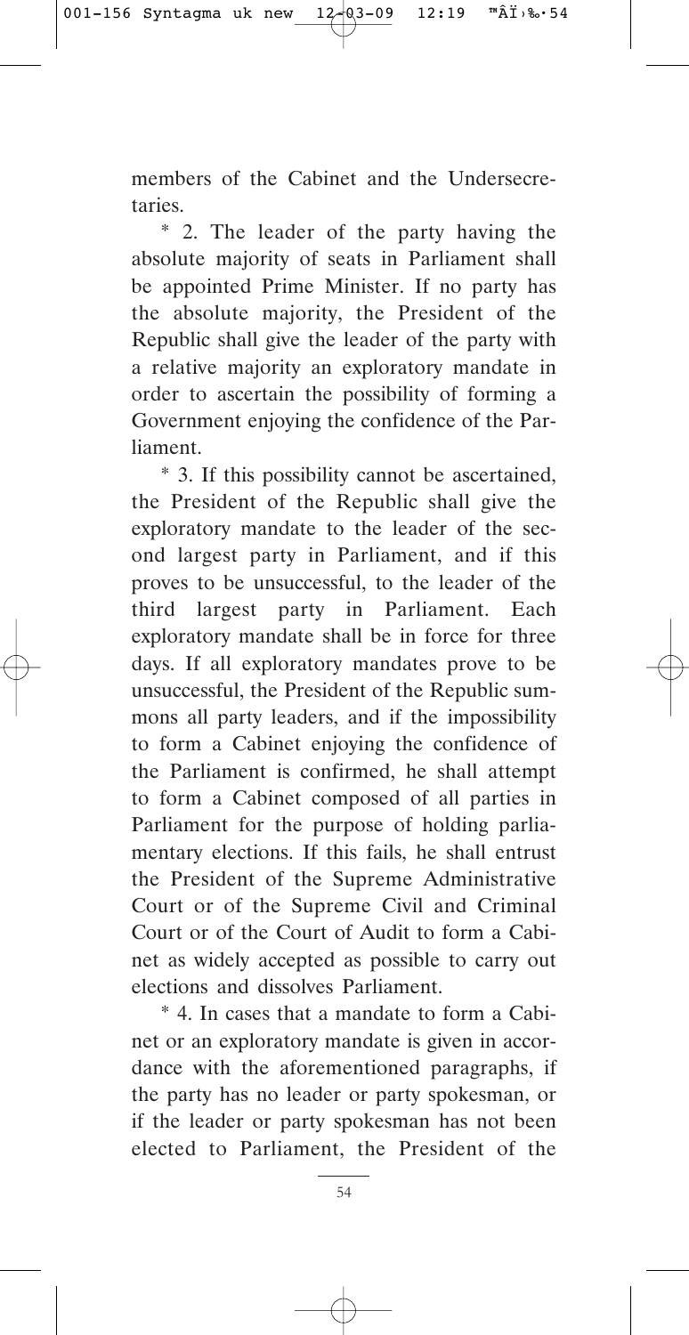members of the Cabinet and the Undersecretaries.

* 2. The leader of the party having the absolute majority of seats in Parliament shall be appointed Prime Minister. If no party has the absolute majority, the President of the Republic shall give the leader of the party with a relative majority an exploratory mandate in order to ascertain the possibility of forming a Government enjoying the confidence of the Parliament.

* 3. If this possibility cannot be ascertained, the President of the Republic shall give the exploratory mandate to the leader of the second largest party in Parliament, and if this proves to be unsuccessful, to the leader of the third largest party in Parliament. Each exploratory mandate shall be in force for three days. If all exploratory mandates prove to be unsuccessful, the President of the Republic summons all party leaders, and if the impossibility to form a Cabinet enjoying the confidence of the Parliament is confirmed, he shall attempt to form a Cabinet composed of all parties in Parliament for the purpose of holding parliamentary elections. If this fails, he shall entrust the President of the Supreme Administrative Court or of the Supreme Civil and Criminal Court or of the Court of Audit to form a Cabinet as widely accepted as possible to carry out elections and dissolves Parliament.

* 4. In cases that a mandate to form a Cabinet or an exploratory mandate is given in accordance with the aforementioned paragraphs, if the party has no leader or party spokesman, or if the leader or party spokesman has not been elected to Parliament, the President of the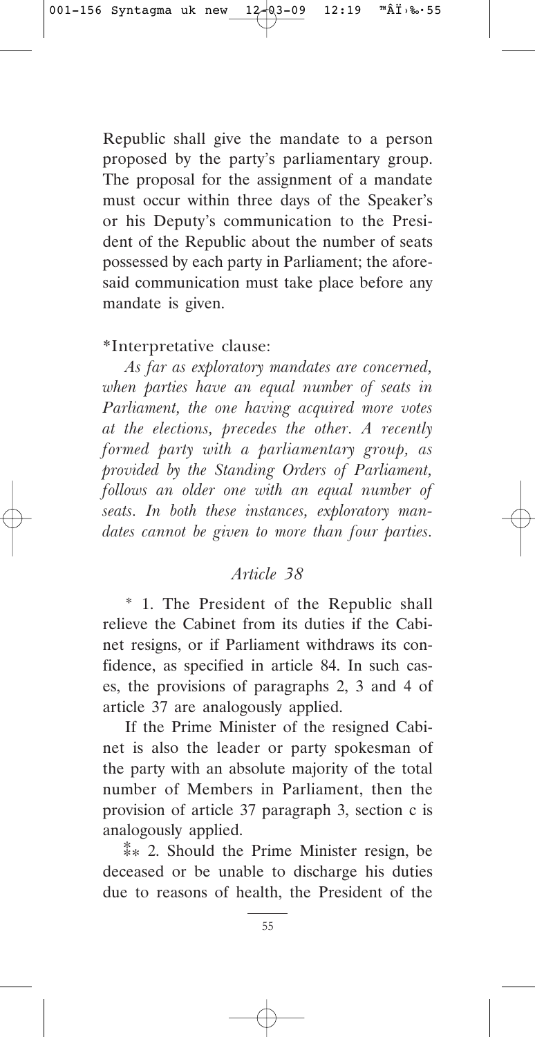Republic shall give the mandate to a person proposed by the party's parliamentary group. The proposal for the assignment of a mandate must occur within three days of the Speaker's or his Deputy's communication to the President of the Republic about the number of seats possessed by each party in Parliament; the aforesaid communication must take place before any mandate is given.

*Interpretative clause:

*As far as exploratory mandates are concerned, when parties have an equal number of seats in Parliament, the one having acquired more votes at the elections, precedes the other. A recently formed party with a parliamentary group, as provided by the Standing Orders of Parliament, follows an older one with an equal number of seats. In both these instances, exploratory mandates cannot be given to more than four parties.*

## *Article 38*

\* 1. The President of the Republic shall relieve the Cabinet from its duties if the Cabinet resigns, or if Parliament withdraws its confidence, as specified in article 84. In such cases, the provisions of paragraphs 2, 3 and 4 of article 37 are analogously applied.

If the Prime Minister of the resigned Cabinet is also the leader or party spokesman of the party with an absolute majority of the total number of Members in Parliament, then the provision of article 37 paragraph 3, section c is analogously applied.

⁂ 2. Should the Prime Minister resign, be deceased or be unable to discharge his duties due to reasons of health, the President of the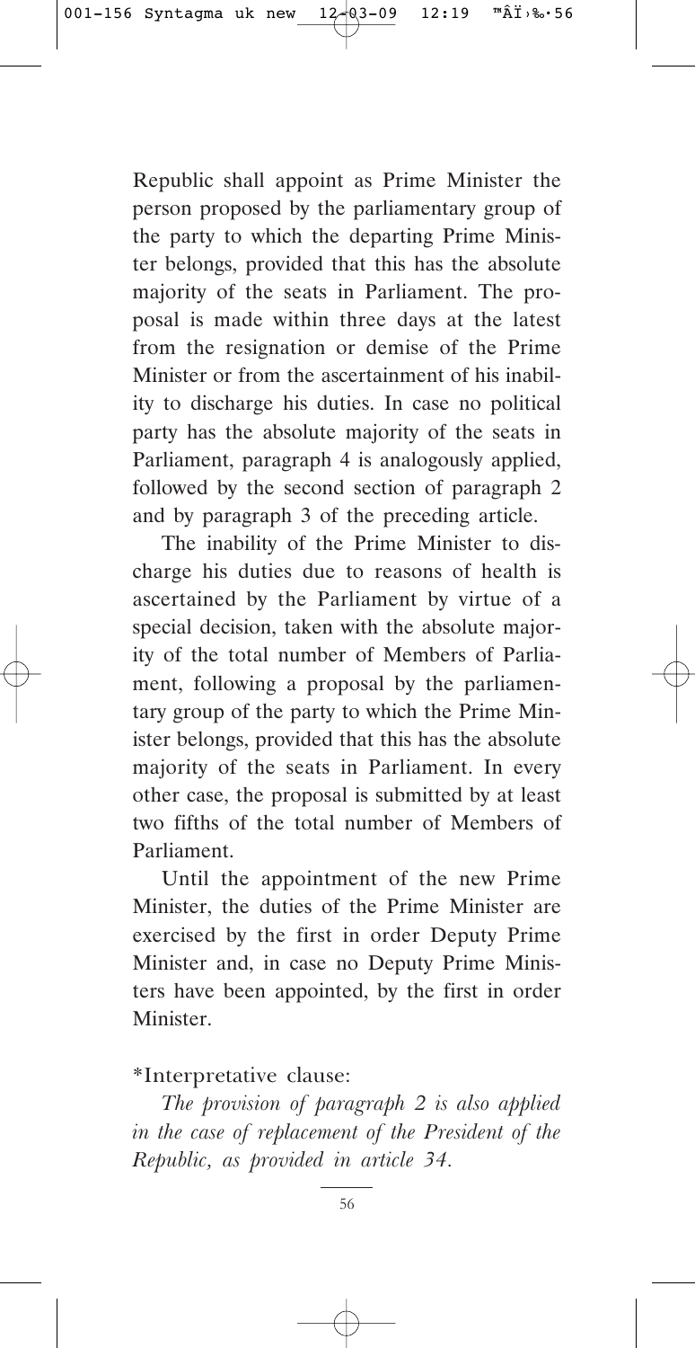Republic shall appoint as Prime Minister the person proposed by the parliamentary group of the party to which the departing Prime Minister belongs, provided that this has the absolute majority of the seats in Parliament. The proposal is made within three days at the latest from the resignation or demise of the Prime Minister or from the ascertainment of his inability to discharge his duties. In case no political party has the absolute majority of the seats in Parliament, paragraph 4 is analogously applied, followed by the second section of paragraph 2 and by paragraph 3 of the preceding article.

The inability of the Prime Minister to discharge his duties due to reasons of health is ascertained by the Parliament by virtue of a special decision, taken with the absolute majority of the total number of Members of Parliament, following a proposal by the parliamentary group of the party to which the Prime Minister belongs, provided that this has the absolute majority of the seats in Parliament. In every other case, the proposal is submitted by at least two fifths of the total number of Members of Parliament.

Until the appointment of the new Prime Minister, the duties of the Prime Minister are exercised by the first in order Deputy Prime Minister and, in case no Deputy Prime Ministers have been appointed, by the first in order Minister.

*Interpretative clause:

*The provision of paragraph 2 is also applied in the case of replacement of the President of the Republic, as provided in article 34.*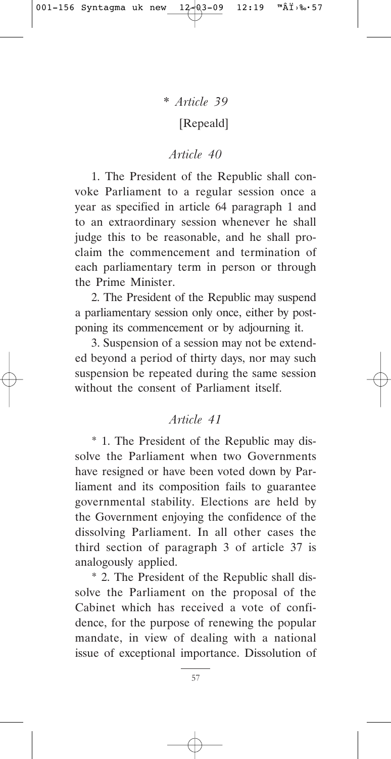### \* *Article 39*

[Repeald]

### *Article 40*

1. The President of the Republic shall convoke Parliament to a regular session once a year as specified in article 64 paragraph 1 and to an extraordinary session whenever he shall judge this to be reasonable, and he shall proclaim the commencement and termination of each parliamentary term in person or through the Prime Minister.

2. The President of the Republic may suspend a parliamentary session only once, either by postponing its commencement or by adjourning it.

3. Suspension of a session may not be extended beyond a period of thirty days, nor may such suspension be repeated during the same session without the consent of Parliament itself.

### *Article 41*

\* 1. The President of the Republic may dissolve the Parliament when two Governments have resigned or have been voted down by Parliament and its composition fails to guarantee governmental stability. Elections are held by the Government enjoying the confidence of the dissolving Parliament. In all other cases the third section of paragraph 3 of article 37 is analogously applied.

\* 2. The President of the Republic shall dissolve the Parliament on the proposal of the Cabinet which has received a vote of confidence, for the purpose of renewing the popular mandate, in view of dealing with a national issue of exceptional importance. Dissolution of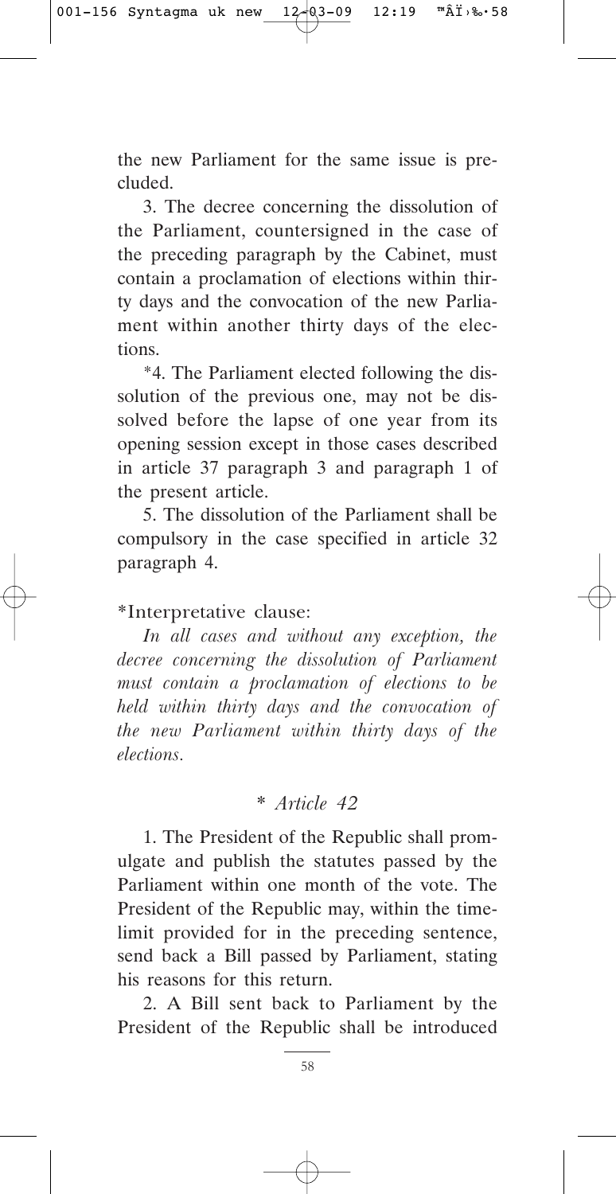the new Parliament for the same issue is precluded.

3. The decree concerning the dissolution of the Parliament, countersigned in the case of the preceding paragraph by the Cabinet, must contain a proclamation of elections within thirty days and the convocation of the new Parliament within another thirty days of the elections.

*4. The Parliament elected following the dissolution of the previous one, may not be dissolved before the lapse of one year from its opening session except in those cases described in article 37 paragraph 3 and paragraph 1 of the present article.

5. The dissolution of the Parliament shall be compulsory in the case specified in article 32 paragraph 4.

*Interpretative clause:

*In all cases and without any exception, the decree concerning the dissolution of Parliament must contain a proclamation of elections to be held within thirty days and the convocation of the new Parliament within thirty days of the elections.*

### * *Article 42*

1. The President of the Republic shall promulgate and publish the statutes passed by the Parliament within one month of the vote. The President of the Republic may, within the time-limit provided for in the preceding sentence, send back a Bill passed by Parliament, stating his reasons for this return.

2. A Bill sent back to Parliament by the President of the Republic shall be introduced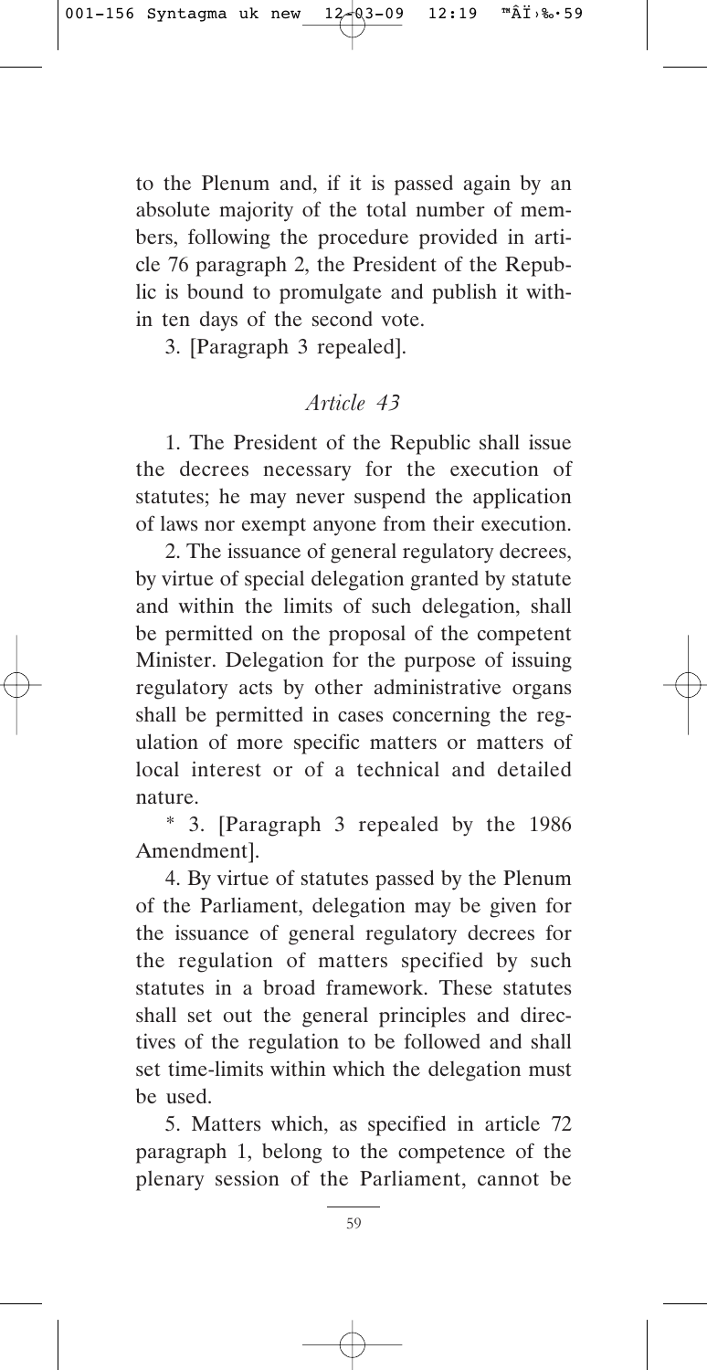to the Plenum and, if it is passed again by an absolute majority of the total number of members, following the procedure provided in article 76 paragraph 2, the President of the Republic is bound to promulgate and publish it within ten days of the second vote.

3. [Paragraph 3 repealed].

### *Article 43*

1. The President of the Republic shall issue the decrees necessary for the execution of statutes; he may never suspend the application of laws nor exempt anyone from their execution.

2. The issuance of general regulatory decrees, by virtue of special delegation granted by statute and within the limits of such delegation, shall be permitted on the proposal of the competent Minister. Delegation for the purpose of issuing regulatory acts by other administrative organs shall be permitted in cases concerning the regulation of more specific matters or matters of local interest or of a technical and detailed nature.

\* 3. [Paragraph 3 repealed by the 1986 Amendment].

4. By virtue of statutes passed by the Plenum of the Parliament, delegation may be given for the issuance of general regulatory decrees for the regulation of matters specified by such statutes in a broad framework. These statutes shall set out the general principles and directives of the regulation to be followed and shall set time-limits within which the delegation must be used.

5. Matters which, as specified in article 72 paragraph 1, belong to the competence of the plenary session of the Parliament, cannot be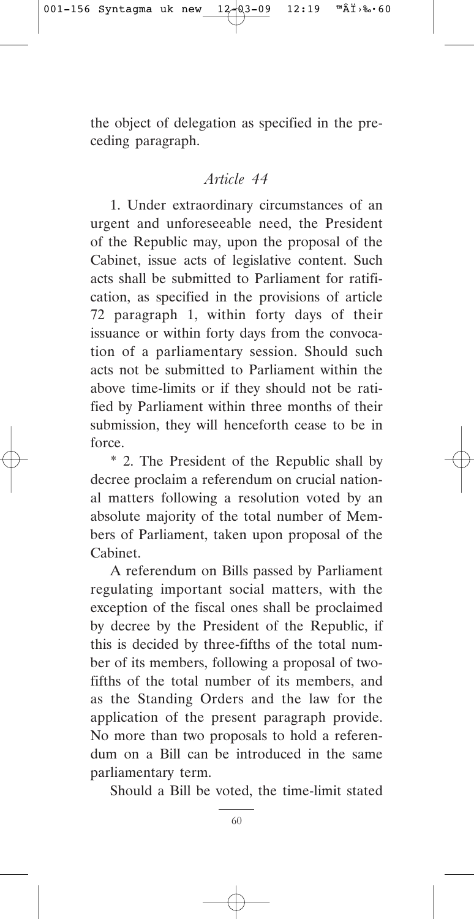the object of delegation as specified in the preceding paragraph.

## *Article 44*

1. Under extraordinary circumstances of an urgent and unforeseeable need, the President of the Republic may, upon the proposal of the Cabinet, issue acts of legislative content. Such acts shall be submitted to Parliament for ratification, as specified in the provisions of article 72 paragraph 1, within forty days of their issuance or within forty days from the convocation of a parliamentary session. Should such acts not be submitted to Parliament within the above time-limits or if they should not be ratified by Parliament within three months of their submission, they will henceforth cease to be in force.

* 2. The President of the Republic shall by decree proclaim a referendum on crucial national matters following a resolution voted by an absolute majority of the total number of Members of Parliament, taken upon proposal of the Cabinet.

A referendum on Bills passed by Parliament regulating important social matters, with the exception of the fiscal ones shall be proclaimed by decree by the President of the Republic, if this is decided by three-fifths of the total number of its members, following a proposal of two-fifths of the total number of its members, and as the Standing Orders and the law for the application of the present paragraph provide. No more than two proposals to hold a referendum on a Bill can be introduced in the same parliamentary term.

Should a Bill be voted, the time-limit stated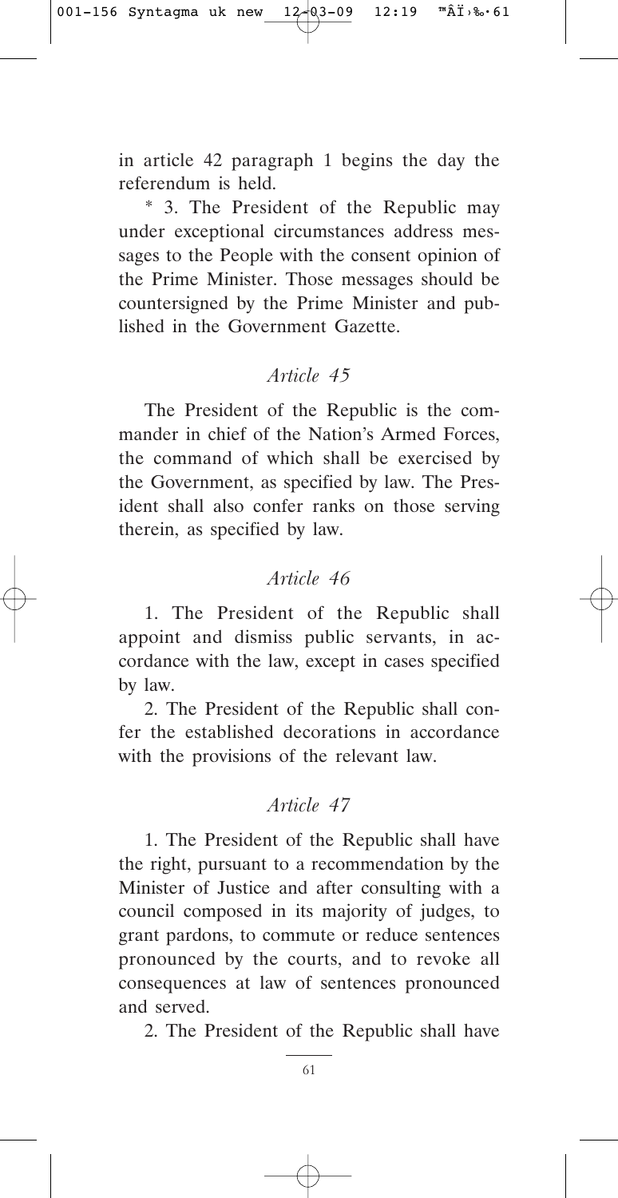in article 42 paragraph 1 begins the day the referendum is held.

* 3. The President of the Republic may under exceptional circumstances address messages to the People with the consent opinion of the Prime Minister. Those messages should be countersigned by the Prime Minister and published in the Government Gazette.

### *Article 45*

The President of the Republic is the commander in chief of the Nation's Armed Forces, the command of which shall be exercised by the Government, as specified by law. The President shall also confer ranks on those serving therein, as specified by law.

### *Article 46*

1. The President of the Republic shall appoint and dismiss public servants, in accordance with the law, except in cases specified by law.

2. The President of the Republic shall confer the established decorations in accordance with the provisions of the relevant law.

### *Article 47*

1. The President of the Republic shall have the right, pursuant to a recommendation by the Minister of Justice and after consulting with a council composed in its majority of judges, to grant pardons, to commute or reduce sentences pronounced by the courts, and to revoke all consequences at law of sentences pronounced and served.

2. The President of the Republic shall have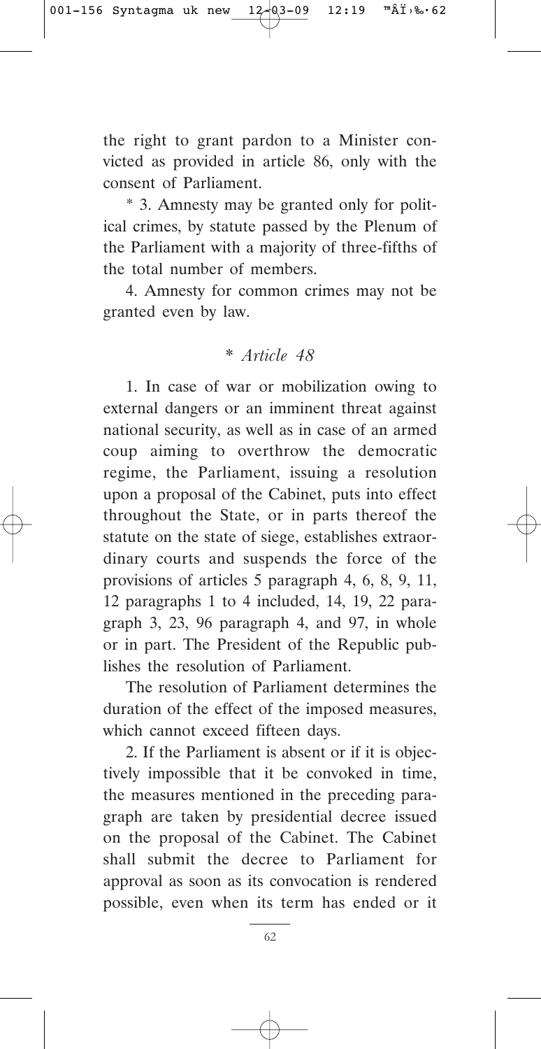the right to grant pardon to a Minister convicted as provided in article 86, only with the consent of Parliament.

* 3. Amnesty may be granted only for political crimes, by statute passed by the Plenum of the Parliament with a majority of three-fifths of the total number of members.

4. Amnesty for common crimes may not be granted even by law.

### * *Article 48*

1. In case of war or mobilization owing to external dangers or an imminent threat against national security, as well as in case of an armed coup aiming to overthrow the democratic regime, the Parliament, issuing a resolution upon a proposal of the Cabinet, puts into effect throughout the State, or in parts thereof the statute on the state of siege, establishes extraordinary courts and suspends the force of the provisions of articles 5 paragraph 4, 6, 8, 9, 11, 12 paragraphs 1 to 4 included, 14, 19, 22 paragraph 3, 23, 96 paragraph 4, and 97, in whole or in part. The President of the Republic publishes the resolution of Parliament.

The resolution of Parliament determines the duration of the effect of the imposed measures, which cannot exceed fifteen days.

2. If the Parliament is absent or if it is objectively impossible that it be convoked in time, the measures mentioned in the preceding paragraph are taken by presidential decree issued on the proposal of the Cabinet. The Cabinet shall submit the decree to Parliament for approval as soon as its convocation is rendered possible, even when its term has ended or it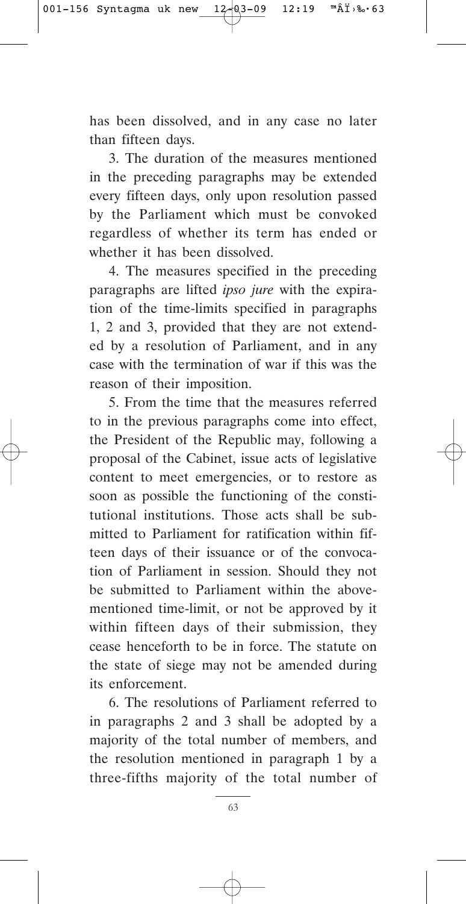has been dissolved, and in any case no later than fifteen days.

3. The duration of the measures mentioned in the preceding paragraphs may be extended every fifteen days, only upon resolution passed by the Parliament which must be convoked regardless of whether its term has ended or whether it has been dissolved.

4. The measures specified in the preceding paragraphs are lifted *ipso jure* with the expiration of the time-limits specified in paragraphs 1, 2 and 3, provided that they are not extended by a resolution of Parliament, and in any case with the termination of war if this was the reason of their imposition.

5. From the time that the measures referred to in the previous paragraphs come into effect, the President of the Republic may, following a proposal of the Cabinet, issue acts of legislative content to meet emergencies, or to restore as soon as possible the functioning of the constitutional institutions. Those acts shall be submitted to Parliament for ratification within fifteen days of their issuance or of the convocation of Parliament in session. Should they not be submitted to Parliament within the abovementioned time-limit, or not be approved by it within fifteen days of their submission, they cease henceforth to be in force. The statute on the state of siege may not be amended during its enforcement.

6. The resolutions of Parliament referred to in paragraphs 2 and 3 shall be adopted by a majority of the total number of members, and the resolution mentioned in paragraph 1 by a three-fifths majority of the total number of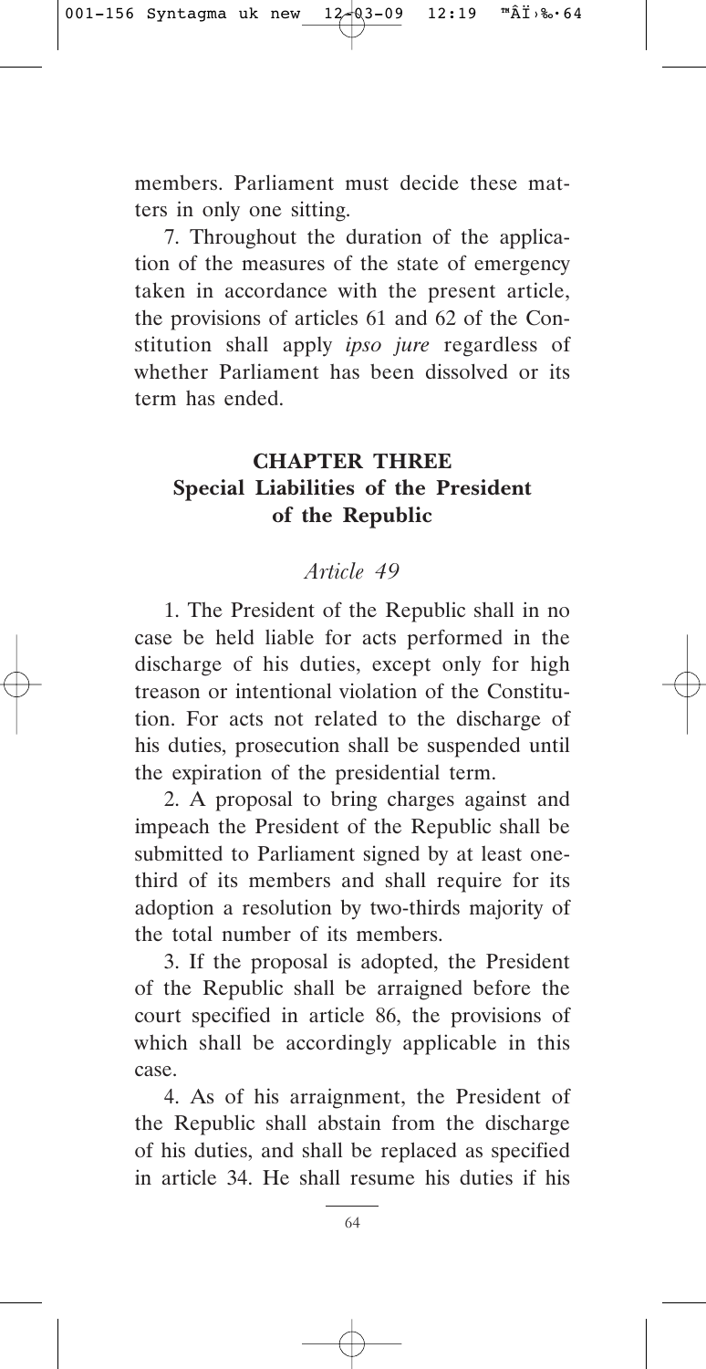members. Parliament must decide these matters in only one sitting.

7. Throughout the duration of the application of the measures of the state of emergency taken in accordance with the present article, the provisions of articles 61 and 62 of the Constitution shall apply *ipso jure* regardless of whether Parliament has been dissolved or its term has ended.

## CHAPTER THREE
## Special Liabilities of the President of the Republic

### *Article 49*

1. The President of the Republic shall in no case be held liable for acts performed in the discharge of his duties, except only for high treason or intentional violation of the Constitution. For acts not related to the discharge of his duties, prosecution shall be suspended until the expiration of the presidential term.

2. A proposal to bring charges against and impeach the President of the Republic shall be submitted to Parliament signed by at least one-third of its members and shall require for its adoption a resolution by two-thirds majority of the total number of its members.

3. If the proposal is adopted, the President of the Republic shall be arraigned before the court specified in article 86, the provisions of which shall be accordingly applicable in this case.

4. As of his arraignment, the President of the Republic shall abstain from the discharge of his duties, and shall be replaced as specified in article 34. He shall resume his duties if his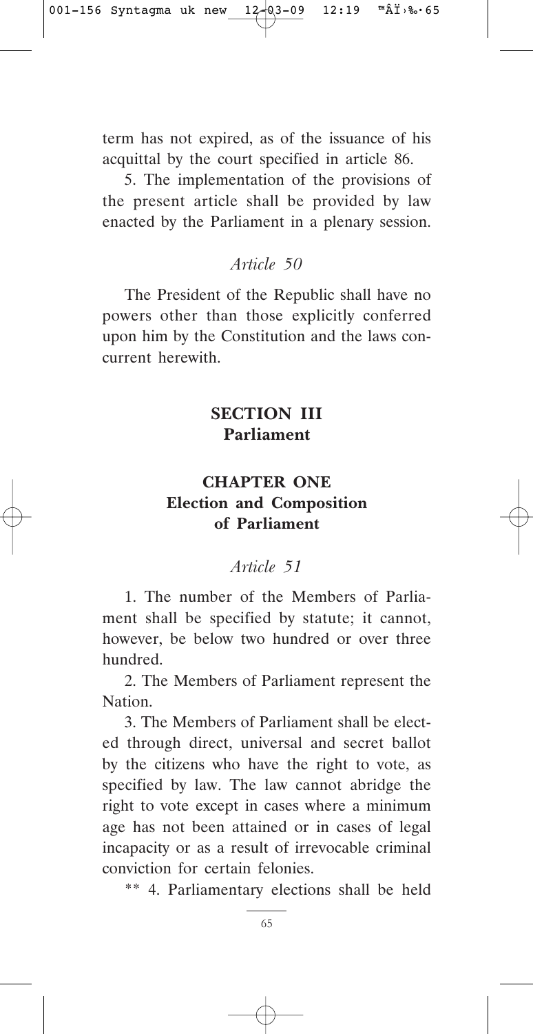term has not expired, as of the issuance of his acquittal by the court specified in article 86.

5. The implementation of the provisions of the present article shall be provided by law enacted by the Parliament in a plenary session.

*Article 50*

The President of the Republic shall have no powers other than those explicitly conferred upon him by the Constitution and the laws concurrent herewith.

## SECTION III
## Parliament

### CHAPTER ONE
### Election and Composition of Parliament

*Article 51*

1. The number of the Members of Parliament shall be specified by statute; it cannot, however, be below two hundred or over three hundred.

2. The Members of Parliament represent the Nation.

3. The Members of Parliament shall be elected through direct, universal and secret ballot by the citizens who have the right to vote, as specified by law. The law cannot abridge the right to vote except in cases where a minimum age has not been attained or in cases of legal incapacity or as a result of irrevocable criminal conviction for certain felonies.

** 4. Parliamentary elections shall be held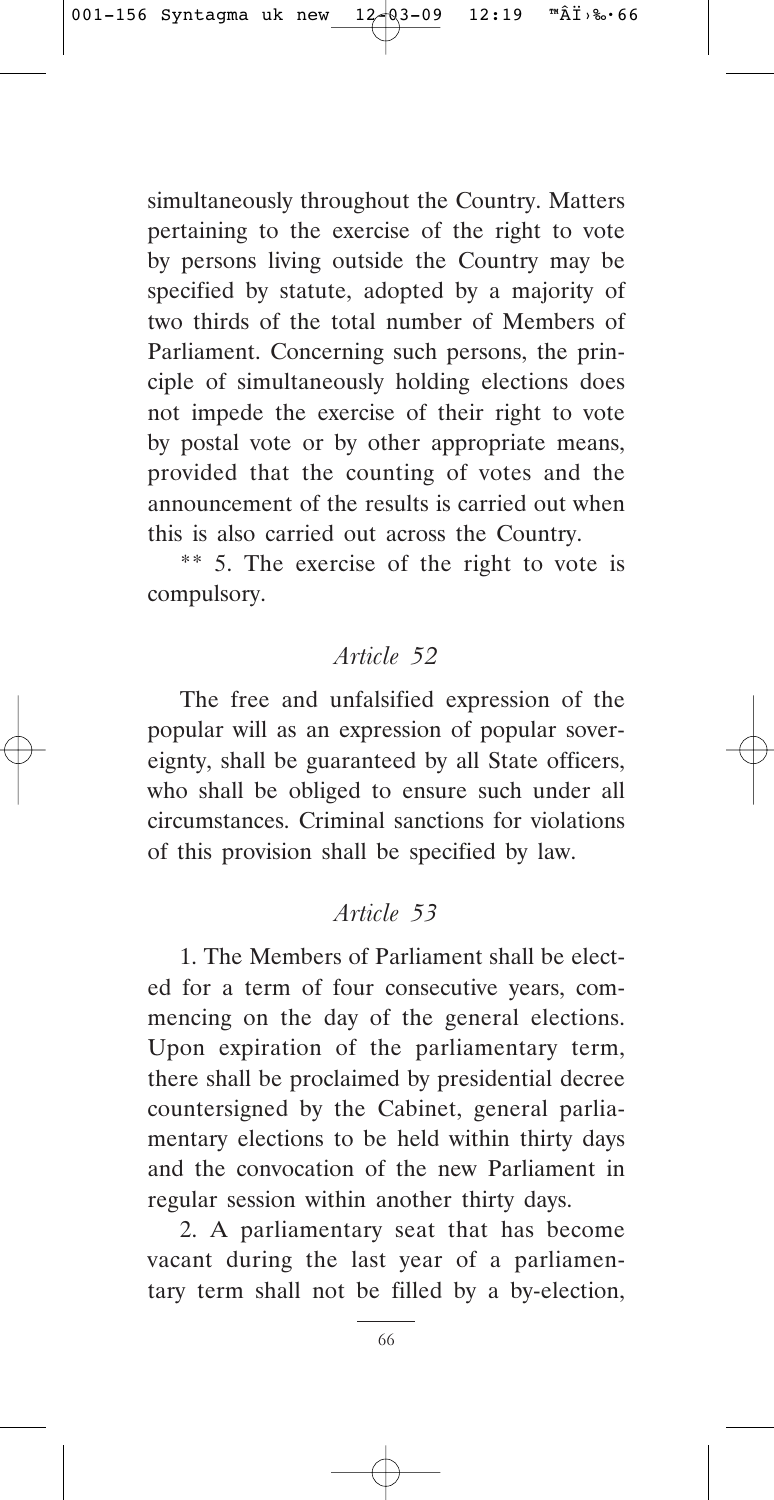simultaneously throughout the Country. Matters pertaining to the exercise of the right to vote by persons living outside the Country may be specified by statute, adopted by a majority of two thirds of the total number of Members of Parliament. Concerning such persons, the principle of simultaneously holding elections does not impede the exercise of their right to vote by postal vote or by other appropriate means, provided that the counting of votes and the announcement of the results is carried out when this is also carried out across the Country.

** 5. The exercise of the right to vote is compulsory.

### *Article 52*

The free and unfalsified expression of the popular will as an expression of popular sovereignty, shall be guaranteed by all State officers, who shall be obliged to ensure such under all circumstances. Criminal sanctions for violations of this provision shall be specified by law.

### *Article 53*

1. The Members of Parliament shall be elected for a term of four consecutive years, commencing on the day of the general elections. Upon expiration of the parliamentary term, there shall be proclaimed by presidential decree countersigned by the Cabinet, general parliamentary elections to be held within thirty days and the convocation of the new Parliament in regular session within another thirty days.

2. A parliamentary seat that has become vacant during the last year of a parliamentary term shall not be filled by a by-election,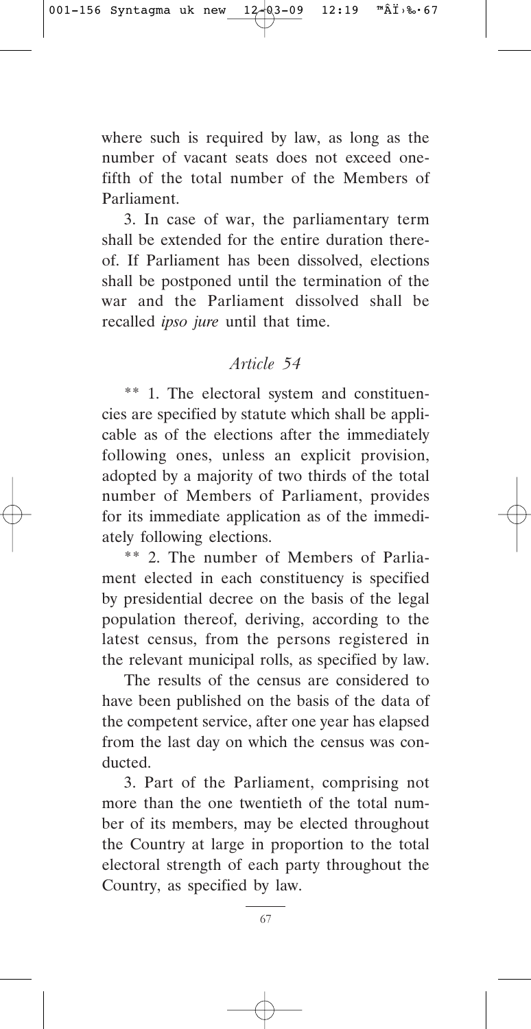where such is required by law, as long as the number of vacant seats does not exceed one-fifth of the total number of the Members of Parliament.

3. In case of war, the parliamentary term shall be extended for the entire duration thereof. If Parliament has been dissolved, elections shall be postponed until the termination of the war and the Parliament dissolved shall be recalled *ipso jure* until that time.

## *Article 54*

** 1. The electoral system and constituencies are specified by statute which shall be applicable as of the elections after the immediately following ones, unless an explicit provision, adopted by a majority of two thirds of the total number of Members of Parliament, provides for its immediate application as of the immediately following elections.

** 2. The number of Members of Parliament elected in each constituency is specified by presidential decree on the basis of the legal population thereof, deriving, according to the latest census, from the persons registered in the relevant municipal rolls, as specified by law.

The results of the census are considered to have been published on the basis of the data of the competent service, after one year has elapsed from the last day on which the census was conducted.

3. Part of the Parliament, comprising not more than the one twentieth of the total number of its members, may be elected throughout the Country at large in proportion to the total electoral strength of each party throughout the Country, as specified by law.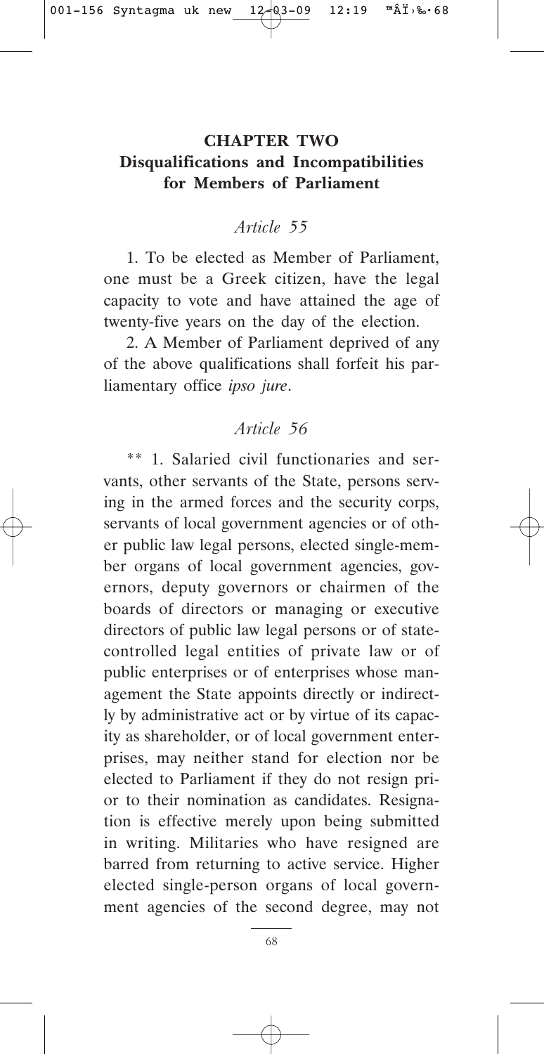## CHAPTER TWO
## Disqualifications and Incompatibilities for Members of Parliament

### *Article 55*

1. To be elected as Member of Parliament, one must be a Greek citizen, have the legal capacity to vote and have attained the age of twenty-five years on the day of the election.

2. A Member of Parliament deprived of any of the above qualifications shall forfeit his parliamentary office *ipso jure*.

### *Article 56*

** 1. Salaried civil functionaries and servants, other servants of the State, persons serving in the armed forces and the security corps, servants of local government agencies or of other public law legal persons, elected single-member organs of local government agencies, governors, deputy governors or chairmen of the boards of directors or managing or executive directors of public law legal persons or of state-controlled legal entities of private law or of public enterprises or of enterprises whose management the State appoints directly or indirectly by administrative act or by virtue of its capacity as shareholder, or of local government enterprises, may neither stand for election nor be elected to Parliament if they do not resign prior to their nomination as candidates. Resignation is effective merely upon being submitted in writing. Militaries who have resigned are barred from returning to active service. Higher elected single-person organs of local government agencies of the second degree, may not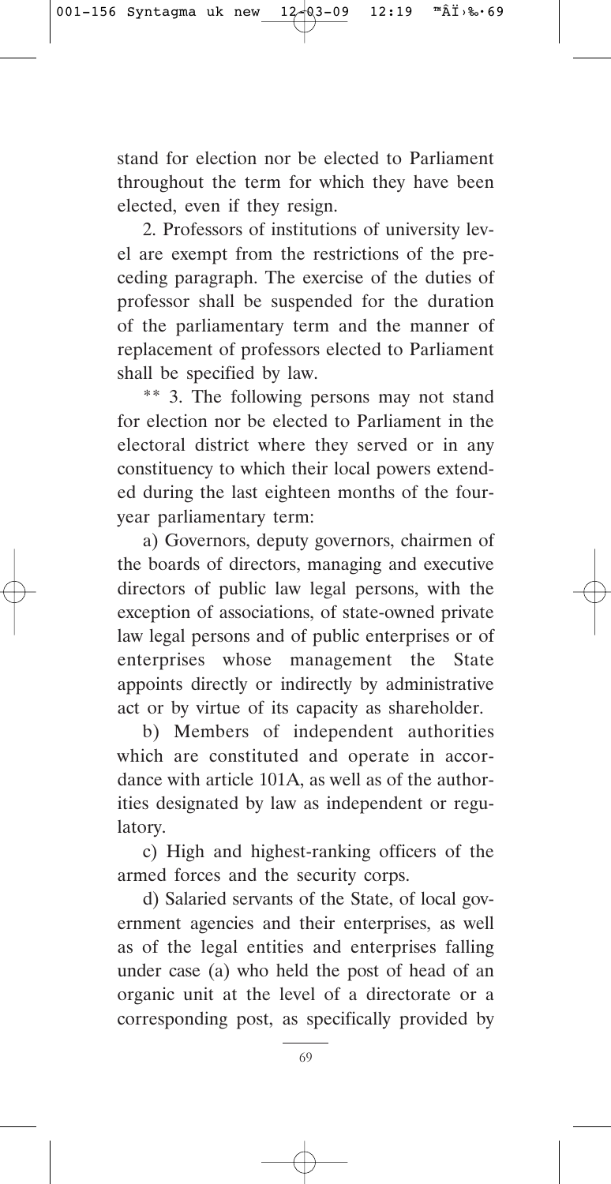stand for election nor be elected to Parliament throughout the term for which they have been elected, even if they resign.

2. Professors of institutions of university level are exempt from the restrictions of the preceding paragraph. The exercise of the duties of professor shall be suspended for the duration of the parliamentary term and the manner of replacement of professors elected to Parliament shall be specified by law.

** 3. The following persons may not stand for election nor be elected to Parliament in the electoral district where they served or in any constituency to which their local powers extended during the last eighteen months of the four-year parliamentary term:

a) Governors, deputy governors, chairmen of the boards of directors, managing and executive directors of public law legal persons, with the exception of associations, of state-owned private law legal persons and of public enterprises or of enterprises whose management the State appoints directly or indirectly by administrative act or by virtue of its capacity as shareholder.

b) Members of independent authorities which are constituted and operate in accordance with article 101A, as well as of the authorities designated by law as independent or regulatory.

c) High and highest-ranking officers of the armed forces and the security corps.

d) Salaried servants of the State, of local government agencies and their enterprises, as well as of the legal entities and enterprises falling under case (a) who held the post of head of an organic unit at the level of a directorate or a corresponding post, as specifically provided by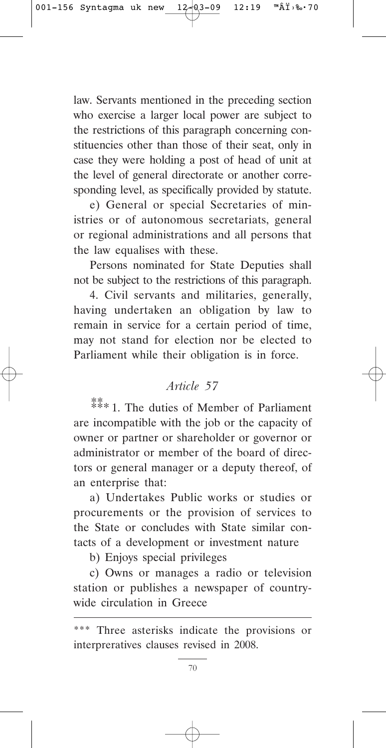law. Servants mentioned in the preceding section who exercise a larger local power are subject to the restrictions of this paragraph concerning constituencies other than those of their seat, only in case they were holding a post of head of unit at the level of general directorate or another corresponding level, as specifically provided by statute.

e) General or special Secretaries of ministries or of autonomous secretariats, general or regional administrations and all persons that the law equalises with these.

Persons nominated for State Deputies shall not be subject to the restrictions of this paragraph.

4. Civil servants and militaries, generally, having undertaken an obligation by law to remain in service for a certain period of time, may not stand for election nor be elected to Parliament while their obligation is in force.

### *Article 57*

*** 1. The duties of Member of Parliament are incompatible with the job or the capacity of owner or partner or shareholder or governor or administrator or member of the board of directors or general manager or a deputy thereof, of an enterprise that:

a) Undertakes Public works or studies or procurements or the provision of services to the State or concludes with State similar contacts of a development or investment nature

b) Enjoys special privileges

c) Owns or manages a radio or television station or publishes a newspaper of countrywide circulation in Greece

---

*** Three asterisks indicate the provisions or interpreratives clauses revised in 2008.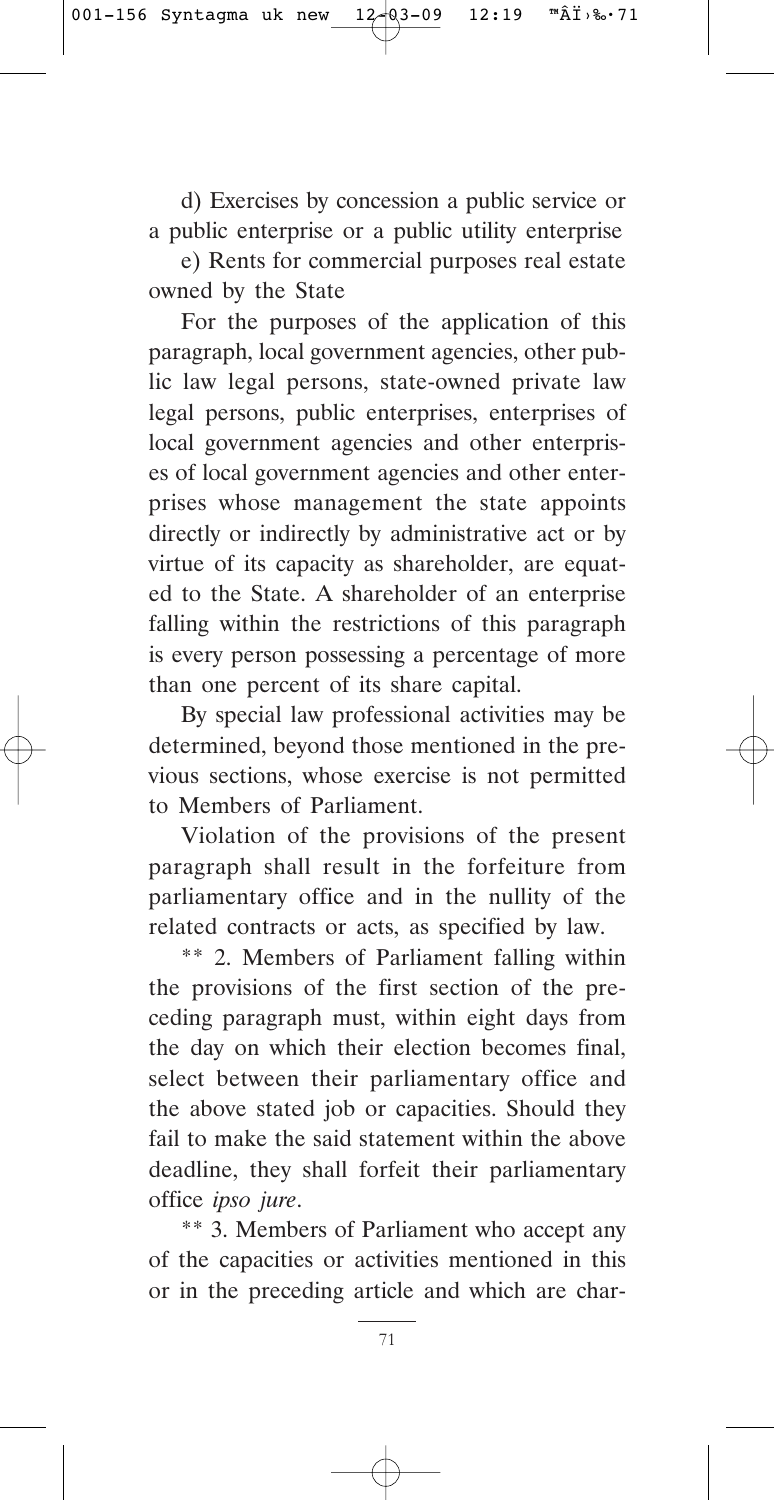d) Exercises by concession a public service or a public enterprise or a public utility enterprise

e) Rents for commercial purposes real estate owned by the State

For the purposes of the application of this paragraph, local government agencies, other public law legal persons, state-owned private law legal persons, public enterprises, enterprises of local government agencies and other enterprises of local government agencies and other enterprises whose management the state appoints directly or indirectly by administrative act or by virtue of its capacity as shareholder, are equated to the State. A shareholder of an enterprise falling within the restrictions of this paragraph is every person possessing a percentage of more than one percent of its share capital.

By special law professional activities may be determined, beyond those mentioned in the previous sections, whose exercise is not permitted to Members of Parliament.

Violation of the provisions of the present paragraph shall result in the forfeiture from parliamentary office and in the nullity of the related contracts or acts, as specified by law.

** 2. Members of Parliament falling within the provisions of the first section of the preceding paragraph must, within eight days from the day on which their election becomes final, select between their parliamentary office and the above stated job or capacities. Should they fail to make the said statement within the above deadline, they shall forfeit their parliamentary office *ipso jure*.

** 3. Members of Parliament who accept any of the capacities or activities mentioned in this or in the preceding article and which are char-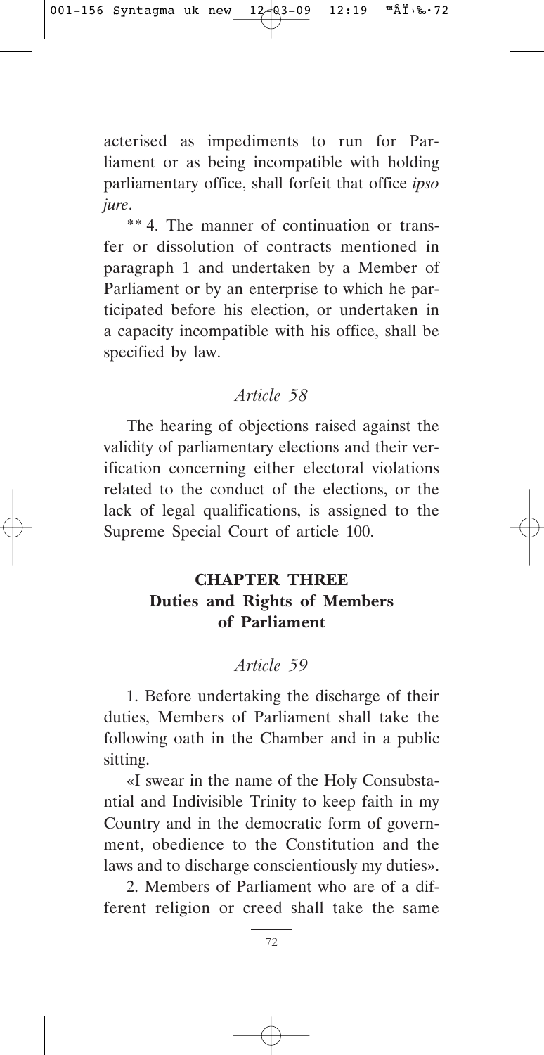acterised as impediments to run for Parliament or as being incompatible with holding parliamentary office, shall forfeit that office *ipso jure*.

** 4. The manner of continuation or transfer or dissolution of contracts mentioned in paragraph 1 and undertaken by a Member of Parliament or by an enterprise to which he participated before his election, or undertaken in a capacity incompatible with his office, shall be specified by law.

*Article 58*

The hearing of objections raised against the validity of parliamentary elections and their verification concerning either electoral violations related to the conduct of the elections, or the lack of legal qualifications, is assigned to the Supreme Special Court of article 100.

## CHAPTER THREE
## Duties and Rights of Members of Parliament

*Article 59*

1. Before undertaking the discharge of their duties, Members of Parliament shall take the following oath in the Chamber and in a public sitting.

«I swear in the name of the Holy Consubstantial and Indivisible Trinity to keep faith in my Country and in the democratic form of government, obedience to the Constitution and the laws and to discharge conscientiously my duties».

2. Members of Parliament who are of a different religion or creed shall take the same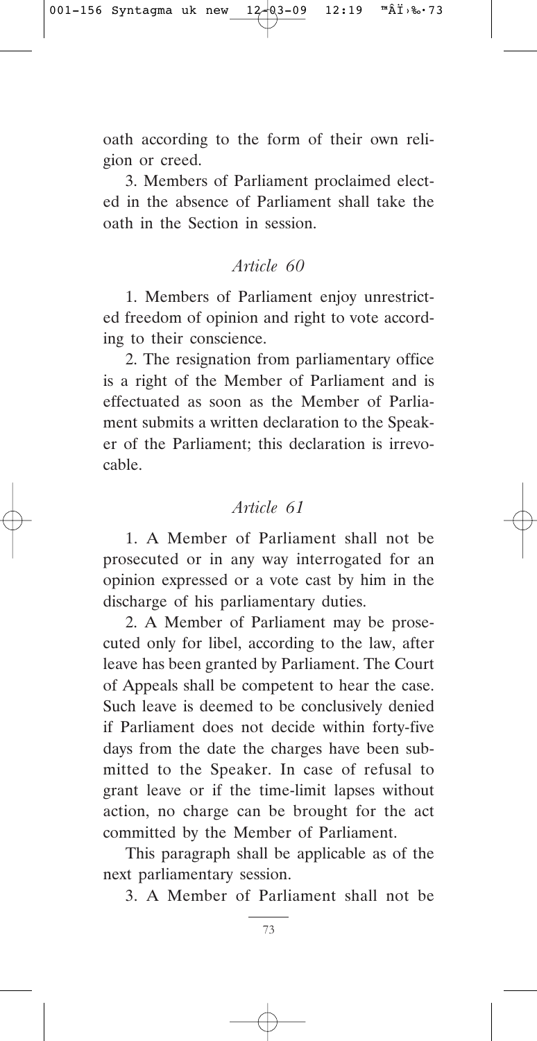oath according to the form of their own religion or creed.

3. Members of Parliament proclaimed elected in the absence of Parliament shall take the oath in the Section in session.

## *Article 60*

1. Members of Parliament enjoy unrestricted freedom of opinion and right to vote according to their conscience.

2. The resignation from parliamentary office is a right of the Member of Parliament and is effectuated as soon as the Member of Parliament submits a written declaration to the Speaker of the Parliament; this declaration is irrevocable.

## *Article 61*

1. A Member of Parliament shall not be prosecuted or in any way interrogated for an opinion expressed or a vote cast by him in the discharge of his parliamentary duties.

2. A Member of Parliament may be prosecuted only for libel, according to the law, after leave has been granted by Parliament. The Court of Appeals shall be competent to hear the case. Such leave is deemed to be conclusively denied if Parliament does not decide within forty-five days from the date the charges have been submitted to the Speaker. In case of refusal to grant leave or if the time-limit lapses without action, no charge can be brought for the act committed by the Member of Parliament.

This paragraph shall be applicable as of the next parliamentary session.

3. A Member of Parliament shall not be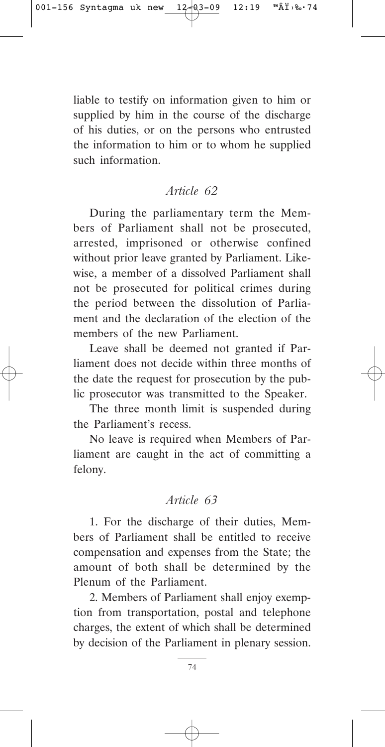liable to testify on information given to him or supplied by him in the course of the discharge of his duties, or on the persons who entrusted the information to him or to whom he supplied such information.

### *Article 62*

During the parliamentary term the Members of Parliament shall not be prosecuted, arrested, imprisoned or otherwise confined without prior leave granted by Parliament. Likewise, a member of a dissolved Parliament shall not be prosecuted for political crimes during the period between the dissolution of Parliament and the declaration of the election of the members of the new Parliament.

Leave shall be deemed not granted if Parliament does not decide within three months of the date the request for prosecution by the public prosecutor was transmitted to the Speaker.

The three month limit is suspended during the Parliament's recess.

No leave is required when Members of Parliament are caught in the act of committing a felony.

### *Article 63*

1. For the discharge of their duties, Members of Parliament shall be entitled to receive compensation and expenses from the State; the amount of both shall be determined by the Plenum of the Parliament.

2. Members of Parliament shall enjoy exemption from transportation, postal and telephone charges, the extent of which shall be determined by decision of the Parliament in plenary session.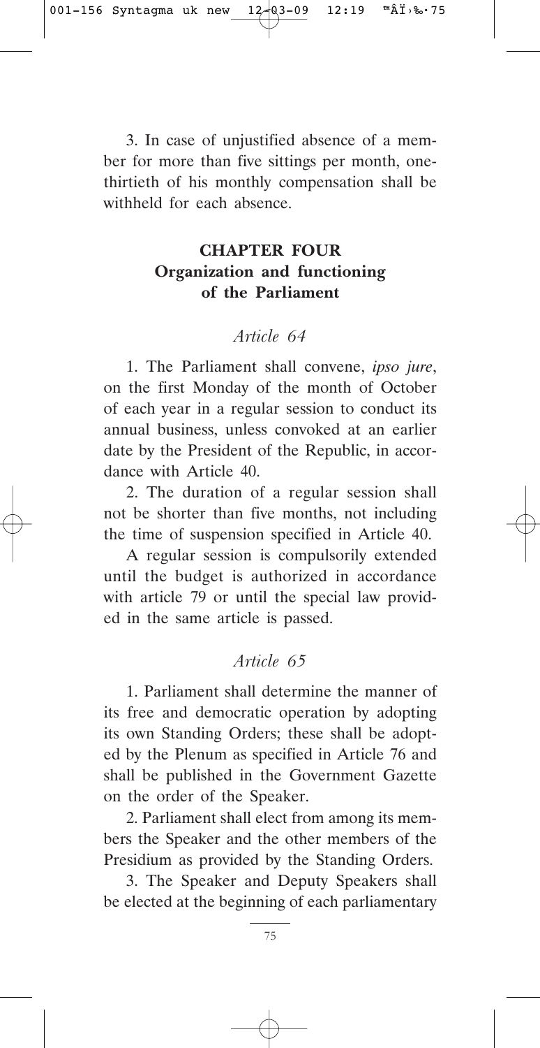3. In case of unjustified absence of a member for more than five sittings per month, one-thirtieth of his monthly compensation shall be withheld for each absence.

## CHAPTER FOUR
## Organization and functioning of the Parliament

### *Article 64*

1. The Parliament shall convene, *ipso jure*, on the first Monday of the month of October of each year in a regular session to conduct its annual business, unless convoked at an earlier date by the President of the Republic, in accordance with Article 40.

2. The duration of a regular session shall not be shorter than five months, not including the time of suspension specified in Article 40.

A regular session is compulsorily extended until the budget is authorized in accordance with article 79 or until the special law provided in the same article is passed.

### *Article 65*

1. Parliament shall determine the manner of its free and democratic operation by adopting its own Standing Orders; these shall be adopted by the Plenum as specified in Article 76 and shall be published in the Government Gazette on the order of the Speaker.

2. Parliament shall elect from among its members the Speaker and the other members of the Presidium as provided by the Standing Orders.

3. The Speaker and Deputy Speakers shall be elected at the beginning of each parliamentary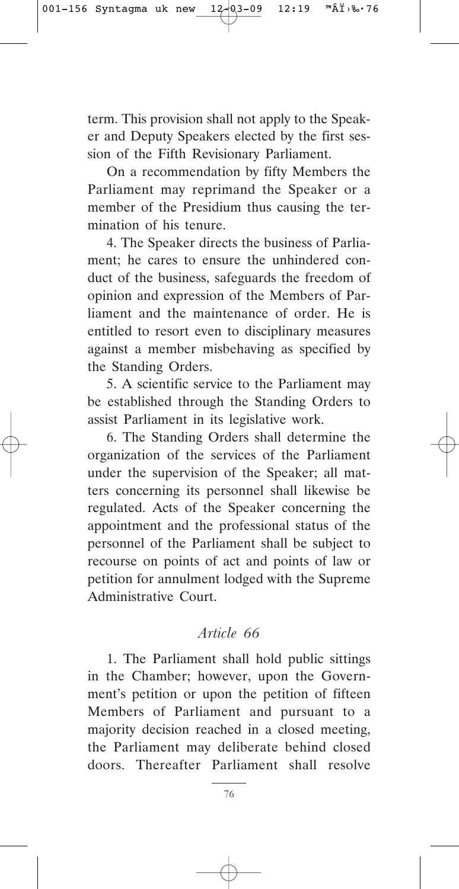term. This provision shall not apply to the Speaker and Deputy Speakers elected by the first session of the Fifth Revisionary Parliament.

On a recommendation by fifty Members the Parliament may reprimand the Speaker or a member of the Presidium thus causing the termination of his tenure.

4. The Speaker directs the business of Parliament; he cares to ensure the unhindered conduct of the business, safeguards the freedom of opinion and expression of the Members of Parliament and the maintenance of order. He is entitled to resort even to disciplinary measures against a member misbehaving as specified by the Standing Orders.

5. A scientific service to the Parliament may be established through the Standing Orders to assist Parliament in its legislative work.

6. The Standing Orders shall determine the organization of the services of the Parliament under the supervision of the Speaker; all matters concerning its personnel shall likewise be regulated. Acts of the Speaker concerning the appointment and the professional status of the personnel of the Parliament shall be subject to recourse on points of act and points of law or petition for annulment lodged with the Supreme Administrative Court.

## *Article 66*

1. The Parliament shall hold public sittings in the Chamber; however, upon the Government's petition or upon the petition of fifteen Members of Parliament and pursuant to a majority decision reached in a closed meeting, the Parliament may deliberate behind closed doors. Thereafter Parliament shall resolve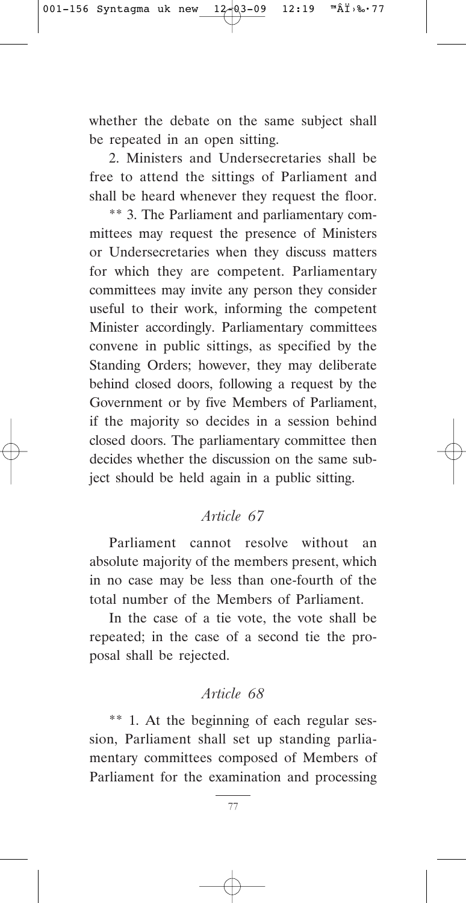whether the debate on the same subject shall be repeated in an open sitting.

2. Ministers and Undersecretaries shall be free to attend the sittings of Parliament and shall be heard whenever they request the floor.

** 3. The Parliament and parliamentary committees may request the presence of Ministers or Undersecretaries when they discuss matters for which they are competent. Parliamentary committees may invite any person they consider useful to their work, informing the competent Minister accordingly. Parliamentary committees convene in public sittings, as specified by the Standing Orders; however, they may deliberate behind closed doors, following a request by the Government or by five Members of Parliament, if the majority so decides in a session behind closed doors. The parliamentary committee then decides whether the discussion on the same subject should be held again in a public sitting.

### *Article 67*

Parliament cannot resolve without an absolute majority of the members present, which in no case may be less than one-fourth of the total number of the Members of Parliament.

In the case of a tie vote, the vote shall be repeated; in the case of a second tie the proposal shall be rejected.

### *Article 68*

** 1. At the beginning of each regular session, Parliament shall set up standing parliamentary committees composed of Members of Parliament for the examination and processing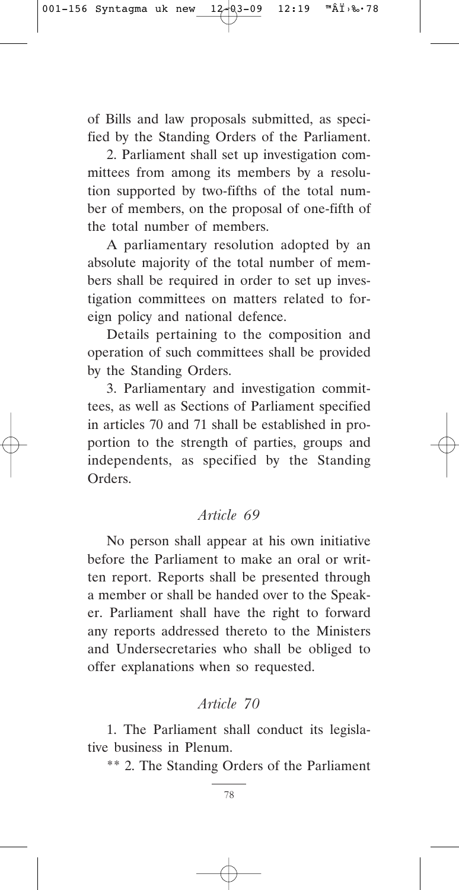of Bills and law proposals submitted, as specified by the Standing Orders of the Parliament.

2. Parliament shall set up investigation committees from among its members by a resolution supported by two-fifths of the total number of members, on the proposal of one-fifth of the total number of members.

A parliamentary resolution adopted by an absolute majority of the total number of members shall be required in order to set up investigation committees on matters related to foreign policy and national defence.

Details pertaining to the composition and operation of such committees shall be provided by the Standing Orders.

3. Parliamentary and investigation committees, as well as Sections of Parliament specified in articles 70 and 71 shall be established in proportion to the strength of parties, groups and independents, as specified by the Standing Orders.

## *Article 69*

No person shall appear at his own initiative before the Parliament to make an oral or written report. Reports shall be presented through a member or shall be handed over to the Speaker. Parliament shall have the right to forward any reports addressed thereto to the Ministers and Undersecretaries who shall be obliged to offer explanations when so requested.

## *Article 70*

1. The Parliament shall conduct its legislative business in Plenum.

** 2. The Standing Orders of the Parliament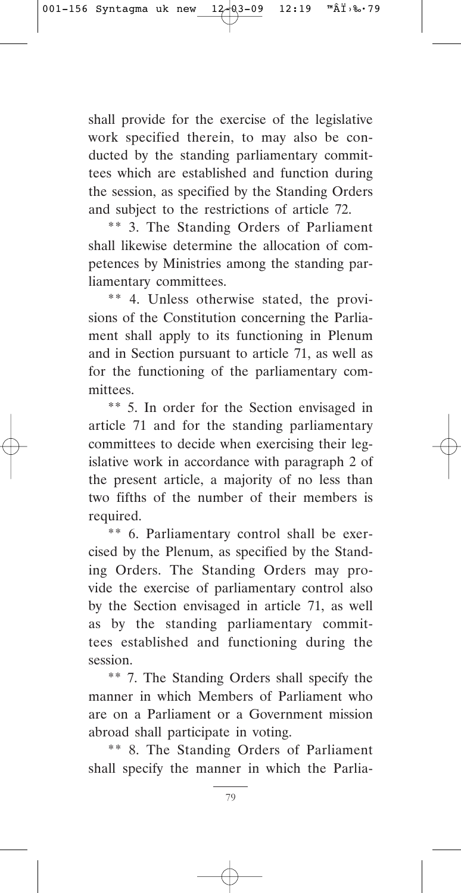shall provide for the exercise of the legislative work specified therein, to may also be conducted by the standing parliamentary committees which are established and function during the session, as specified by the Standing Orders and subject to the restrictions of article 72.

** 3. The Standing Orders of Parliament shall likewise determine the allocation of competences by Ministries among the standing parliamentary committees.

** 4. Unless otherwise stated, the provisions of the Constitution concerning the Parliament shall apply to its functioning in Plenum and in Section pursuant to article 71, as well as for the functioning of the parliamentary committees.

** 5. In order for the Section envisaged in article 71 and for the standing parliamentary committees to decide when exercising their legislative work in accordance with paragraph 2 of the present article, a majority of no less than two fifths of the number of their members is required.

** 6. Parliamentary control shall be exercised by the Plenum, as specified by the Standing Orders. The Standing Orders may provide the exercise of parliamentary control also by the Section envisaged in article 71, as well as by the standing parliamentary committees established and functioning during the session.

** 7. The Standing Orders shall specify the manner in which Members of Parliament who are on a Parliament or a Government mission abroad shall participate in voting.

** 8. The Standing Orders of Parliament shall specify the manner in which the Parlia-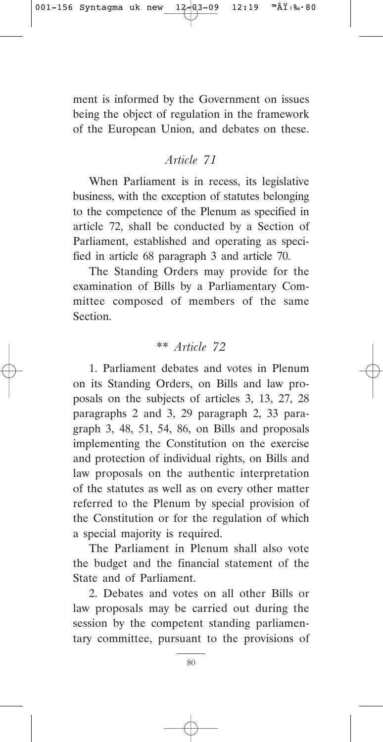ment is informed by the Government on issues being the object of regulation in the framework of the European Union, and debates on these.

## *Article 71*

When Parliament is in recess, its legislative business, with the exception of statutes belonging to the competence of the Plenum as specified in article 72, shall be conducted by a Section of Parliament, established and operating as specified in article 68 paragraph 3 and article 70.

The Standing Orders may provide for the examination of Bills by a Parliamentary Committee composed of members of the same Section.

## ** *Article 72*

1. Parliament debates and votes in Plenum on its Standing Orders, on Bills and law proposals on the subjects of articles 3, 13, 27, 28 paragraphs 2 and 3, 29 paragraph 2, 33 paragraph 3, 48, 51, 54, 86, on Bills and proposals implementing the Constitution on the exercise and protection of individual rights, on Bills and law proposals on the authentic interpretation of the statutes as well as on every other matter referred to the Plenum by special provision of the Constitution or for the regulation of which a special majority is required.

The Parliament in Plenum shall also vote the budget and the financial statement of the State and of Parliament.

2. Debates and votes on all other Bills or law proposals may be carried out during the session by the competent standing parliamentary committee, pursuant to the provisions of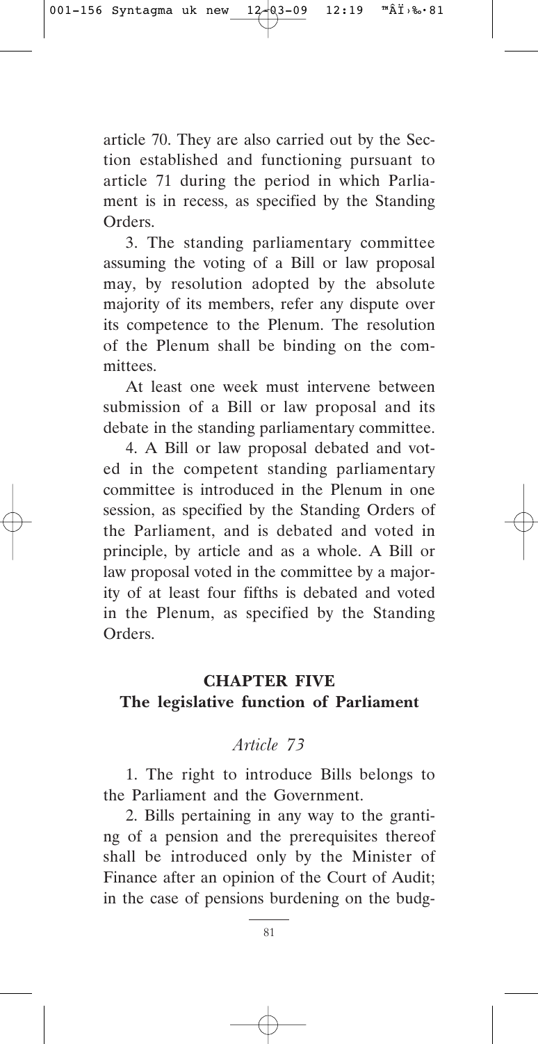article 70. They are also carried out by the Section established and functioning pursuant to article 71 during the period in which Parliament is in recess, as specified by the Standing Orders.

3. The standing parliamentary committee assuming the voting of a Bill or law proposal may, by resolution adopted by the absolute majority of its members, refer any dispute over its competence to the Plenum. The resolution of the Plenum shall be binding on the committees.

At least one week must intervene between submission of a Bill or law proposal and its debate in the standing parliamentary committee.

4. A Bill or law proposal debated and voted in the competent standing parliamentary committee is introduced in the Plenum in one session, as specified by the Standing Orders of the Parliament, and is debated and voted in principle, by article and as a whole. A Bill or law proposal voted in the committee by a majority of at least four fifths is debated and voted in the Plenum, as specified by the Standing Orders.

## CHAPTER FIVE
## The legislative function of Parliament

### *Article 73*

1. The right to introduce Bills belongs to the Parliament and the Government.

2. Bills pertaining in any way to the granting of a pension and the prerequisites thereof shall be introduced only by the Minister of Finance after an opinion of the Court of Audit; in the case of pensions burdening on the budg-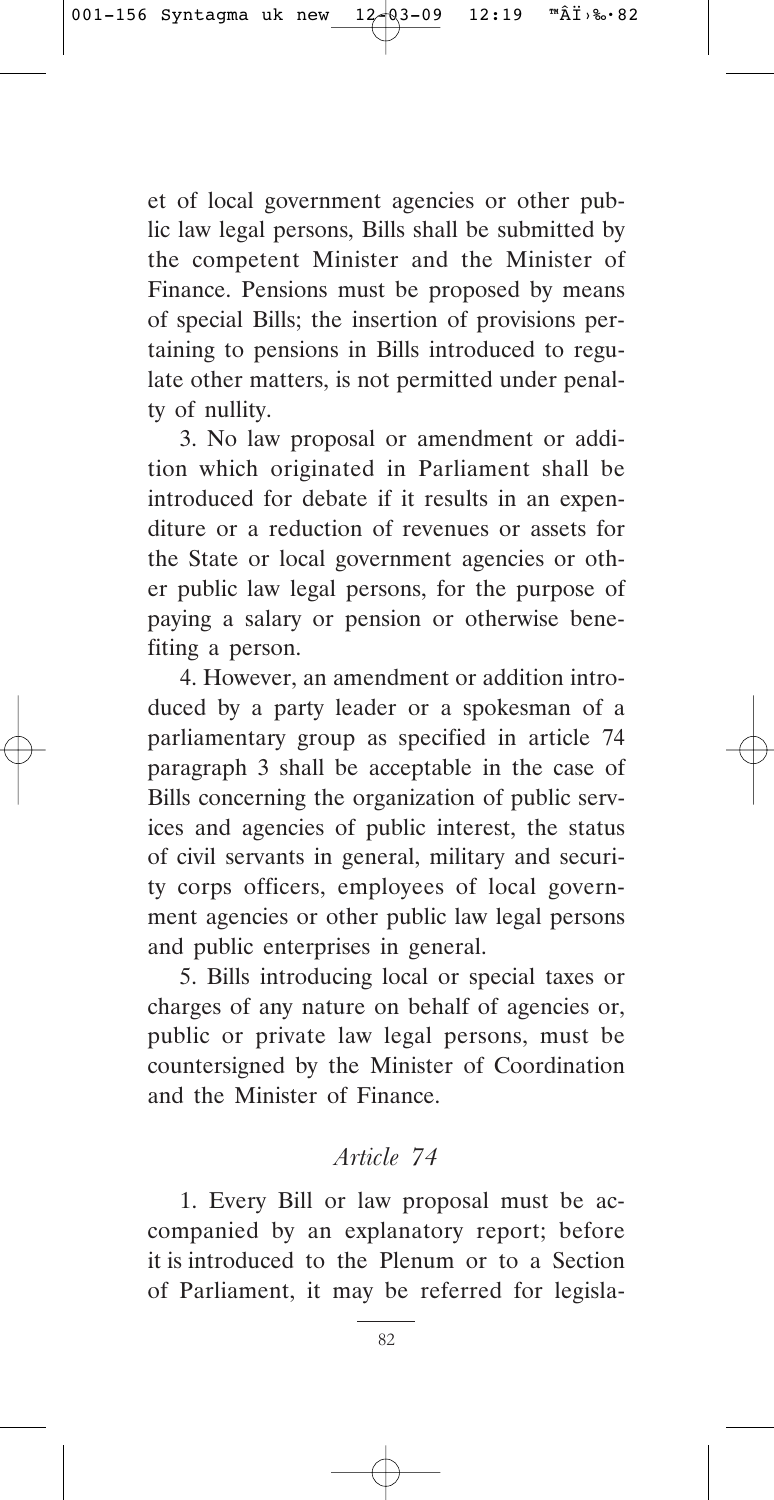et of local government agencies or other public law legal persons, Bills shall be submitted by the competent Minister and the Minister of Finance. Pensions must be proposed by means of special Bills; the insertion of provisions pertaining to pensions in Bills introduced to regulate other matters, is not permitted under penalty of nullity.

3. No law proposal or amendment or addition which originated in Parliament shall be introduced for debate if it results in an expenditure or a reduction of revenues or assets for the State or local government agencies or other public law legal persons, for the purpose of paying a salary or pension or otherwise benefiting a person.

4. However, an amendment or addition introduced by a party leader or a spokesman of a parliamentary group as specified in article 74 paragraph 3 shall be acceptable in the case of Bills concerning the organization of public services and agencies of public interest, the status of civil servants in general, military and security corps officers, employees of local government agencies or other public law legal persons and public enterprises in general.

5. Bills introducing local or special taxes or charges of any nature on behalf of agencies or, public or private law legal persons, must be countersigned by the Minister of Coordination and the Minister of Finance.

### *Article 74*

1. Every Bill or law proposal must be accompanied by an explanatory report; before it is introduced to the Plenum or to a Section of Parliament, it may be referred for legisla-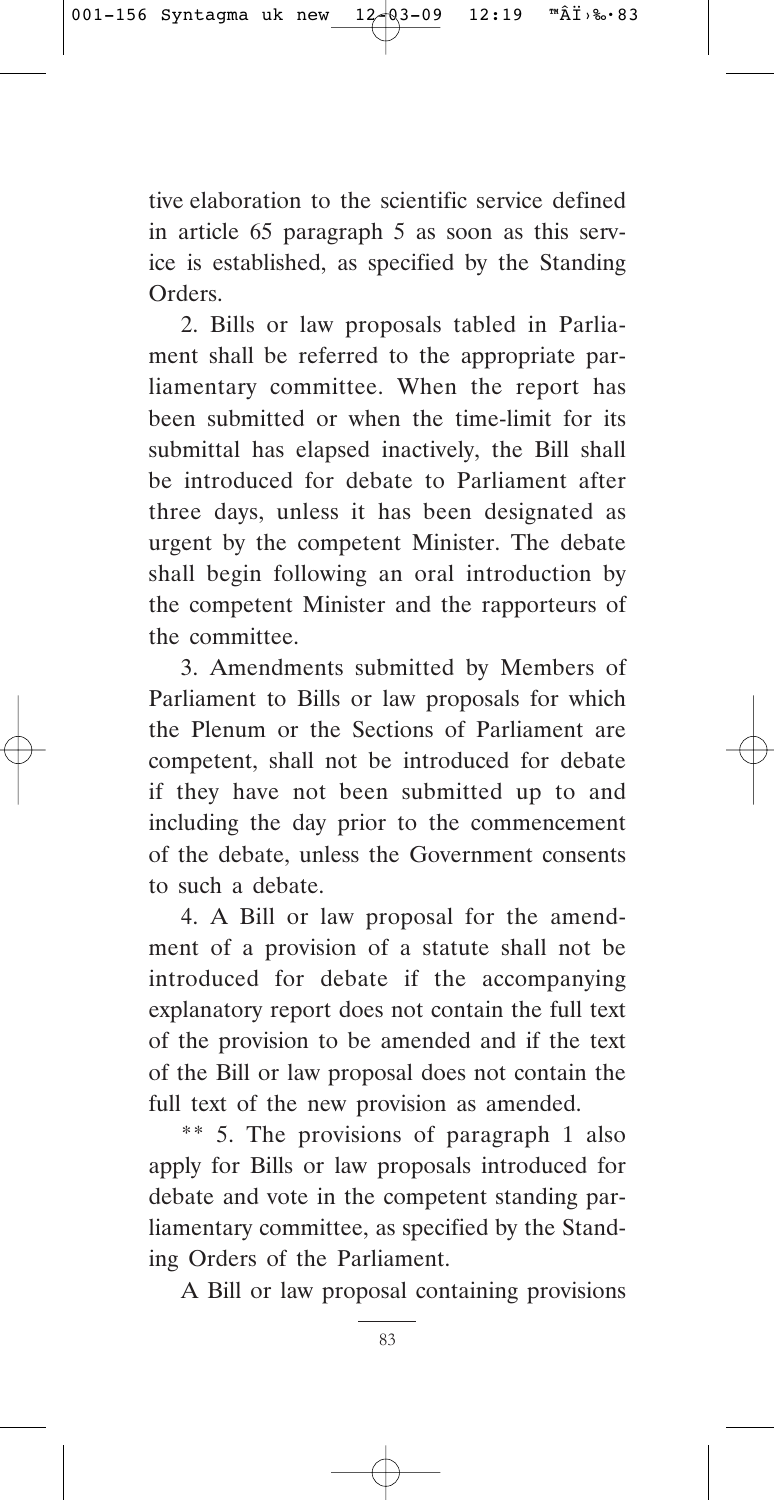tive elaboration to the scientific service defined in article 65 paragraph 5 as soon as this service is established, as specified by the Standing Orders.

2. Bills or law proposals tabled in Parliament shall be referred to the appropriate parliamentary committee. When the report has been submitted or when the time-limit for its submittal has elapsed inactively, the Bill shall be introduced for debate to Parliament after three days, unless it has been designated as urgent by the competent Minister. The debate shall begin following an oral introduction by the competent Minister and the rapporteurs of the committee.

3. Amendments submitted by Members of Parliament to Bills or law proposals for which the Plenum or the Sections of Parliament are competent, shall not be introduced for debate if they have not been submitted up to and including the day prior to the commencement of the debate, unless the Government consents to such a debate.

4. A Bill or law proposal for the amendment of a provision of a statute shall not be introduced for debate if the accompanying explanatory report does not contain the full text of the provision to be amended and if the text of the Bill or law proposal does not contain the full text of the new provision as amended.

** 5. The provisions of paragraph 1 also apply for Bills or law proposals introduced for debate and vote in the competent standing parliamentary committee, as specified by the Standing Orders of the Parliament.

A Bill or law proposal containing provisions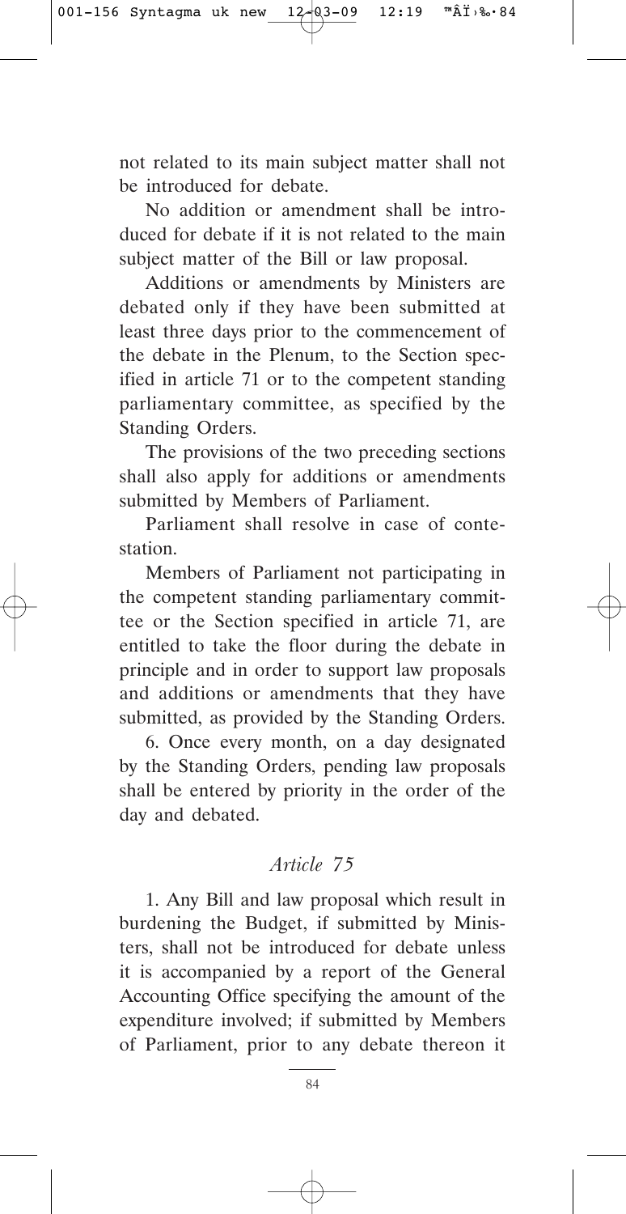not related to its main subject matter shall not be introduced for debate.

No addition or amendment shall be introduced for debate if it is not related to the main subject matter of the Bill or law proposal.

Additions or amendments by Ministers are debated only if they have been submitted at least three days prior to the commencement of the debate in the Plenum, to the Section specified in article 71 or to the competent standing parliamentary committee, as specified by the Standing Orders.

The provisions of the two preceding sections shall also apply for additions or amendments submitted by Members of Parliament.

Parliament shall resolve in case of contestation.

Members of Parliament not participating in the competent standing parliamentary committee or the Section specified in article 71, are entitled to take the floor during the debate in principle and in order to support law proposals and additions or amendments that they have submitted, as provided by the Standing Orders.

6. Once every month, on a day designated by the Standing Orders, pending law proposals shall be entered by priority in the order of the day and debated.

### *Article 75*

1. Any Bill and law proposal which result in burdening the Budget, if submitted by Ministers, shall not be introduced for debate unless it is accompanied by a report of the General Accounting Office specifying the amount of the expenditure involved; if submitted by Members of Parliament, prior to any debate thereon it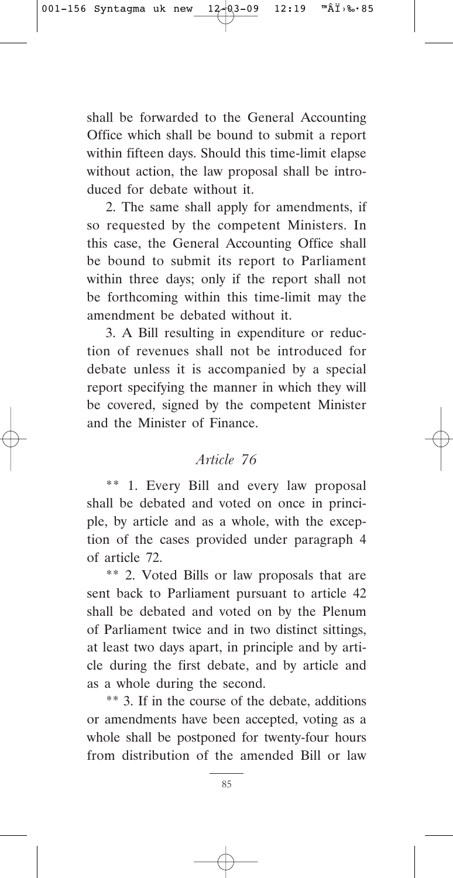shall be forwarded to the General Accounting Office which shall be bound to submit a report within fifteen days. Should this time-limit elapse without action, the law proposal shall be introduced for debate without it.

2. The same shall apply for amendments, if so requested by the competent Ministers. In this case, the General Accounting Office shall be bound to submit its report to Parliament within three days; only if the report shall not be forthcoming within this time-limit may the amendment be debated without it.

3. A Bill resulting in expenditure or reduction of revenues shall not be introduced for debate unless it is accompanied by a special report specifying the manner in which they will be covered, signed by the competent Minister and the Minister of Finance.

### *Article 76*

** 1. Every Bill and every law proposal shall be debated and voted on once in principle, by article and as a whole, with the exception of the cases provided under paragraph 4 of article 72.

** 2. Voted Bills or law proposals that are sent back to Parliament pursuant to article 42 shall be debated and voted on by the Plenum of Parliament twice and in two distinct sittings, at least two days apart, in principle and by article during the first debate, and by article and as a whole during the second.

** 3. If in the course of the debate, additions or amendments have been accepted, voting as a whole shall be postponed for twenty-four hours from distribution of the amended Bill or law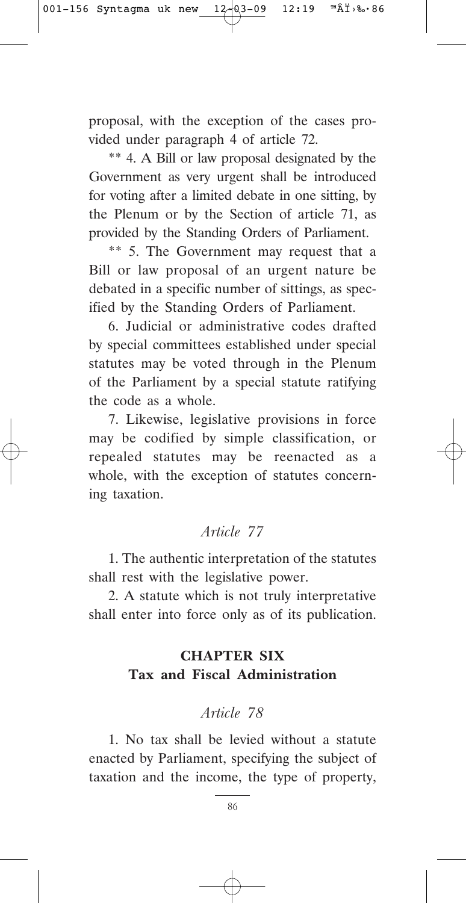proposal, with the exception of the cases provided under paragraph 4 of article 72.

** 4. A Bill or law proposal designated by the Government as very urgent shall be introduced for voting after a limited debate in one sitting, by the Plenum or by the Section of article 71, as provided by the Standing Orders of Parliament.

** 5. The Government may request that a Bill or law proposal of an urgent nature be debated in a specific number of sittings, as specified by the Standing Orders of Parliament.

6. Judicial or administrative codes drafted by special committees established under special statutes may be voted through in the Plenum of the Parliament by a special statute ratifying the code as a whole.

7. Likewise, legislative provisions in force may be codified by simple classification, or repealed statutes may be reenacted as a whole, with the exception of statutes concerning taxation.

### *Article 77*

1. The authentic interpretation of the statutes shall rest with the legislative power.

2. A statute which is not truly interpretative shall enter into force only as of its publication.

## CHAPTER SIX
## Tax and Fiscal Administration

### *Article 78*

1. No tax shall be levied without a statute enacted by Parliament, specifying the subject of taxation and the income, the type of property,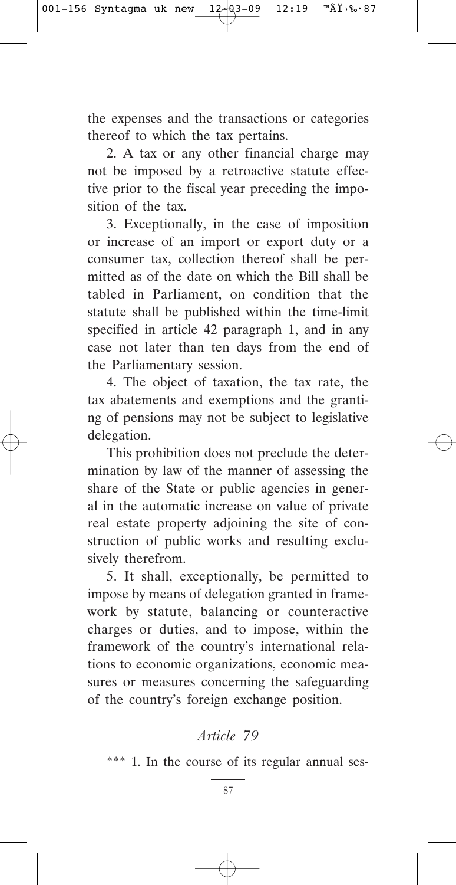the expenses and the transactions or categories thereof to which the tax pertains.

2. A tax or any other financial charge may not be imposed by a retroactive statute effective prior to the fiscal year preceding the imposition of the tax.

3. Exceptionally, in the case of imposition or increase of an import or export duty or a consumer tax, collection thereof shall be permitted as of the date on which the Bill shall be tabled in Parliament, on condition that the statute shall be published within the time-limit specified in article 42 paragraph 1, and in any case not later than ten days from the end of the Parliamentary session.

4. The object of taxation, the tax rate, the tax abatements and exemptions and the granting of pensions may not be subject to legislative delegation.

This prohibition does not preclude the determination by law of the manner of assessing the share of the State or public agencies in general in the automatic increase on value of private real estate property adjoining the site of construction of public works and resulting exclusively therefrom.

5. It shall, exceptionally, be permitted to impose by means of delegation granted in framework by statute, balancing or counteractive charges or duties, and to impose, within the framework of the country's international relations to economic organizations, economic measures or measures concerning the safeguarding of the country's foreign exchange position.

### *Article 79*

*** 1. In the course of its regular annual ses-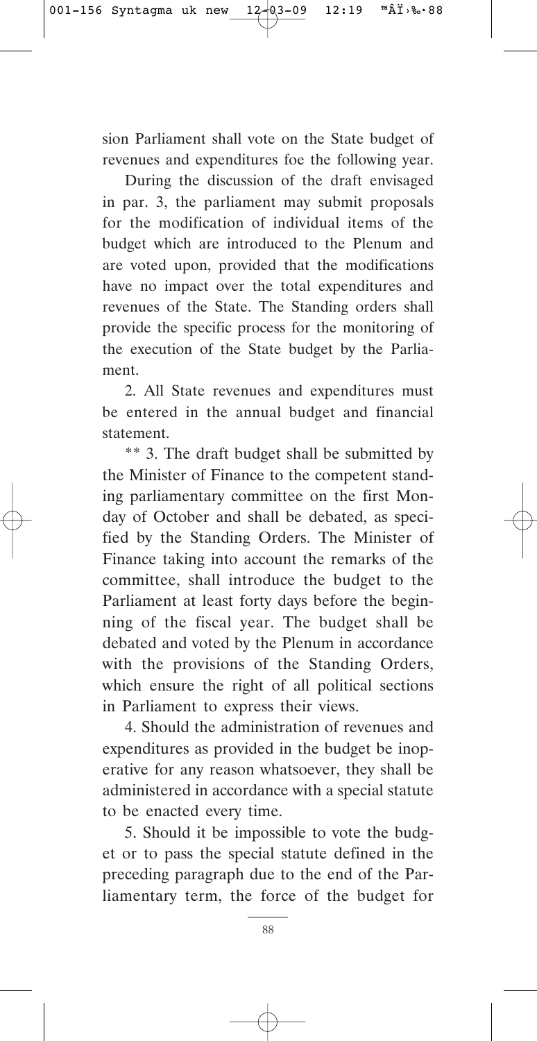sion Parliament shall vote on the State budget of revenues and expenditures foe the following year.

During the discussion of the draft envisaged in par. 3, the parliament may submit proposals for the modification of individual items of the budget which are introduced to the Plenum and are voted upon, provided that the modifications have no impact over the total expenditures and revenues of the State. The Standing orders shall provide the specific process for the monitoring of the execution of the State budget by the Parliament.

2. All State revenues and expenditures must be entered in the annual budget and financial statement.

** 3. The draft budget shall be submitted by the Minister of Finance to the competent standing parliamentary committee on the first Monday of October and shall be debated, as specified by the Standing Orders. The Minister of Finance taking into account the remarks of the committee, shall introduce the budget to the Parliament at least forty days before the beginning of the fiscal year. The budget shall be debated and voted by the Plenum in accordance with the provisions of the Standing Orders, which ensure the right of all political sections in Parliament to express their views.

4. Should the administration of revenues and expenditures as provided in the budget be inoperative for any reason whatsoever, they shall be administered in accordance with a special statute to be enacted every time.

5. Should it be impossible to vote the budget or to pass the special statute defined in the preceding paragraph due to the end of the Parliamentary term, the force of the budget for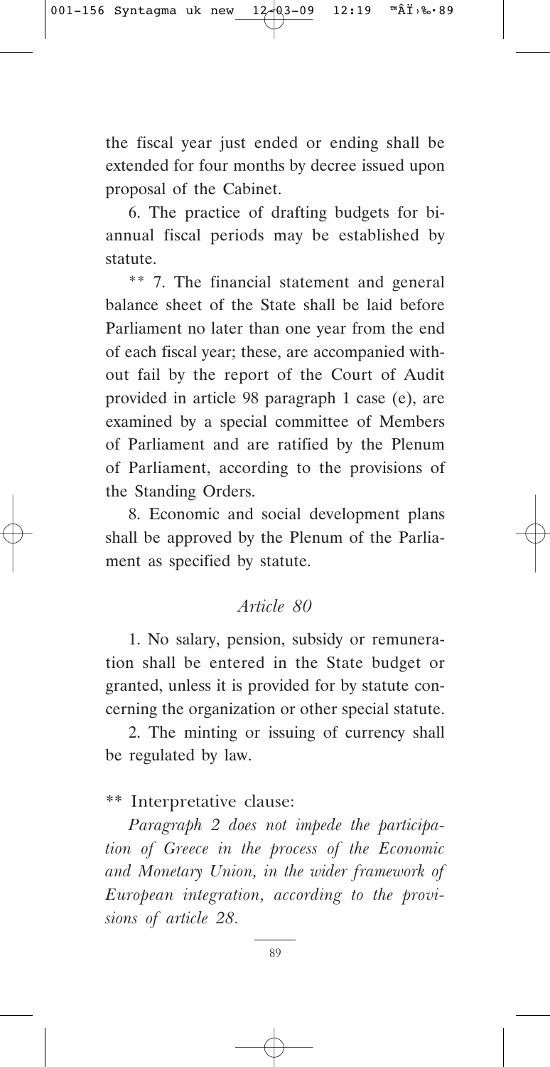the fiscal year just ended or ending shall be extended for four months by decree issued upon proposal of the Cabinet.

6. The practice of drafting budgets for bi-annual fiscal periods may be established by statute.

** 7. The financial statement and general balance sheet of the State shall be laid before Parliament no later than one year from the end of each fiscal year; these, are accompanied without fail by the report of the Court of Audit provided in article 98 paragraph 1 case (e), are examined by a special committee of Members of Parliament and are ratified by the Plenum of Parliament, according to the provisions of the Standing Orders.

8. Economic and social development plans shall be approved by the Plenum of the Parliament as specified by statute.

### *Article 80*

1. No salary, pension, subsidy or remuneration shall be entered in the State budget or granted, unless it is provided for by statute concerning the organization or other special statute.

2. The minting or issuing of currency shall be regulated by law.

** Interpretative clause:

*Paragraph 2 does not impede the participation of Greece in the process of the Economic and Monetary Union, in the wider framework of European integration, according to the provisions of article 28.*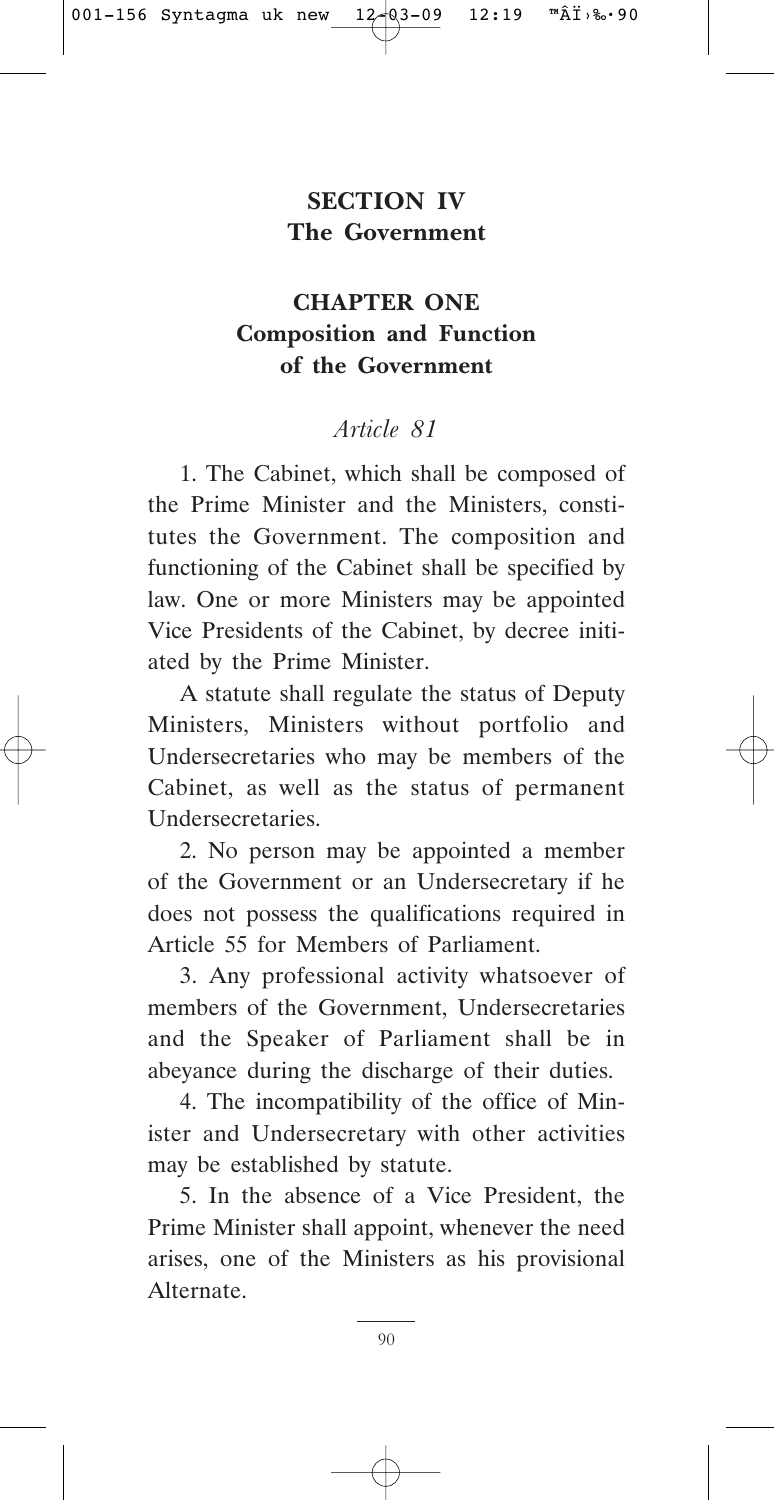# SECTION IV
# The Government

## CHAPTER ONE
## Composition and Function of the Government

### *Article 81*

1. The Cabinet, which shall be composed of the Prime Minister and the Ministers, constitutes the Government. The composition and functioning of the Cabinet shall be specified by law. One or more Ministers may be appointed Vice Presidents of the Cabinet, by decree initiated by the Prime Minister.

A statute shall regulate the status of Deputy Ministers, Ministers without portfolio and Undersecretaries who may be members of the Cabinet, as well as the status of permanent Undersecretaries.

2. No person may be appointed a member of the Government or an Undersecretary if he does not possess the qualifications required in Article 55 for Members of Parliament.

3. Any professional activity whatsoever of members of the Government, Undersecretaries and the Speaker of Parliament shall be in abeyance during the discharge of their duties.

4. The incompatibility of the office of Minister and Undersecretary with other activities may be established by statute.

5. In the absence of a Vice President, the Prime Minister shall appoint, whenever the need arises, one of the Ministers as his provisional Alternate.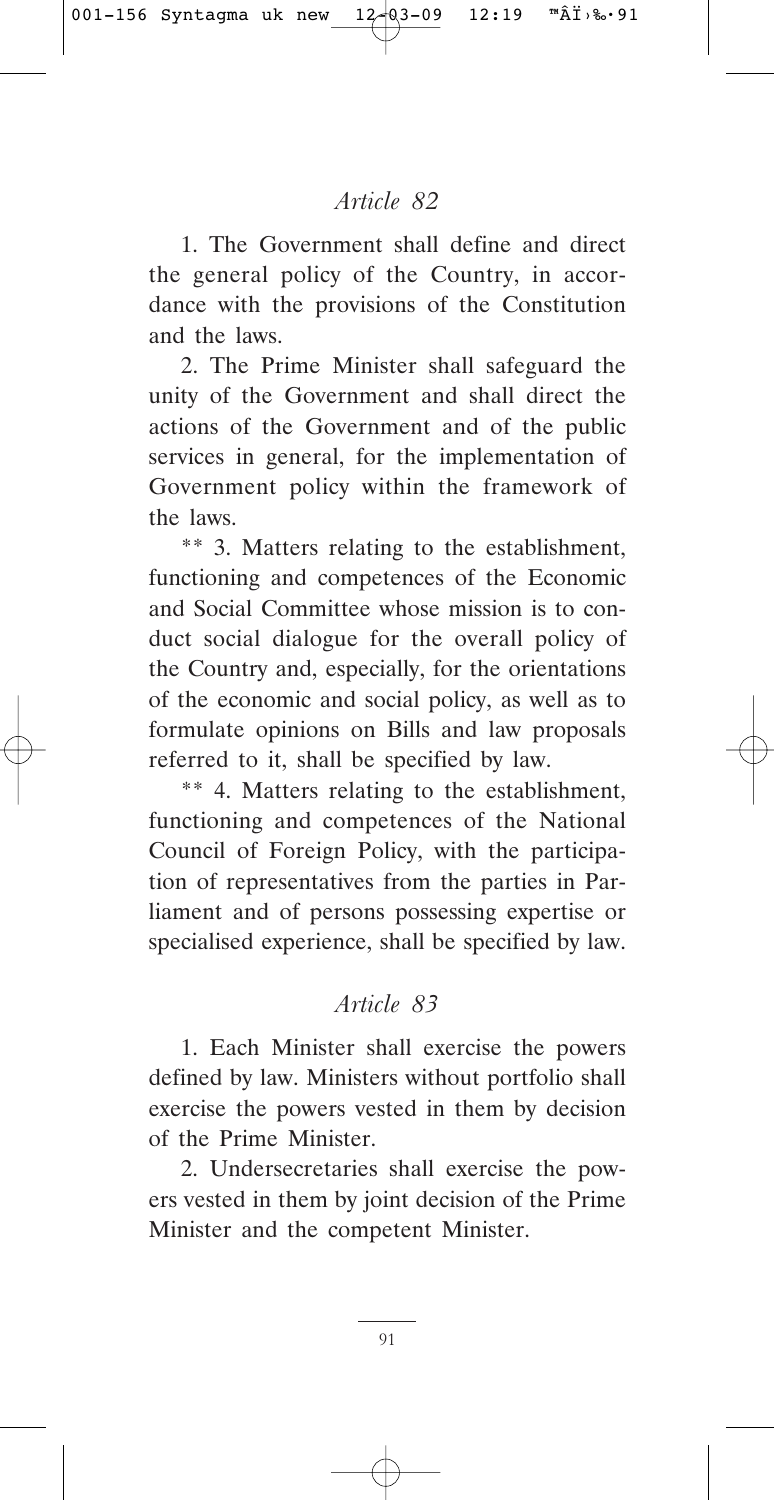### *Article 82*

1. The Government shall define and direct the general policy of the Country, in accordance with the provisions of the Constitution and the laws.

2. The Prime Minister shall safeguard the unity of the Government and shall direct the actions of the Government and of the public services in general, for the implementation of Government policy within the framework of the laws.

** 3. Matters relating to the establishment, functioning and competences of the Economic and Social Committee whose mission is to conduct social dialogue for the overall policy of the Country and, especially, for the orientations of the economic and social policy, as well as to formulate opinions on Bills and law proposals referred to it, shall be specified by law.

** 4. Matters relating to the establishment, functioning and competences of the National Council of Foreign Policy, with the participation of representatives from the parties in Parliament and of persons possessing expertise or specialised experience, shall be specified by law.

### *Article 83*

1. Each Minister shall exercise the powers defined by law. Ministers without portfolio shall exercise the powers vested in them by decision of the Prime Minister.

2. Undersecretaries shall exercise the powers vested in them by joint decision of the Prime Minister and the competent Minister.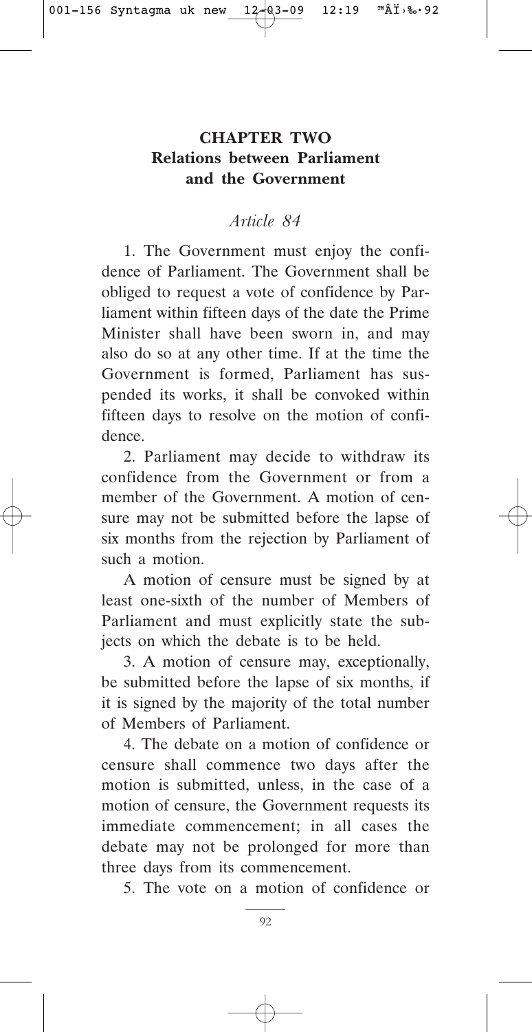## CHAPTER TWO
## Relations between Parliament and the Government

### *Article 84*

1. The Government must enjoy the confidence of Parliament. The Government shall be obliged to request a vote of confidence by Parliament within fifteen days of the date the Prime Minister shall have been sworn in, and may also do so at any other time. If at the time the Government is formed, Parliament has suspended its works, it shall be convoked within fifteen days to resolve on the motion of confidence.

2. Parliament may decide to withdraw its confidence from the Government or from a member of the Government. A motion of censure may not be submitted before the lapse of six months from the rejection by Parliament of such a motion.

A motion of censure must be signed by at least one-sixth of the number of Members of Parliament and must explicitly state the subjects on which the debate is to be held.

3. A motion of censure may, exceptionally, be submitted before the lapse of six months, if it is signed by the majority of the total number of Members of Parliament.

4. The debate on a motion of confidence or censure shall commence two days after the motion is submitted, unless, in the case of a motion of censure, the Government requests its immediate commencement; in all cases the debate may not be prolonged for more than three days from its commencement.

5. The vote on a motion of confidence or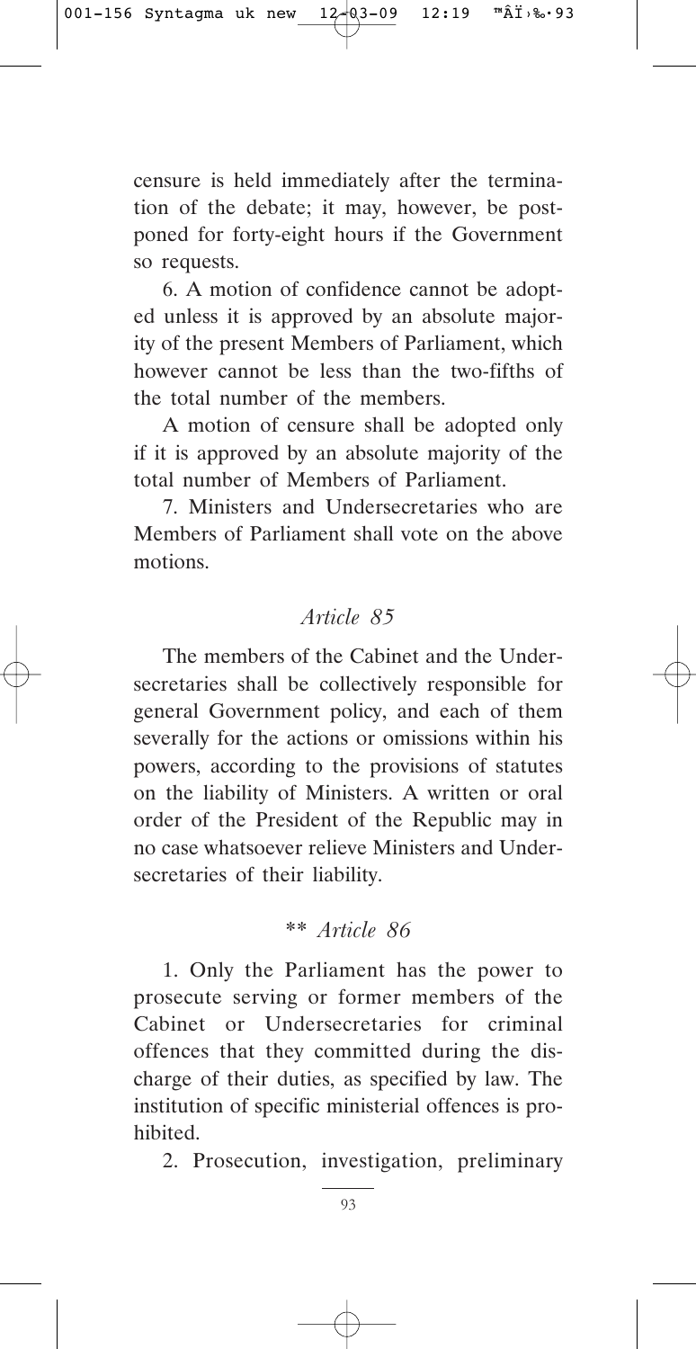censure is held immediately after the termination of the debate; it may, however, be postponed for forty-eight hours if the Government so requests.

6. A motion of confidence cannot be adopted unless it is approved by an absolute majority of the present Members of Parliament, which however cannot be less than the two-fifths of the total number of the members.

A motion of censure shall be adopted only if it is approved by an absolute majority of the total number of Members of Parliament.

7. Ministers and Undersecretaries who are Members of Parliament shall vote on the above motions.

### *Article 85*

The members of the Cabinet and the Undersecretaries shall be collectively responsible for general Government policy, and each of them severally for the actions or omissions within his powers, according to the provisions of statutes on the liability of Ministers. A written or oral order of the President of the Republic may in no case whatsoever relieve Ministers and Undersecretaries of their liability.

### ** *Article 86*

1. Only the Parliament has the power to prosecute serving or former members of the Cabinet or Undersecretaries for criminal offences that they committed during the discharge of their duties, as specified by law. The institution of specific ministerial offences is prohibited.

2. Prosecution, investigation, preliminary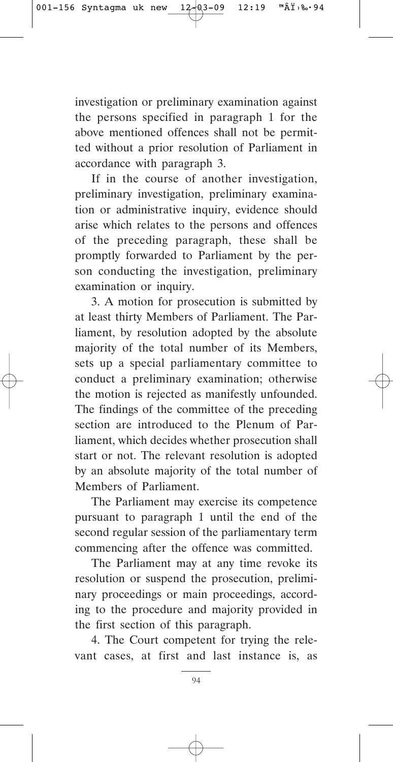investigation or preliminary examination against the persons specified in paragraph 1 for the above mentioned offences shall not be permitted without a prior resolution of Parliament in accordance with paragraph 3.

If in the course of another investigation, preliminary investigation, preliminary examination or administrative inquiry, evidence should arise which relates to the persons and offences of the preceding paragraph, these shall be promptly forwarded to Parliament by the person conducting the investigation, preliminary examination or inquiry.

3. A motion for prosecution is submitted by at least thirty Members of Parliament. The Parliament, by resolution adopted by the absolute majority of the total number of its Members, sets up a special parliamentary committee to conduct a preliminary examination; otherwise the motion is rejected as manifestly unfounded. The findings of the committee of the preceding section are introduced to the Plenum of Parliament, which decides whether prosecution shall start or not. The relevant resolution is adopted by an absolute majority of the total number of Members of Parliament.

The Parliament may exercise its competence pursuant to paragraph 1 until the end of the second regular session of the parliamentary term commencing after the offence was committed.

The Parliament may at any time revoke its resolution or suspend the prosecution, preliminary proceedings or main proceedings, according to the procedure and majority provided in the first section of this paragraph.

4. The Court competent for trying the relevant cases, at first and last instance is, as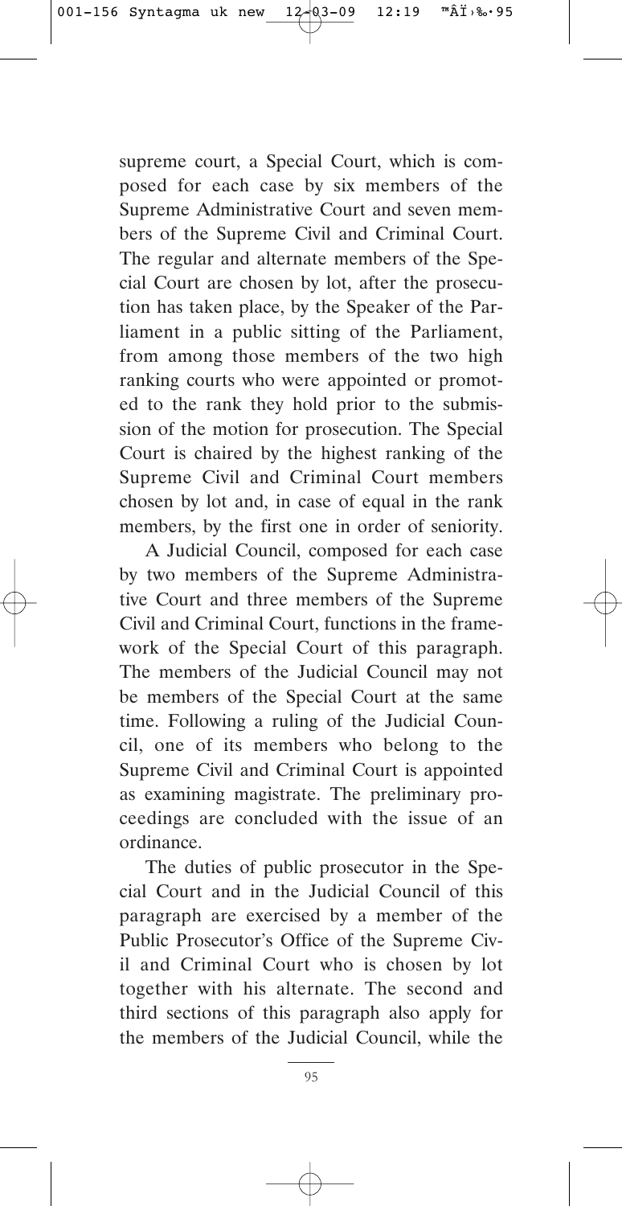supreme court, a Special Court, which is composed for each case by six members of the Supreme Administrative Court and seven members of the Supreme Civil and Criminal Court. The regular and alternate members of the Special Court are chosen by lot, after the prosecution has taken place, by the Speaker of the Parliament in a public sitting of the Parliament, from among those members of the two high ranking courts who were appointed or promoted to the rank they hold prior to the submission of the motion for prosecution. The Special Court is chaired by the highest ranking of the Supreme Civil and Criminal Court members chosen by lot and, in case of equal in the rank members, by the first one in order of seniority.

A Judicial Council, composed for each case by two members of the Supreme Administrative Court and three members of the Supreme Civil and Criminal Court, functions in the framework of the Special Court of this paragraph. The members of the Judicial Council may not be members of the Special Court at the same time. Following a ruling of the Judicial Council, one of its members who belong to the Supreme Civil and Criminal Court is appointed as examining magistrate. The preliminary proceedings are concluded with the issue of an ordinance.

The duties of public prosecutor in the Special Court and in the Judicial Council of this paragraph are exercised by a member of the Public Prosecutor's Office of the Supreme Civil and Criminal Court who is chosen by lot together with his alternate. The second and third sections of this paragraph also apply for the members of the Judicial Council, while the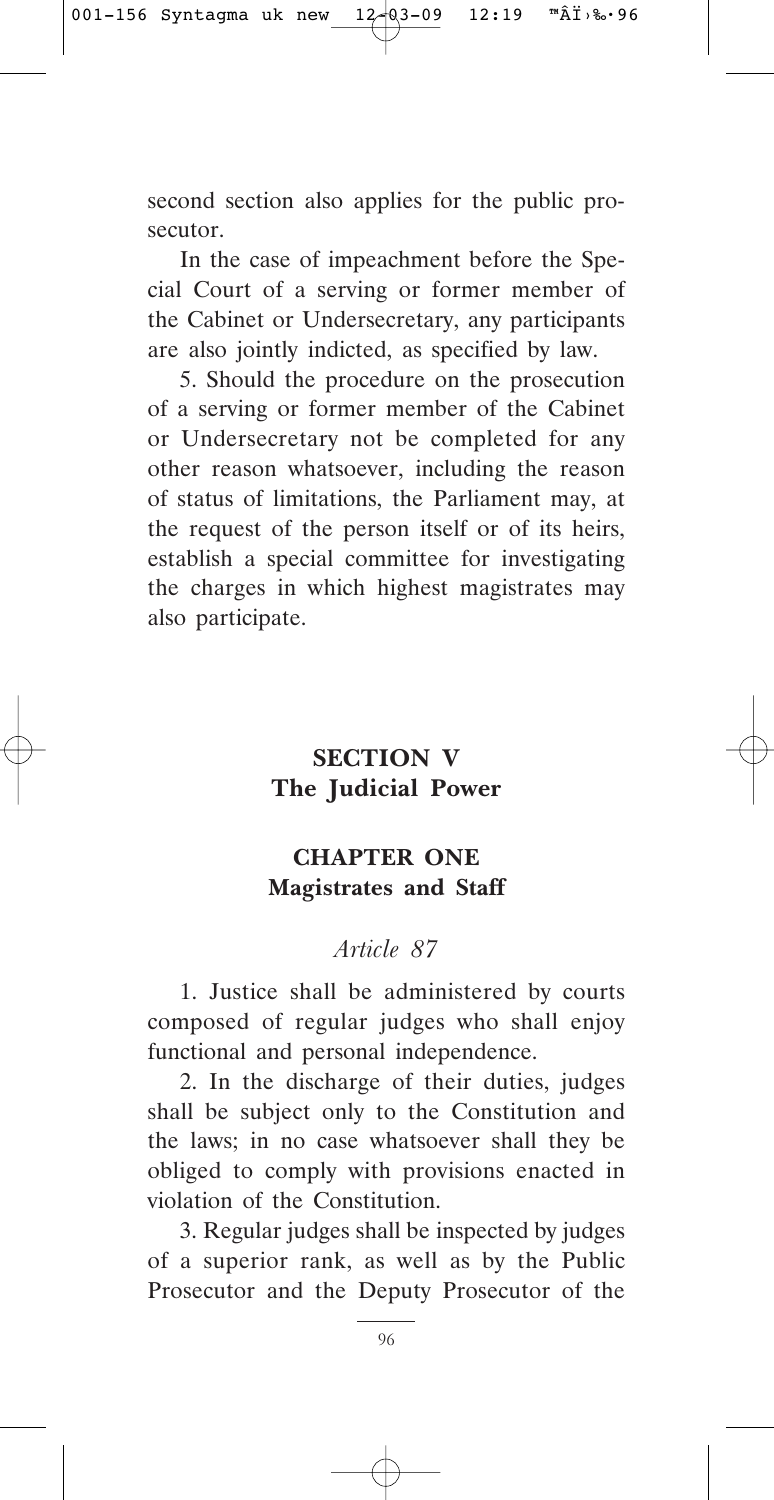second section also applies for the public prosecutor.

In the case of impeachment before the Special Court of a serving or former member of the Cabinet or Undersecretary, any participants are also jointly indicted, as specified by law.

5. Should the procedure on the prosecution of a serving or former member of the Cabinet or Undersecretary not be completed for any other reason whatsoever, including the reason of status of limitations, the Parliament may, at the request of the person itself or of its heirs, establish a special committee for investigating the charges in which highest magistrates may also participate.

# SECTION V
# The Judicial Power

## CHAPTER ONE
## Magistrates and Staff

### *Article 87*

1. Justice shall be administered by courts composed of regular judges who shall enjoy functional and personal independence.

2. In the discharge of their duties, judges shall be subject only to the Constitution and the laws; in no case whatsoever shall they be obliged to comply with provisions enacted in violation of the Constitution.

3. Regular judges shall be inspected by judges of a superior rank, as well as by the Public Prosecutor and the Deputy Prosecutor of the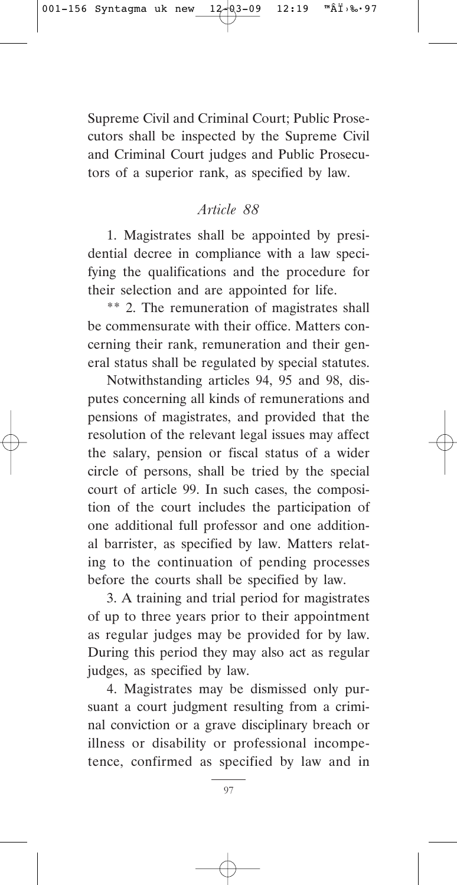Supreme Civil and Criminal Court; Public Prosecutors shall be inspected by the Supreme Civil and Criminal Court judges and Public Prosecutors of a superior rank, as specified by law.

### *Article 88*

1. Magistrates shall be appointed by presidential decree in compliance with a law specifying the qualifications and the procedure for their selection and are appointed for life.

** 2. The remuneration of magistrates shall be commensurate with their office. Matters concerning their rank, remuneration and their general status shall be regulated by special statutes.

Notwithstanding articles 94, 95 and 98, disputes concerning all kinds of remunerations and pensions of magistrates, and provided that the resolution of the relevant legal issues may affect the salary, pension or fiscal status of a wider circle of persons, shall be tried by the special court of article 99. In such cases, the composition of the court includes the participation of one additional full professor and one additional barrister, as specified by law. Matters relating to the continuation of pending processes before the courts shall be specified by law.

3. A training and trial period for magistrates of up to three years prior to their appointment as regular judges may be provided for by law. During this period they may also act as regular judges, as specified by law.

4. Magistrates may be dismissed only pursuant a court judgment resulting from a criminal conviction or a grave disciplinary breach or illness or disability or professional incompetence, confirmed as specified by law and in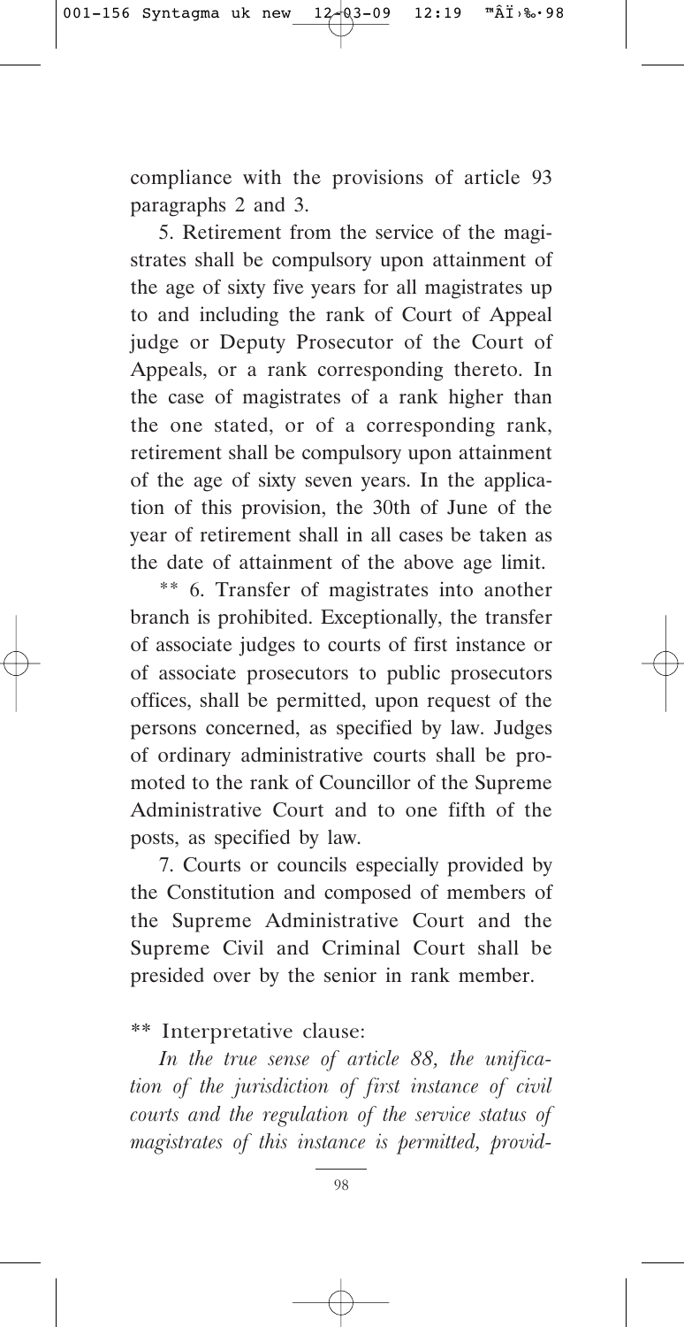compliance with the provisions of article 93 paragraphs 2 and 3.

5. Retirement from the service of the magistrates shall be compulsory upon attainment of the age of sixty five years for all magistrates up to and including the rank of Court of Appeal judge or Deputy Prosecutor of the Court of Appeals, or a rank corresponding thereto. In the case of magistrates of a rank higher than the one stated, or of a corresponding rank, retirement shall be compulsory upon attainment of the age of sixty seven years. In the application of this provision, the 30th of June of the year of retirement shall in all cases be taken as the date of attainment of the above age limit.

** 6. Transfer of magistrates into another branch is prohibited. Exceptionally, the transfer of associate judges to courts of first instance or of associate prosecutors to public prosecutors offices, shall be permitted, upon request of the persons concerned, as specified by law. Judges of ordinary administrative courts shall be promoted to the rank of Councillor of the Supreme Administrative Court and to one fifth of the posts, as specified by law.

7. Courts or councils especially provided by the Constitution and composed of members of the Supreme Administrative Court and the Supreme Civil and Criminal Court shall be presided over by the senior in rank member.

** Interpretative clause:

*In the true sense of article 88, the unification of the jurisdiction of first instance of civil courts and the regulation of the service status of magistrates of this instance is permitted, provid-*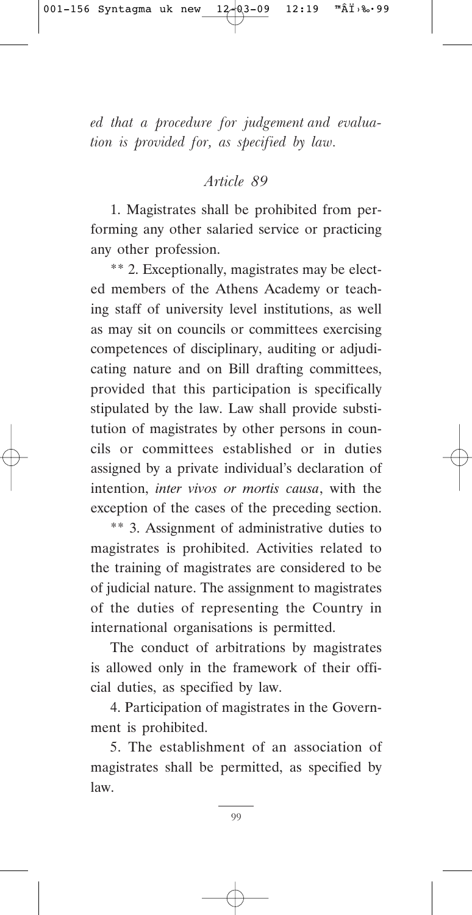*ed that a procedure for judgement and evaluation is provided for, as specified by law.*

### *Article 89*

1. Magistrates shall be prohibited from performing any other salaried service or practicing any other profession.

** 2. Exceptionally, magistrates may be elected members of the Athens Academy or teaching staff of university level institutions, as well as may sit on councils or committees exercising competences of disciplinary, auditing or adjudicating nature and on Bill drafting committees, provided that this participation is specifically stipulated by the law. Law shall provide substitution of magistrates by other persons in councils or committees established or in duties assigned by a private individual's declaration of intention, *inter vivos or mortis causa*, with the exception of the cases of the preceding section.

** 3. Assignment of administrative duties to magistrates is prohibited. Activities related to the training of magistrates are considered to be of judicial nature. The assignment to magistrates of the duties of representing the Country in international organisations is permitted.

The conduct of arbitrations by magistrates is allowed only in the framework of their official duties, as specified by law.

4. Participation of magistrates in the Government is prohibited.

5. The establishment of an association of magistrates shall be permitted, as specified by law.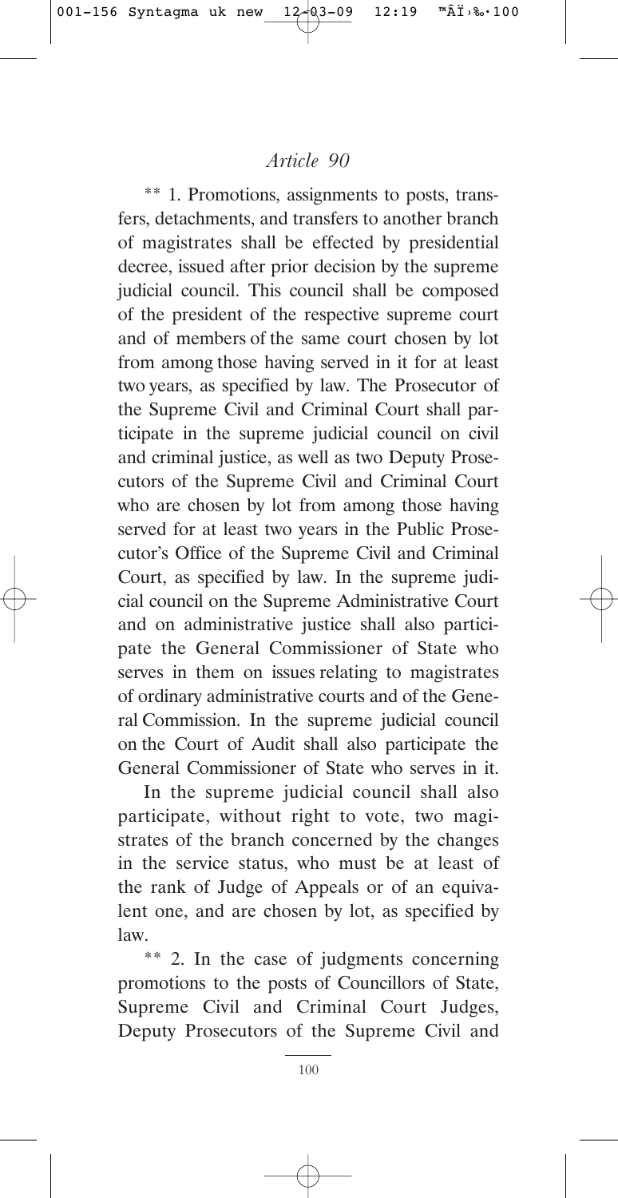*Article 90*

** 1. Promotions, assignments to posts, transfers, detachments, and transfers to another branch of magistrates shall be effected by presidential decree, issued after prior decision by the supreme judicial council. This council shall be composed of the president of the respective supreme court and of members of the same court chosen by lot from among those having served in it for at least two years, as specified by law. The Prosecutor of the Supreme Civil and Criminal Court shall participate in the supreme judicial council on civil and criminal justice, as well as two Deputy Prosecutors of the Supreme Civil and Criminal Court who are chosen by lot from among those having served for at least two years in the Public Prosecutor's Office of the Supreme Civil and Criminal Court, as specified by law. In the supreme judicial council on the Supreme Administrative Court and on administrative justice shall also participate the General Commissioner of State who serves in them on issues relating to magistrates of ordinary administrative courts and of the General Commission. In the supreme judicial council on the Court of Audit shall also participate the General Commissioner of State who serves in it.

In the supreme judicial council shall also participate, without right to vote, two magistrates of the branch concerned by the changes in the service status, who must be at least of the rank of Judge of Appeals or of an equivalent one, and are chosen by lot, as specified by law.

** 2. In the case of judgments concerning promotions to the posts of Councillors of State, Supreme Civil and Criminal Court Judges, Deputy Prosecutors of the Supreme Civil and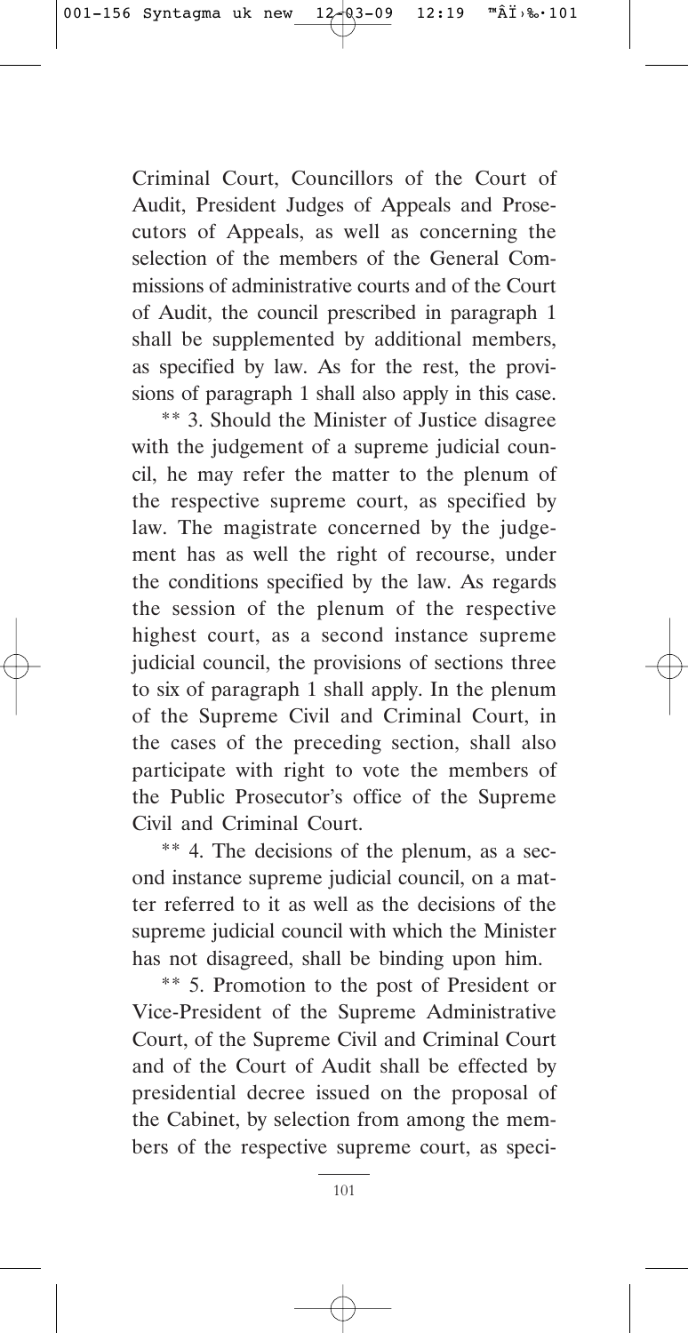Criminal Court, Councillors of the Court of Audit, President Judges of Appeals and Prosecutors of Appeals, as well as concerning the selection of the members of the General Commissions of administrative courts and of the Court of Audit, the council prescribed in paragraph 1 shall be supplemented by additional members, as specified by law. As for the rest, the provisions of paragraph 1 shall also apply in this case.

** 3. Should the Minister of Justice disagree with the judgement of a supreme judicial council, he may refer the matter to the plenum of the respective supreme court, as specified by law. The magistrate concerned by the judgement has as well the right of recourse, under the conditions specified by the law. As regards the session of the plenum of the respective highest court, as a second instance supreme judicial council, the provisions of sections three to six of paragraph 1 shall apply. In the plenum of the Supreme Civil and Criminal Court, in the cases of the preceding section, shall also participate with right to vote the members of the Public Prosecutor's office of the Supreme Civil and Criminal Court.

** 4. The decisions of the plenum, as a second instance supreme judicial council, on a matter referred to it as well as the decisions of the supreme judicial council with which the Minister has not disagreed, shall be binding upon him.

** 5. Promotion to the post of President or Vice-President of the Supreme Administrative Court, of the Supreme Civil and Criminal Court and of the Court of Audit shall be effected by presidential decree issued on the proposal of the Cabinet, by selection from among the members of the respective supreme court, as speci-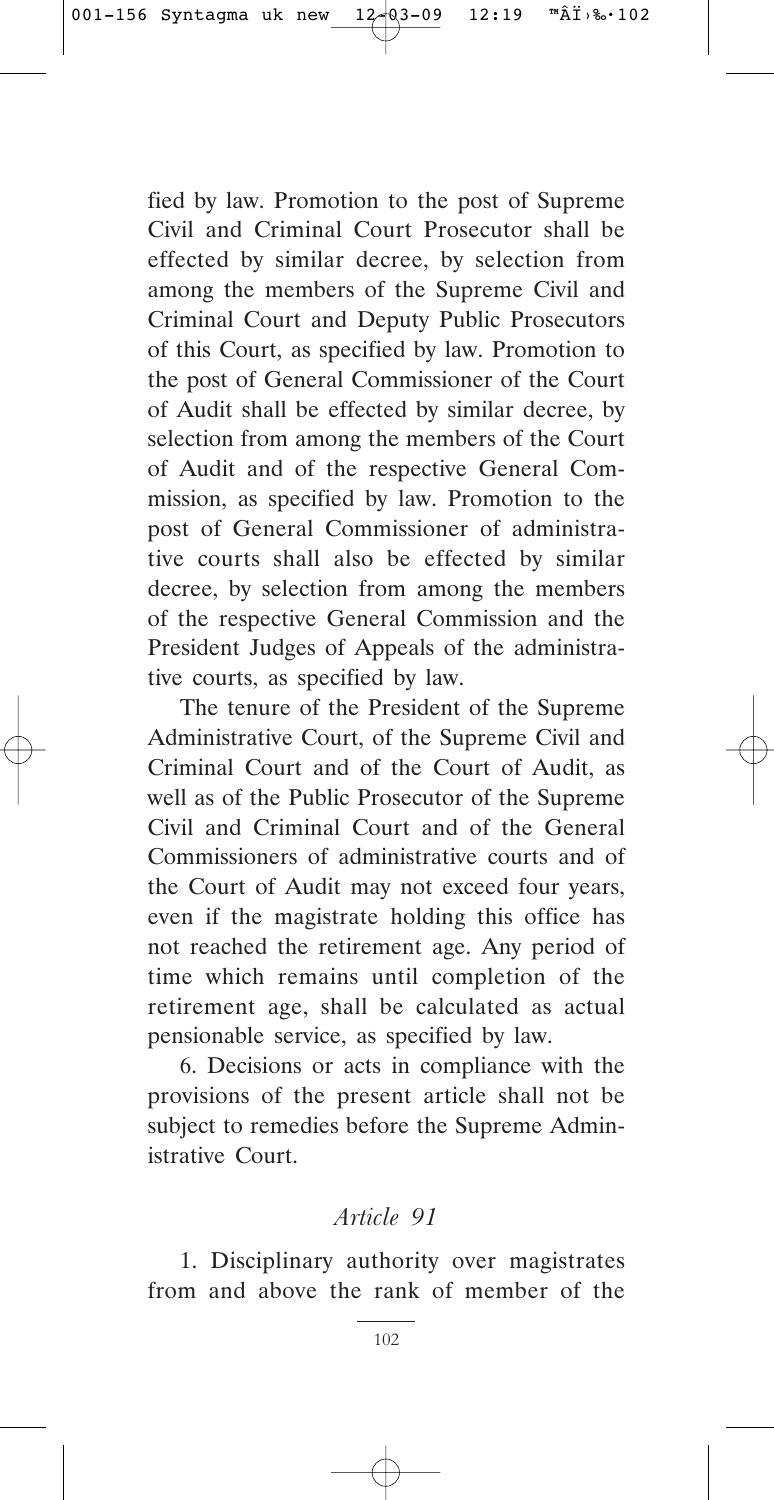fied by law. Promotion to the post of Supreme Civil and Criminal Court Prosecutor shall be effected by similar decree, by selection from among the members of the Supreme Civil and Criminal Court and Deputy Public Prosecutors of this Court, as specified by law. Promotion to the post of General Commissioner of the Court of Audit shall be effected by similar decree, by selection from among the members of the Court of Audit and of the respective General Commission, as specified by law. Promotion to the post of General Commissioner of administrative courts shall also be effected by similar decree, by selection from among the members of the respective General Commission and the President Judges of Appeals of the administrative courts, as specified by law.

The tenure of the President of the Supreme Administrative Court, of the Supreme Civil and Criminal Court and of the Court of Audit, as well as of the Public Prosecutor of the Supreme Civil and Criminal Court and of the General Commissioners of administrative courts and of the Court of Audit may not exceed four years, even if the magistrate holding this office has not reached the retirement age. Any period of time which remains until completion of the retirement age, shall be calculated as actual pensionable service, as specified by law.

6. Decisions or acts in compliance with the provisions of the present article shall not be subject to remedies before the Supreme Administrative Court.

## *Article 91*

1. Disciplinary authority over magistrates from and above the rank of member of the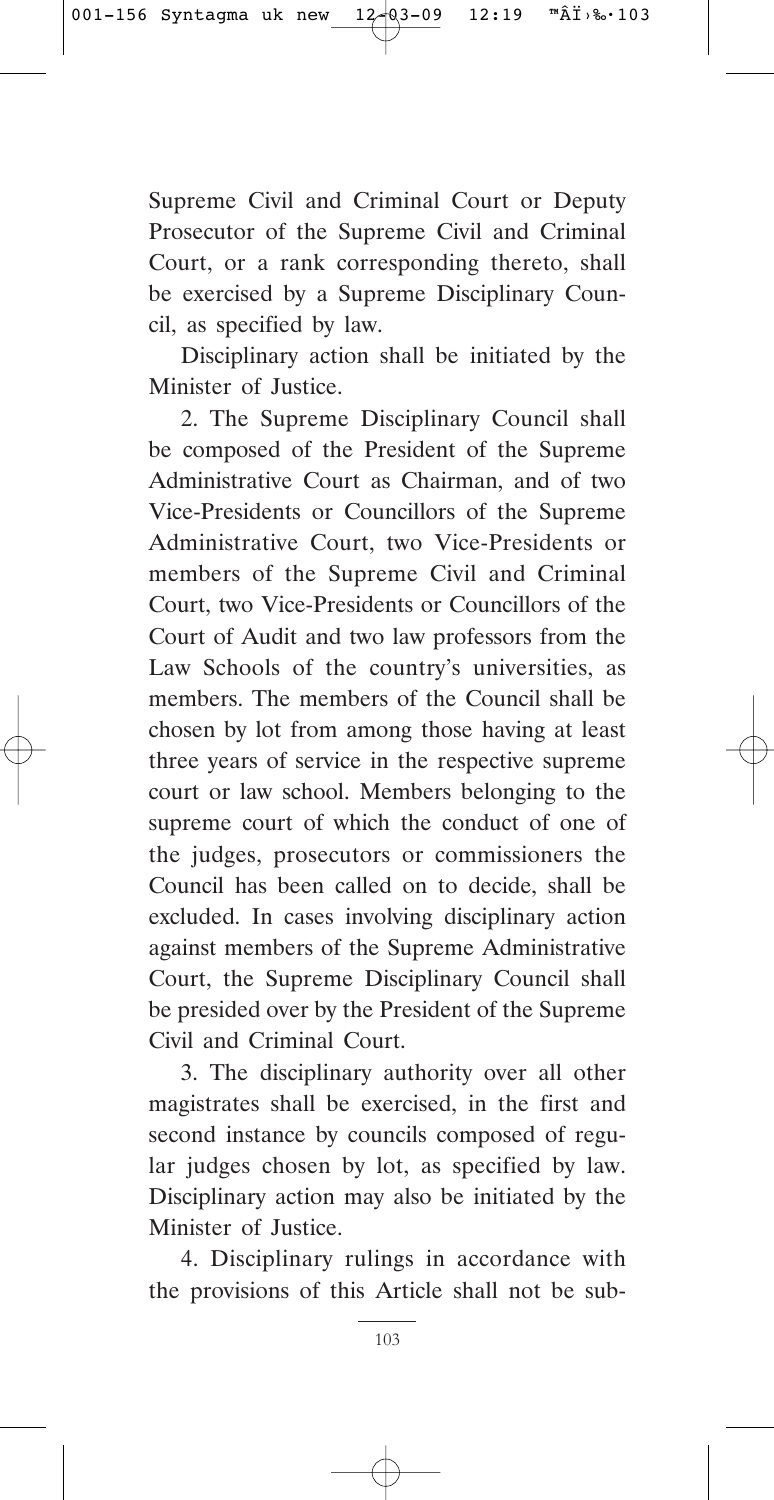Supreme Civil and Criminal Court or Deputy Prosecutor of the Supreme Civil and Criminal Court, or a rank corresponding thereto, shall be exercised by a Supreme Disciplinary Council, as specified by law.

Disciplinary action shall be initiated by the Minister of Justice.

2. The Supreme Disciplinary Council shall be composed of the President of the Supreme Administrative Court as Chairman, and of two Vice-Presidents or Councillors of the Supreme Administrative Court, two Vice-Presidents or members of the Supreme Civil and Criminal Court, two Vice-Presidents or Councillors of the Court of Audit and two law professors from the Law Schools of the country's universities, as members. The members of the Council shall be chosen by lot from among those having at least three years of service in the respective supreme court or law school. Members belonging to the supreme court of which the conduct of one of the judges, prosecutors or commissioners the Council has been called on to decide, shall be excluded. In cases involving disciplinary action against members of the Supreme Administrative Court, the Supreme Disciplinary Council shall be presided over by the President of the Supreme Civil and Criminal Court.

3. The disciplinary authority over all other magistrates shall be exercised, in the first and second instance by councils composed of regular judges chosen by lot, as specified by law. Disciplinary action may also be initiated by the Minister of Justice.

4. Disciplinary rulings in accordance with the provisions of this Article shall not be sub-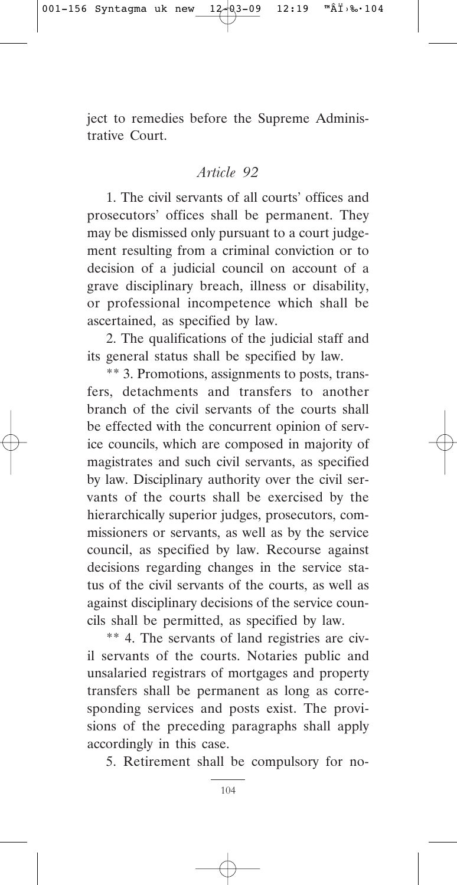ject to remedies before the Supreme Administrative Court.

*Article 92*

1. The civil servants of all courts' offices and prosecutors' offices shall be permanent. They may be dismissed only pursuant to a court judgement resulting from a criminal conviction or to decision of a judicial council on account of a grave disciplinary breach, illness or disability, or professional incompetence which shall be ascertained, as specified by law.

2. The qualifications of the judicial staff and its general status shall be specified by law.

** 3. Promotions, assignments to posts, transfers, detachments and transfers to another branch of the civil servants of the courts shall be effected with the concurrent opinion of service councils, which are composed in majority of magistrates and such civil servants, as specified by law. Disciplinary authority over the civil servants of the courts shall be exercised by the hierarchically superior judges, prosecutors, commissioners or servants, as well as by the service council, as specified by law. Recourse against decisions regarding changes in the service status of the civil servants of the courts, as well as against disciplinary decisions of the service councils shall be permitted, as specified by law.

** 4. The servants of land registries are civil servants of the courts. Notaries public and unsalaried registrars of mortgages and property transfers shall be permanent as long as corresponding services and posts exist. The provisions of the preceding paragraphs shall apply accordingly in this case.

5. Retirement shall be compulsory for no-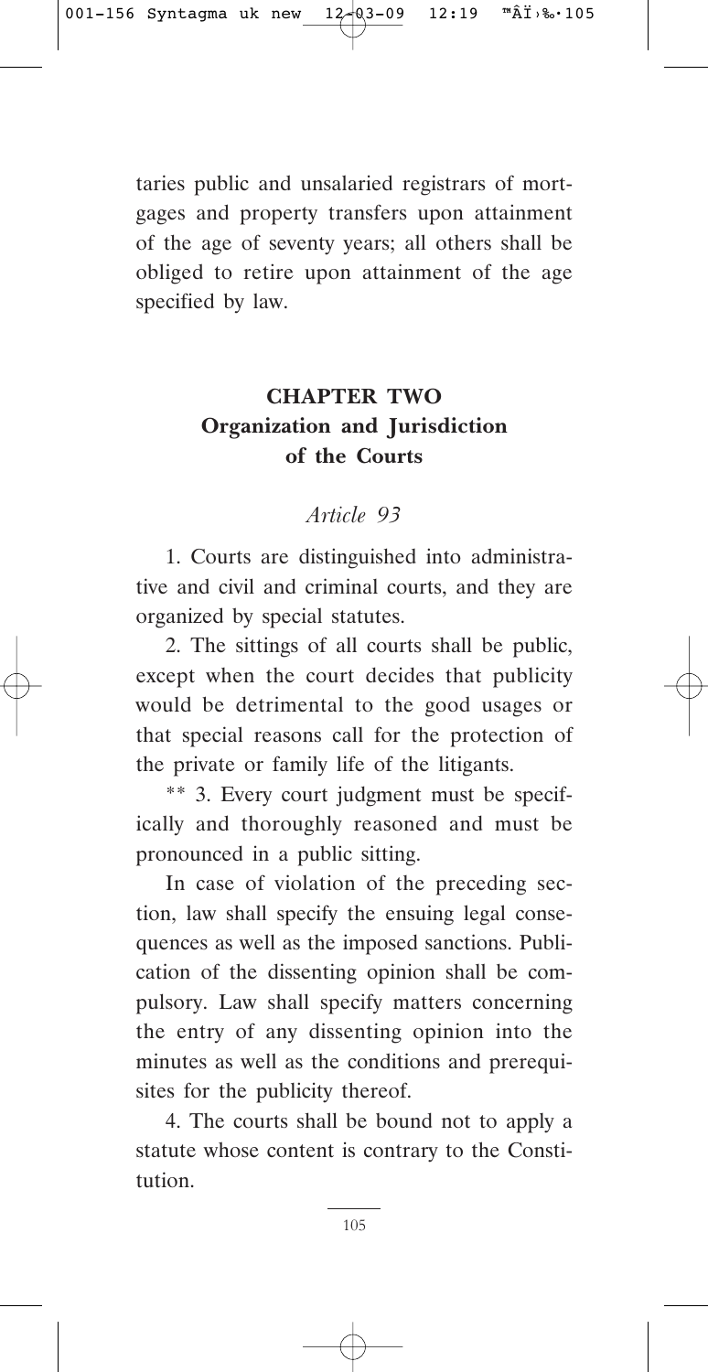taries public and unsalaried registrars of mortgages and property transfers upon attainment of the age of seventy years; all others shall be obliged to retire upon attainment of the age specified by law.

## CHAPTER TWO
## Organization and Jurisdiction of the Courts

### *Article 93*

1. Courts are distinguished into administrative and civil and criminal courts, and they are organized by special statutes.

2. The sittings of all courts shall be public, except when the court decides that publicity would be detrimental to the good usages or that special reasons call for the protection of the private or family life of the litigants.

** 3. Every court judgment must be specifically and thoroughly reasoned and must be pronounced in a public sitting.

In case of violation of the preceding section, law shall specify the ensuing legal consequences as well as the imposed sanctions. Publication of the dissenting opinion shall be compulsory. Law shall specify matters concerning the entry of any dissenting opinion into the minutes as well as the conditions and prerequisites for the publicity thereof.

4. The courts shall be bound not to apply a statute whose content is contrary to the Constitution.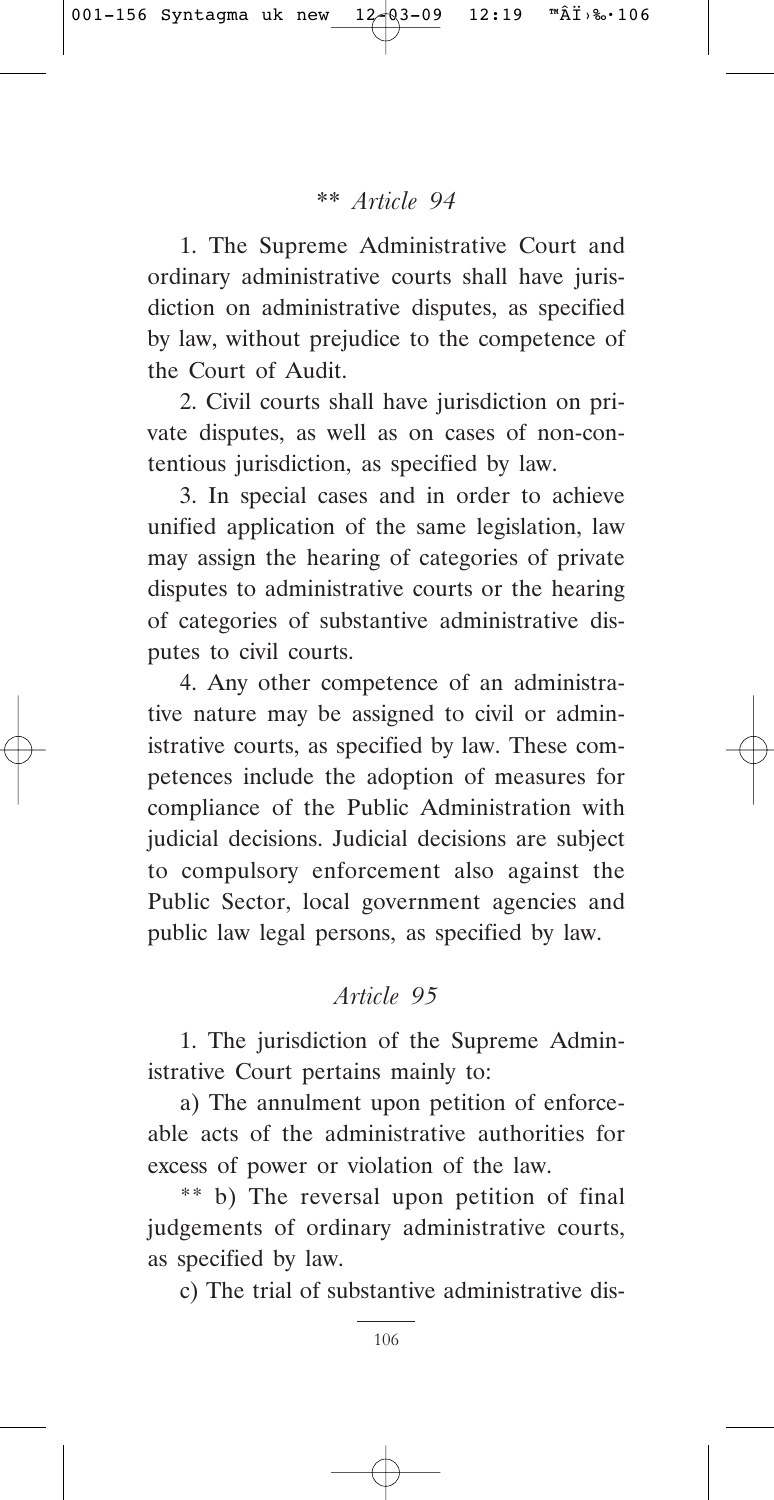*\*\* Article 94*

1. The Supreme Administrative Court and ordinary administrative courts shall have jurisdiction on administrative disputes, as specified by law, without prejudice to the competence of the Court of Audit.

2. Civil courts shall have jurisdiction on private disputes, as well as on cases of non-contentious jurisdiction, as specified by law.

3. In special cases and in order to achieve unified application of the same legislation, law may assign the hearing of categories of private disputes to administrative courts or the hearing of categories of substantive administrative disputes to civil courts.

4. Any other competence of an administrative nature may be assigned to civil or administrative courts, as specified by law. These competences include the adoption of measures for compliance of the Public Administration with judicial decisions. Judicial decisions are subject to compulsory enforcement also against the Public Sector, local government agencies and public law legal persons, as specified by law.

*Article 95*

1. The jurisdiction of the Supreme Administrative Court pertains mainly to:

a) The annulment upon petition of enforceable acts of the administrative authorities for excess of power or violation of the law.

\*\* b) The reversal upon petition of final judgements of ordinary administrative courts, as specified by law.

c) The trial of substantive administrative dis-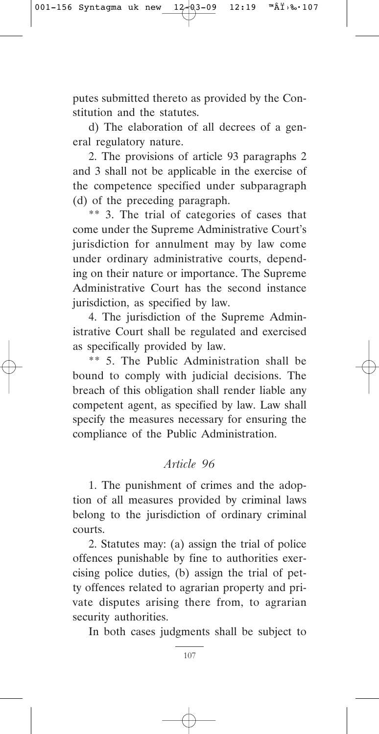putes submitted thereto as provided by the Constitution and the statutes.

d) The elaboration of all decrees of a general regulatory nature.

2. The provisions of article 93 paragraphs 2 and 3 shall not be applicable in the exercise of the competence specified under subparagraph (d) of the preceding paragraph.

** 3. The trial of categories of cases that come under the Supreme Administrative Court's jurisdiction for annulment may by law come under ordinary administrative courts, depending on their nature or importance. The Supreme Administrative Court has the second instance jurisdiction, as specified by law.

4. The jurisdiction of the Supreme Administrative Court shall be regulated and exercised as specifically provided by law.

** 5. The Public Administration shall be bound to comply with judicial decisions. The breach of this obligation shall render liable any competent agent, as specified by law. Law shall specify the measures necessary for ensuring the compliance of the Public Administration.

### *Article 96*

1. The punishment of crimes and the adoption of all measures provided by criminal laws belong to the jurisdiction of ordinary criminal courts.

2. Statutes may: (a) assign the trial of police offences punishable by fine to authorities exercising police duties, (b) assign the trial of petty offences related to agrarian property and private disputes arising there from, to agrarian security authorities.

In both cases judgments shall be subject to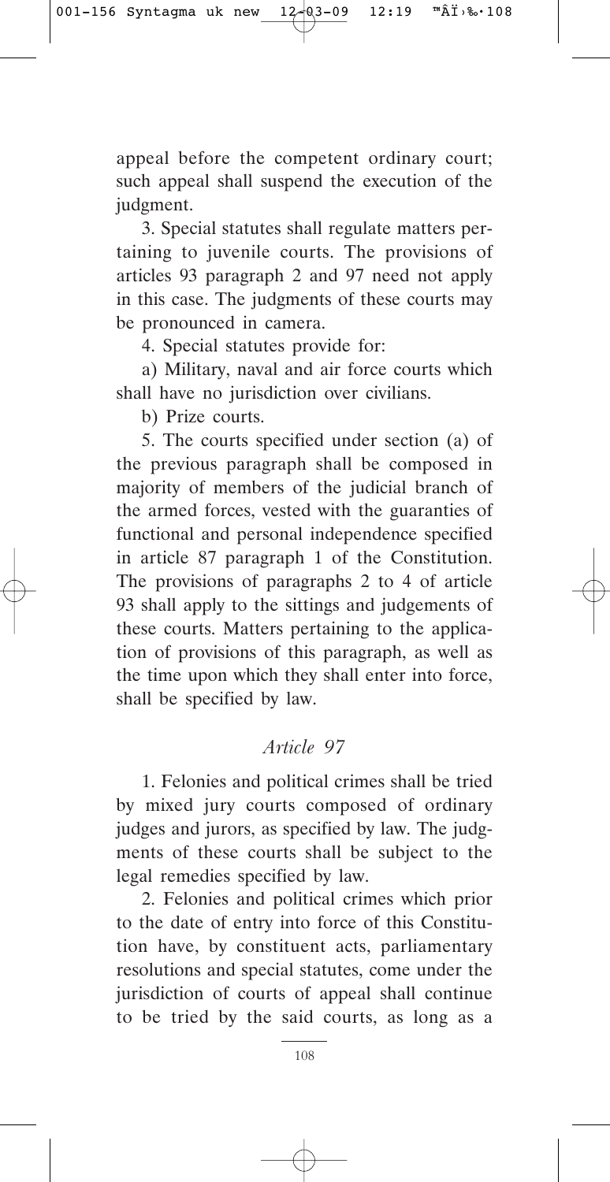appeal before the competent ordinary court; such appeal shall suspend the execution of the judgment.

3. Special statutes shall regulate matters pertaining to juvenile courts. The provisions of articles 93 paragraph 2 and 97 need not apply in this case. The judgments of these courts may be pronounced in camera.

4. Special statutes provide for:

a) Military, naval and air force courts which shall have no jurisdiction over civilians.

b) Prize courts.

5. The courts specified under section (a) of the previous paragraph shall be composed in majority of members of the judicial branch of the armed forces, vested with the guaranties of functional and personal independence specified in article 87 paragraph 1 of the Constitution. The provisions of paragraphs 2 to 4 of article 93 shall apply to the sittings and judgements of these courts. Matters pertaining to the application of provisions of this paragraph, as well as the time upon which they shall enter into force, shall be specified by law.

### *Article 97*

1. Felonies and political crimes shall be tried by mixed jury courts composed of ordinary judges and jurors, as specified by law. The judgments of these courts shall be subject to the legal remedies specified by law.

2. Felonies and political crimes which prior to the date of entry into force of this Constitution have, by constituent acts, parliamentary resolutions and special statutes, come under the jurisdiction of courts of appeal shall continue to be tried by the said courts, as long as a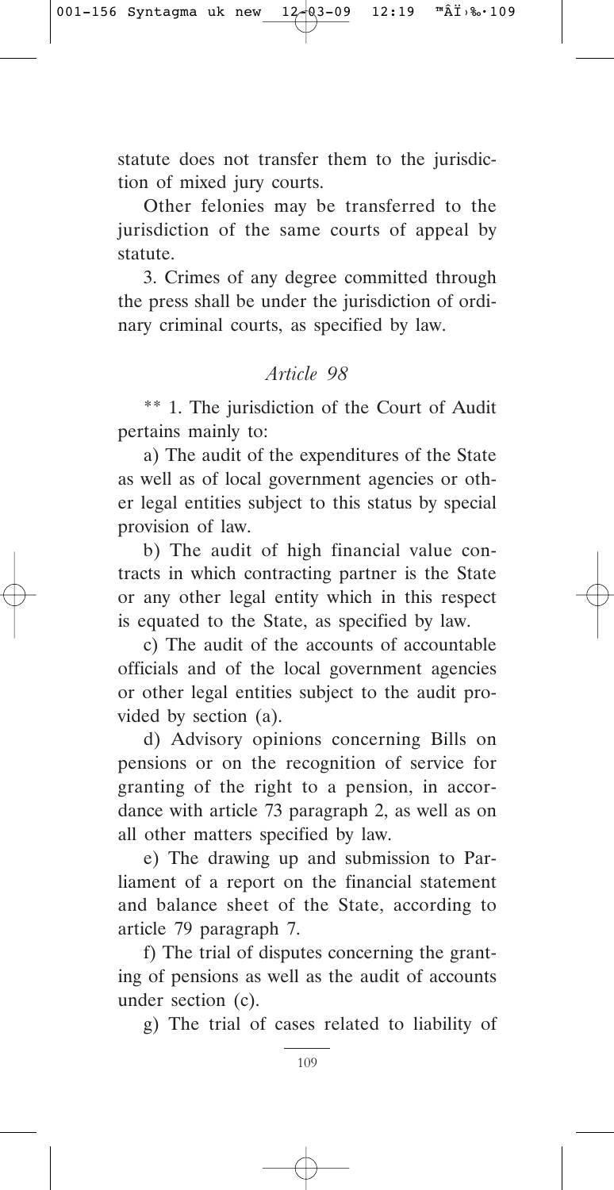statute does not transfer them to the jurisdiction of mixed jury courts.

Other felonies may be transferred to the jurisdiction of the same courts of appeal by statute.

3. Crimes of any degree committed through the press shall be under the jurisdiction of ordinary criminal courts, as specified by law.

## *Article 98*

** 1. The jurisdiction of the Court of Audit pertains mainly to:

a) The audit of the expenditures of the State as well as of local government agencies or other legal entities subject to this status by special provision of law.

b) The audit of high financial value contracts in which contracting partner is the State or any other legal entity which in this respect is equated to the State, as specified by law.

c) The audit of the accounts of accountable officials and of the local government agencies or other legal entities subject to the audit provided by section (a).

d) Advisory opinions concerning Bills on pensions or on the recognition of service for granting of the right to a pension, in accordance with article 73 paragraph 2, as well as on all other matters specified by law.

e) The drawing up and submission to Parliament of a report on the financial statement and balance sheet of the State, according to article 79 paragraph 7.

f) The trial of disputes concerning the granting of pensions as well as the audit of accounts under section (c).

g) The trial of cases related to liability of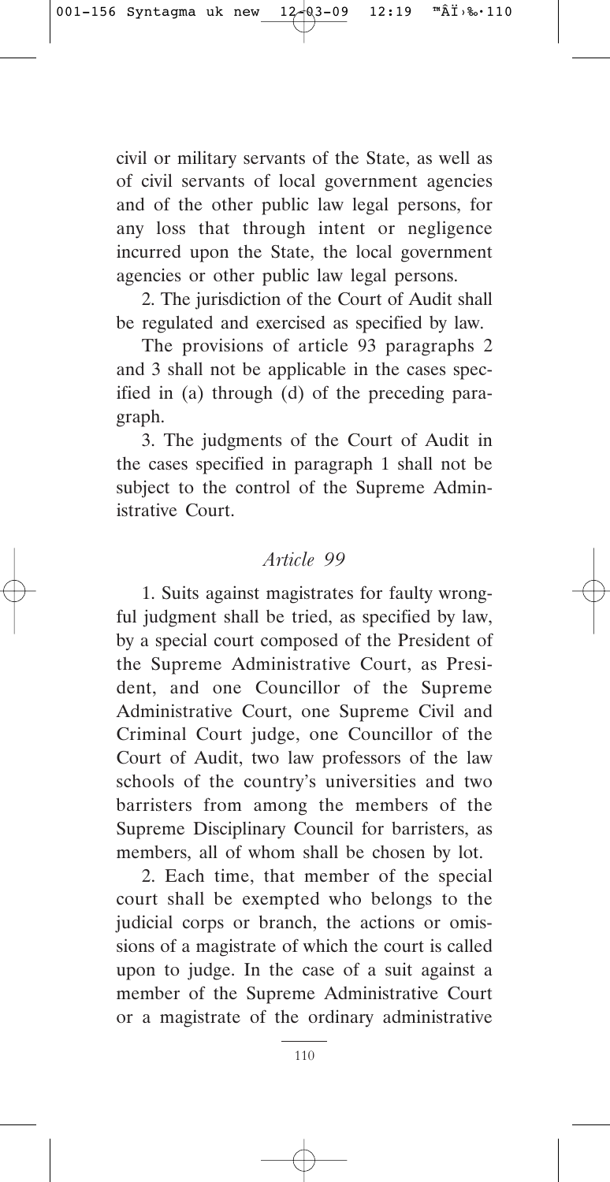civil or military servants of the State, as well as of civil servants of local government agencies and of the other public law legal persons, for any loss that through intent or negligence incurred upon the State, the local government agencies or other public law legal persons.

2. The jurisdiction of the Court of Audit shall be regulated and exercised as specified by law.

The provisions of article 93 paragraphs 2 and 3 shall not be applicable in the cases specified in (a) through (d) of the preceding paragraph.

3. The judgments of the Court of Audit in the cases specified in paragraph 1 shall not be subject to the control of the Supreme Administrative Court.

## *Article 99*

1. Suits against magistrates for faulty wrongful judgment shall be tried, as specified by law, by a special court composed of the President of the Supreme Administrative Court, as President, and one Councillor of the Supreme Administrative Court, one Supreme Civil and Criminal Court judge, one Councillor of the Court of Audit, two law professors of the law schools of the country's universities and two barristers from among the members of the Supreme Disciplinary Council for barristers, as members, all of whom shall be chosen by lot.

2. Each time, that member of the special court shall be exempted who belongs to the judicial corps or branch, the actions or omissions of a magistrate of which the court is called upon to judge. In the case of a suit against a member of the Supreme Administrative Court or a magistrate of the ordinary administrative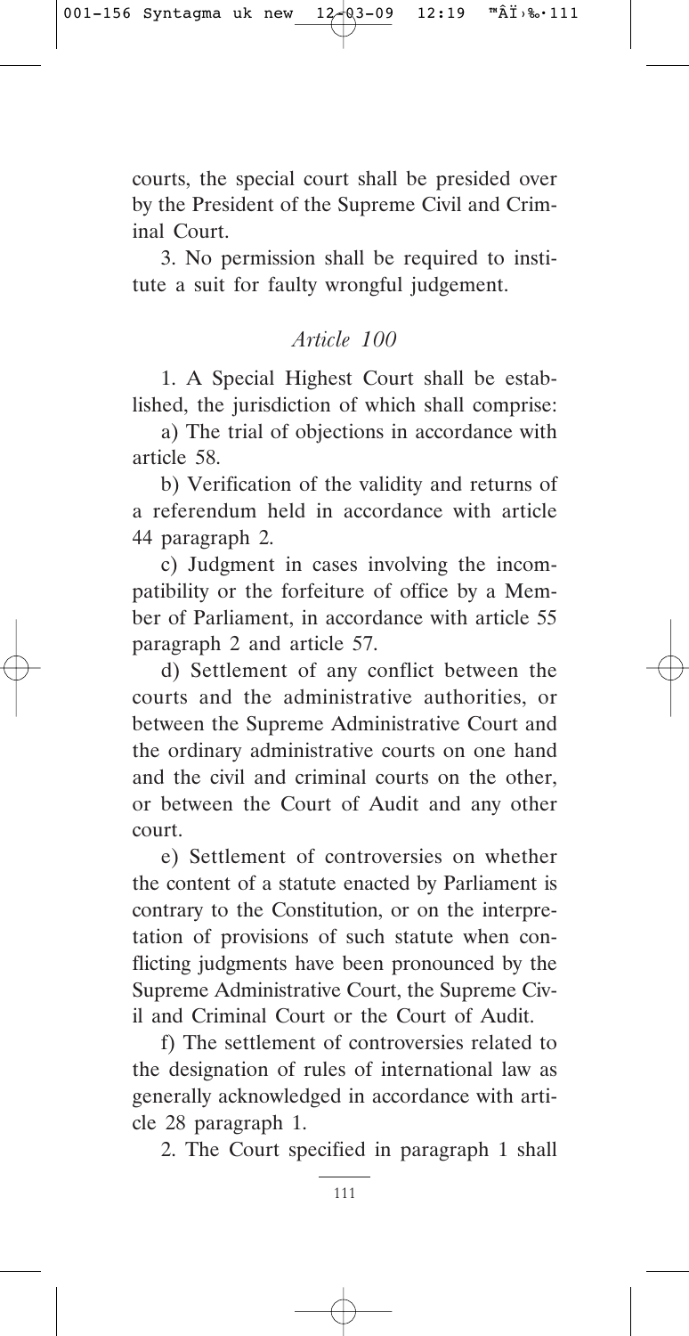courts, the special court shall be presided over by the President of the Supreme Civil and Criminal Court.

3. No permission shall be required to institute a suit for faulty wrongful judgement.

## *Article 100*

1. A Special Highest Court shall be established, the jurisdiction of which shall comprise:

a) The trial of objections in accordance with article 58.

b) Verification of the validity and returns of a referendum held in accordance with article 44 paragraph 2.

c) Judgment in cases involving the incompatibility or the forfeiture of office by a Member of Parliament, in accordance with article 55 paragraph 2 and article 57.

d) Settlement of any conflict between the courts and the administrative authorities, or between the Supreme Administrative Court and the ordinary administrative courts on one hand and the civil and criminal courts on the other, or between the Court of Audit and any other court.

e) Settlement of controversies on whether the content of a statute enacted by Parliament is contrary to the Constitution, or on the interpretation of provisions of such statute when conflicting judgments have been pronounced by the Supreme Administrative Court, the Supreme Civil and Criminal Court or the Court of Audit.

f) The settlement of controversies related to the designation of rules of international law as generally acknowledged in accordance with article 28 paragraph 1.

2. The Court specified in paragraph 1 shall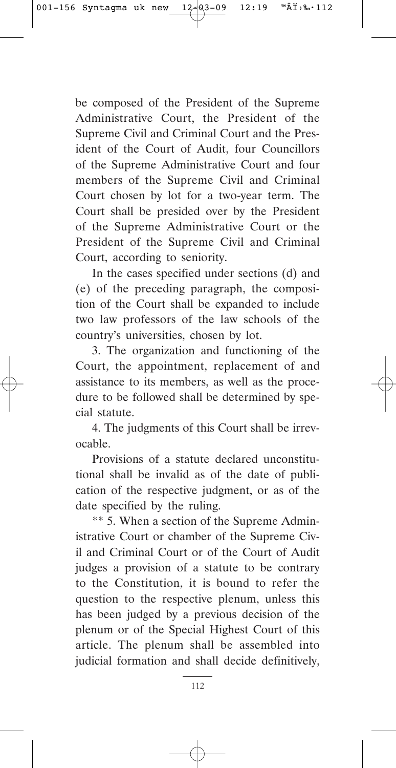be composed of the President of the Supreme Administrative Court, the President of the Supreme Civil and Criminal Court and the President of the Court of Audit, four Councillors of the Supreme Administrative Court and four members of the Supreme Civil and Criminal Court chosen by lot for a two-year term. The Court shall be presided over by the President of the Supreme Administrative Court or the President of the Supreme Civil and Criminal Court, according to seniority.

In the cases specified under sections (d) and (e) of the preceding paragraph, the composition of the Court shall be expanded to include two law professors of the law schools of the country's universities, chosen by lot.

3. The organization and functioning of the Court, the appointment, replacement of and assistance to its members, as well as the procedure to be followed shall be determined by special statute.

4. The judgments of this Court shall be irrevocable.

Provisions of a statute declared unconstitutional shall be invalid as of the date of publication of the respective judgment, or as of the date specified by the ruling.

** 5. When a section of the Supreme Administrative Court or chamber of the Supreme Civil and Criminal Court or of the Court of Audit judges a provision of a statute to be contrary to the Constitution, it is bound to refer the question to the respective plenum, unless this has been judged by a previous decision of the plenum or of the Special Highest Court of this article. The plenum shall be assembled into judicial formation and shall decide definitively,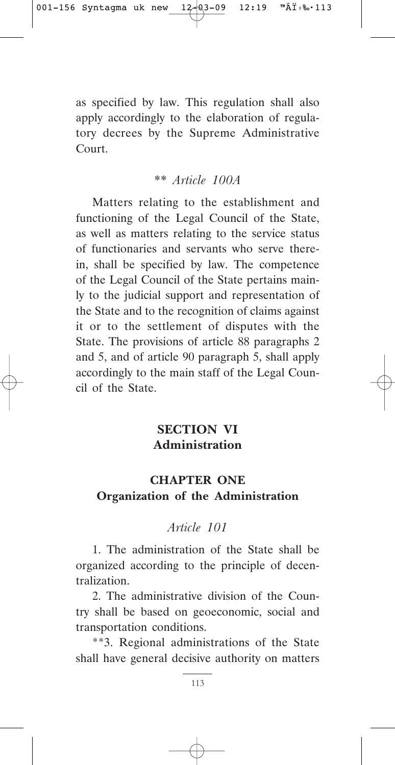as specified by law. This regulation shall also apply accordingly to the elaboration of regulatory decrees by the Supreme Administrative Court.

### ** *Article 100A*

Matters relating to the establishment and functioning of the Legal Council of the State, as well as matters relating to the service status of functionaries and servants who serve therein, shall be specified by law. The competence of the Legal Council of the State pertains mainly to the judicial support and representation of the State and to the recognition of claims against it or to the settlement of disputes with the State. The provisions of article 88 paragraphs 2 and 5, and of article 90 paragraph 5, shall apply accordingly to the main staff of the Legal Council of the State.

# SECTION VI
# Administration

## CHAPTER ONE
## Organization of the Administration

### *Article 101*

1. The administration of the State shall be organized according to the principle of decentralization.

2. The administrative division of the Country shall be based on geoeconomic, social and transportation conditions.

**3. Regional administrations of the State shall have general decisive authority on matters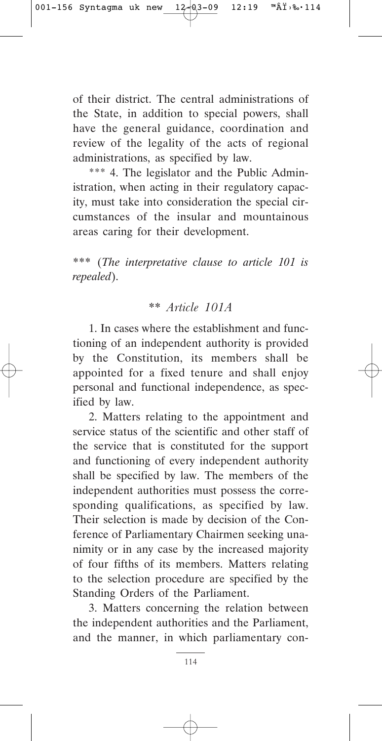of their district. The central administrations of the State, in addition to special powers, shall have the general guidance, coordination and review of the legality of the acts of regional administrations, as specified by law.

*** 4. The legislator and the Public Administration, when acting in their regulatory capacity, must take into consideration the special circumstances of the insular and mountainous areas caring for their development.

*** (*The interpretative clause to article 101 is repealed*).

### ** *Article 101A*

1. In cases where the establishment and functioning of an independent authority is provided by the Constitution, its members shall be appointed for a fixed tenure and shall enjoy personal and functional independence, as specified by law.

2. Matters relating to the appointment and service status of the scientific and other staff of the service that is constituted for the support and functioning of every independent authority shall be specified by law. The members of the independent authorities must possess the corresponding qualifications, as specified by law. Their selection is made by decision of the Conference of Parliamentary Chairmen seeking unanimity or in any case by the increased majority of four fifths of its members. Matters relating to the selection procedure are specified by the Standing Orders of the Parliament.

3. Matters concerning the relation between the independent authorities and the Parliament, and the manner, in which parliamentary con-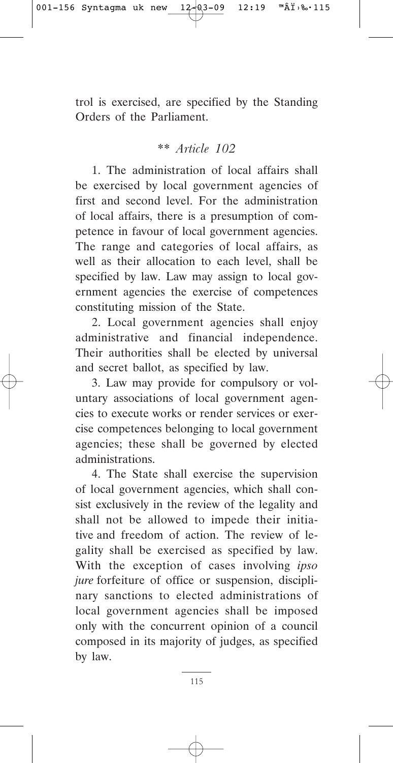trol is exercised, are specified by the Standing Orders of the Parliament.

### ** *Article 102*

1. The administration of local affairs shall be exercised by local government agencies of first and second level. For the administration of local affairs, there is a presumption of competence in favour of local government agencies. The range and categories of local affairs, as well as their allocation to each level, shall be specified by law. Law may assign to local government agencies the exercise of competences constituting mission of the State.

2. Local government agencies shall enjoy administrative and financial independence. Their authorities shall be elected by universal and secret ballot, as specified by law.

3. Law may provide for compulsory or voluntary associations of local government agencies to execute works or render services or exercise competences belonging to local government agencies; these shall be governed by elected administrations.

4. The State shall exercise the supervision of local government agencies, which shall consist exclusively in the review of the legality and shall not be allowed to impede their initiative and freedom of action. The review of legality shall be exercised as specified by law. With the exception of cases involving *ipso jure* forfeiture of office or suspension, disciplinary sanctions to elected administrations of local government agencies shall be imposed only with the concurrent opinion of a council composed in its majority of judges, as specified by law.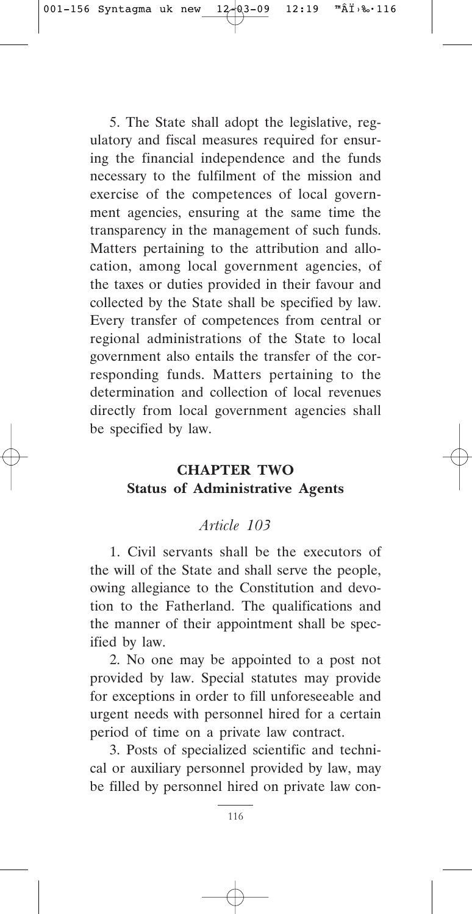5. The State shall adopt the legislative, regulatory and fiscal measures required for ensuring the financial independence and the funds necessary to the fulfilment of the mission and exercise of the competences of local government agencies, ensuring at the same time the transparency in the management of such funds. Matters pertaining to the attribution and allocation, among local government agencies, of the taxes or duties provided in their favour and collected by the State shall be specified by law. Every transfer of competences from central or regional administrations of the State to local government also entails the transfer of the corresponding funds. Matters pertaining to the determination and collection of local revenues directly from local government agencies shall be specified by law.

## CHAPTER TWO
## Status of Administrative Agents

### *Article 103*

1. Civil servants shall be the executors of the will of the State and shall serve the people, owing allegiance to the Constitution and devotion to the Fatherland. The qualifications and the manner of their appointment shall be specified by law.

2. No one may be appointed to a post not provided by law. Special statutes may provide for exceptions in order to fill unforeseeable and urgent needs with personnel hired for a certain period of time on a private law contract.

3. Posts of specialized scientific and technical or auxiliary personnel provided by law, may be filled by personnel hired on private law con-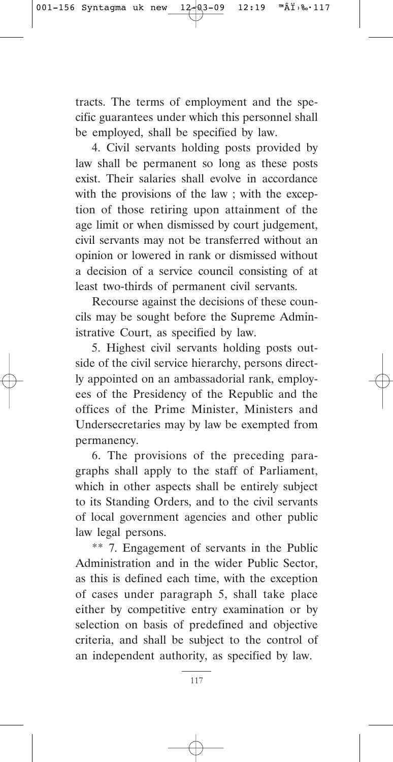tracts. The terms of employment and the specific guarantees under which this personnel shall be employed, shall be specified by law.

4. Civil servants holding posts provided by law shall be permanent so long as these posts exist. Their salaries shall evolve in accordance with the provisions of the law ; with the exception of those retiring upon attainment of the age limit or when dismissed by court judgement, civil servants may not be transferred without an opinion or lowered in rank or dismissed without a decision of a service council consisting of at least two-thirds of permanent civil servants.

Recourse against the decisions of these councils may be sought before the Supreme Administrative Court, as specified by law.

5. Highest civil servants holding posts outside of the civil service hierarchy, persons directly appointed on an ambassadorial rank, employees of the Presidency of the Republic and the offices of the Prime Minister, Ministers and Undersecretaries may by law be exempted from permanency.

6. The provisions of the preceding paragraphs shall apply to the staff of Parliament, which in other aspects shall be entirely subject to its Standing Orders, and to the civil servants of local government agencies and other public law legal persons.

** 7. Engagement of servants in the Public Administration and in the wider Public Sector, as this is defined each time, with the exception of cases under paragraph 5, shall take place either by competitive entry examination or by selection on basis of predefined and objective criteria, and shall be subject to the control of an independent authority, as specified by law.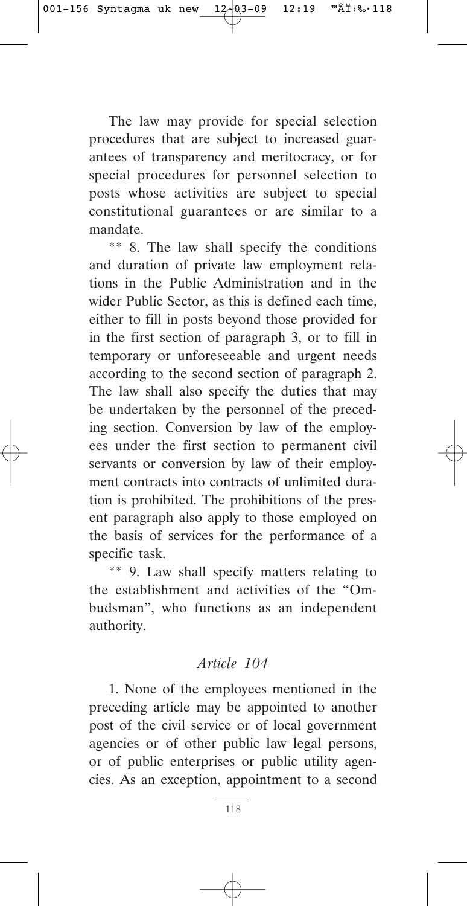The law may provide for special selection procedures that are subject to increased guarantees of transparency and meritocracy, or for special procedures for personnel selection to posts whose activities are subject to special constitutional guarantees or are similar to a mandate.

** 8. The law shall specify the conditions and duration of private law employment relations in the Public Administration and in the wider Public Sector, as this is defined each time, either to fill in posts beyond those provided for in the first section of paragraph 3, or to fill in temporary or unforeseeable and urgent needs according to the second section of paragraph 2. The law shall also specify the duties that may be undertaken by the personnel of the preceding section. Conversion by law of the employees under the first section to permanent civil servants or conversion by law of their employment contracts into contracts of unlimited duration is prohibited. The prohibitions of the present paragraph also apply to those employed on the basis of services for the performance of a specific task.

** 9. Law shall specify matters relating to the establishment and activities of the "Ombudsman", who functions as an independent authority.

### *Article 104*

1. None of the employees mentioned in the preceding article may be appointed to another post of the civil service or of local government agencies or of other public law legal persons, or of public enterprises or public utility agencies. As an exception, appointment to a second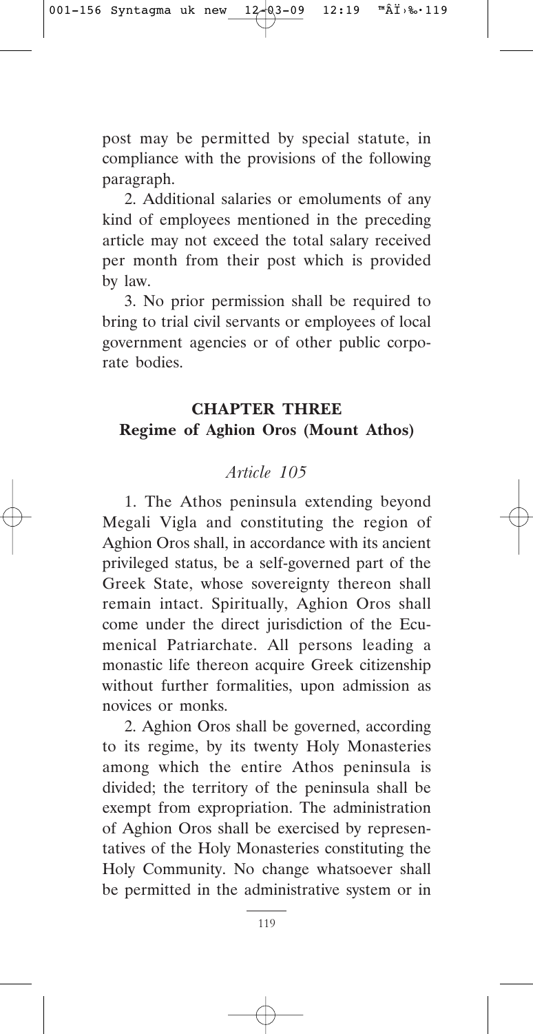post may be permitted by special statute, in compliance with the provisions of the following paragraph.

2. Additional salaries or emoluments of any kind of employees mentioned in the preceding article may not exceed the total salary received per month from their post which is provided by law.

3. No prior permission shall be required to bring to trial civil servants or employees of local government agencies or of other public corporate bodies.

## CHAPTER THREE
## Regime of Aghion Oros (Mount Athos)

### *Article 105*

1. The Athos peninsula extending beyond Megali Vigla and constituting the region of Aghion Oros shall, in accordance with its ancient privileged status, be a self-governed part of the Greek State, whose sovereignty thereon shall remain intact. Spiritually, Aghion Oros shall come under the direct jurisdiction of the Ecumenical Patriarchate. All persons leading a monastic life thereon acquire Greek citizenship without further formalities, upon admission as novices or monks.

2. Aghion Oros shall be governed, according to its regime, by its twenty Holy Monasteries among which the entire Athos peninsula is divided; the territory of the peninsula shall be exempt from expropriation. The administration of Aghion Oros shall be exercised by representatives of the Holy Monasteries constituting the Holy Community. No change whatsoever shall be permitted in the administrative system or in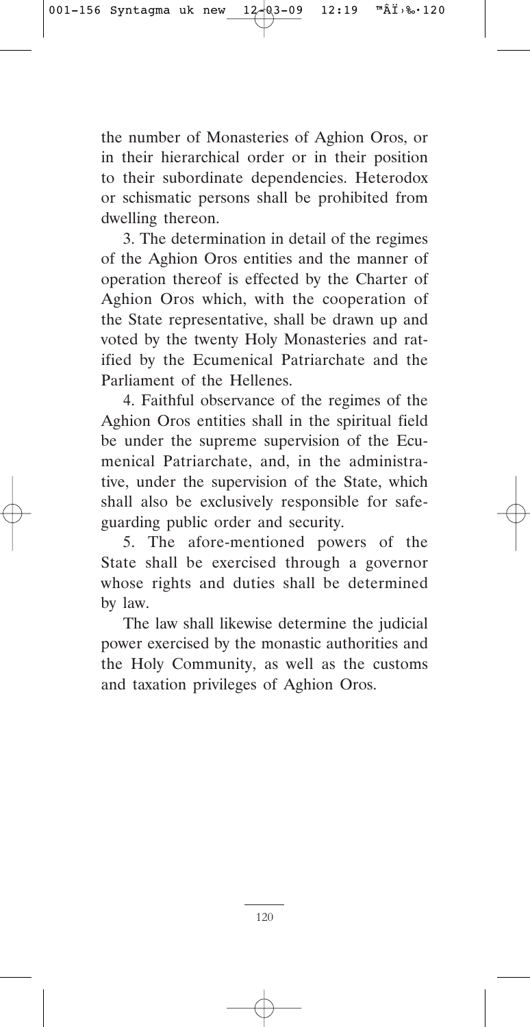the number of Monasteries of Aghion Oros, or in their hierarchical order or in their position to their subordinate dependencies. Heterodox or schismatic persons shall be prohibited from dwelling thereon.

3. The determination in detail of the regimes of the Aghion Oros entities and the manner of operation thereof is effected by the Charter of Aghion Oros which, with the cooperation of the State representative, shall be drawn up and voted by the twenty Holy Monasteries and ratified by the Ecumenical Patriarchate and the Parliament of the Hellenes.

4. Faithful observance of the regimes of the Aghion Oros entities shall in the spiritual field be under the supreme supervision of the Ecumenical Patriarchate, and, in the administrative, under the supervision of the State, which shall also be exclusively responsible for safeguarding public order and security.

5. The afore-mentioned powers of the State shall be exercised through a governor whose rights and duties shall be determined by law.

The law shall likewise determine the judicial power exercised by the monastic authorities and the Holy Community, as well as the customs and taxation privileges of Aghion Oros.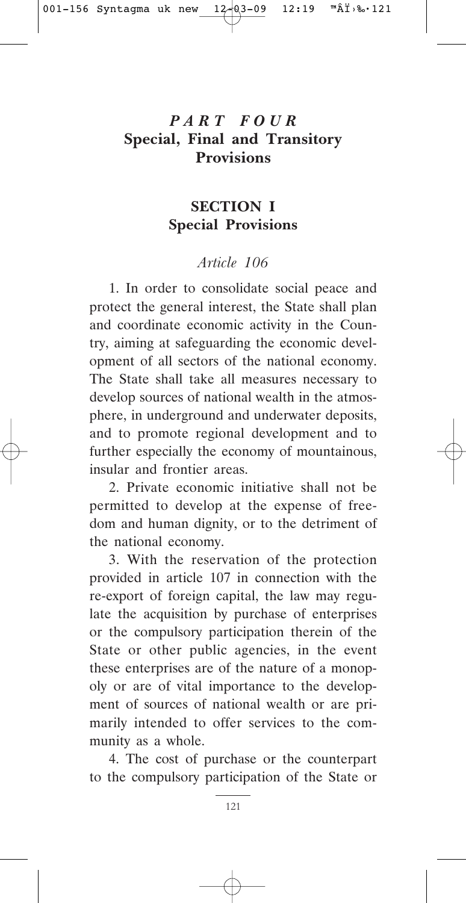# *PART FOUR*
# Special, Final and Transitory Provisions

## SECTION I
## Special Provisions

### *Article 106*

1. In order to consolidate social peace and protect the general interest, the State shall plan and coordinate economic activity in the Country, aiming at safeguarding the economic development of all sectors of the national economy. The State shall take all measures necessary to develop sources of national wealth in the atmosphere, in underground and underwater deposits, and to promote regional development and to further especially the economy of mountainous, insular and frontier areas.

2. Private economic initiative shall not be permitted to develop at the expense of freedom and human dignity, or to the detriment of the national economy.

3. With the reservation of the protection provided in article 107 in connection with the re-export of foreign capital, the law may regulate the acquisition by purchase of enterprises or the compulsory participation therein of the State or other public agencies, in the event these enterprises are of the nature of a monopoly or are of vital importance to the development of sources of national wealth or are primarily intended to offer services to the community as a whole.

4. The cost of purchase or the counterpart to the compulsory participation of the State or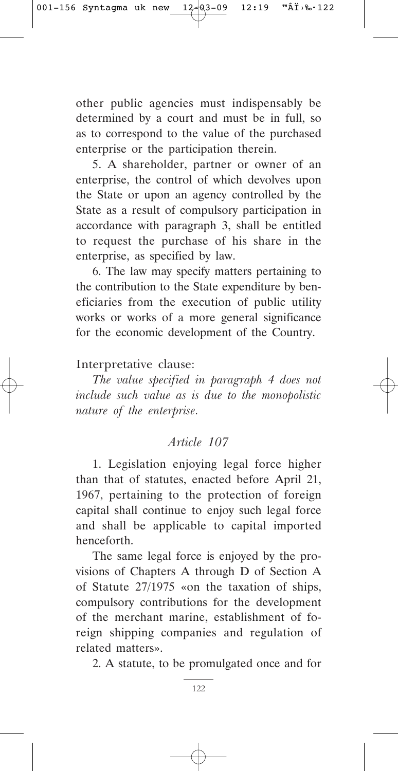other public agencies must indispensably be determined by a court and must be in full, so as to correspond to the value of the purchased enterprise or the participation therein.

5. A shareholder, partner or owner of an enterprise, the control of which devolves upon the State or upon an agency controlled by the State as a result of compulsory participation in accordance with paragraph 3, shall be entitled to request the purchase of his share in the enterprise, as specified by law.

6. The law may specify matters pertaining to the contribution to the State expenditure by beneficiaries from the execution of public utility works or works of a more general significance for the economic development of the Country.

Interpretative clause:

*The value specified in paragraph 4 does not include such value as is due to the monopolistic nature of the enterprise.*

### *Article 107*

1. Legislation enjoying legal force higher than that of statutes, enacted before April 21, 1967, pertaining to the protection of foreign capital shall continue to enjoy such legal force and shall be applicable to capital imported henceforth.

The same legal force is enjoyed by the provisions of Chapters A through D of Section A of Statute 27/1975 «on the taxation of ships, compulsory contributions for the development of the merchant marine, establishment of foreign shipping companies and regulation of related matters».

2. A statute, to be promulgated once and for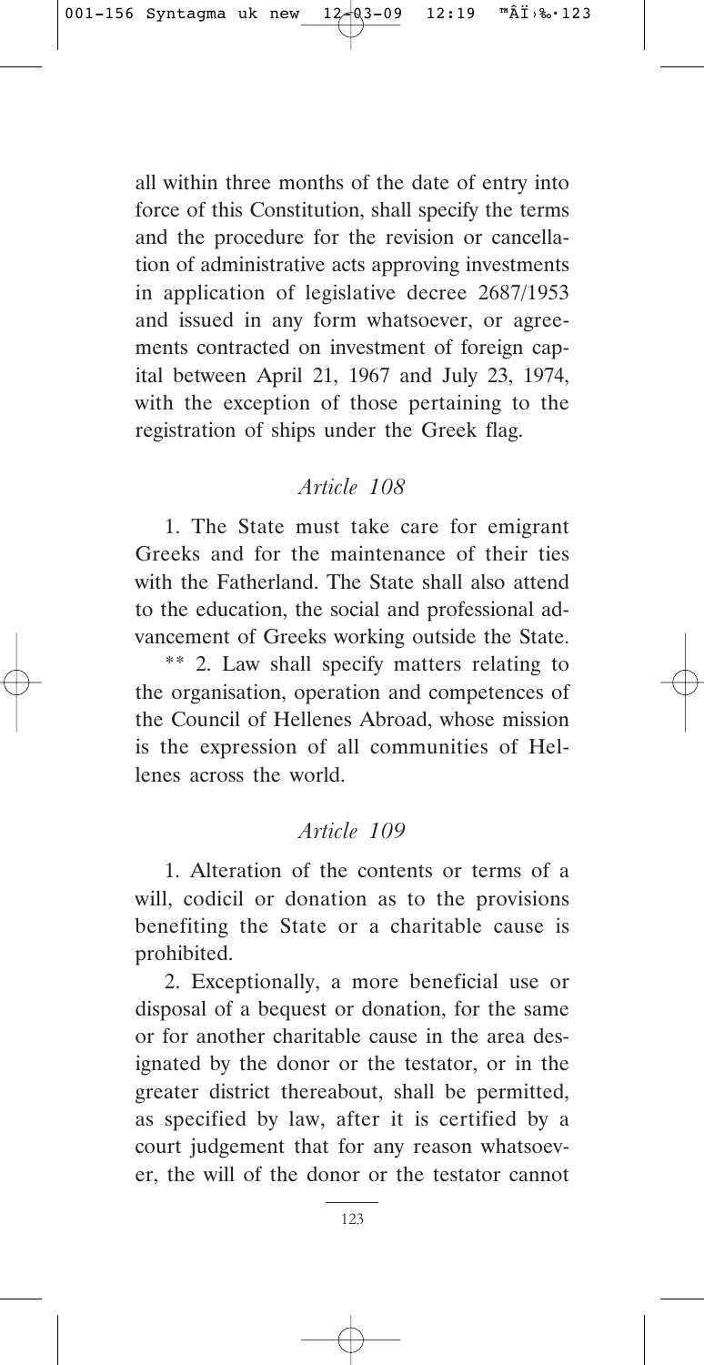all within three months of the date of entry into force of this Constitution, shall specify the terms and the procedure for the revision or cancellation of administrative acts approving investments in application of legislative decree 2687/1953 and issued in any form whatsoever, or agreements contracted on investment of foreign capital between April 21, 1967 and July 23, 1974, with the exception of those pertaining to the registration of ships under the Greek flag.

### *Article 108*

1. The State must take care for emigrant Greeks and for the maintenance of their ties with the Fatherland. The State shall also attend to the education, the social and professional advancement of Greeks working outside the State.

** 2. Law shall specify matters relating to the organisation, operation and competences of the Council of Hellenes Abroad, whose mission is the expression of all communities of Hellenes across the world.

### *Article 109*

1. Alteration of the contents or terms of a will, codicil or donation as to the provisions benefiting the State or a charitable cause is prohibited.

2. Exceptionally, a more beneficial use or disposal of a bequest or donation, for the same or for another charitable cause in the area designated by the donor or the testator, or in the greater district thereabout, shall be permitted, as specified by law, after it is certified by a court judgement that for any reason whatsoever, the will of the donor or the testator cannot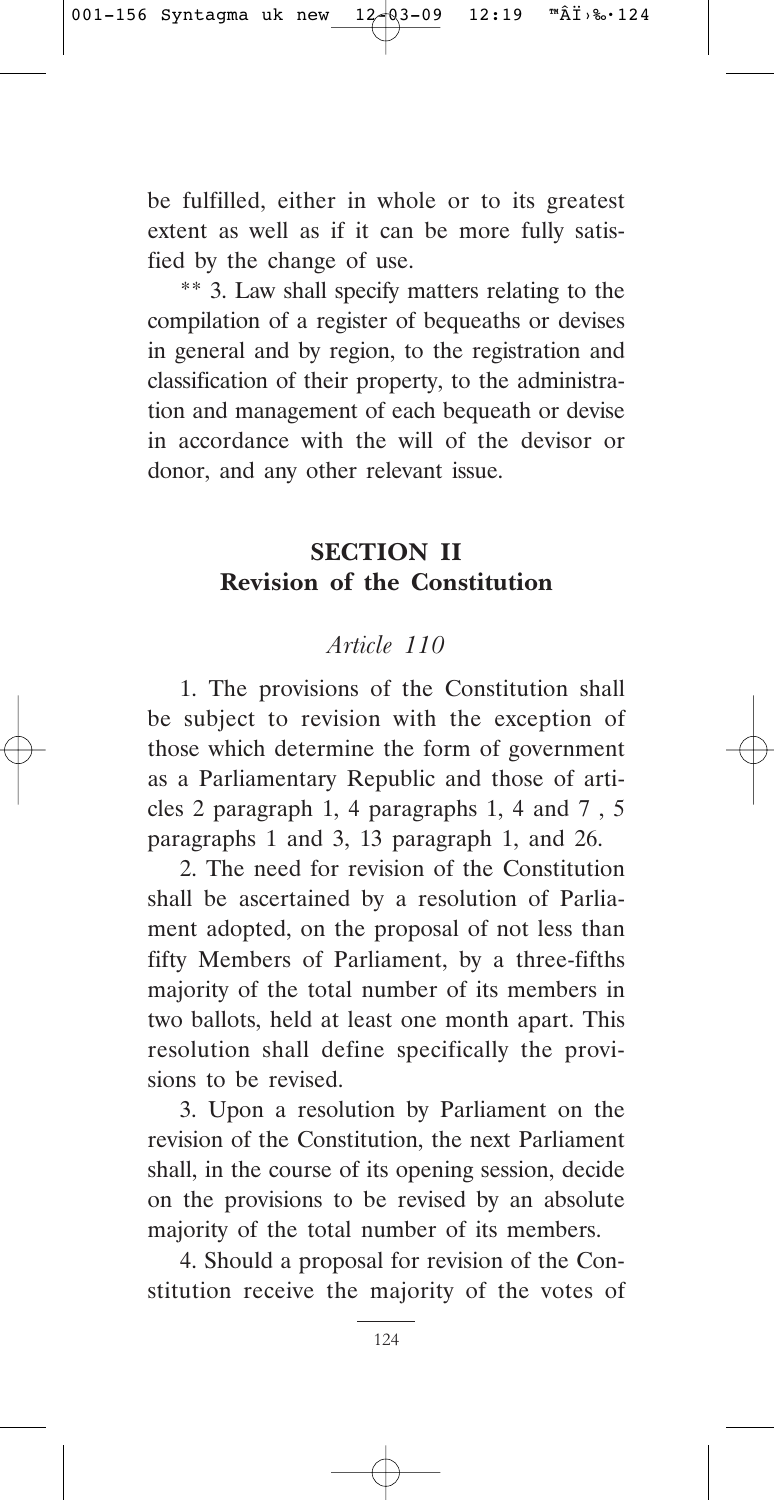be fulfilled, either in whole or to its greatest extent as well as if it can be more fully satisfied by the change of use.

** 3. Law shall specify matters relating to the compilation of a register of bequeaths or devises in general and by region, to the registration and classification of their property, to the administration and management of each bequeath or devise in accordance with the will of the devisor or donor, and any other relevant issue.

## SECTION II
## Revision of the Constitution

### *Article 110*

1. The provisions of the Constitution shall be subject to revision with the exception of those which determine the form of government as a Parliamentary Republic and those of articles 2 paragraph 1, 4 paragraphs 1, 4 and 7 , 5 paragraphs 1 and 3, 13 paragraph 1, and 26.

2. The need for revision of the Constitution shall be ascertained by a resolution of Parliament adopted, on the proposal of not less than fifty Members of Parliament, by a three-fifths majority of the total number of its members in two ballots, held at least one month apart. This resolution shall define specifically the provisions to be revised.

3. Upon a resolution by Parliament on the revision of the Constitution, the next Parliament shall, in the course of its opening session, decide on the provisions to be revised by an absolute majority of the total number of its members.

4. Should a proposal for revision of the Constitution receive the majority of the votes of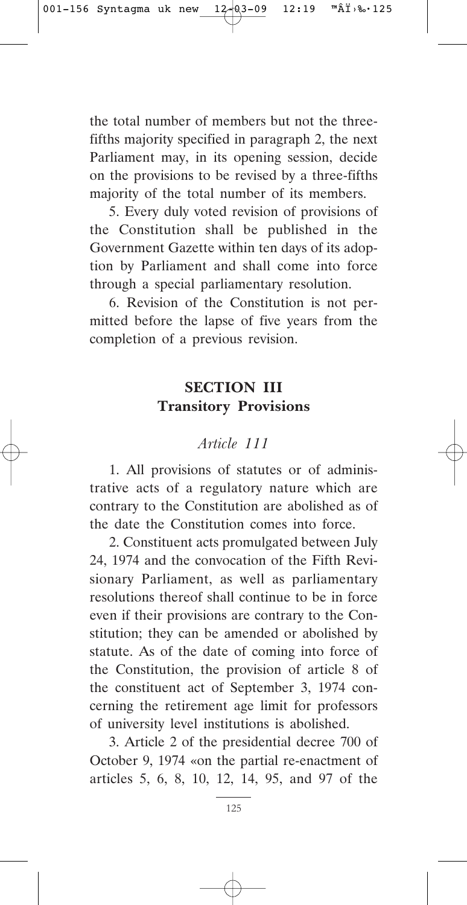the total number of members but not the three-fifths majority specified in paragraph 2, the next Parliament may, in its opening session, decide on the provisions to be revised by a three-fifths majority of the total number of its members.

5. Every duly voted revision of provisions of the Constitution shall be published in the Government Gazette within ten days of its adoption by Parliament and shall come into force through a special parliamentary resolution.

6. Revision of the Constitution is not permitted before the lapse of five years from the completion of a previous revision.

## SECTION III
## Transitory Provisions

### *Article 111*

1. All provisions of statutes or of administrative acts of a regulatory nature which are contrary to the Constitution are abolished as of the date the Constitution comes into force.

2. Constituent acts promulgated between July 24, 1974 and the convocation of the Fifth Revisionary Parliament, as well as parliamentary resolutions thereof shall continue to be in force even if their provisions are contrary to the Constitution; they can be amended or abolished by statute. As of the date of coming into force of the Constitution, the provision of article 8 of the constituent act of September 3, 1974 concerning the retirement age limit for professors of university level institutions is abolished.

3. Article 2 of the presidential decree 700 of October 9, 1974 «on the partial re-enactment of articles 5, 6, 8, 10, 12, 14, 95, and 97 of the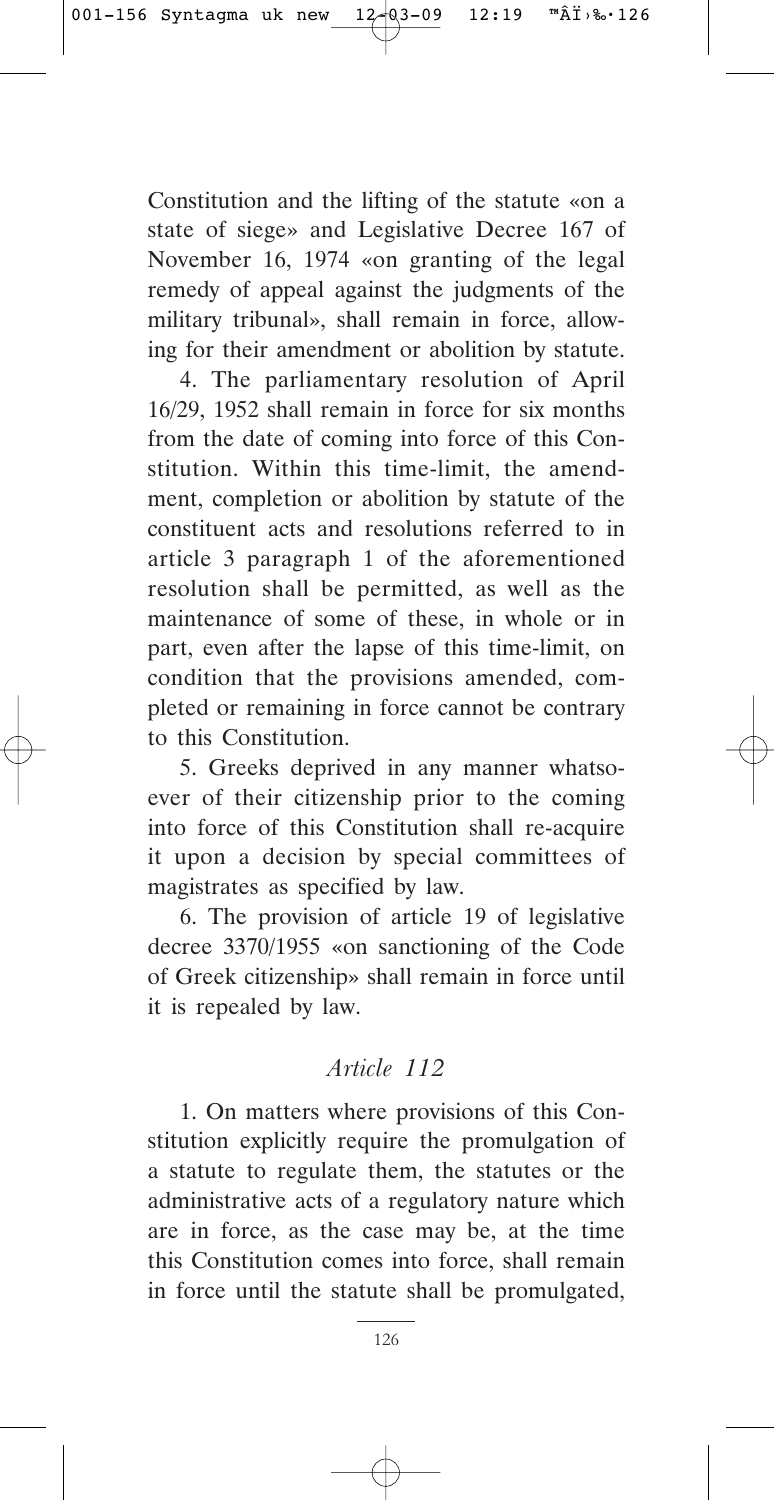Constitution and the lifting of the statute «on a state of siege» and Legislative Decree 167 of November 16, 1974 «on granting of the legal remedy of appeal against the judgments of the military tribunal», shall remain in force, allowing for their amendment or abolition by statute.

4. The parliamentary resolution of April 16/29, 1952 shall remain in force for six months from the date of coming into force of this Constitution. Within this time-limit, the amendment, completion or abolition by statute of the constituent acts and resolutions referred to in article 3 paragraph 1 of the aforementioned resolution shall be permitted, as well as the maintenance of some of these, in whole or in part, even after the lapse of this time-limit, on condition that the provisions amended, completed or remaining in force cannot be contrary to this Constitution.

5. Greeks deprived in any manner whatsoever of their citizenship prior to the coming into force of this Constitution shall re-acquire it upon a decision by special committees of magistrates as specified by law.

6. The provision of article 19 of legislative decree 3370/1955 «on sanctioning of the Code of Greek citizenship» shall remain in force until it is repealed by law.

### *Article 112*

1. On matters where provisions of this Constitution explicitly require the promulgation of a statute to regulate them, the statutes or the administrative acts of a regulatory nature which are in force, as the case may be, at the time this Constitution comes into force, shall remain in force until the statute shall be promulgated,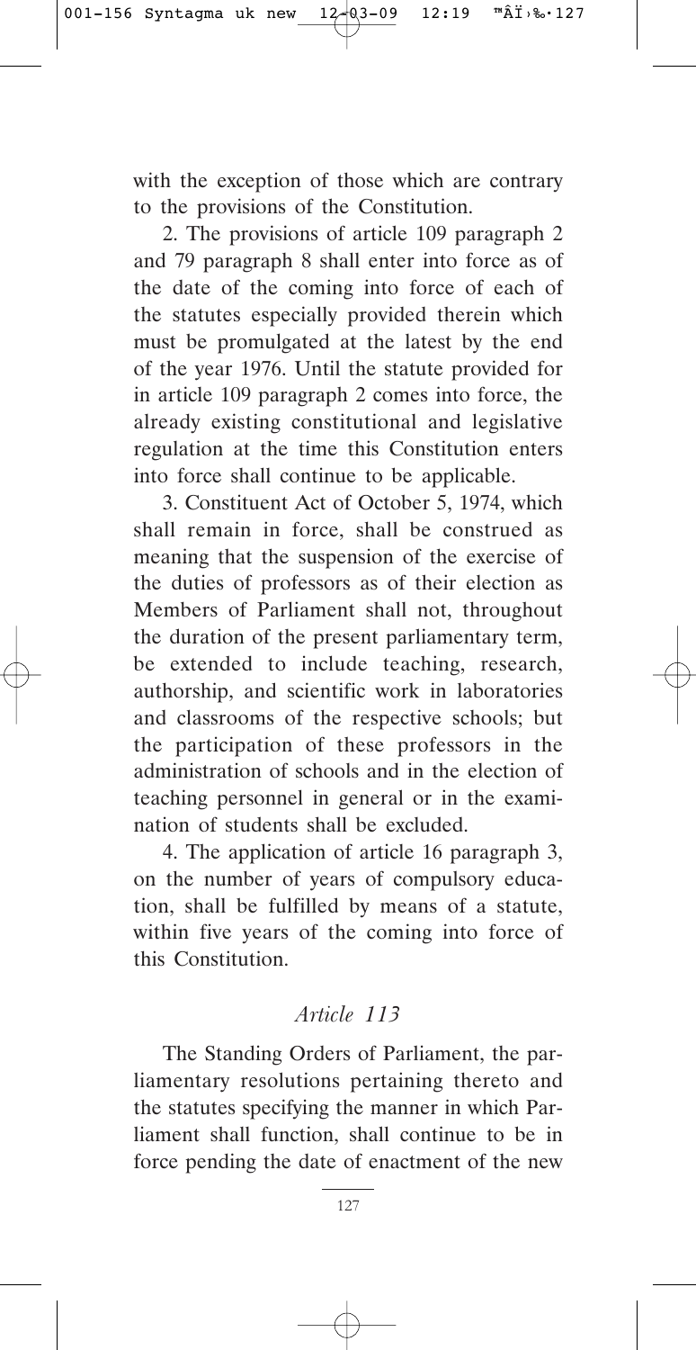with the exception of those which are contrary to the provisions of the Constitution.

2. The provisions of article 109 paragraph 2 and 79 paragraph 8 shall enter into force as of the date of the coming into force of each of the statutes especially provided therein which must be promulgated at the latest by the end of the year 1976. Until the statute provided for in article 109 paragraph 2 comes into force, the already existing constitutional and legislative regulation at the time this Constitution enters into force shall continue to be applicable.

3. Constituent Act of October 5, 1974, which shall remain in force, shall be construed as meaning that the suspension of the exercise of the duties of professors as of their election as Members of Parliament shall not, throughout the duration of the present parliamentary term, be extended to include teaching, research, authorship, and scientific work in laboratories and classrooms of the respective schools; but the participation of these professors in the administration of schools and in the election of teaching personnel in general or in the examination of students shall be excluded.

4. The application of article 16 paragraph 3, on the number of years of compulsory education, shall be fulfilled by means of a statute, within five years of the coming into force of this Constitution.

### *Article 113*

The Standing Orders of Parliament, the parliamentary resolutions pertaining thereto and the statutes specifying the manner in which Parliament shall function, shall continue to be in force pending the date of enactment of the new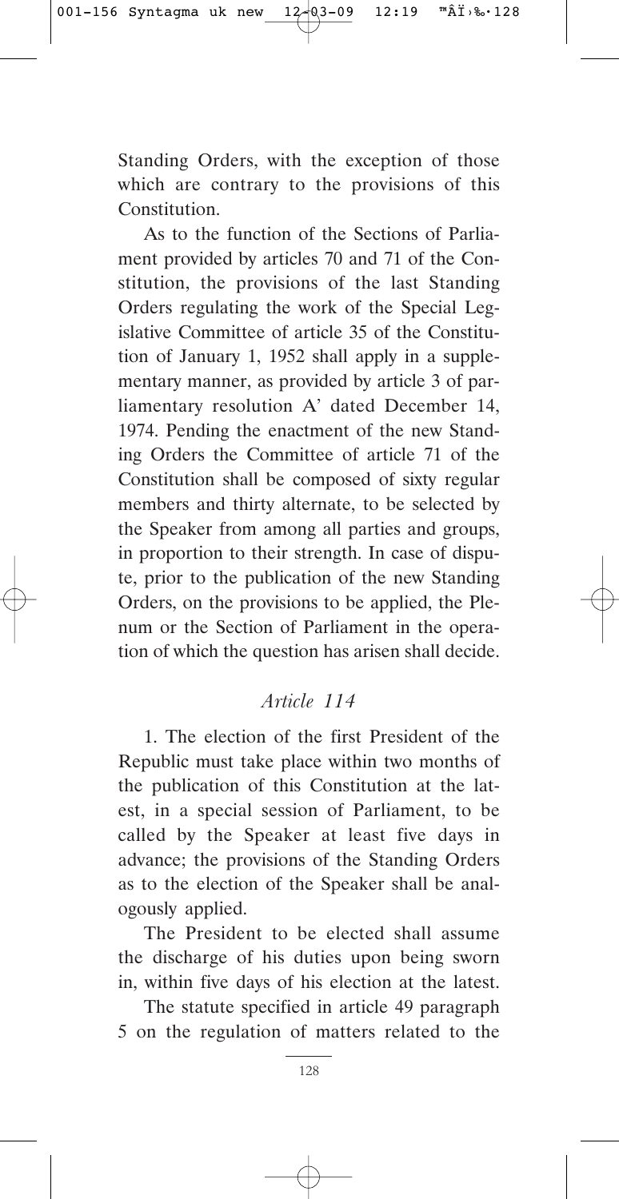Standing Orders, with the exception of those which are contrary to the provisions of this Constitution.

As to the function of the Sections of Parliament provided by articles 70 and 71 of the Constitution, the provisions of the last Standing Orders regulating the work of the Special Legislative Committee of article 35 of the Constitution of January 1, 1952 shall apply in a supplementary manner, as provided by article 3 of parliamentary resolution A' dated December 14, 1974. Pending the enactment of the new Standing Orders the Committee of article 71 of the Constitution shall be composed of sixty regular members and thirty alternate, to be selected by the Speaker from among all parties and groups, in proportion to their strength. In case of dispute, prior to the publication of the new Standing Orders, on the provisions to be applied, the Plenum or the Section of Parliament in the operation of which the question has arisen shall decide.

## *Article 114*

1. The election of the first President of the Republic must take place within two months of the publication of this Constitution at the latest, in a special session of Parliament, to be called by the Speaker at least five days in advance; the provisions of the Standing Orders as to the election of the Speaker shall be analogously applied.

The President to be elected shall assume the discharge of his duties upon being sworn in, within five days of his election at the latest.

The statute specified in article 49 paragraph 5 on the regulation of matters related to the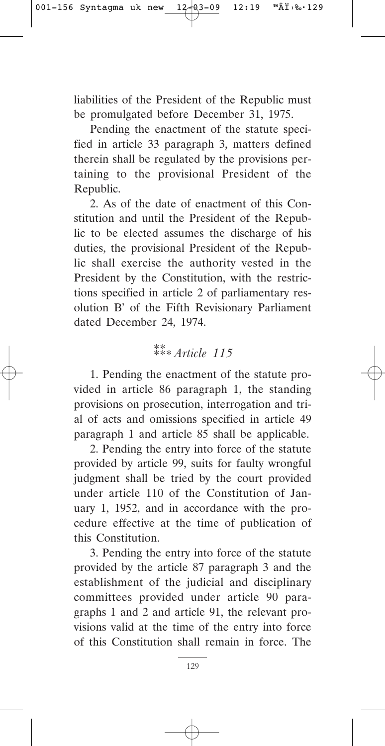liabilities of the President of the Republic must be promulgated before December 31, 1975.

Pending the enactment of the statute specified in article 33 paragraph 3, matters defined therein shall be regulated by the provisions pertaining to the provisional President of the Republic.

2. As of the date of enactment of this Constitution and until the President of the Republic to be elected assumes the discharge of his duties, the provisional President of the Republic shall exercise the authority vested in the President by the Constitution, with the restrictions specified in article 2 of parliamentary resolution B' of the Fifth Revisionary Parliament dated December 24, 1974.

### *Article 115*

1. Pending the enactment of the statute provided in article 86 paragraph 1, the standing provisions on prosecution, interrogation and trial of acts and omissions specified in article 49 paragraph 1 and article 85 shall be applicable.

2. Pending the entry into force of the statute provided by article 99, suits for faulty wrongful judgment shall be tried by the court provided under article 110 of the Constitution of January 1, 1952, and in accordance with the procedure effective at the time of publication of this Constitution.

3. Pending the entry into force of the statute provided by the article 87 paragraph 3 and the establishment of the judicial and disciplinary committees provided under article 90 paragraphs 1 and 2 and article 91, the relevant provisions valid at the time of the entry into force of this Constitution shall remain in force. The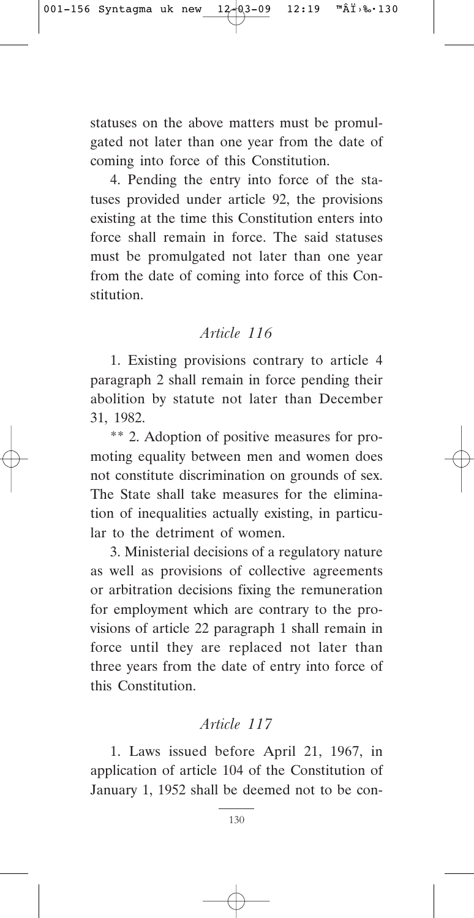statuses on the above matters must be promulgated not later than one year from the date of coming into force of this Constitution.

4. Pending the entry into force of the statuses provided under article 92, the provisions existing at the time this Constitution enters into force shall remain in force. The said statuses must be promulgated not later than one year from the date of coming into force of this Constitution.

### *Article 116*

1. Existing provisions contrary to article 4 paragraph 2 shall remain in force pending their abolition by statute not later than December 31, 1982.

** 2. Adoption of positive measures for promoting equality between men and women does not constitute discrimination on grounds of sex. The State shall take measures for the elimination of inequalities actually existing, in particular to the detriment of women.

3. Ministerial decisions of a regulatory nature as well as provisions of collective agreements or arbitration decisions fixing the remuneration for employment which are contrary to the provisions of article 22 paragraph 1 shall remain in force until they are replaced not later than three years from the date of entry into force of this Constitution.

### *Article 117*

1. Laws issued before April 21, 1967, in application of article 104 of the Constitution of January 1, 1952 shall be deemed not to be con-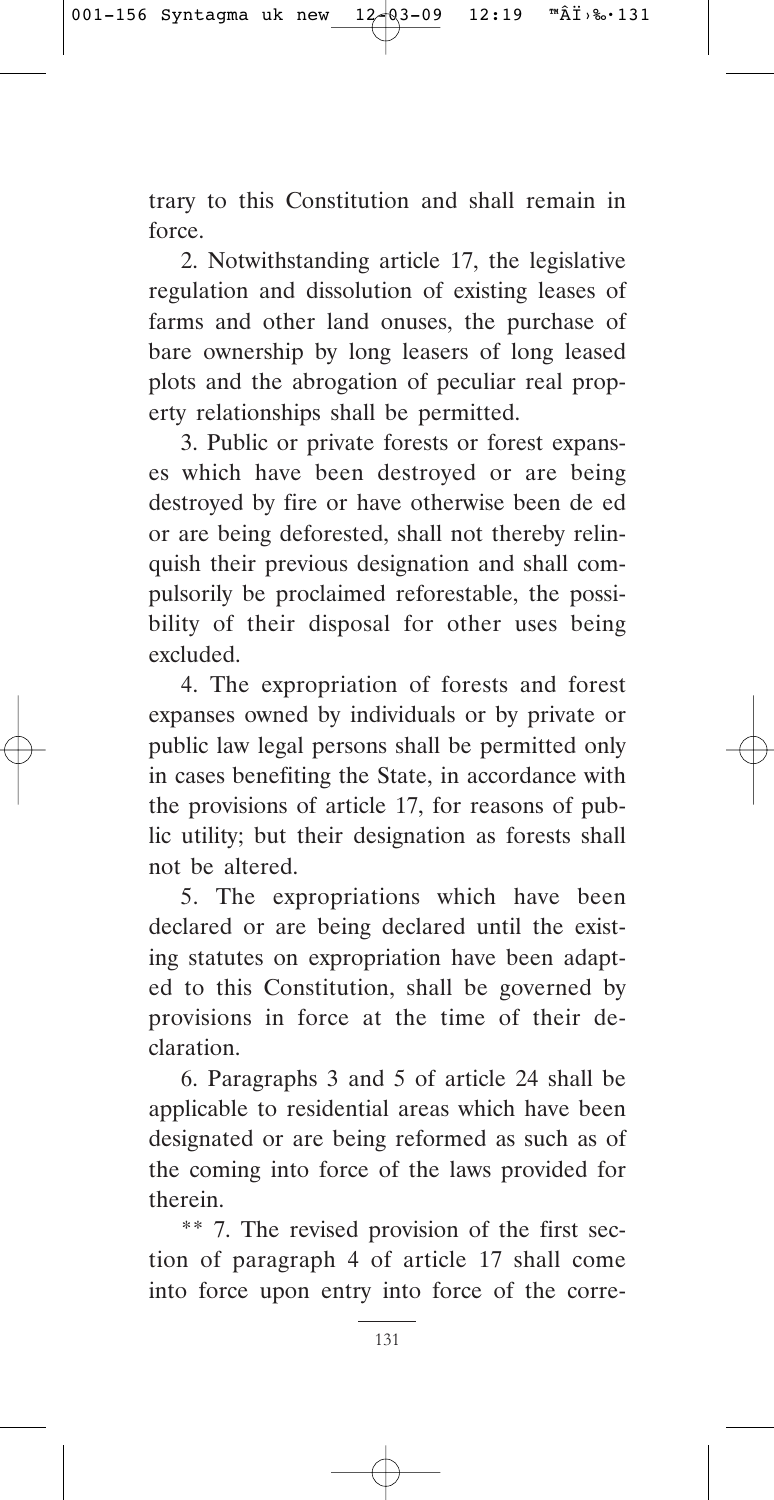trary to this Constitution and shall remain in force.

2. Notwithstanding article 17, the legislative regulation and dissolution of existing leases of farms and other land onuses, the purchase of bare ownership by long leasers of long leased plots and the abrogation of peculiar real property relationships shall be permitted.

3. Public or private forests or forest expanses which have been destroyed or are being destroyed by fire or have otherwise been de ed or are being deforested, shall not thereby relinquish their previous designation and shall compulsorily be proclaimed reforestable, the possibility of their disposal for other uses being excluded.

4. The expropriation of forests and forest expanses owned by individuals or by private or public law legal persons shall be permitted only in cases benefiting the State, in accordance with the provisions of article 17, for reasons of public utility; but their designation as forests shall not be altered.

5. The expropriations which have been declared or are being declared until the existing statutes on expropriation have been adapted to this Constitution, shall be governed by provisions in force at the time of their declaration.

6. Paragraphs 3 and 5 of article 24 shall be applicable to residential areas which have been designated or are being reformed as such as of the coming into force of the laws provided for therein.

** 7. The revised provision of the first section of paragraph 4 of article 17 shall come into force upon entry into force of the corre-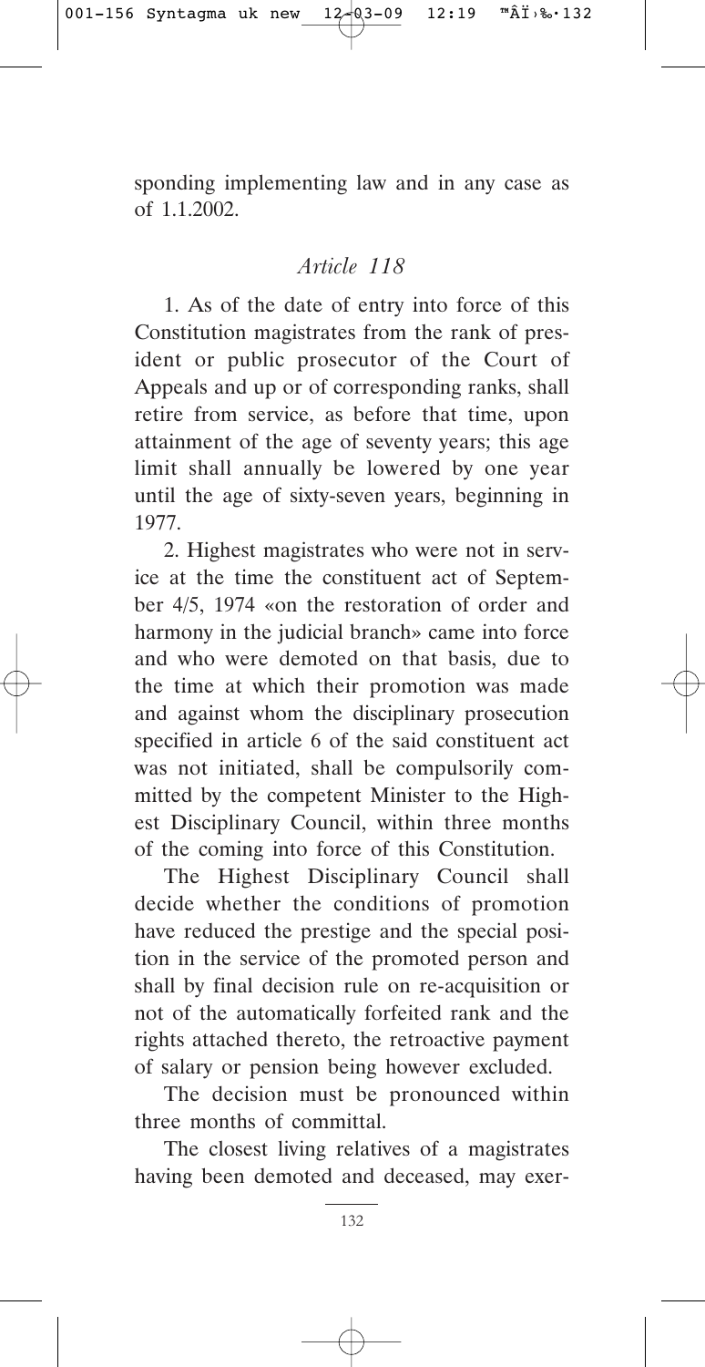sponding implementing law and in any case as of 1.1.2002.

### *Article 118*

1. As of the date of entry into force of this Constitution magistrates from the rank of president or public prosecutor of the Court of Appeals and up or of corresponding ranks, shall retire from service, as before that time, upon attainment of the age of seventy years; this age limit shall annually be lowered by one year until the age of sixty-seven years, beginning in 1977.

2. Highest magistrates who were not in service at the time the constituent act of September 4/5, 1974 «on the restoration of order and harmony in the judicial branch» came into force and who were demoted on that basis, due to the time at which their promotion was made and against whom the disciplinary prosecution specified in article 6 of the said constituent act was not initiated, shall be compulsorily committed by the competent Minister to the Highest Disciplinary Council, within three months of the coming into force of this Constitution.

The Highest Disciplinary Council shall decide whether the conditions of promotion have reduced the prestige and the special position in the service of the promoted person and shall by final decision rule on re-acquisition or not of the automatically forfeited rank and the rights attached thereto, the retroactive payment of salary or pension being however excluded.

The decision must be pronounced within three months of committal.

The closest living relatives of a magistrates having been demoted and deceased, may exer-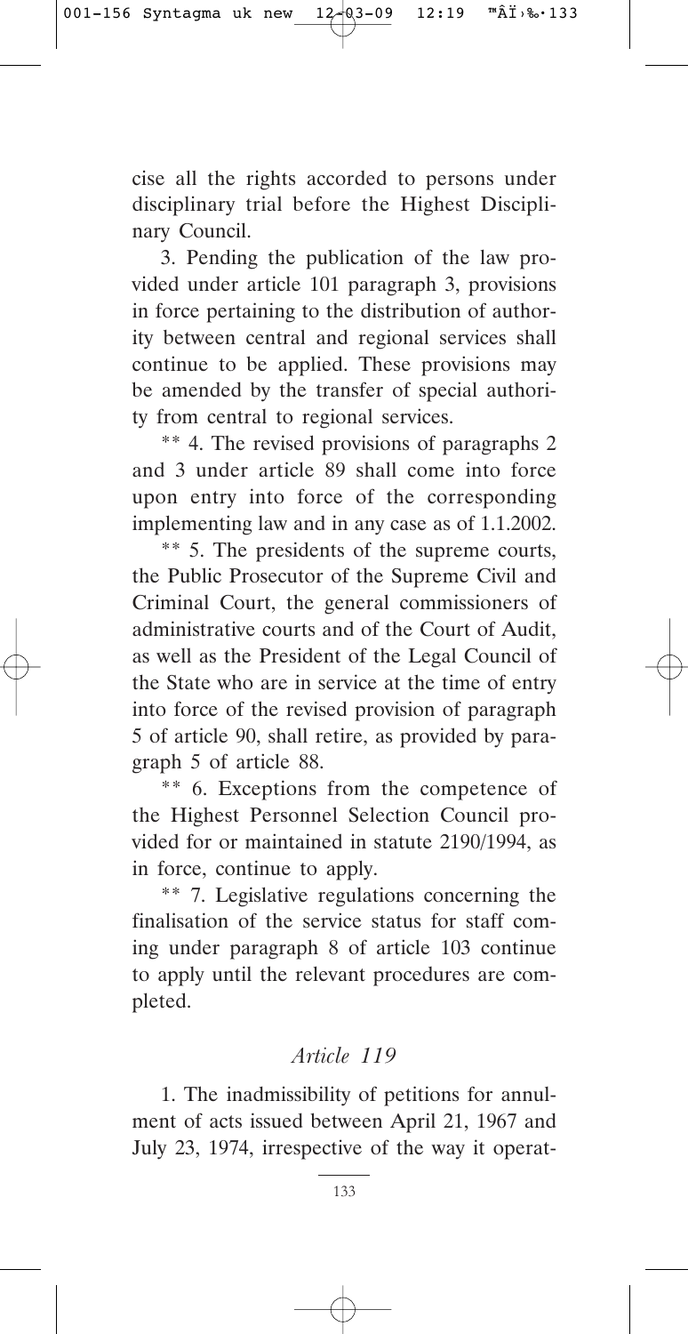cise all the rights accorded to persons under disciplinary trial before the Highest Disciplinary Council.

3. Pending the publication of the law provided under article 101 paragraph 3, provisions in force pertaining to the distribution of authority between central and regional services shall continue to be applied. These provisions may be amended by the transfer of special authority from central to regional services.

** 4. The revised provisions of paragraphs 2 and 3 under article 89 shall come into force upon entry into force of the corresponding implementing law and in any case as of 1.1.2002.

** 5. The presidents of the supreme courts, the Public Prosecutor of the Supreme Civil and Criminal Court, the general commissioners of administrative courts and of the Court of Audit, as well as the President of the Legal Council of the State who are in service at the time of entry into force of the revised provision of paragraph 5 of article 90, shall retire, as provided by paragraph 5 of article 88.

** 6. Exceptions from the competence of the Highest Personnel Selection Council provided for or maintained in statute 2190/1994, as in force, continue to apply.

** 7. Legislative regulations concerning the finalisation of the service status for staff coming under paragraph 8 of article 103 continue to apply until the relevant procedures are completed.

## *Article 119*

1. The inadmissibility of petitions for annulment of acts issued between April 21, 1967 and July 23, 1974, irrespective of the way it operat-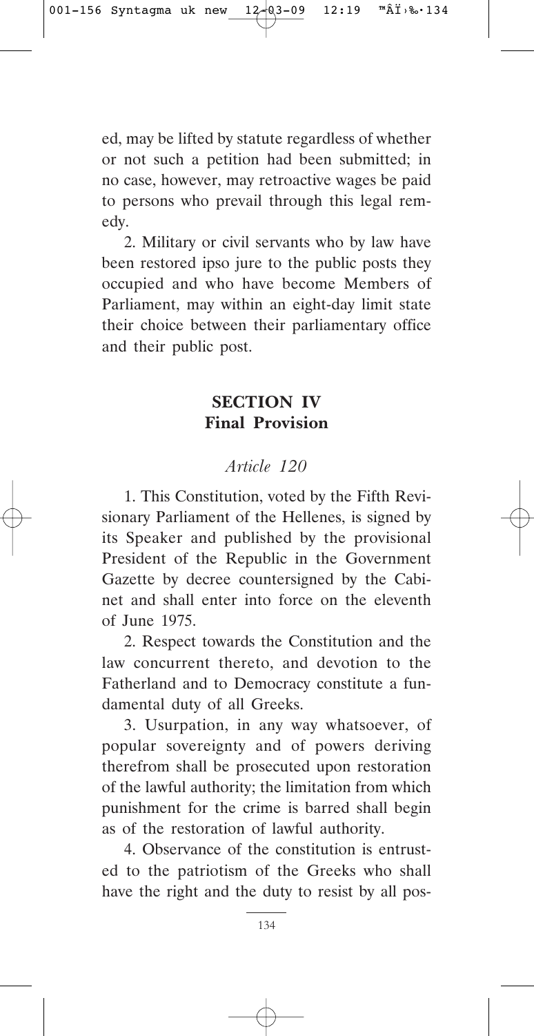ed, may be lifted by statute regardless of whether or not such a petition had been submitted; in no case, however, may retroactive wages be paid to persons who prevail through this legal remedy.

2. Military or civil servants who by law have been restored ipso jure to the public posts they occupied and who have become Members of Parliament, may within an eight-day limit state their choice between their parliamentary office and their public post.

## SECTION IV
## Final Provision

### *Article 120*

1. This Constitution, voted by the Fifth Revisionary Parliament of the Hellenes, is signed by its Speaker and published by the provisional President of the Republic in the Government Gazette by decree countersigned by the Cabinet and shall enter into force on the eleventh of June 1975.

2. Respect towards the Constitution and the law concurrent thereto, and devotion to the Fatherland and to Democracy constitute a fundamental duty of all Greeks.

3. Usurpation, in any way whatsoever, of popular sovereignty and of powers deriving therefrom shall be prosecuted upon restoration of the lawful authority; the limitation from which punishment for the crime is barred shall begin as of the restoration of lawful authority.

4. Observance of the constitution is entrusted to the patriotism of the Greeks who shall have the right and the duty to resist by all pos-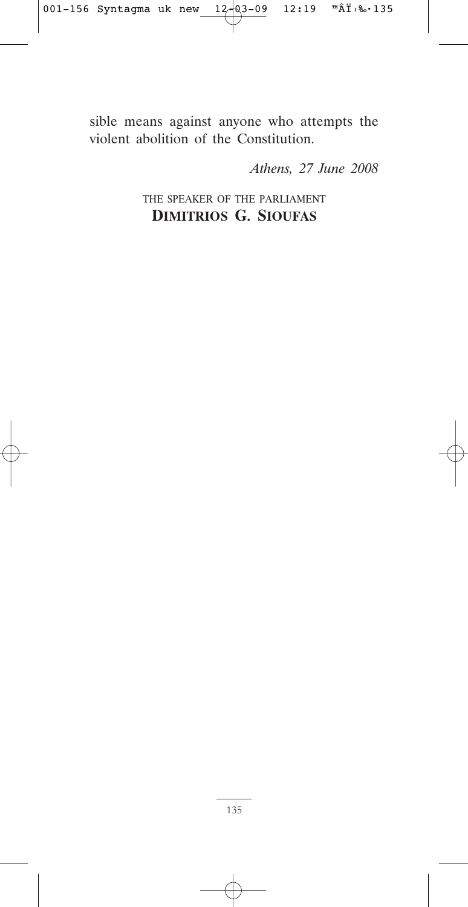sible means against anyone who attempts the violent abolition of the Constitution.

*Athens, 27 June 2008*

THE SPEAKER OF THE PARLIAMENT
**DIMITRIOS G. SIOUFAS**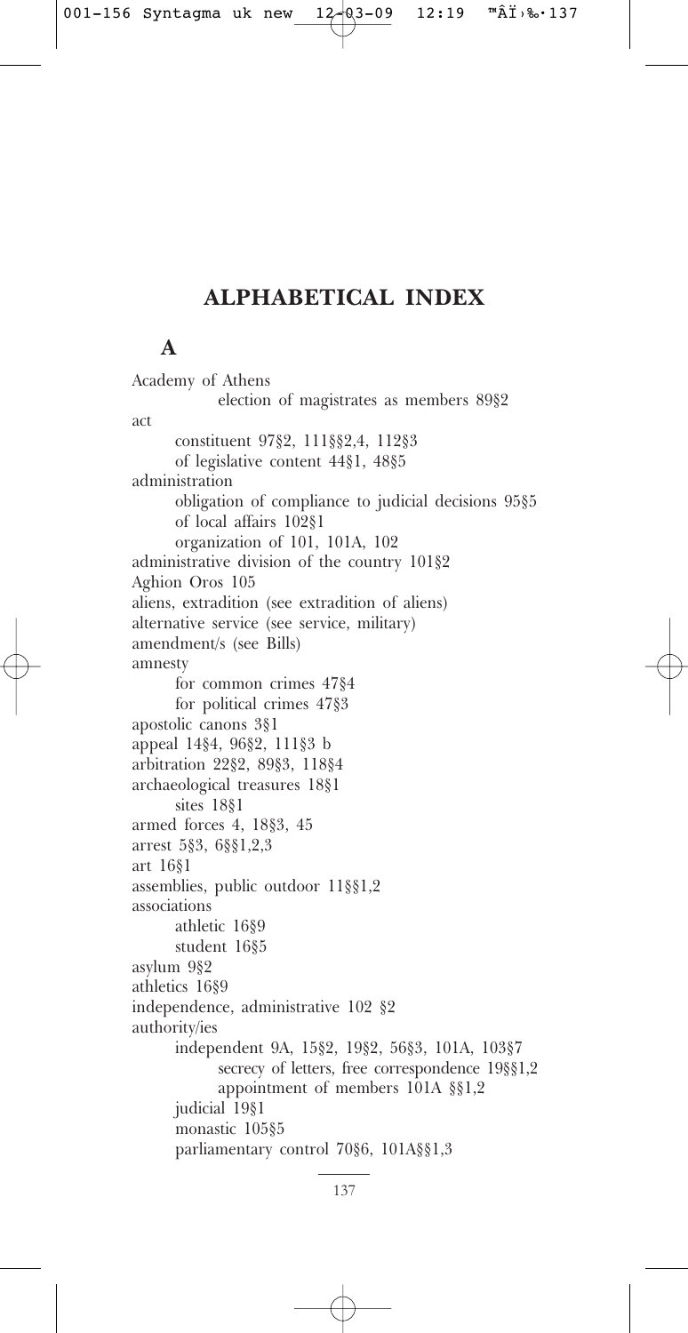# ALPHABETICAL INDEX

## A

Academy of Athens
- election of magistrates as members 89§2

act
- constituent 97§2, 111§§2,4, 112§3
- of legislative content 44§1, 48§5

administration
- obligation of compliance to judicial decisions 95§5
- of local affairs 102§1
- organization of 101, 101A, 102

administrative division of the country 101§2

Aghion Oros 105

aliens, extradition (see extradition of aliens)

alternative service (see service, military)

amendment/s (see Bills)

amnesty
- for common crimes 47§4
- for political crimes 47§3

apostolic canons 3§1

appeal 14§4, 96§2, 111§3 b

arbitration 22§2, 89§3, 118§4

archaeological treasures 18§1
- sites 18§1

armed forces 4, 18§3, 45

arrest 5§3, 6§§1,2,3

art 16§1

assemblies, public outdoor 11§§1,2

associations
- athletic 16§9
- student 16§5

asylum 9§2

athletics 16§9

independence, administrative 102 §2

authority/ies
- independent 9A, 15§2, 19§2, 56§3, 101A, 103§7
  - secrecy of letters, free correspondence 19§§1,2
  - appointment of members 101A §§1,2
- judicial 19§1
- monastic 105§5
- parliamentary control 70§6, 101A§§1,3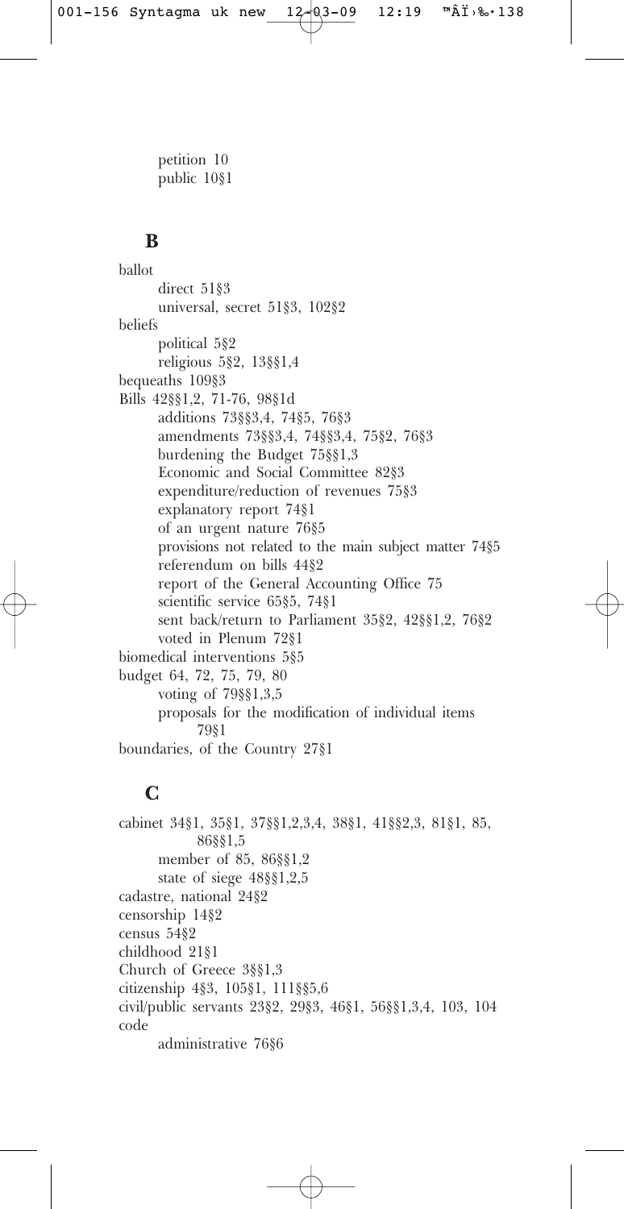petition 10
public 10§1

## B

ballot
- direct 51§3
- universal, secret 51§3, 102§2

beliefs
- political 5§2
- religious 5§2, 13§§1,4

bequeaths 109§3

Bills 42§§1,2, 71-76, 98§1d
- additions 73§§3,4, 74§5, 76§3
- amendments 73§§3,4, 74§§3,4, 75§2, 76§3
- burdening the Budget 75§§1,3
- Economic and Social Committee 82§3
- expenditure/reduction of revenues 75§3
- explanatory report 74§1
- of an urgent nature 76§5
- provisions not related to the main subject matter 74§5
- referendum on bills 44§2
- report of the General Accounting Office 75
- scientific service 65§5, 74§1
- sent back/return to Parliament 35§2, 42§§1,2, 76§2
- voted in Plenum 72§1

biomedical interventions 5§5

budget 64, 72, 75, 79, 80
- voting of 79§§1,3,5
- proposals for the modification of individual items 79§1

boundaries, of the Country 27§1

## C

cabinet 34§1, 35§1, 37§§1,2,3,4, 38§1, 41§§2,3, 81§1, 85, 86§§1,5
- member of 85, 86§§1,2
- state of siege 48§§1,2,5

cadastre, national 24§2

censorship 14§2

census 54§2

childhood 21§1

Church of Greece 3§§1,3

citizenship 4§3, 105§1, 111§§5,6

civil/public servants 23§2, 29§3, 46§1, 56§§1,3,4, 103, 104

code
- administrative 76§6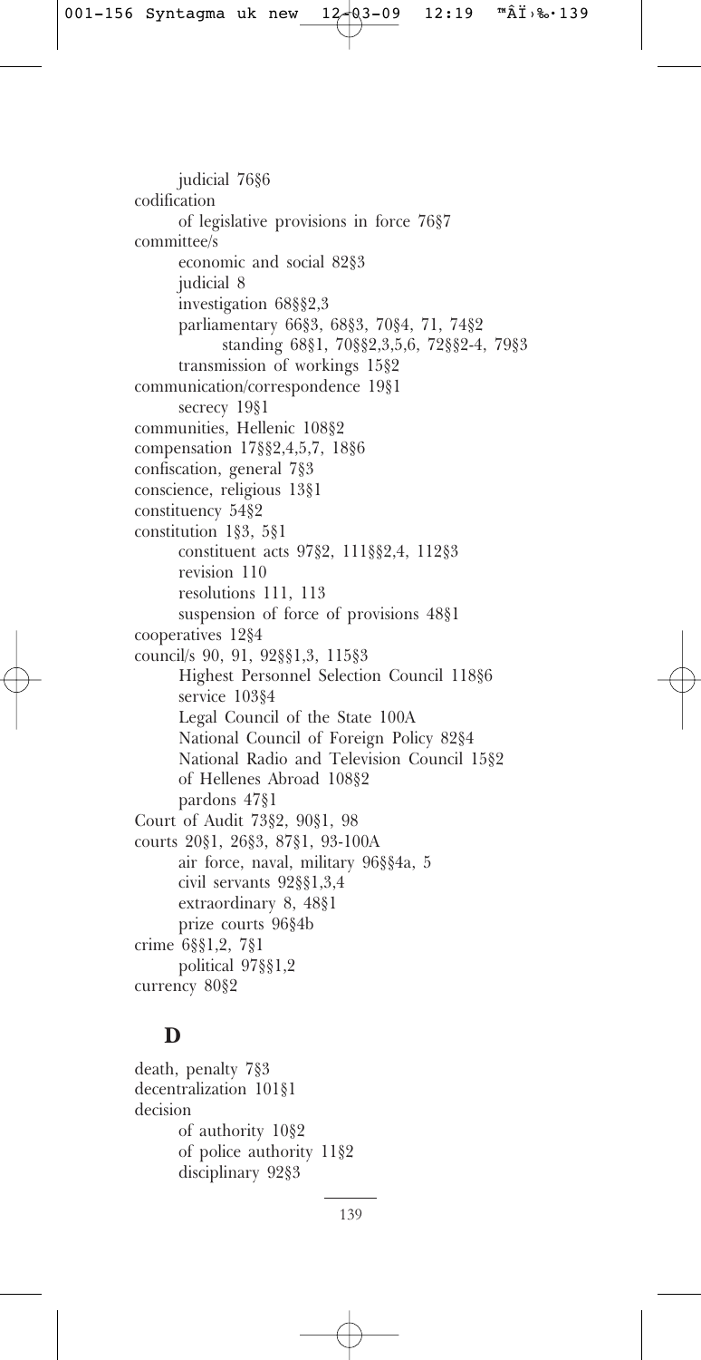judicial 76§6

codification

  of legislative provisions in force 76§7

committee/s

  economic and social 82§3

  judicial 8

  investigation 68§§2,3

  parliamentary 66§3, 68§3, 70§4, 71, 74§2

    standing 68§1, 70§§2,3,5,6, 72§§2-4, 79§3

  transmission of workings 15§2

communication/correspondence 19§1

  secrecy 19§1

communities, Hellenic 108§2

compensation 17§§2,4,5,7, 18§6

confiscation, general 7§3

conscience, religious 13§1

constituency 54§2

constitution 1§3, 5§1

  constituent acts 97§2, 111§§2,4, 112§3

  revision 110

  resolutions 111, 113

  suspension of force of provisions 48§1

cooperatives 12§4

council/s 90, 91, 92§§1,3, 115§3

  Highest Personnel Selection Council 118§6

  service 103§4

  Legal Council of the State 100A

  National Council of Foreign Policy 82§4

  National Radio and Television Council 15§2

  of Hellenes Abroad 108§2

  pardons 47§1

Court of Audit 73§2, 90§1, 98

courts 20§1, 26§3, 87§1, 93-100A

  air force, naval, military 96§§4a, 5

  civil servants 92§§1,3,4

  extraordinary 8, 48§1

  prize courts 96§4b

crime 6§§1,2, 7§1

  political 97§§1,2

currency 80§2

## D

death, penalty 7§3

decentralization 101§1

decision

  of authority 10§2

  of police authority 11§2

  disciplinary 92§3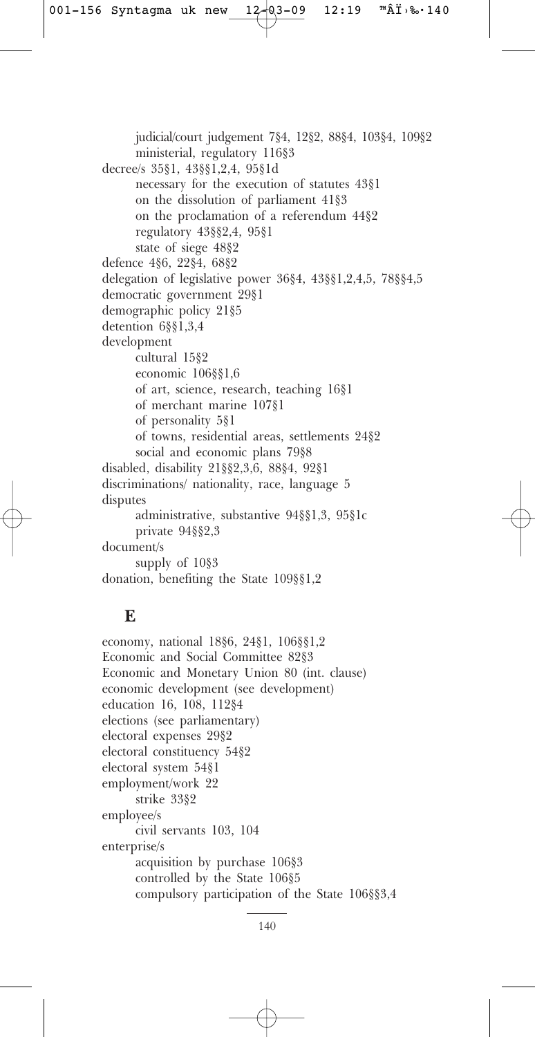judicial/court judgement 7§4, 12§2, 88§4, 103§4, 109§2
    ministerial, regulatory 116§3

decree/s 35§1, 43§§1,2,4, 95§1d
    necessary for the execution of statutes 43§1
    on the dissolution of parliament 41§3
    on the proclamation of a referendum 44§2
    regulatory 43§§2,4, 95§1
    state of siege 48§2

defence 4§6, 22§4, 68§2

delegation of legislative power 36§4, 43§§1,2,4,5, 78§§4,5

democratic government 29§1

demographic policy 21§5

detention 6§§1,3,4

development
    cultural 15§2
    economic 106§§1,6
    of art, science, research, teaching 16§1
    of merchant marine 107§1
    of personality 5§1
    of towns, residential areas, settlements 24§2
    social and economic plans 79§8

disabled, disability 21§§2,3,6, 88§4, 92§1

discriminations/ nationality, race, language 5

disputes
    administrative, substantive 94§§1,3, 95§1c
    private 94§§2,3

document/s
    supply of 10§3

donation, benefiting the State 109§§1,2

## E

economy, national 18§6, 24§1, 106§§1,2

Economic and Social Committee 82§3

Economic and Monetary Union 80 (int. clause)

economic development (see development)

education 16, 108, 112§4

elections (see parliamentary)

electoral expenses 29§2

electoral constituency 54§2

electoral system 54§1

employment/work 22
    strike 33§2

employee/s
    civil servants 103, 104

enterprise/s
    acquisition by purchase 106§3
    controlled by the State 106§5
    compulsory participation of the State 106§§3,4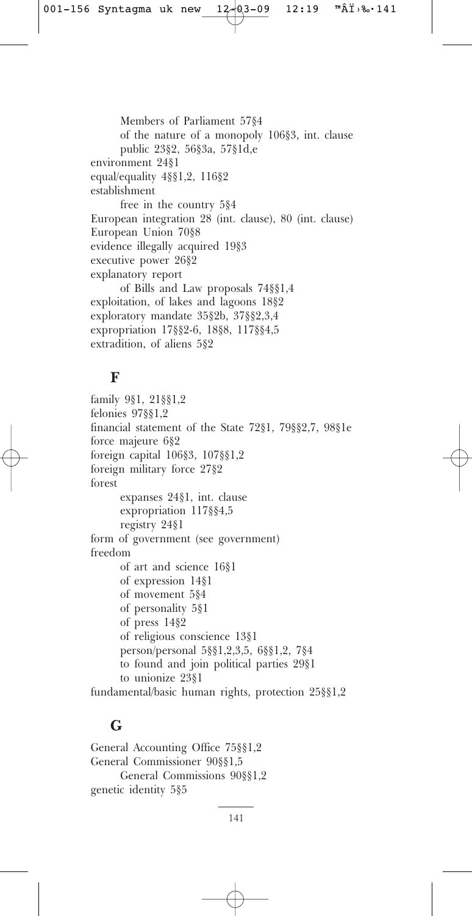Members of Parliament 57§4
    of the nature of a monopoly 106§3, int. clause
    public 23§2, 56§3a, 57§1d,e

environment 24§1

equal/equality 4§§1,2, 116§2

establishment
    free in the country 5§4

European integration 28 (int. clause), 80 (int. clause)

European Union 70§8

evidence illegally acquired 19§3

executive power 26§2

explanatory report
    of Bills and Law proposals 74§§1,4

exploitation, of lakes and lagoons 18§2

exploratory mandate 35§2b, 37§§2,3,4

expropriation 17§§2-6, 18§8, 117§§4,5

extradition, of aliens 5§2

## F

family 9§1, 21§§1,2

felonies 97§§1,2

financial statement of the State 72§1, 79§§2,7, 98§1e

force majeure 6§2

foreign capital 106§3, 107§§1,2

foreign military force 27§2

forest
    expanses 24§1, int. clause
    expropriation 117§§4,5
    registry 24§1

form of government (see government)

freedom
    of art and science 16§1
    of expression 14§1
    of movement 5§4
    of personality 5§1
    of press 14§2
    of religious conscience 13§1
    person/personal 5§§1,2,3,5, 6§§1,2, 7§4
    to found and join political parties 29§1
    to unionize 23§1

fundamental/basic human rights, protection 25§§1,2

## G

General Accounting Office 75§§1,2

General Commissioner 90§§1,5
    General Commissions 90§§1,2

genetic identity 5§5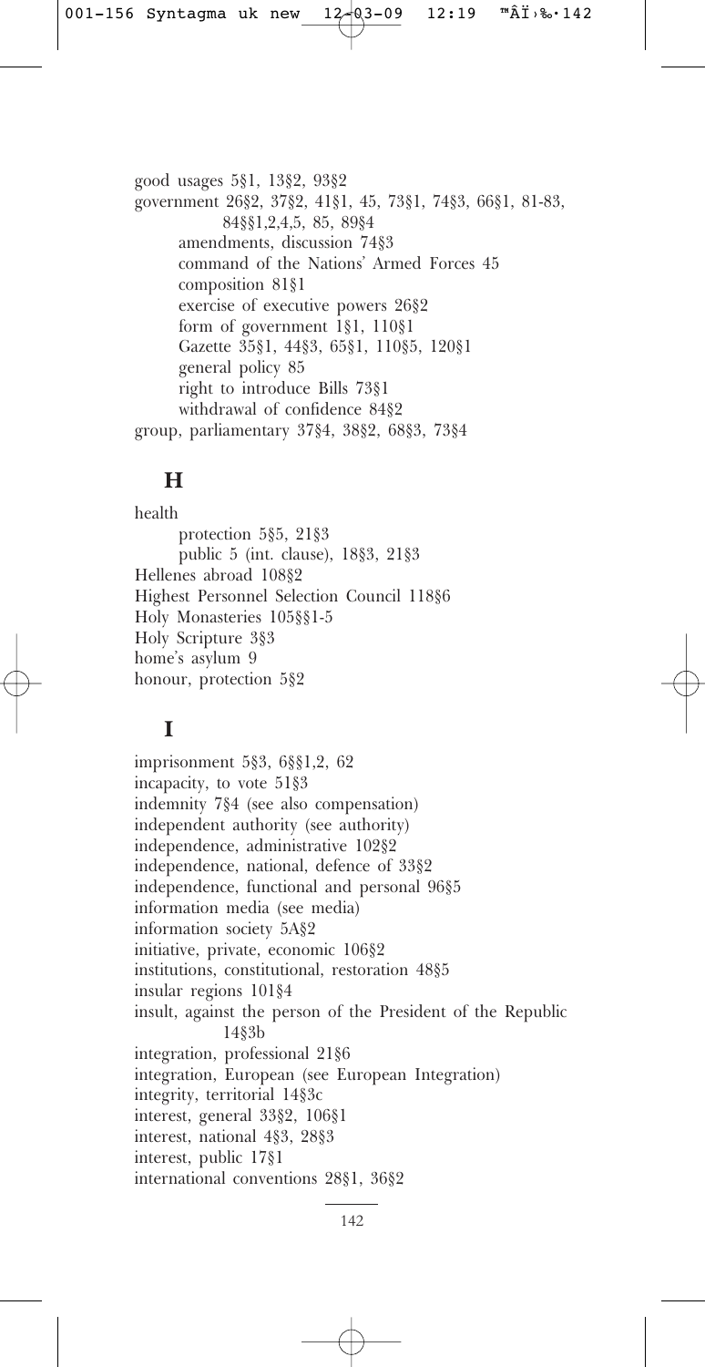good usages 5§1, 13§2, 93§2
government 26§2, 37§2, 41§1, 45, 73§1, 74§3, 66§1, 81-83, 84§§1,2,4,5, 85, 89§4
    amendments, discussion 74§3
    command of the Nations' Armed Forces 45
    composition 81§1
    exercise of executive powers 26§2
    form of government 1§1, 110§1
    Gazette 35§1, 44§3, 65§1, 110§5, 120§1
    general policy 85
    right to introduce Bills 73§1
    withdrawal of confidence 84§2
group, parliamentary 37§4, 38§2, 68§3, 73§4

## H

health
    protection 5§5, 21§3
    public 5 (int. clause), 18§3, 21§3
Hellenes abroad 108§2
Highest Personnel Selection Council 118§6
Holy Monasteries 105§§1-5
Holy Scripture 3§3
home's asylum 9
honour, protection 5§2

## I

imprisonment 5§3, 6§§1,2, 62
incapacity, to vote 51§3
indemnity 7§4 (see also compensation)
independent authority (see authority)
independence, administrative 102§2
independence, national, defence of 33§2
independence, functional and personal 96§5
information media (see media)
information society 5A§2
initiative, private, economic 106§2
institutions, constitutional, restoration 48§5
insular regions 101§4
insult, against the person of the President of the Republic 14§3b
integration, professional 21§6
integration, European (see European Integration)
integrity, territorial 14§3c
interest, general 33§2, 106§1
interest, national 4§3, 28§3
interest, public 17§1
international conventions 28§1, 36§2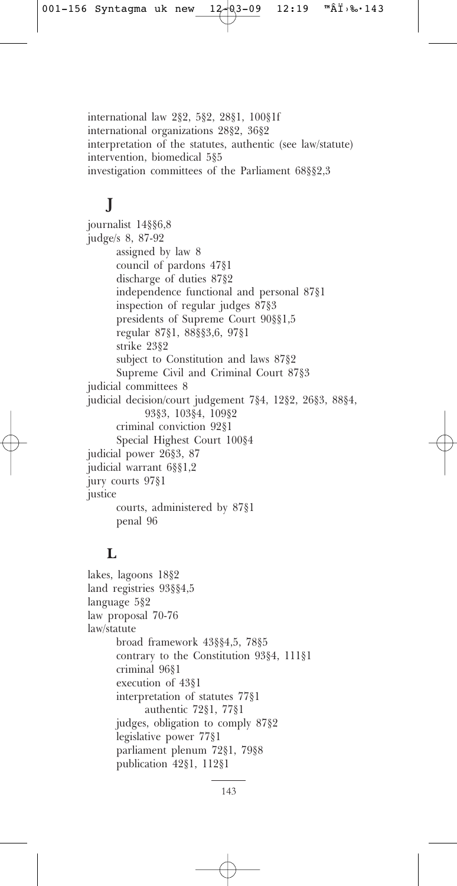international law 2§2, 5§2, 28§1, 100§1f
international organizations 28§2, 36§2
interpretation of the statutes, authentic (see law/statute)
intervention, biomedical 5§5
investigation committees of the Parliament 68§§2,3

## J

journalist 14§§6,8
judge/s 8, 87-92
- assigned by law 8
- council of pardons 47§1
- discharge of duties 87§2
- independence functional and personal 87§1
- inspection of regular judges 87§3
- presidents of Supreme Court 90§§1,5
- regular 87§1, 88§§3,6, 97§1
- strike 23§2
- subject to Constitution and laws 87§2
- Supreme Civil and Criminal Court 87§3

judicial committees 8
judicial decision/court judgement 7§4, 12§2, 26§3, 88§4, 93§3, 103§4, 109§2
- criminal conviction 92§1
- Special Highest Court 100§4

judicial power 26§3, 87
judicial warrant 6§§1,2
jury courts 97§1
justice
- courts, administered by 87§1
- penal 96

## L

lakes, lagoons 18§2
land registries 93§§4,5
language 5§2
law proposal 70-76
law/statute
- broad framework 43§§4,5, 78§5
- contrary to the Constitution 93§4, 111§1
- criminal 96§1
- execution of 43§1
- interpretation of statutes 77§1
    - authentic 72§1, 77§1
- judges, obligation to comply 87§2
- legislative power 77§1
- parliament plenum 72§1, 79§8
- publication 42§1, 112§1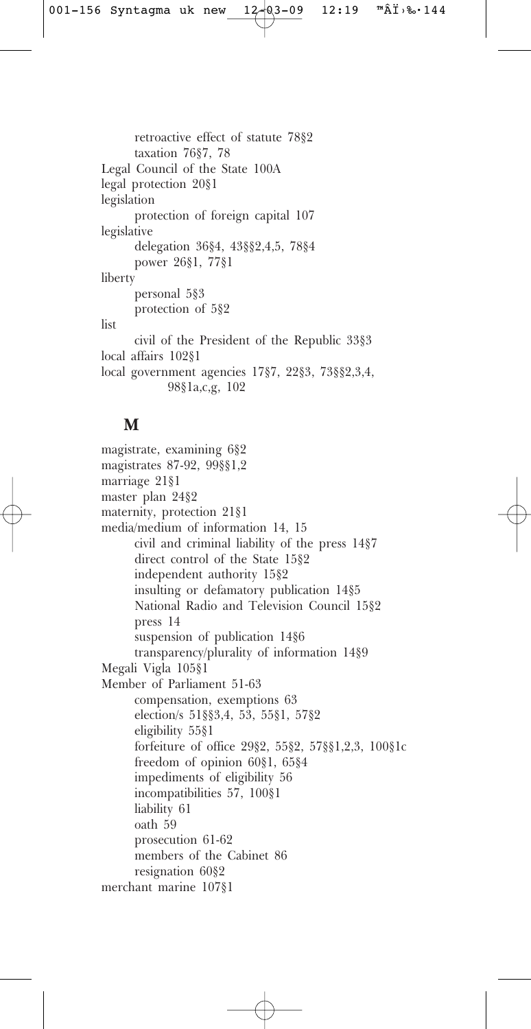retroactive effect of statute 78§2
taxation 76§7, 78

Legal Council of the State 100A

legal protection 20§1

legislation
- protection of foreign capital 107

legislative
- delegation 36§4, 43§§2,4,5, 78§4
- power 26§1, 77§1

liberty
- personal 5§3
- protection of 5§2

list
- civil of the President of the Republic 33§3

local affairs 102§1

local government agencies 17§7, 22§3, 73§§2,3,4, 98§1a,c,g, 102

## M

magistrate, examining 6§2

magistrates 87-92, 99§§1,2

marriage 21§1

master plan 24§2

maternity, protection 21§1

media/medium of information 14, 15
- civil and criminal liability of the press 14§7
- direct control of the State 15§2
- independent authority 15§2
- insulting or defamatory publication 14§5
- National Radio and Television Council 15§2
- press 14
- suspension of publication 14§6
- transparency/plurality of information 14§9

Megali Vigla 105§1

Member of Parliament 51-63
- compensation, exemptions 63
- election/s 51§§3,4, 53, 55§1, 57§2
- eligibility 55§1
- forfeiture of office 29§2, 55§2, 57§§1,2,3, 100§1c
- freedom of opinion 60§1, 65§4
- impediments of eligibility 56
- incompatibilities 57, 100§1
- liability 61
- oath 59
- prosecution 61-62
- members of the Cabinet 86
- resignation 60§2

merchant marine 107§1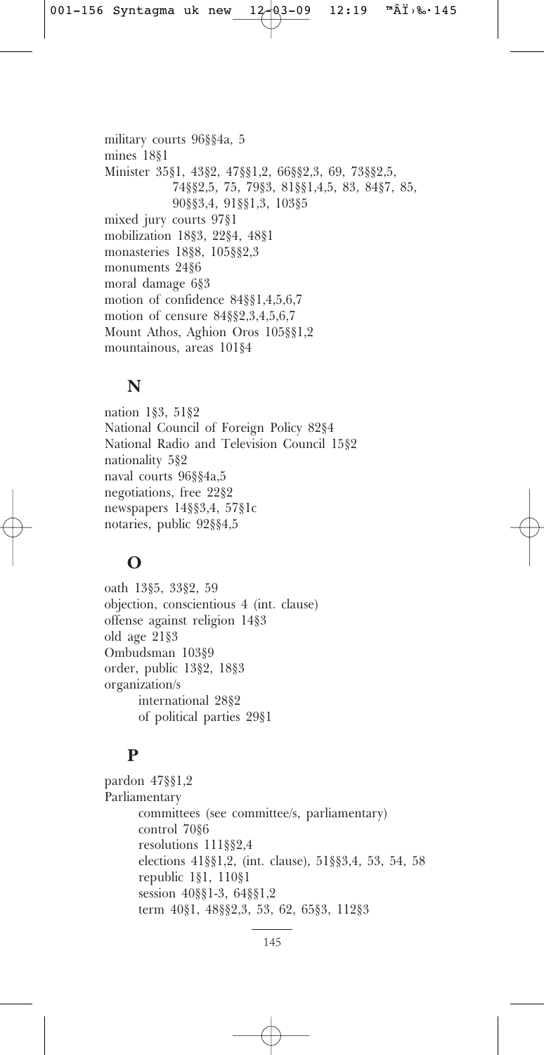military courts 96§§4a, 5
mines 18§1
Minister 35§1, 43§2, 47§§1,2, 66§§2,3, 69, 73§§2,5, 74§§2,5, 75, 79§3, 81§§1,4,5, 83, 84§7, 85, 90§§3,4, 91§§1,3, 103§5
mixed jury courts 97§1
mobilization 18§3, 22§4, 48§1
monasteries 18§8, 105§§2,3
monuments 24§6
moral damage 6§3
motion of confidence 84§§1,4,5,6,7
motion of censure 84§§2,3,4,5,6,7
Mount Athos, Aghion Oros 105§§1,2
mountainous, areas 101§4

## N

nation 1§3, 51§2
National Council of Foreign Policy 82§4
National Radio and Television Council 15§2
nationality 5§2
naval courts 96§§4a,5
negotiations, free 22§2
newspapers 14§§3,4, 57§1c
notaries, public 92§§4,5

## O

oath 13§5, 33§2, 59
objection, conscientious 4 (int. clause)
offense against religion 14§3
old age 21§3
Ombudsman 103§9
order, public 13§2, 18§3
organization/s
- international 28§2
- of political parties 29§1

## P

pardon 47§§1,2
Parliamentary
- committees (see committee/s, parliamentary)
- control 70§6
- resolutions 111§§2,4
- elections 41§§1,2, (int. clause), 51§§3,4, 53, 54, 58
- republic 1§1, 110§1
- session 40§§1-3, 64§§1,2
- term 40§1, 48§§2,3, 53, 62, 65§3, 112§3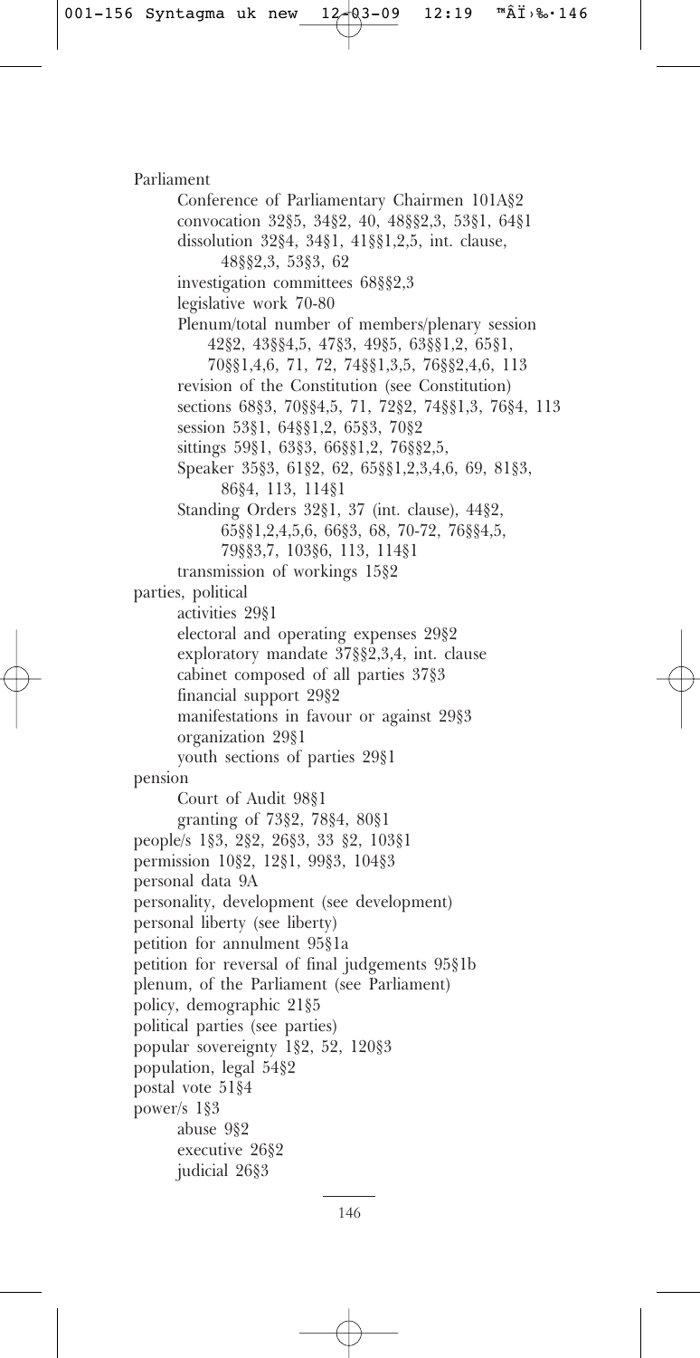Parliament

- Conference of Parliamentary Chairmen 101A§2
- convocation 32§5, 34§2, 40, 48§§2,3, 53§1, 64§1
- dissolution 32§4, 34§1, 41§§1,2,5, int. clause, 48§§2,3, 53§3, 62
- investigation committees 68§§2,3
- legislative work 70-80
- Plenum/total number of members/plenary session 42§2, 43§§4,5, 47§3, 49§5, 63§§1,2, 65§1, 70§§1,4,6, 71, 72, 74§§1,3,5, 76§§2,4,6, 113
- revision of the Constitution (see Constitution)
- sections 68§3, 70§§4,5, 71, 72§2, 74§§1,3, 76§4, 113
- session 53§1, 64§§1,2, 65§3, 70§2
- sittings 59§1, 63§3, 66§§1,2, 76§§2,5,
- Speaker 35§3, 61§2, 62, 65§§1,2,3,4,6, 69, 81§3, 86§4, 113, 114§1
- Standing Orders 32§1, 37 (int. clause), 44§2, 65§§1,2,4,5,6, 66§3, 68, 70-72, 76§§4,5, 79§§3,7, 103§6, 113, 114§1
- transmission of workings 15§2

parties, political

- activities 29§1
- electoral and operating expenses 29§2
- exploratory mandate 37§§2,3,4, int. clause
- cabinet composed of all parties 37§3
- financial support 29§2
- manifestations in favour or against 29§3
- organization 29§1
- youth sections of parties 29§1

pension

- Court of Audit 98§1
- granting of 73§2, 78§4, 80§1

people/s 1§3, 2§2, 26§3, 33 §2, 103§1

permission 10§2, 12§1, 99§3, 104§3

personal data 9A

personality, development (see development)

personal liberty (see liberty)

petition for annulment 95§1a

petition for reversal of final judgements 95§1b

plenum, of the Parliament (see Parliament)

policy, demographic 21§5

political parties (see parties)

popular sovereignty 1§2, 52, 120§3

population, legal 54§2

postal vote 51§4

power/s 1§3

- abuse 9§2
- executive 26§2
- judicial 26§3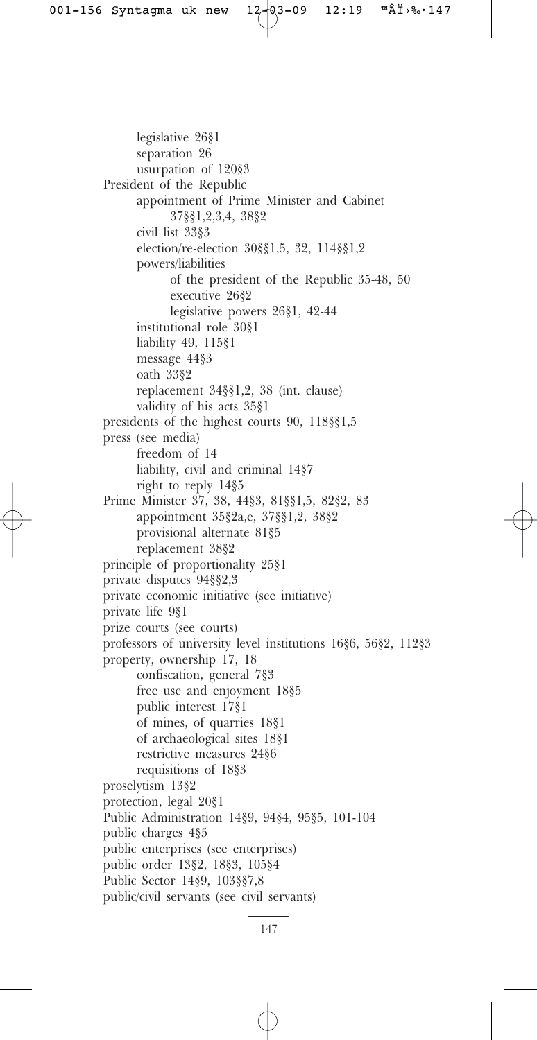legislative 26§1
separation 26
usurpation of 120§3

President of the Republic
- appointment of Prime Minister and Cabinet
  - 37§§1,2,3,4, 38§2
- civil list 33§3
- election/re-election 30§§1,5, 32, 114§§1,2
- powers/liabilities
  - of the president of the Republic 35-48, 50
  - executive 26§2
  - legislative powers 26§1, 42-44
- institutional role 30§1
- liability 49, 115§1
- message 44§3
- oath 33§2
- replacement 34§§1,2, 38 (int. clause)
- validity of his acts 35§1

presidents of the highest courts 90, 118§§1,5

press (see media)
- freedom of 14
- liability, civil and criminal 14§7
- right to reply 14§5

Prime Minister 37, 38, 44§3, 81§§1,5, 82§2, 83
- appointment 35§2a,e, 37§§1,2, 38§2
- provisional alternate 81§5
- replacement 38§2

principle of proportionality 25§1

private disputes 94§§2,3

private economic initiative (see initiative)

private life 9§1

prize courts (see courts)

professors of university level institutions 16§6, 56§2, 112§3

property, ownership 17, 18
- confiscation, general 7§3
- free use and enjoyment 18§5
- public interest 17§1
- of mines, of quarries 18§1
- of archaeological sites 18§1
- restrictive measures 24§6
- requisitions of 18§3

proselytism 13§2

protection, legal 20§1

Public Administration 14§9, 94§4, 95§5, 101-104

public charges 4§5

public enterprises (see enterprises)

public order 13§2, 18§3, 105§4

Public Sector 14§9, 103§§7,8

public/civil servants (see civil servants)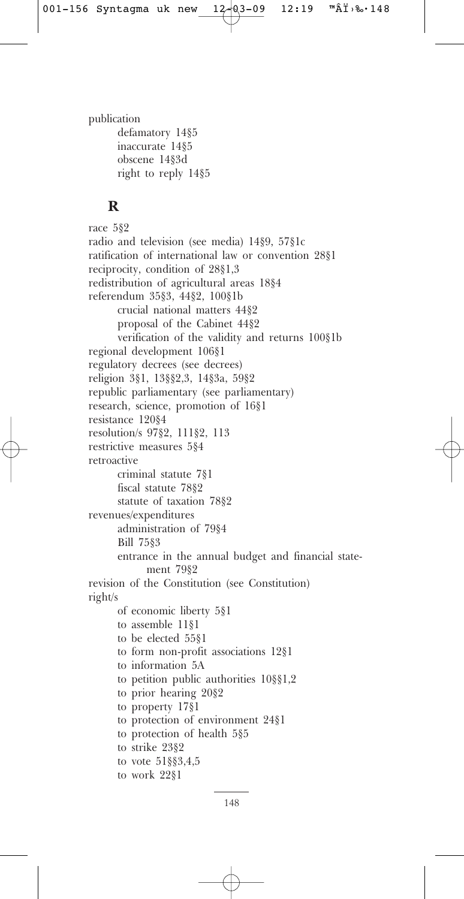publication
- defamatory 14§5
- inaccurate 14§5
- obscene 14§3d
- right to reply 14§5

## R

race 5§2

radio and television (see media) 14§9, 57§1c

ratification of international law or convention 28§1

reciprocity, condition of 28§1,3

redistribution of agricultural areas 18§4

referendum 35§3, 44§2, 100§1b
- crucial national matters 44§2
- proposal of the Cabinet 44§2
- verification of the validity and returns 100§1b

regional development 106§1

regulatory decrees (see decrees)

religion 3§1, 13§§2,3, 14§3a, 59§2

republic parliamentary (see parliamentary)

research, science, promotion of 16§1

resistance 120§4

resolution/s 97§2, 111§2, 113

restrictive measures 5§4

retroactive
- criminal statute 7§1
- fiscal statute 78§2
- statute of taxation 78§2

revenues/expenditures
- administration of 79§4
- Bill 75§3
- entrance in the annual budget and financial statement 79§2

revision of the Constitution (see Constitution)

right/s
- of economic liberty 5§1
- to assemble 11§1
- to be elected 55§1
- to form non-profit associations 12§1
- to information 5A
- to petition public authorities 10§§1,2
- to prior hearing 20§2
- to property 17§1
- to protection of environment 24§1
- to protection of health 5§5
- to strike 23§2
- to vote 51§§3,4,5
- to work 22§1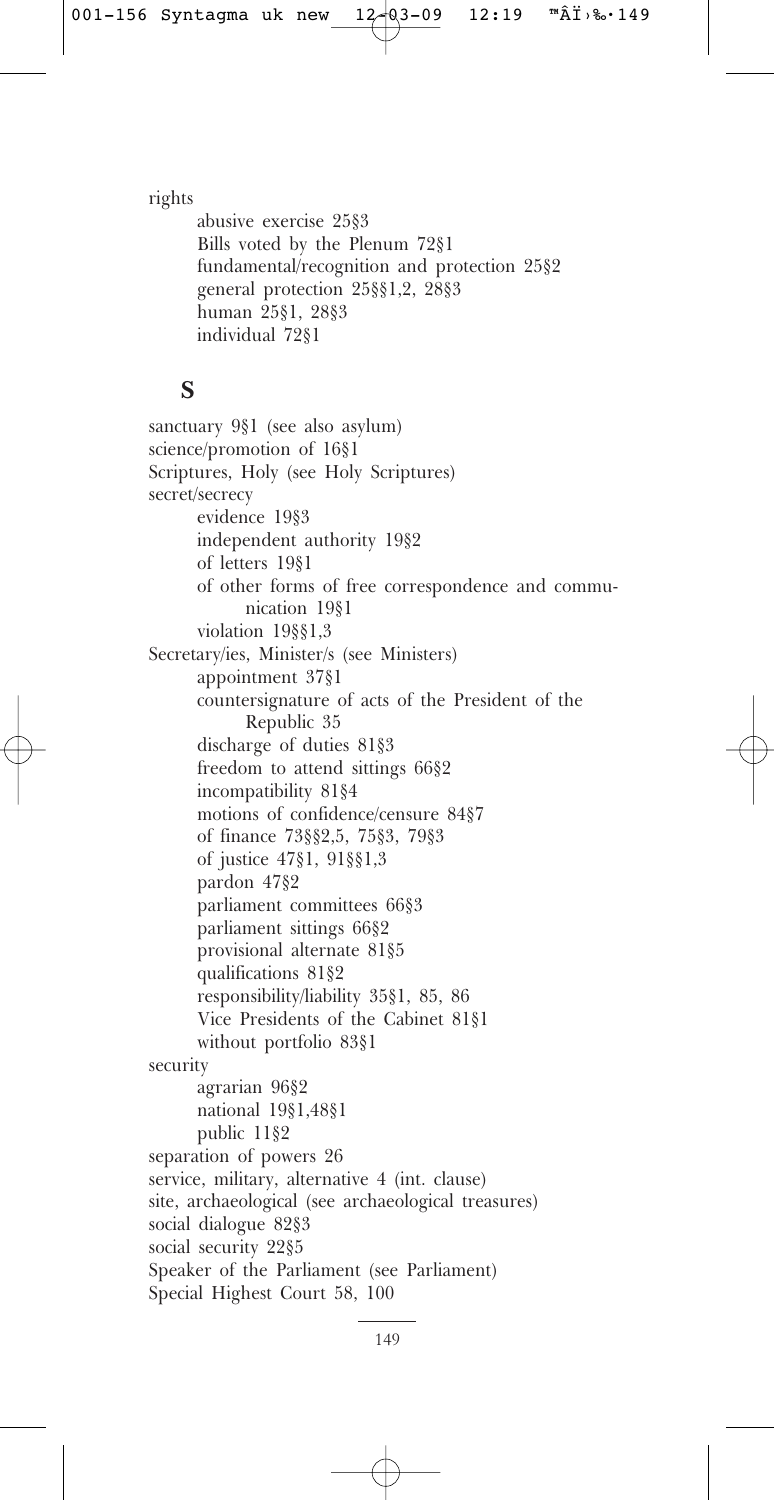rights

- abusive exercise 25§3
- Bills voted by the Plenum 72§1
- fundamental/recognition and protection 25§2
- general protection 25§§1,2, 28§3
- human 25§1, 28§3
- individual 72§1

## S

sanctuary 9§1 (see also asylum)

science/promotion of 16§1

Scriptures, Holy (see Holy Scriptures)

secret/secrecy

- evidence 19§3
- independent authority 19§2
- of letters 19§1
- of other forms of free correspondence and communication 19§1
- violation 19§§1,3

Secretary/ies, Minister/s (see Ministers)

- appointment 37§1
- countersignature of acts of the President of the Republic 35
- discharge of duties 81§3
- freedom to attend sittings 66§2
- incompatibility 81§4
- motions of confidence/censure 84§7
- of finance 73§§2,5, 75§3, 79§3
- of justice 47§1, 91§§1,3
- pardon 47§2
- parliament committees 66§3
- parliament sittings 66§2
- provisional alternate 81§5
- qualifications 81§2
- responsibility/liability 35§1, 85, 86
- Vice Presidents of the Cabinet 81§1
- without portfolio 83§1

security

- agrarian 96§2
- national 19§1,48§1
- public 11§2

separation of powers 26

service, military, alternative 4 (int. clause)

site, archaeological (see archaeological treasures)

social dialogue 82§3

social security 22§5

Speaker of the Parliament (see Parliament)

Special Highest Court 58, 100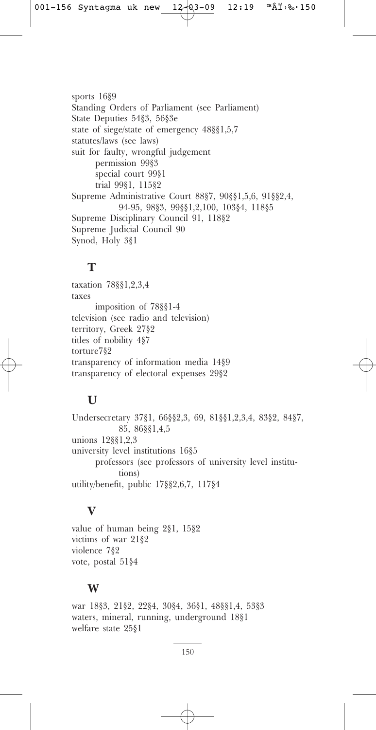sports 16§9
Standing Orders of Parliament (see Parliament)
State Deputies 54§3, 56§3e
state of siege/state of emergency 48§§1,5,7
statutes/laws (see laws)
suit for faulty, wrongful judgement
    permission 99§3
    special court 99§1
    trial 99§1, 115§2
Supreme Administrative Court 88§7, 90§§1,5,6, 91§§2,4, 94-95, 98§3, 99§§1,2,100, 103§4, 118§5
Supreme Disciplinary Council 91, 118§2
Supreme Judicial Council 90
Synod, Holy 3§1

## T

taxation 78§§1,2,3,4
taxes
    imposition of 78§§1-4
television (see radio and television)
territory, Greek 27§2
titles of nobility 4§7
torture7§2
transparency of information media 14§9
transparency of electoral expenses 29§2

## U

Undersecretary 37§1, 66§§2,3, 69, 81§§1,2,3,4, 83§2, 84§7, 85, 86§§1,4,5
unions 12§§1,2,3
university level institutions 16§5
    professors (see professors of university level institutions)
utility/benefit, public 17§§2,6,7, 117§4

## V

value of human being 2§1, 15§2
victims of war 21§2
violence 7§2
vote, postal 51§4

## W

war 18§3, 21§2, 22§4, 30§4, 36§1, 48§§1,4, 53§3
waters, mineral, running, underground 18§1
welfare state 25§1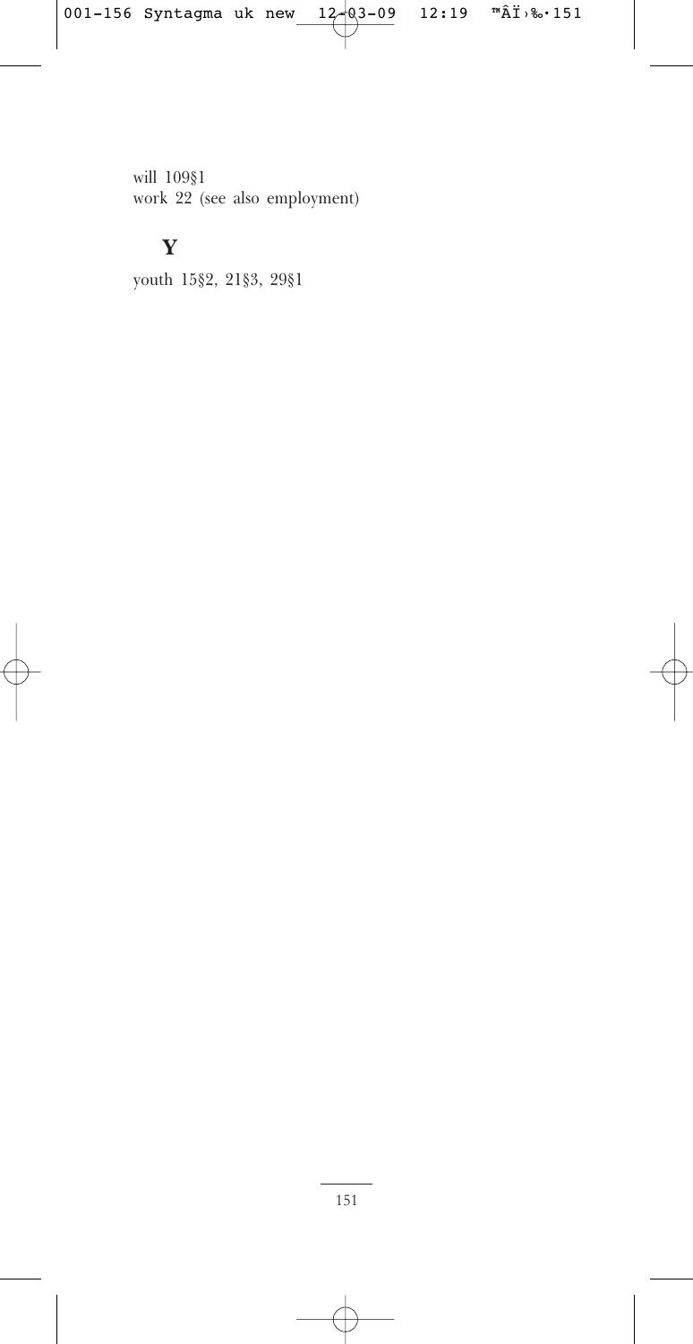will 109§1
work 22 (see also employment)

## Y

youth 15§2, 21§3, 29§1